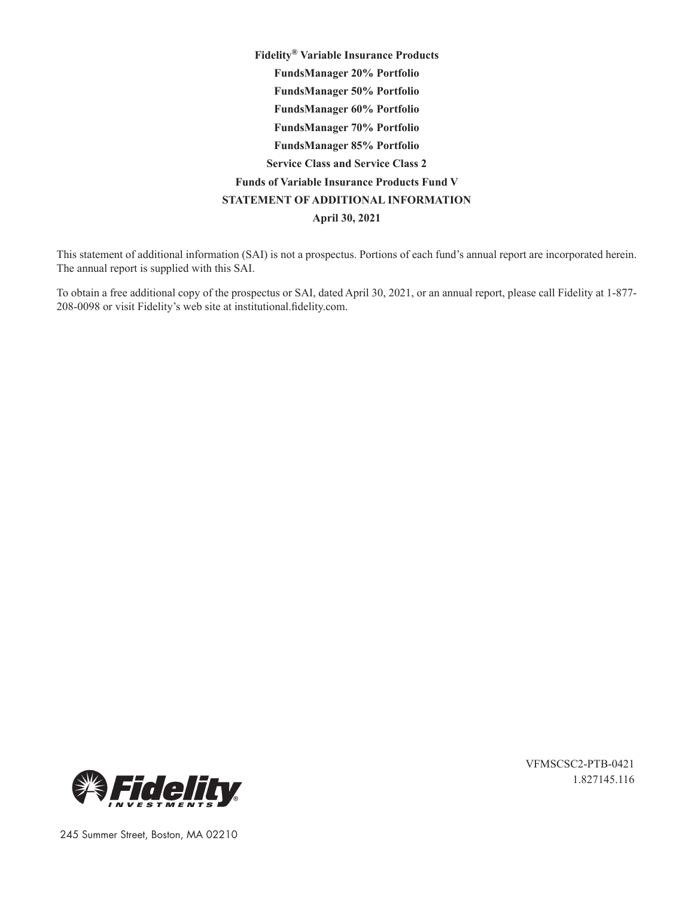**Fidelity® Variable Insurance Products**

**FundsManager 20% Portfolio**

**FundsManager 50% Portfolio**

**FundsManager 60% Portfolio**

**FundsManager 70% Portfolio**

**FundsManager 85% Portfolio**

**Service Class and Service Class 2**

**Funds of Variable Insurance Products Fund V**

**STATEMENT OF ADDITIONAL INFORMATION**

**April 30, 2021**

This statement of additional information (SAI) is not a prospectus. Portions of each fund's annual report are incorporated herein. The annual report is supplied with this SAI.

To obtain a free additional copy of the prospectus or SAI, dated April 30, 2021, or an annual report, please call Fidelity at 1-877-208-0098 or visit Fidelity's web site at institutional.fidelity.com.

VFMSCSC2-PTB-0421
1.827145.116

Fidelity INVESTMENTS®

245 Summer Street, Boston, MA 02210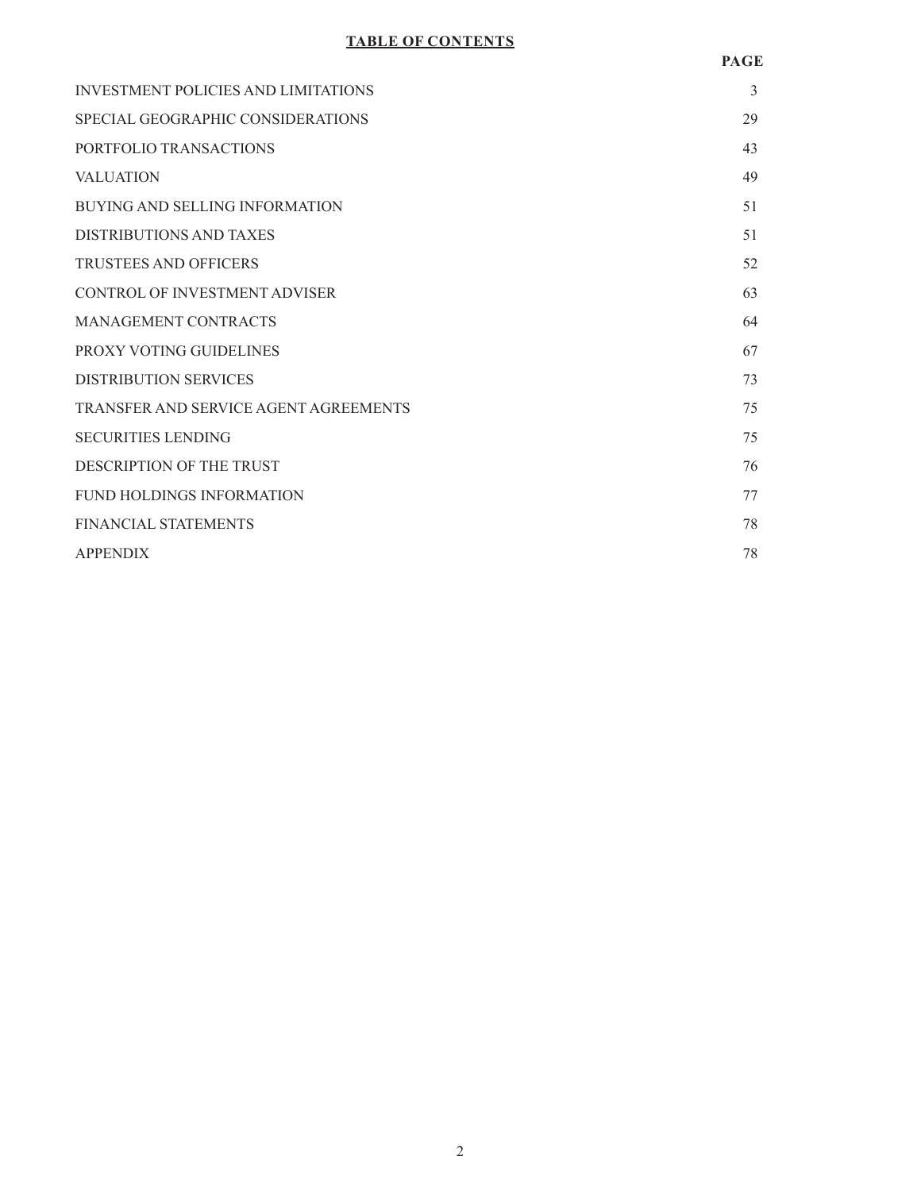## TABLE OF CONTENTS

| | PAGE |
|---|---|
| INVESTMENT POLICIES AND LIMITATIONS | 3 |
| SPECIAL GEOGRAPHIC CONSIDERATIONS | 29 |
| PORTFOLIO TRANSACTIONS | 43 |
| VALUATION | 49 |
| BUYING AND SELLING INFORMATION | 51 |
| DISTRIBUTIONS AND TAXES | 51 |
| TRUSTEES AND OFFICERS | 52 |
| CONTROL OF INVESTMENT ADVISER | 63 |
| MANAGEMENT CONTRACTS | 64 |
| PROXY VOTING GUIDELINES | 67 |
| DISTRIBUTION SERVICES | 73 |
| TRANSFER AND SERVICE AGENT AGREEMENTS | 75 |
| SECURITIES LENDING | 75 |
| DESCRIPTION OF THE TRUST | 76 |
| FUND HOLDINGS INFORMATION | 77 |
| FINANCIAL STATEMENTS | 78 |
| APPENDIX | 78 |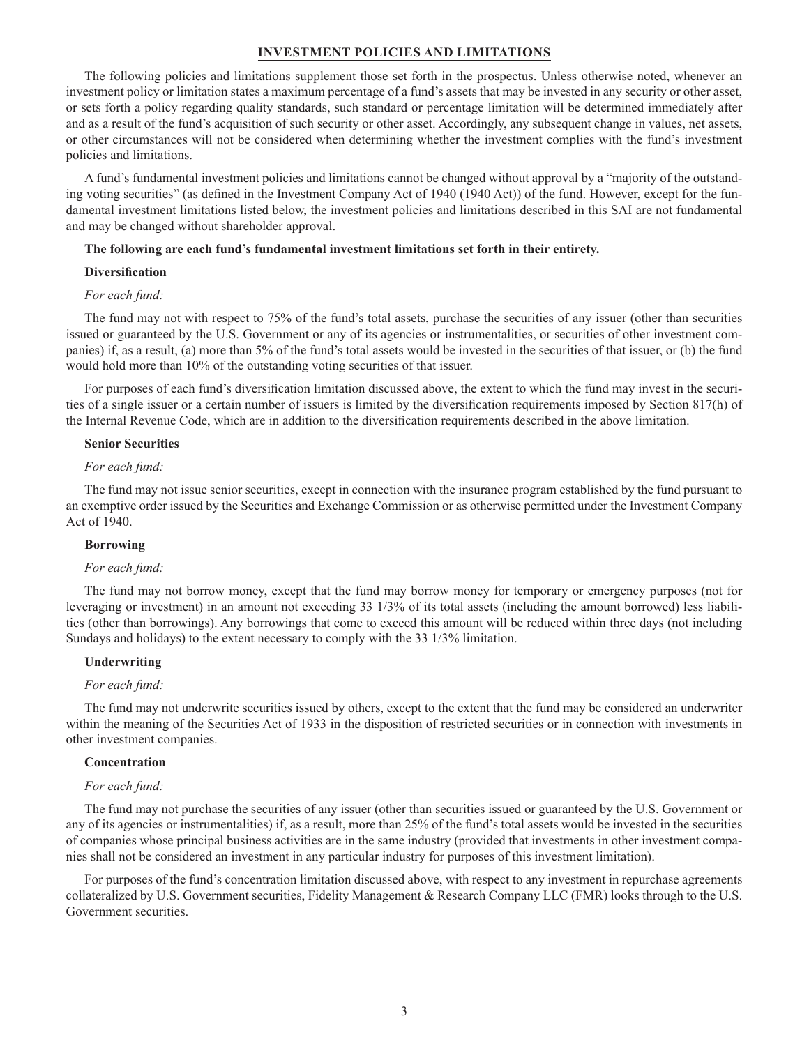## INVESTMENT POLICIES AND LIMITATIONS

The following policies and limitations supplement those set forth in the prospectus. Unless otherwise noted, whenever an investment policy or limitation states a maximum percentage of a fund's assets that may be invested in any security or other asset, or sets forth a policy regarding quality standards, such standard or percentage limitation will be determined immediately after and as a result of the fund's acquisition of such security or other asset. Accordingly, any subsequent change in values, net assets, or other circumstances will not be considered when determining whether the investment complies with the fund's investment policies and limitations.

A fund's fundamental investment policies and limitations cannot be changed without approval by a "majority of the outstanding voting securities" (as defined in the Investment Company Act of 1940 (1940 Act)) of the fund. However, except for the fundamental investment limitations listed below, the investment policies and limitations described in this SAI are not fundamental and may be changed without shareholder approval.

**The following are each fund's fundamental investment limitations set forth in their entirety.**

**Diversification**

*For each fund:*

The fund may not with respect to 75% of the fund's total assets, purchase the securities of any issuer (other than securities issued or guaranteed by the U.S. Government or any of its agencies or instrumentalities, or securities of other investment companies) if, as a result, (a) more than 5% of the fund's total assets would be invested in the securities of that issuer, or (b) the fund would hold more than 10% of the outstanding voting securities of that issuer.

For purposes of each fund's diversification limitation discussed above, the extent to which the fund may invest in the securities of a single issuer or a certain number of issuers is limited by the diversification requirements imposed by Section 817(h) of the Internal Revenue Code, which are in addition to the diversification requirements described in the above limitation.

**Senior Securities**

*For each fund:*

The fund may not issue senior securities, except in connection with the insurance program established by the fund pursuant to an exemptive order issued by the Securities and Exchange Commission or as otherwise permitted under the Investment Company Act of 1940.

**Borrowing**

*For each fund:*

The fund may not borrow money, except that the fund may borrow money for temporary or emergency purposes (not for leveraging or investment) in an amount not exceeding 33 1/3% of its total assets (including the amount borrowed) less liabilities (other than borrowings). Any borrowings that come to exceed this amount will be reduced within three days (not including Sundays and holidays) to the extent necessary to comply with the 33 1/3% limitation.

**Underwriting**

*For each fund:*

The fund may not underwrite securities issued by others, except to the extent that the fund may be considered an underwriter within the meaning of the Securities Act of 1933 in the disposition of restricted securities or in connection with investments in other investment companies.

**Concentration**

*For each fund:*

The fund may not purchase the securities of any issuer (other than securities issued or guaranteed by the U.S. Government or any of its agencies or instrumentalities) if, as a result, more than 25% of the fund's total assets would be invested in the securities of companies whose principal business activities are in the same industry (provided that investments in other investment companies shall not be considered an investment in any particular industry for purposes of this investment limitation).

For purposes of the fund's concentration limitation discussed above, with respect to any investment in repurchase agreements collateralized by U.S. Government securities, Fidelity Management & Research Company LLC (FMR) looks through to the U.S. Government securities.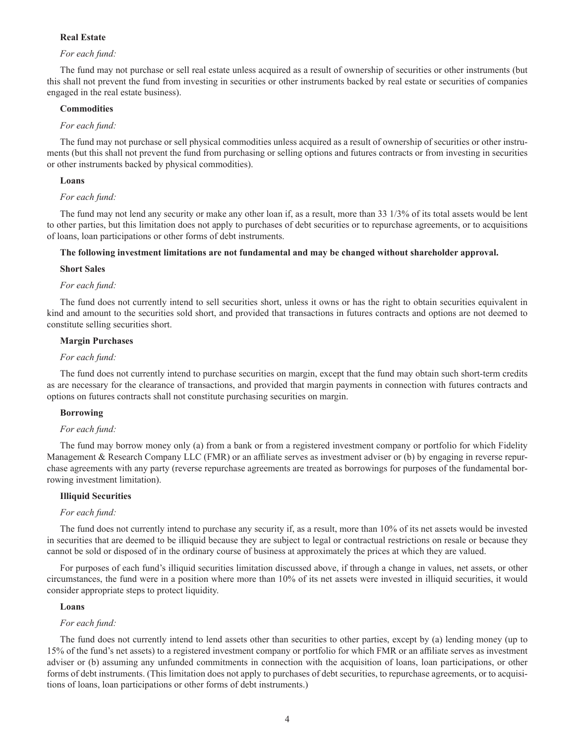**Real Estate**

*For each fund:*

The fund may not purchase or sell real estate unless acquired as a result of ownership of securities or other instruments (but this shall not prevent the fund from investing in securities or other instruments backed by real estate or securities of companies engaged in the real estate business).

**Commodities**

*For each fund:*

The fund may not purchase or sell physical commodities unless acquired as a result of ownership of securities or other instruments (but this shall not prevent the fund from purchasing or selling options and futures contracts or from investing in securities or other instruments backed by physical commodities).

**Loans**

*For each fund:*

The fund may not lend any security or make any other loan if, as a result, more than 33 1/3% of its total assets would be lent to other parties, but this limitation does not apply to purchases of debt securities or to repurchase agreements, or to acquisitions of loans, loan participations or other forms of debt instruments.

**The following investment limitations are not fundamental and may be changed without shareholder approval.**

**Short Sales**

*For each fund:*

The fund does not currently intend to sell securities short, unless it owns or has the right to obtain securities equivalent in kind and amount to the securities sold short, and provided that transactions in futures contracts and options are not deemed to constitute selling securities short.

**Margin Purchases**

*For each fund:*

The fund does not currently intend to purchase securities on margin, except that the fund may obtain such short-term credits as are necessary for the clearance of transactions, and provided that margin payments in connection with futures contracts and options on futures contracts shall not constitute purchasing securities on margin.

**Borrowing**

*For each fund:*

The fund may borrow money only (a) from a bank or from a registered investment company or portfolio for which Fidelity Management & Research Company LLC (FMR) or an affiliate serves as investment adviser or (b) by engaging in reverse repurchase agreements with any party (reverse repurchase agreements are treated as borrowings for purposes of the fundamental borrowing investment limitation).

**Illiquid Securities**

*For each fund:*

The fund does not currently intend to purchase any security if, as a result, more than 10% of its net assets would be invested in securities that are deemed to be illiquid because they are subject to legal or contractual restrictions on resale or because they cannot be sold or disposed of in the ordinary course of business at approximately the prices at which they are valued.

For purposes of each fund's illiquid securities limitation discussed above, if through a change in values, net assets, or other circumstances, the fund were in a position where more than 10% of its net assets were invested in illiquid securities, it would consider appropriate steps to protect liquidity.

**Loans**

*For each fund:*

The fund does not currently intend to lend assets other than securities to other parties, except by (a) lending money (up to 15% of the fund's net assets) to a registered investment company or portfolio for which FMR or an affiliate serves as investment adviser or (b) assuming any unfunded commitments in connection with the acquisition of loans, loan participations, or other forms of debt instruments. (This limitation does not apply to purchases of debt securities, to repurchase agreements, or to acquisitions of loans, loan participations or other forms of debt instruments.)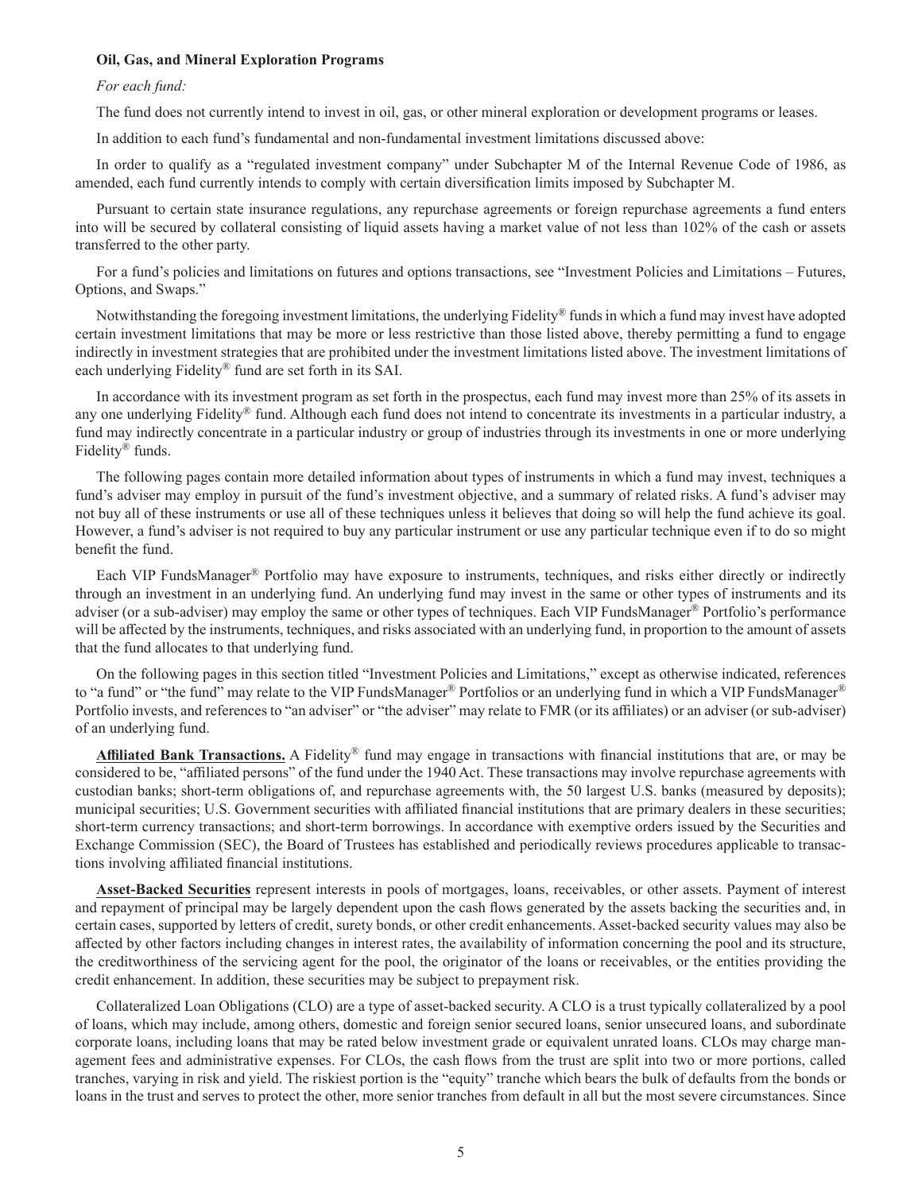**Oil, Gas, and Mineral Exploration Programs**

*For each fund:*

The fund does not currently intend to invest in oil, gas, or other mineral exploration or development programs or leases.

In addition to each fund's fundamental and non-fundamental investment limitations discussed above:

In order to qualify as a "regulated investment company" under Subchapter M of the Internal Revenue Code of 1986, as amended, each fund currently intends to comply with certain diversification limits imposed by Subchapter M.

Pursuant to certain state insurance regulations, any repurchase agreements or foreign repurchase agreements a fund enters into will be secured by collateral consisting of liquid assets having a market value of not less than 102% of the cash or assets transferred to the other party.

For a fund's policies and limitations on futures and options transactions, see "Investment Policies and Limitations – Futures, Options, and Swaps."

Notwithstanding the foregoing investment limitations, the underlying Fidelity® funds in which a fund may invest have adopted certain investment limitations that may be more or less restrictive than those listed above, thereby permitting a fund to engage indirectly in investment strategies that are prohibited under the investment limitations listed above. The investment limitations of each underlying Fidelity® fund are set forth in its SAI.

In accordance with its investment program as set forth in the prospectus, each fund may invest more than 25% of its assets in any one underlying Fidelity® fund. Although each fund does not intend to concentrate its investments in a particular industry, a fund may indirectly concentrate in a particular industry or group of industries through its investments in one or more underlying Fidelity® funds.

The following pages contain more detailed information about types of instruments in which a fund may invest, techniques a fund's adviser may employ in pursuit of the fund's investment objective, and a summary of related risks. A fund's adviser may not buy all of these instruments or use all of these techniques unless it believes that doing so will help the fund achieve its goal. However, a fund's adviser is not required to buy any particular instrument or use any particular technique even if to do so might benefit the fund.

Each VIP FundsManager® Portfolio may have exposure to instruments, techniques, and risks either directly or indirectly through an investment in an underlying fund. An underlying fund may invest in the same or other types of instruments and its adviser (or a sub-adviser) may employ the same or other types of techniques. Each VIP FundsManager® Portfolio's performance will be affected by the instruments, techniques, and risks associated with an underlying fund, in proportion to the amount of assets that the fund allocates to that underlying fund.

On the following pages in this section titled "Investment Policies and Limitations," except as otherwise indicated, references to "a fund" or "the fund" may relate to the VIP FundsManager® Portfolios or an underlying fund in which a VIP FundsManager® Portfolio invests, and references to "an adviser" or "the adviser" may relate to FMR (or its affiliates) or an adviser (or sub-adviser) of an underlying fund.

**Affiliated Bank Transactions.** A Fidelity® fund may engage in transactions with financial institutions that are, or may be considered to be, "affiliated persons" of the fund under the 1940 Act. These transactions may involve repurchase agreements with custodian banks; short-term obligations of, and repurchase agreements with, the 50 largest U.S. banks (measured by deposits); municipal securities; U.S. Government securities with affiliated financial institutions that are primary dealers in these securities; short-term currency transactions; and short-term borrowings. In accordance with exemptive orders issued by the Securities and Exchange Commission (SEC), the Board of Trustees has established and periodically reviews procedures applicable to transactions involving affiliated financial institutions.

**Asset-Backed Securities** represent interests in pools of mortgages, loans, receivables, or other assets. Payment of interest and repayment of principal may be largely dependent upon the cash flows generated by the assets backing the securities and, in certain cases, supported by letters of credit, surety bonds, or other credit enhancements. Asset-backed security values may also be affected by other factors including changes in interest rates, the availability of information concerning the pool and its structure, the creditworthiness of the servicing agent for the pool, the originator of the loans or receivables, or the entities providing the credit enhancement. In addition, these securities may be subject to prepayment risk.

Collateralized Loan Obligations (CLO) are a type of asset-backed security. A CLO is a trust typically collateralized by a pool of loans, which may include, among others, domestic and foreign senior secured loans, senior unsecured loans, and subordinate corporate loans, including loans that may be rated below investment grade or equivalent unrated loans. CLOs may charge management fees and administrative expenses. For CLOs, the cash flows from the trust are split into two or more portions, called tranches, varying in risk and yield. The riskiest portion is the "equity" tranche which bears the bulk of defaults from the bonds or loans in the trust and serves to protect the other, more senior tranches from default in all but the most severe circumstances. Since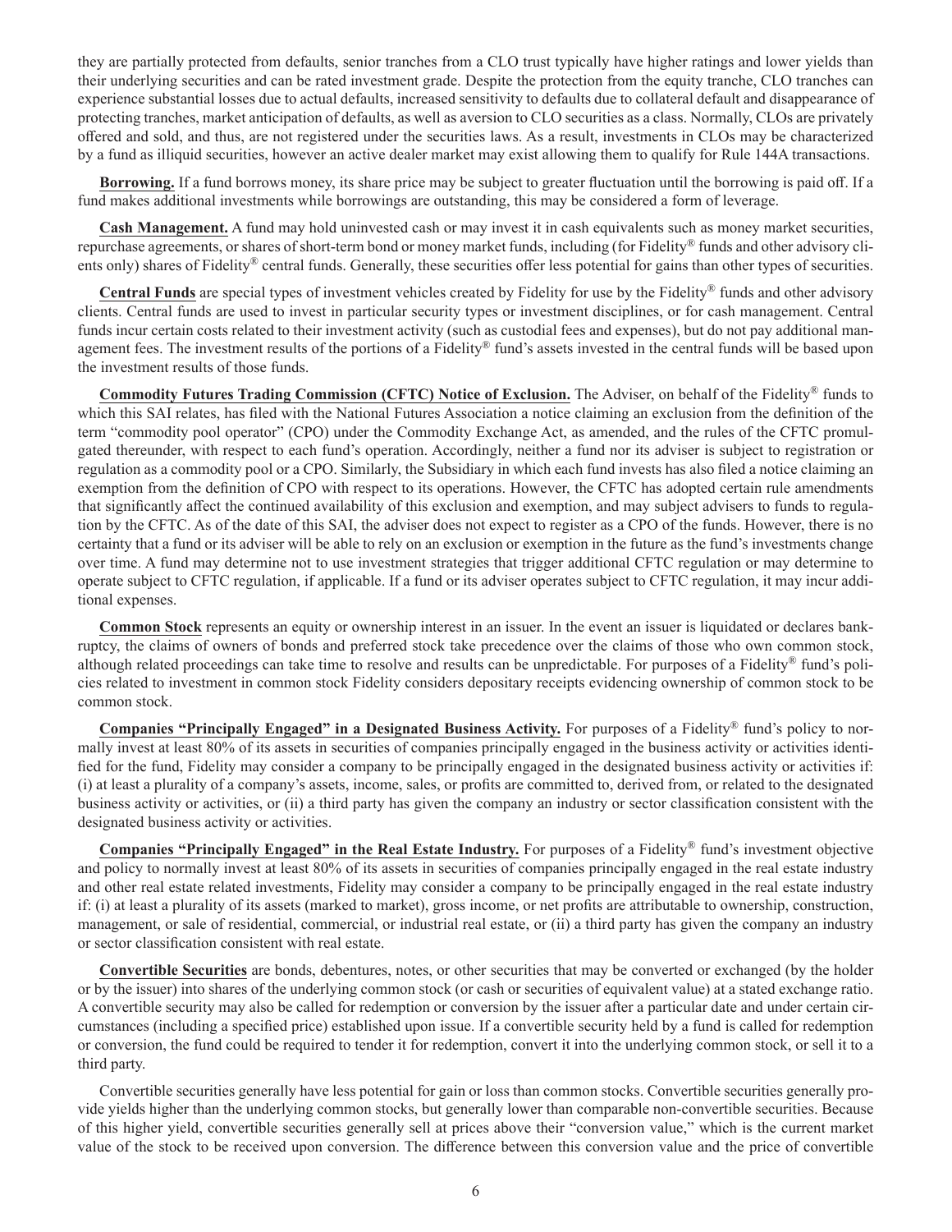they are partially protected from defaults, senior tranches from a CLO trust typically have higher ratings and lower yields than their underlying securities and can be rated investment grade. Despite the protection from the equity tranche, CLO tranches can experience substantial losses due to actual defaults, increased sensitivity to defaults due to collateral default and disappearance of protecting tranches, market anticipation of defaults, as well as aversion to CLO securities as a class. Normally, CLOs are privately offered and sold, and thus, are not registered under the securities laws. As a result, investments in CLOs may be characterized by a fund as illiquid securities, however an active dealer market may exist allowing them to qualify for Rule 144A transactions.

**Borrowing.** If a fund borrows money, its share price may be subject to greater fluctuation until the borrowing is paid off. If a fund makes additional investments while borrowings are outstanding, this may be considered a form of leverage.

**Cash Management.** A fund may hold uninvested cash or may invest it in cash equivalents such as money market securities, repurchase agreements, or shares of short-term bond or money market funds, including (for Fidelity® funds and other advisory clients only) shares of Fidelity® central funds. Generally, these securities offer less potential for gains than other types of securities.

**Central Funds** are special types of investment vehicles created by Fidelity for use by the Fidelity® funds and other advisory clients. Central funds are used to invest in particular security types or investment disciplines, or for cash management. Central funds incur certain costs related to their investment activity (such as custodial fees and expenses), but do not pay additional management fees. The investment results of the portions of a Fidelity® fund's assets invested in the central funds will be based upon the investment results of those funds.

**Commodity Futures Trading Commission (CFTC) Notice of Exclusion.** The Adviser, on behalf of the Fidelity® funds to which this SAI relates, has filed with the National Futures Association a notice claiming an exclusion from the definition of the term "commodity pool operator" (CPO) under the Commodity Exchange Act, as amended, and the rules of the CFTC promulgated thereunder, with respect to each fund's operation. Accordingly, neither a fund nor its adviser is subject to registration or regulation as a commodity pool or a CPO. Similarly, the Subsidiary in which each fund invests has also filed a notice claiming an exemption from the definition of CPO with respect to its operations. However, the CFTC has adopted certain rule amendments that significantly affect the continued availability of this exclusion and exemption, and may subject advisers to funds to regulation by the CFTC. As of the date of this SAI, the adviser does not expect to register as a CPO of the funds. However, there is no certainty that a fund or its adviser will be able to rely on an exclusion or exemption in the future as the fund's investments change over time. A fund may determine not to use investment strategies that trigger additional CFTC regulation or may determine to operate subject to CFTC regulation, if applicable. If a fund or its adviser operates subject to CFTC regulation, it may incur additional expenses.

**Common Stock** represents an equity or ownership interest in an issuer. In the event an issuer is liquidated or declares bankruptcy, the claims of owners of bonds and preferred stock take precedence over the claims of those who own common stock, although related proceedings can take time to resolve and results can be unpredictable. For purposes of a Fidelity® fund's policies related to investment in common stock Fidelity considers depositary receipts evidencing ownership of common stock to be common stock.

**Companies "Principally Engaged" in a Designated Business Activity.** For purposes of a Fidelity® fund's policy to normally invest at least 80% of its assets in securities of companies principally engaged in the business activity or activities identified for the fund, Fidelity may consider a company to be principally engaged in the designated business activity or activities if: (i) at least a plurality of a company's assets, income, sales, or profits are committed to, derived from, or related to the designated business activity or activities, or (ii) a third party has given the company an industry or sector classification consistent with the designated business activity or activities.

**Companies "Principally Engaged" in the Real Estate Industry.** For purposes of a Fidelity® fund's investment objective and policy to normally invest at least 80% of its assets in securities of companies principally engaged in the real estate industry and other real estate related investments, Fidelity may consider a company to be principally engaged in the real estate industry if: (i) at least a plurality of its assets (marked to market), gross income, or net profits are attributable to ownership, construction, management, or sale of residential, commercial, or industrial real estate, or (ii) a third party has given the company an industry or sector classification consistent with real estate.

**Convertible Securities** are bonds, debentures, notes, or other securities that may be converted or exchanged (by the holder or by the issuer) into shares of the underlying common stock (or cash or securities of equivalent value) at a stated exchange ratio. A convertible security may also be called for redemption or conversion by the issuer after a particular date and under certain circumstances (including a specified price) established upon issue. If a convertible security held by a fund is called for redemption or conversion, the fund could be required to tender it for redemption, convert it into the underlying common stock, or sell it to a third party.

Convertible securities generally have less potential for gain or loss than common stocks. Convertible securities generally provide yields higher than the underlying common stocks, but generally lower than comparable non-convertible securities. Because of this higher yield, convertible securities generally sell at prices above their "conversion value," which is the current market value of the stock to be received upon conversion. The difference between this conversion value and the price of convertible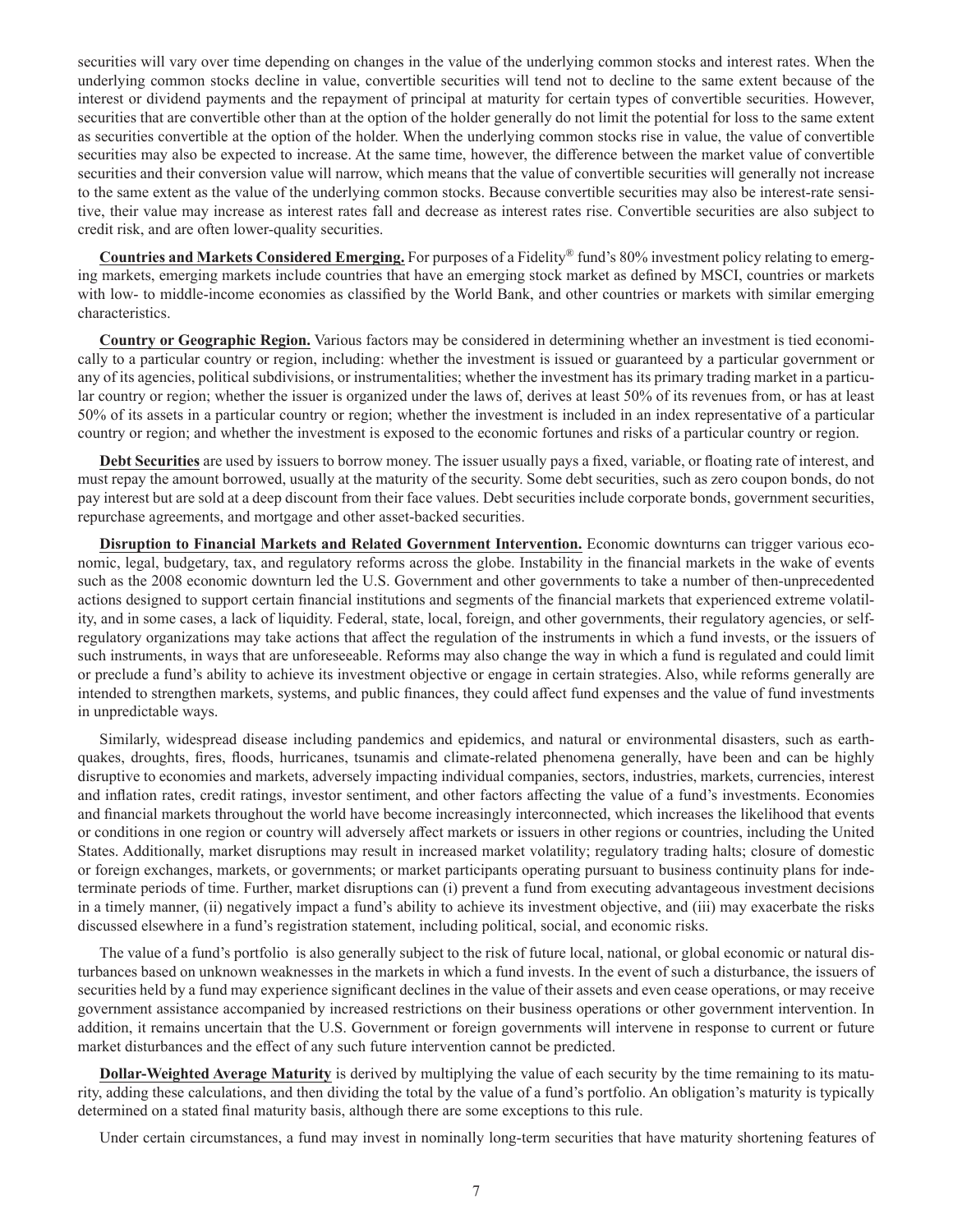securities will vary over time depending on changes in the value of the underlying common stocks and interest rates. When the underlying common stocks decline in value, convertible securities will tend not to decline to the same extent because of the interest or dividend payments and the repayment of principal at maturity for certain types of convertible securities. However, securities that are convertible other than at the option of the holder generally do not limit the potential for loss to the same extent as securities convertible at the option of the holder. When the underlying common stocks rise in value, the value of convertible securities may also be expected to increase. At the same time, however, the difference between the market value of convertible securities and their conversion value will narrow, which means that the value of convertible securities will generally not increase to the same extent as the value of the underlying common stocks. Because convertible securities may also be interest-rate sensitive, their value may increase as interest rates fall and decrease as interest rates rise. Convertible securities are also subject to credit risk, and are often lower-quality securities.

**Countries and Markets Considered Emerging.** For purposes of a Fidelity® fund's 80% investment policy relating to emerging markets, emerging markets include countries that have an emerging stock market as defined by MSCI, countries or markets with low- to middle-income economies as classified by the World Bank, and other countries or markets with similar emerging characteristics.

**Country or Geographic Region.** Various factors may be considered in determining whether an investment is tied economically to a particular country or region, including: whether the investment is issued or guaranteed by a particular government or any of its agencies, political subdivisions, or instrumentalities; whether the investment has its primary trading market in a particular country or region; whether the issuer is organized under the laws of, derives at least 50% of its revenues from, or has at least 50% of its assets in a particular country or region; whether the investment is included in an index representative of a particular country or region; and whether the investment is exposed to the economic fortunes and risks of a particular country or region.

**Debt Securities** are used by issuers to borrow money. The issuer usually pays a fixed, variable, or floating rate of interest, and must repay the amount borrowed, usually at the maturity of the security. Some debt securities, such as zero coupon bonds, do not pay interest but are sold at a deep discount from their face values. Debt securities include corporate bonds, government securities, repurchase agreements, and mortgage and other asset-backed securities.

**Disruption to Financial Markets and Related Government Intervention.** Economic downturns can trigger various economic, legal, budgetary, tax, and regulatory reforms across the globe. Instability in the financial markets in the wake of events such as the 2008 economic downturn led the U.S. Government and other governments to take a number of then-unprecedented actions designed to support certain financial institutions and segments of the financial markets that experienced extreme volatility, and in some cases, a lack of liquidity. Federal, state, local, foreign, and other governments, their regulatory agencies, or self-regulatory organizations may take actions that affect the regulation of the instruments in which a fund invests, or the issuers of such instruments, in ways that are unforeseeable. Reforms may also change the way in which a fund is regulated and could limit or preclude a fund's ability to achieve its investment objective or engage in certain strategies. Also, while reforms generally are intended to strengthen markets, systems, and public finances, they could affect fund expenses and the value of fund investments in unpredictable ways.

Similarly, widespread disease including pandemics and epidemics, and natural or environmental disasters, such as earthquakes, droughts, fires, floods, hurricanes, tsunamis and climate-related phenomena generally, have been and can be highly disruptive to economies and markets, adversely impacting individual companies, sectors, industries, markets, currencies, interest and inflation rates, credit ratings, investor sentiment, and other factors affecting the value of a fund's investments. Economies and financial markets throughout the world have become increasingly interconnected, which increases the likelihood that events or conditions in one region or country will adversely affect markets or issuers in other regions or countries, including the United States. Additionally, market disruptions may result in increased market volatility; regulatory trading halts; closure of domestic or foreign exchanges, markets, or governments; or market participants operating pursuant to business continuity plans for indeterminate periods of time. Further, market disruptions can (i) prevent a fund from executing advantageous investment decisions in a timely manner, (ii) negatively impact a fund's ability to achieve its investment objective, and (iii) may exacerbate the risks discussed elsewhere in a fund's registration statement, including political, social, and economic risks.

The value of a fund's portfolio is also generally subject to the risk of future local, national, or global economic or natural disturbances based on unknown weaknesses in the markets in which a fund invests. In the event of such a disturbance, the issuers of securities held by a fund may experience significant declines in the value of their assets and even cease operations, or may receive government assistance accompanied by increased restrictions on their business operations or other government intervention. In addition, it remains uncertain that the U.S. Government or foreign governments will intervene in response to current or future market disturbances and the effect of any such future intervention cannot be predicted.

**Dollar-Weighted Average Maturity** is derived by multiplying the value of each security by the time remaining to its maturity, adding these calculations, and then dividing the total by the value of a fund's portfolio. An obligation's maturity is typically determined on a stated final maturity basis, although there are some exceptions to this rule.

Under certain circumstances, a fund may invest in nominally long-term securities that have maturity shortening features of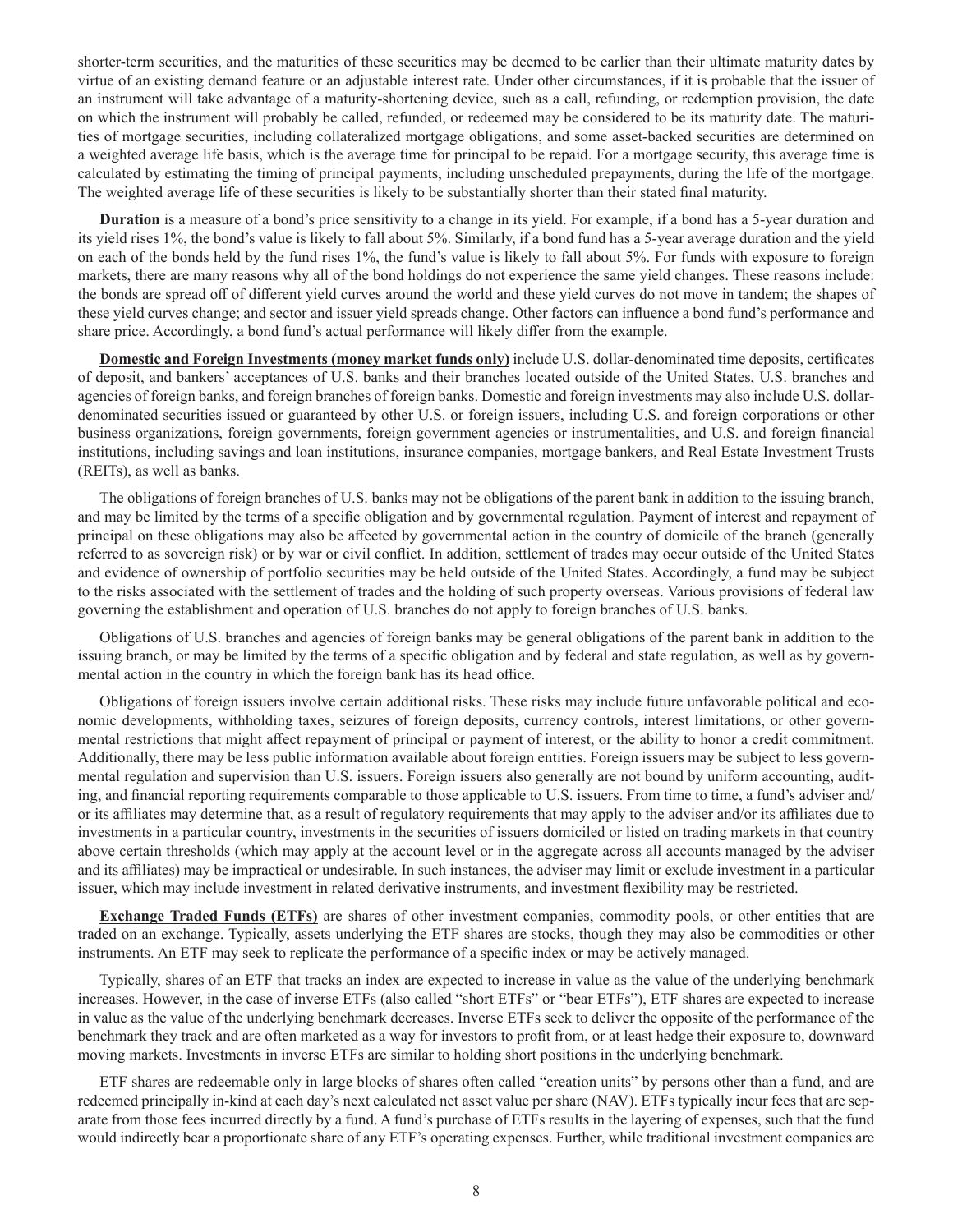shorter-term securities, and the maturities of these securities may be deemed to be earlier than their ultimate maturity dates by virtue of an existing demand feature or an adjustable interest rate. Under other circumstances, if it is probable that the issuer of an instrument will take advantage of a maturity-shortening device, such as a call, refunding, or redemption provision, the date on which the instrument will probably be called, refunded, or redeemed may be considered to be its maturity date. The maturities of mortgage securities, including collateralized mortgage obligations, and some asset-backed securities are determined on a weighted average life basis, which is the average time for principal to be repaid. For a mortgage security, this average time is calculated by estimating the timing of principal payments, including unscheduled prepayments, during the life of the mortgage. The weighted average life of these securities is likely to be substantially shorter than their stated final maturity.

**Duration** is a measure of a bond's price sensitivity to a change in its yield. For example, if a bond has a 5-year duration and its yield rises 1%, the bond's value is likely to fall about 5%. Similarly, if a bond fund has a 5-year average duration and the yield on each of the bonds held by the fund rises 1%, the fund's value is likely to fall about 5%. For funds with exposure to foreign markets, there are many reasons why all of the bond holdings do not experience the same yield changes. These reasons include: the bonds are spread off of different yield curves around the world and these yield curves do not move in tandem; the shapes of these yield curves change; and sector and issuer yield spreads change. Other factors can influence a bond fund's performance and share price. Accordingly, a bond fund's actual performance will likely differ from the example.

**Domestic and Foreign Investments (money market funds only)** include U.S. dollar-denominated time deposits, certificates of deposit, and bankers' acceptances of U.S. banks and their branches located outside of the United States, U.S. branches and agencies of foreign banks, and foreign branches of foreign banks. Domestic and foreign investments may also include U.S. dollar-denominated securities issued or guaranteed by other U.S. or foreign issuers, including U.S. and foreign corporations or other business organizations, foreign governments, foreign government agencies or instrumentalities, and U.S. and foreign financial institutions, including savings and loan institutions, insurance companies, mortgage bankers, and Real Estate Investment Trusts (REITs), as well as banks.

The obligations of foreign branches of U.S. banks may not be obligations of the parent bank in addition to the issuing branch, and may be limited by the terms of a specific obligation and by governmental regulation. Payment of interest and repayment of principal on these obligations may also be affected by governmental action in the country of domicile of the branch (generally referred to as sovereign risk) or by war or civil conflict. In addition, settlement of trades may occur outside of the United States and evidence of ownership of portfolio securities may be held outside of the United States. Accordingly, a fund may be subject to the risks associated with the settlement of trades and the holding of such property overseas. Various provisions of federal law governing the establishment and operation of U.S. branches do not apply to foreign branches of U.S. banks.

Obligations of U.S. branches and agencies of foreign banks may be general obligations of the parent bank in addition to the issuing branch, or may be limited by the terms of a specific obligation and by federal and state regulation, as well as by governmental action in the country in which the foreign bank has its head office.

Obligations of foreign issuers involve certain additional risks. These risks may include future unfavorable political and economic developments, withholding taxes, seizures of foreign deposits, currency controls, interest limitations, or other governmental restrictions that might affect repayment of principal or payment of interest, or the ability to honor a credit commitment. Additionally, there may be less public information available about foreign entities. Foreign issuers may be subject to less governmental regulation and supervision than U.S. issuers. Foreign issuers also generally are not bound by uniform accounting, auditing, and financial reporting requirements comparable to those applicable to U.S. issuers. From time to time, a fund's adviser and/or its affiliates may determine that, as a result of regulatory requirements that may apply to the adviser and/or its affiliates due to investments in a particular country, investments in the securities of issuers domiciled or listed on trading markets in that country above certain thresholds (which may apply at the account level or in the aggregate across all accounts managed by the adviser and its affiliates) may be impractical or undesirable. In such instances, the adviser may limit or exclude investment in a particular issuer, which may include investment in related derivative instruments, and investment flexibility may be restricted.

**Exchange Traded Funds (ETFs)** are shares of other investment companies, commodity pools, or other entities that are traded on an exchange. Typically, assets underlying the ETF shares are stocks, though they may also be commodities or other instruments. An ETF may seek to replicate the performance of a specific index or may be actively managed.

Typically, shares of an ETF that tracks an index are expected to increase in value as the value of the underlying benchmark increases. However, in the case of inverse ETFs (also called "short ETFs" or "bear ETFs"), ETF shares are expected to increase in value as the value of the underlying benchmark decreases. Inverse ETFs seek to deliver the opposite of the performance of the benchmark they track and are often marketed as a way for investors to profit from, or at least hedge their exposure to, downward moving markets. Investments in inverse ETFs are similar to holding short positions in the underlying benchmark.

ETF shares are redeemable only in large blocks of shares often called "creation units" by persons other than a fund, and are redeemed principally in-kind at each day's next calculated net asset value per share (NAV). ETFs typically incur fees that are separate from those fees incurred directly by a fund. A fund's purchase of ETFs results in the layering of expenses, such that the fund would indirectly bear a proportionate share of any ETF's operating expenses. Further, while traditional investment companies are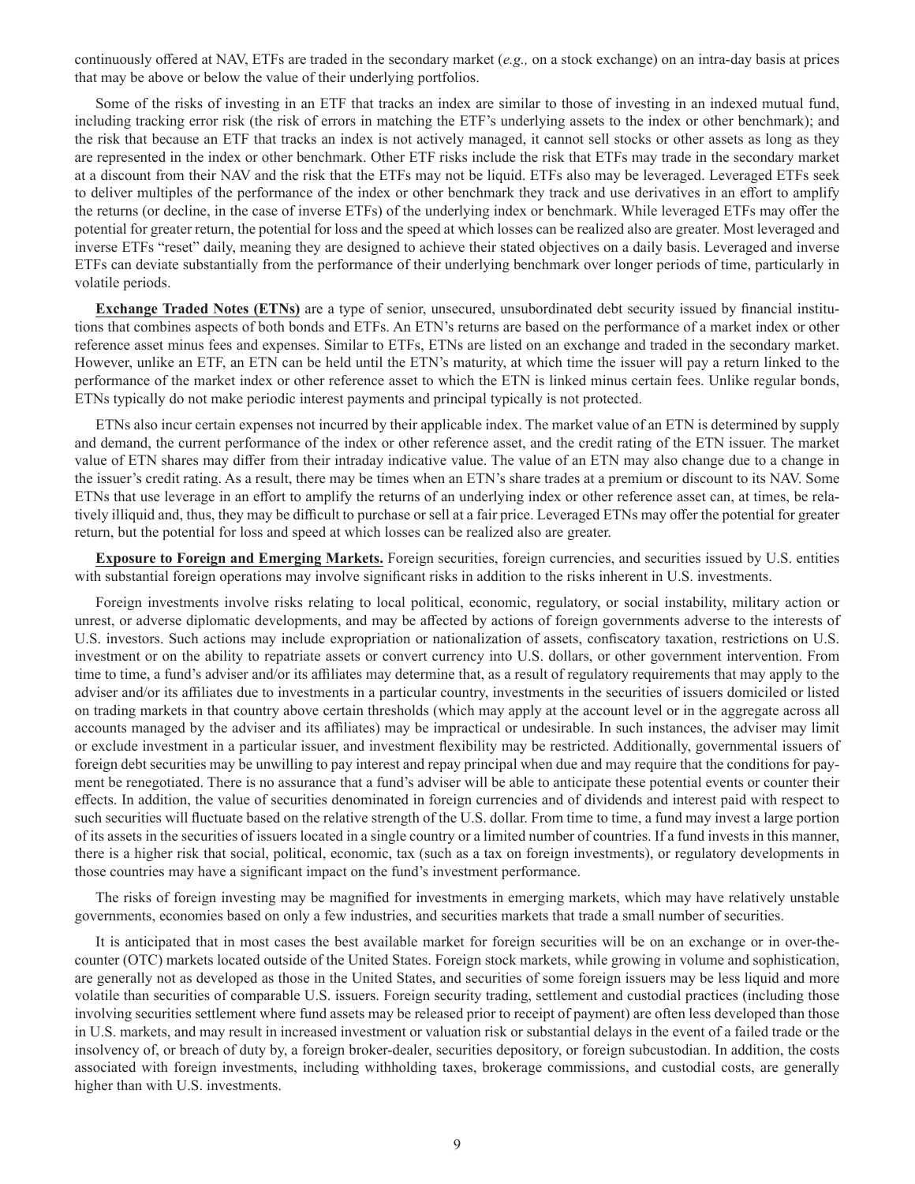continuously offered at NAV, ETFs are traded in the secondary market (*e.g.,* on a stock exchange) on an intra-day basis at prices that may be above or below the value of their underlying portfolios.

Some of the risks of investing in an ETF that tracks an index are similar to those of investing in an indexed mutual fund, including tracking error risk (the risk of errors in matching the ETF's underlying assets to the index or other benchmark); and the risk that because an ETF that tracks an index is not actively managed, it cannot sell stocks or other assets as long as they are represented in the index or other benchmark. Other ETF risks include the risk that ETFs may trade in the secondary market at a discount from their NAV and the risk that the ETFs may not be liquid. ETFs also may be leveraged. Leveraged ETFs seek to deliver multiples of the performance of the index or other benchmark they track and use derivatives in an effort to amplify the returns (or decline, in the case of inverse ETFs) of the underlying index or benchmark. While leveraged ETFs may offer the potential for greater return, the potential for loss and the speed at which losses can be realized also are greater. Most leveraged and inverse ETFs "reset" daily, meaning they are designed to achieve their stated objectives on a daily basis. Leveraged and inverse ETFs can deviate substantially from the performance of their underlying benchmark over longer periods of time, particularly in volatile periods.

**Exchange Traded Notes (ETNs)** are a type of senior, unsecured, unsubordinated debt security issued by financial institutions that combines aspects of both bonds and ETFs. An ETN's returns are based on the performance of a market index or other reference asset minus fees and expenses. Similar to ETFs, ETNs are listed on an exchange and traded in the secondary market. However, unlike an ETF, an ETN can be held until the ETN's maturity, at which time the issuer will pay a return linked to the performance of the market index or other reference asset to which the ETN is linked minus certain fees. Unlike regular bonds, ETNs typically do not make periodic interest payments and principal typically is not protected.

ETNs also incur certain expenses not incurred by their applicable index. The market value of an ETN is determined by supply and demand, the current performance of the index or other reference asset, and the credit rating of the ETN issuer. The market value of ETN shares may differ from their intraday indicative value. The value of an ETN may also change due to a change in the issuer's credit rating. As a result, there may be times when an ETN's share trades at a premium or discount to its NAV. Some ETNs that use leverage in an effort to amplify the returns of an underlying index or other reference asset can, at times, be relatively illiquid and, thus, they may be difficult to purchase or sell at a fair price. Leveraged ETNs may offer the potential for greater return, but the potential for loss and speed at which losses can be realized also are greater.

**Exposure to Foreign and Emerging Markets.** Foreign securities, foreign currencies, and securities issued by U.S. entities with substantial foreign operations may involve significant risks in addition to the risks inherent in U.S. investments.

Foreign investments involve risks relating to local political, economic, regulatory, or social instability, military action or unrest, or adverse diplomatic developments, and may be affected by actions of foreign governments adverse to the interests of U.S. investors. Such actions may include expropriation or nationalization of assets, confiscatory taxation, restrictions on U.S. investment or on the ability to repatriate assets or convert currency into U.S. dollars, or other government intervention. From time to time, a fund's adviser and/or its affiliates may determine that, as a result of regulatory requirements that may apply to the adviser and/or its affiliates due to investments in a particular country, investments in the securities of issuers domiciled or listed on trading markets in that country above certain thresholds (which may apply at the account level or in the aggregate across all accounts managed by the adviser and its affiliates) may be impractical or undesirable. In such instances, the adviser may limit or exclude investment in a particular issuer, and investment flexibility may be restricted. Additionally, governmental issuers of foreign debt securities may be unwilling to pay interest and repay principal when due and may require that the conditions for payment be renegotiated. There is no assurance that a fund's adviser will be able to anticipate these potential events or counter their effects. In addition, the value of securities denominated in foreign currencies and of dividends and interest paid with respect to such securities will fluctuate based on the relative strength of the U.S. dollar. From time to time, a fund may invest a large portion of its assets in the securities of issuers located in a single country or a limited number of countries. If a fund invests in this manner, there is a higher risk that social, political, economic, tax (such as a tax on foreign investments), or regulatory developments in those countries may have a significant impact on the fund's investment performance.

The risks of foreign investing may be magnified for investments in emerging markets, which may have relatively unstable governments, economies based on only a few industries, and securities markets that trade a small number of securities.

It is anticipated that in most cases the best available market for foreign securities will be on an exchange or in over-the-counter (OTC) markets located outside of the United States. Foreign stock markets, while growing in volume and sophistication, are generally not as developed as those in the United States, and securities of some foreign issuers may be less liquid and more volatile than securities of comparable U.S. issuers. Foreign security trading, settlement and custodial practices (including those involving securities settlement where fund assets may be released prior to receipt of payment) are often less developed than those in U.S. markets, and may result in increased investment or valuation risk or substantial delays in the event of a failed trade or the insolvency of, or breach of duty by, a foreign broker-dealer, securities depository, or foreign subcustodian. In addition, the costs associated with foreign investments, including withholding taxes, brokerage commissions, and custodial costs, are generally higher than with U.S. investments.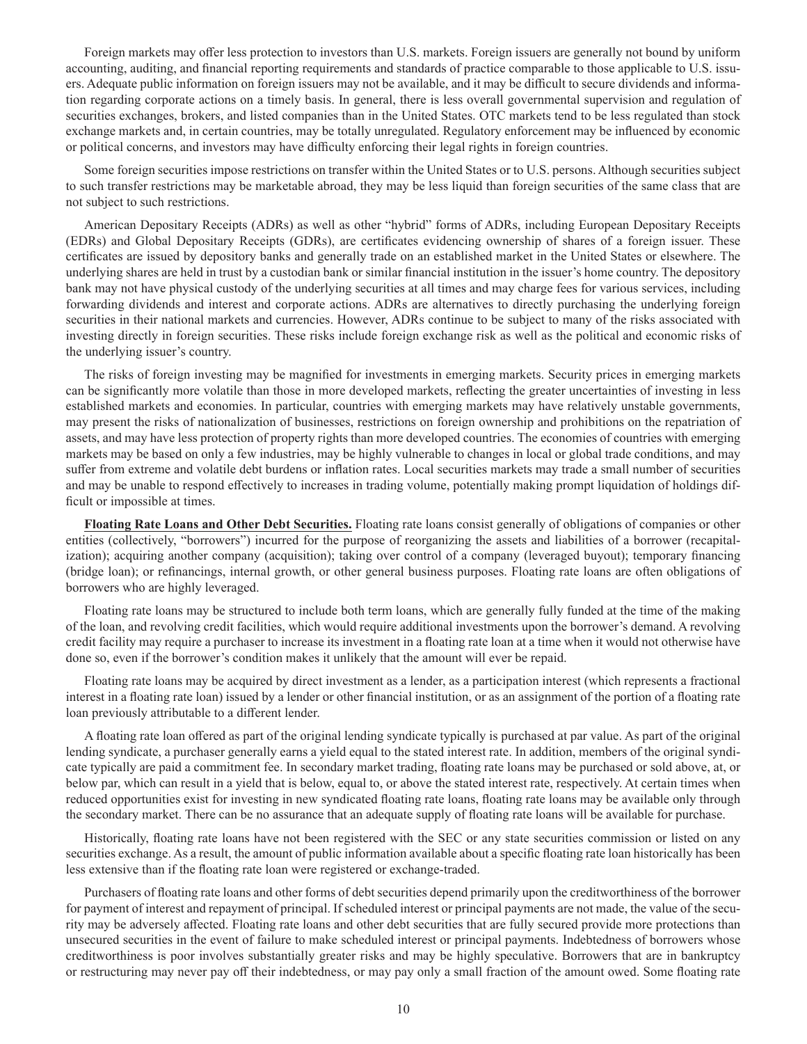Foreign markets may offer less protection to investors than U.S. markets. Foreign issuers are generally not bound by uniform accounting, auditing, and financial reporting requirements and standards of practice comparable to those applicable to U.S. issuers. Adequate public information on foreign issuers may not be available, and it may be difficult to secure dividends and information regarding corporate actions on a timely basis. In general, there is less overall governmental supervision and regulation of securities exchanges, brokers, and listed companies than in the United States. OTC markets tend to be less regulated than stock exchange markets and, in certain countries, may be totally unregulated. Regulatory enforcement may be influenced by economic or political concerns, and investors may have difficulty enforcing their legal rights in foreign countries.

Some foreign securities impose restrictions on transfer within the United States or to U.S. persons. Although securities subject to such transfer restrictions may be marketable abroad, they may be less liquid than foreign securities of the same class that are not subject to such restrictions.

American Depositary Receipts (ADRs) as well as other "hybrid" forms of ADRs, including European Depositary Receipts (EDRs) and Global Depositary Receipts (GDRs), are certificates evidencing ownership of shares of a foreign issuer. These certificates are issued by depository banks and generally trade on an established market in the United States or elsewhere. The underlying shares are held in trust by a custodian bank or similar financial institution in the issuer's home country. The depository bank may not have physical custody of the underlying securities at all times and may charge fees for various services, including forwarding dividends and interest and corporate actions. ADRs are alternatives to directly purchasing the underlying foreign securities in their national markets and currencies. However, ADRs continue to be subject to many of the risks associated with investing directly in foreign securities. These risks include foreign exchange risk as well as the political and economic risks of the underlying issuer's country.

The risks of foreign investing may be magnified for investments in emerging markets. Security prices in emerging markets can be significantly more volatile than those in more developed markets, reflecting the greater uncertainties of investing in less established markets and economies. In particular, countries with emerging markets may have relatively unstable governments, may present the risks of nationalization of businesses, restrictions on foreign ownership and prohibitions on the repatriation of assets, and may have less protection of property rights than more developed countries. The economies of countries with emerging markets may be based on only a few industries, may be highly vulnerable to changes in local or global trade conditions, and may suffer from extreme and volatile debt burdens or inflation rates. Local securities markets may trade a small number of securities and may be unable to respond effectively to increases in trading volume, potentially making prompt liquidation of holdings difficult or impossible at times.

**Floating Rate Loans and Other Debt Securities.** Floating rate loans consist generally of obligations of companies or other entities (collectively, "borrowers") incurred for the purpose of reorganizing the assets and liabilities of a borrower (recapitalization); acquiring another company (acquisition); taking over control of a company (leveraged buyout); temporary financing (bridge loan); or refinancings, internal growth, or other general business purposes. Floating rate loans are often obligations of borrowers who are highly leveraged.

Floating rate loans may be structured to include both term loans, which are generally fully funded at the time of the making of the loan, and revolving credit facilities, which would require additional investments upon the borrower's demand. A revolving credit facility may require a purchaser to increase its investment in a floating rate loan at a time when it would not otherwise have done so, even if the borrower's condition makes it unlikely that the amount will ever be repaid.

Floating rate loans may be acquired by direct investment as a lender, as a participation interest (which represents a fractional interest in a floating rate loan) issued by a lender or other financial institution, or as an assignment of the portion of a floating rate loan previously attributable to a different lender.

A floating rate loan offered as part of the original lending syndicate typically is purchased at par value. As part of the original lending syndicate, a purchaser generally earns a yield equal to the stated interest rate. In addition, members of the original syndicate typically are paid a commitment fee. In secondary market trading, floating rate loans may be purchased or sold above, at, or below par, which can result in a yield that is below, equal to, or above the stated interest rate, respectively. At certain times when reduced opportunities exist for investing in new syndicated floating rate loans, floating rate loans may be available only through the secondary market. There can be no assurance that an adequate supply of floating rate loans will be available for purchase.

Historically, floating rate loans have not been registered with the SEC or any state securities commission or listed on any securities exchange. As a result, the amount of public information available about a specific floating rate loan historically has been less extensive than if the floating rate loan were registered or exchange-traded.

Purchasers of floating rate loans and other forms of debt securities depend primarily upon the creditworthiness of the borrower for payment of interest and repayment of principal. If scheduled interest or principal payments are not made, the value of the security may be adversely affected. Floating rate loans and other debt securities that are fully secured provide more protections than unsecured securities in the event of failure to make scheduled interest or principal payments. Indebtedness of borrowers whose creditworthiness is poor involves substantially greater risks and may be highly speculative. Borrowers that are in bankruptcy or restructuring may never pay off their indebtedness, or may pay only a small fraction of the amount owed. Some floating rate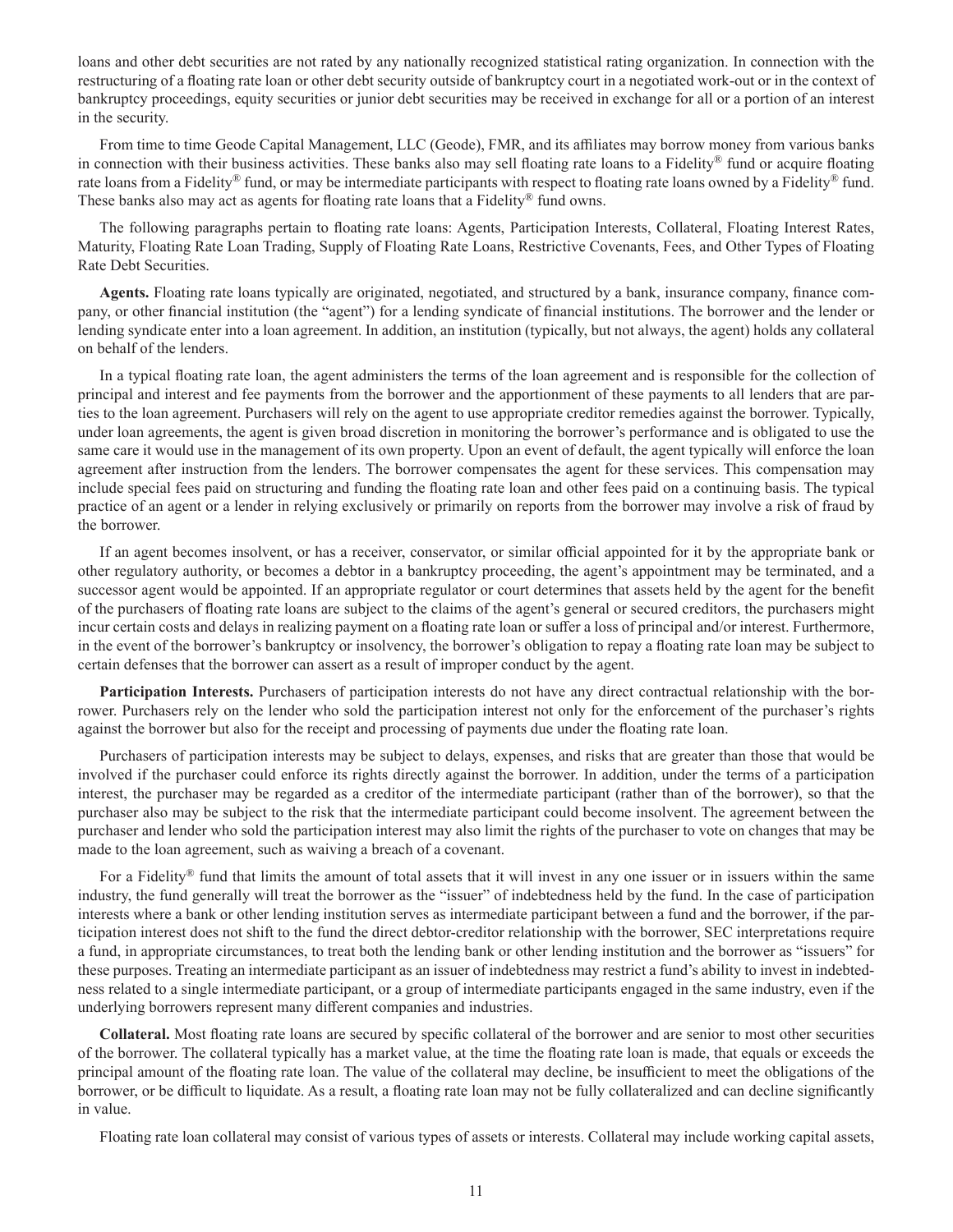loans and other debt securities are not rated by any nationally recognized statistical rating organization. In connection with the restructuring of a floating rate loan or other debt security outside of bankruptcy court in a negotiated work-out or in the context of bankruptcy proceedings, equity securities or junior debt securities may be received in exchange for all or a portion of an interest in the security.

From time to time Geode Capital Management, LLC (Geode), FMR, and its affiliates may borrow money from various banks in connection with their business activities. These banks also may sell floating rate loans to a Fidelity® fund or acquire floating rate loans from a Fidelity® fund, or may be intermediate participants with respect to floating rate loans owned by a Fidelity® fund. These banks also may act as agents for floating rate loans that a Fidelity® fund owns.

The following paragraphs pertain to floating rate loans: Agents, Participation Interests, Collateral, Floating Interest Rates, Maturity, Floating Rate Loan Trading, Supply of Floating Rate Loans, Restrictive Covenants, Fees, and Other Types of Floating Rate Debt Securities.

**Agents.** Floating rate loans typically are originated, negotiated, and structured by a bank, insurance company, finance company, or other financial institution (the "agent") for a lending syndicate of financial institutions. The borrower and the lender or lending syndicate enter into a loan agreement. In addition, an institution (typically, but not always, the agent) holds any collateral on behalf of the lenders.

In a typical floating rate loan, the agent administers the terms of the loan agreement and is responsible for the collection of principal and interest and fee payments from the borrower and the apportionment of these payments to all lenders that are parties to the loan agreement. Purchasers will rely on the agent to use appropriate creditor remedies against the borrower. Typically, under loan agreements, the agent is given broad discretion in monitoring the borrower's performance and is obligated to use the same care it would use in the management of its own property. Upon an event of default, the agent typically will enforce the loan agreement after instruction from the lenders. The borrower compensates the agent for these services. This compensation may include special fees paid on structuring and funding the floating rate loan and other fees paid on a continuing basis. The typical practice of an agent or a lender in relying exclusively or primarily on reports from the borrower may involve a risk of fraud by the borrower.

If an agent becomes insolvent, or has a receiver, conservator, or similar official appointed for it by the appropriate bank or other regulatory authority, or becomes a debtor in a bankruptcy proceeding, the agent's appointment may be terminated, and a successor agent would be appointed. If an appropriate regulator or court determines that assets held by the agent for the benefit of the purchasers of floating rate loans are subject to the claims of the agent's general or secured creditors, the purchasers might incur certain costs and delays in realizing payment on a floating rate loan or suffer a loss of principal and/or interest. Furthermore, in the event of the borrower's bankruptcy or insolvency, the borrower's obligation to repay a floating rate loan may be subject to certain defenses that the borrower can assert as a result of improper conduct by the agent.

**Participation Interests.** Purchasers of participation interests do not have any direct contractual relationship with the borrower. Purchasers rely on the lender who sold the participation interest not only for the enforcement of the purchaser's rights against the borrower but also for the receipt and processing of payments due under the floating rate loan.

Purchasers of participation interests may be subject to delays, expenses, and risks that are greater than those that would be involved if the purchaser could enforce its rights directly against the borrower. In addition, under the terms of a participation interest, the purchaser may be regarded as a creditor of the intermediate participant (rather than of the borrower), so that the purchaser also may be subject to the risk that the intermediate participant could become insolvent. The agreement between the purchaser and lender who sold the participation interest may also limit the rights of the purchaser to vote on changes that may be made to the loan agreement, such as waiving a breach of a covenant.

For a Fidelity® fund that limits the amount of total assets that it will invest in any one issuer or in issuers within the same industry, the fund generally will treat the borrower as the "issuer" of indebtedness held by the fund. In the case of participation interests where a bank or other lending institution serves as intermediate participant between a fund and the borrower, if the participation interest does not shift to the fund the direct debtor-creditor relationship with the borrower, SEC interpretations require a fund, in appropriate circumstances, to treat both the lending bank or other lending institution and the borrower as "issuers" for these purposes. Treating an intermediate participant as an issuer of indebtedness may restrict a fund's ability to invest in indebtedness related to a single intermediate participant, or a group of intermediate participants engaged in the same industry, even if the underlying borrowers represent many different companies and industries.

**Collateral.** Most floating rate loans are secured by specific collateral of the borrower and are senior to most other securities of the borrower. The collateral typically has a market value, at the time the floating rate loan is made, that equals or exceeds the principal amount of the floating rate loan. The value of the collateral may decline, be insufficient to meet the obligations of the borrower, or be difficult to liquidate. As a result, a floating rate loan may not be fully collateralized and can decline significantly in value.

Floating rate loan collateral may consist of various types of assets or interests. Collateral may include working capital assets,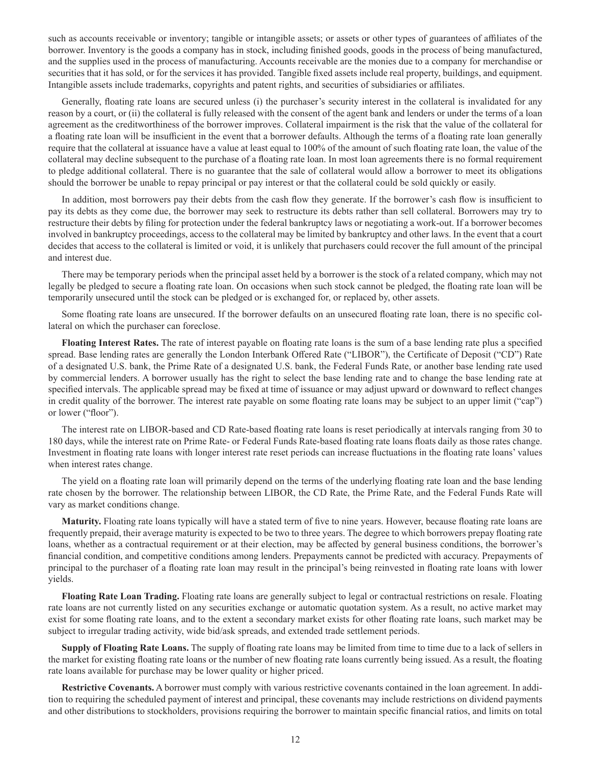such as accounts receivable or inventory; tangible or intangible assets; or assets or other types of guarantees of affiliates of the borrower. Inventory is the goods a company has in stock, including finished goods, goods in the process of being manufactured, and the supplies used in the process of manufacturing. Accounts receivable are the monies due to a company for merchandise or securities that it has sold, or for the services it has provided. Tangible fixed assets include real property, buildings, and equipment. Intangible assets include trademarks, copyrights and patent rights, and securities of subsidiaries or affiliates.

Generally, floating rate loans are secured unless (i) the purchaser's security interest in the collateral is invalidated for any reason by a court, or (ii) the collateral is fully released with the consent of the agent bank and lenders or under the terms of a loan agreement as the creditworthiness of the borrower improves. Collateral impairment is the risk that the value of the collateral for a floating rate loan will be insufficient in the event that a borrower defaults. Although the terms of a floating rate loan generally require that the collateral at issuance have a value at least equal to 100% of the amount of such floating rate loan, the value of the collateral may decline subsequent to the purchase of a floating rate loan. In most loan agreements there is no formal requirement to pledge additional collateral. There is no guarantee that the sale of collateral would allow a borrower to meet its obligations should the borrower be unable to repay principal or pay interest or that the collateral could be sold quickly or easily.

In addition, most borrowers pay their debts from the cash flow they generate. If the borrower's cash flow is insufficient to pay its debts as they come due, the borrower may seek to restructure its debts rather than sell collateral. Borrowers may try to restructure their debts by filing for protection under the federal bankruptcy laws or negotiating a work-out. If a borrower becomes involved in bankruptcy proceedings, access to the collateral may be limited by bankruptcy and other laws. In the event that a court decides that access to the collateral is limited or void, it is unlikely that purchasers could recover the full amount of the principal and interest due.

There may be temporary periods when the principal asset held by a borrower is the stock of a related company, which may not legally be pledged to secure a floating rate loan. On occasions when such stock cannot be pledged, the floating rate loan will be temporarily unsecured until the stock can be pledged or is exchanged for, or replaced by, other assets.

Some floating rate loans are unsecured. If the borrower defaults on an unsecured floating rate loan, there is no specific collateral on which the purchaser can foreclose.

**Floating Interest Rates.** The rate of interest payable on floating rate loans is the sum of a base lending rate plus a specified spread. Base lending rates are generally the London Interbank Offered Rate ("LIBOR"), the Certificate of Deposit ("CD") Rate of a designated U.S. bank, the Prime Rate of a designated U.S. bank, the Federal Funds Rate, or another base lending rate used by commercial lenders. A borrower usually has the right to select the base lending rate and to change the base lending rate at specified intervals. The applicable spread may be fixed at time of issuance or may adjust upward or downward to reflect changes in credit quality of the borrower. The interest rate payable on some floating rate loans may be subject to an upper limit ("cap") or lower ("floor").

The interest rate on LIBOR-based and CD Rate-based floating rate loans is reset periodically at intervals ranging from 30 to 180 days, while the interest rate on Prime Rate- or Federal Funds Rate-based floating rate loans floats daily as those rates change. Investment in floating rate loans with longer interest rate reset periods can increase fluctuations in the floating rate loans' values when interest rates change.

The yield on a floating rate loan will primarily depend on the terms of the underlying floating rate loan and the base lending rate chosen by the borrower. The relationship between LIBOR, the CD Rate, the Prime Rate, and the Federal Funds Rate will vary as market conditions change.

**Maturity.** Floating rate loans typically will have a stated term of five to nine years. However, because floating rate loans are frequently prepaid, their average maturity is expected to be two to three years. The degree to which borrowers prepay floating rate loans, whether as a contractual requirement or at their election, may be affected by general business conditions, the borrower's financial condition, and competitive conditions among lenders. Prepayments cannot be predicted with accuracy. Prepayments of principal to the purchaser of a floating rate loan may result in the principal's being reinvested in floating rate loans with lower yields.

**Floating Rate Loan Trading.** Floating rate loans are generally subject to legal or contractual restrictions on resale. Floating rate loans are not currently listed on any securities exchange or automatic quotation system. As a result, no active market may exist for some floating rate loans, and to the extent a secondary market exists for other floating rate loans, such market may be subject to irregular trading activity, wide bid/ask spreads, and extended trade settlement periods.

**Supply of Floating Rate Loans.** The supply of floating rate loans may be limited from time to time due to a lack of sellers in the market for existing floating rate loans or the number of new floating rate loans currently being issued. As a result, the floating rate loans available for purchase may be lower quality or higher priced.

**Restrictive Covenants.** A borrower must comply with various restrictive covenants contained in the loan agreement. In addition to requiring the scheduled payment of interest and principal, these covenants may include restrictions on dividend payments and other distributions to stockholders, provisions requiring the borrower to maintain specific financial ratios, and limits on total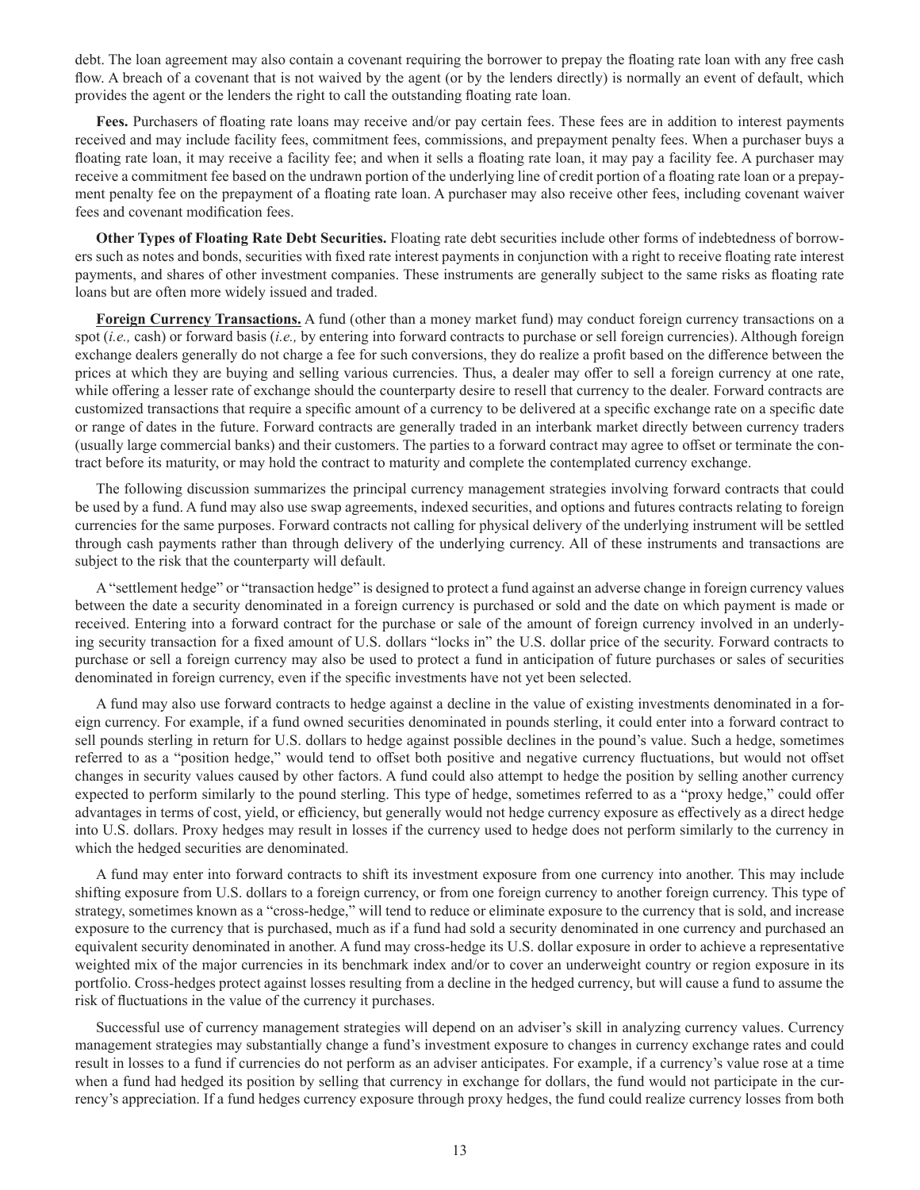debt. The loan agreement may also contain a covenant requiring the borrower to prepay the floating rate loan with any free cash flow. A breach of a covenant that is not waived by the agent (or by the lenders directly) is normally an event of default, which provides the agent or the lenders the right to call the outstanding floating rate loan.

**Fees.** Purchasers of floating rate loans may receive and/or pay certain fees. These fees are in addition to interest payments received and may include facility fees, commitment fees, commissions, and prepayment penalty fees. When a purchaser buys a floating rate loan, it may receive a facility fee; and when it sells a floating rate loan, it may pay a facility fee. A purchaser may receive a commitment fee based on the undrawn portion of the underlying line of credit portion of a floating rate loan or a prepayment penalty fee on the prepayment of a floating rate loan. A purchaser may also receive other fees, including covenant waiver fees and covenant modification fees.

**Other Types of Floating Rate Debt Securities.** Floating rate debt securities include other forms of indebtedness of borrowers such as notes and bonds, securities with fixed rate interest payments in conjunction with a right to receive floating rate interest payments, and shares of other investment companies. These instruments are generally subject to the same risks as floating rate loans but are often more widely issued and traded.

**Foreign Currency Transactions.** A fund (other than a money market fund) may conduct foreign currency transactions on a spot (*i.e.,* cash) or forward basis (*i.e.,* by entering into forward contracts to purchase or sell foreign currencies). Although foreign exchange dealers generally do not charge a fee for such conversions, they do realize a profit based on the difference between the prices at which they are buying and selling various currencies. Thus, a dealer may offer to sell a foreign currency at one rate, while offering a lesser rate of exchange should the counterparty desire to resell that currency to the dealer. Forward contracts are customized transactions that require a specific amount of a currency to be delivered at a specific exchange rate on a specific date or range of dates in the future. Forward contracts are generally traded in an interbank market directly between currency traders (usually large commercial banks) and their customers. The parties to a forward contract may agree to offset or terminate the contract before its maturity, or may hold the contract to maturity and complete the contemplated currency exchange.

The following discussion summarizes the principal currency management strategies involving forward contracts that could be used by a fund. A fund may also use swap agreements, indexed securities, and options and futures contracts relating to foreign currencies for the same purposes. Forward contracts not calling for physical delivery of the underlying instrument will be settled through cash payments rather than through delivery of the underlying currency. All of these instruments and transactions are subject to the risk that the counterparty will default.

A "settlement hedge" or "transaction hedge" is designed to protect a fund against an adverse change in foreign currency values between the date a security denominated in a foreign currency is purchased or sold and the date on which payment is made or received. Entering into a forward contract for the purchase or sale of the amount of foreign currency involved in an underlying security transaction for a fixed amount of U.S. dollars "locks in" the U.S. dollar price of the security. Forward contracts to purchase or sell a foreign currency may also be used to protect a fund in anticipation of future purchases or sales of securities denominated in foreign currency, even if the specific investments have not yet been selected.

A fund may also use forward contracts to hedge against a decline in the value of existing investments denominated in a foreign currency. For example, if a fund owned securities denominated in pounds sterling, it could enter into a forward contract to sell pounds sterling in return for U.S. dollars to hedge against possible declines in the pound's value. Such a hedge, sometimes referred to as a "position hedge," would tend to offset both positive and negative currency fluctuations, but would not offset changes in security values caused by other factors. A fund could also attempt to hedge the position by selling another currency expected to perform similarly to the pound sterling. This type of hedge, sometimes referred to as a "proxy hedge," could offer advantages in terms of cost, yield, or efficiency, but generally would not hedge currency exposure as effectively as a direct hedge into U.S. dollars. Proxy hedges may result in losses if the currency used to hedge does not perform similarly to the currency in which the hedged securities are denominated.

A fund may enter into forward contracts to shift its investment exposure from one currency into another. This may include shifting exposure from U.S. dollars to a foreign currency, or from one foreign currency to another foreign currency. This type of strategy, sometimes known as a "cross-hedge," will tend to reduce or eliminate exposure to the currency that is sold, and increase exposure to the currency that is purchased, much as if a fund had sold a security denominated in one currency and purchased an equivalent security denominated in another. A fund may cross-hedge its U.S. dollar exposure in order to achieve a representative weighted mix of the major currencies in its benchmark index and/or to cover an underweight country or region exposure in its portfolio. Cross-hedges protect against losses resulting from a decline in the hedged currency, but will cause a fund to assume the risk of fluctuations in the value of the currency it purchases.

Successful use of currency management strategies will depend on an adviser's skill in analyzing currency values. Currency management strategies may substantially change a fund's investment exposure to changes in currency exchange rates and could result in losses to a fund if currencies do not perform as an adviser anticipates. For example, if a currency's value rose at a time when a fund had hedged its position by selling that currency in exchange for dollars, the fund would not participate in the currency's appreciation. If a fund hedges currency exposure through proxy hedges, the fund could realize currency losses from both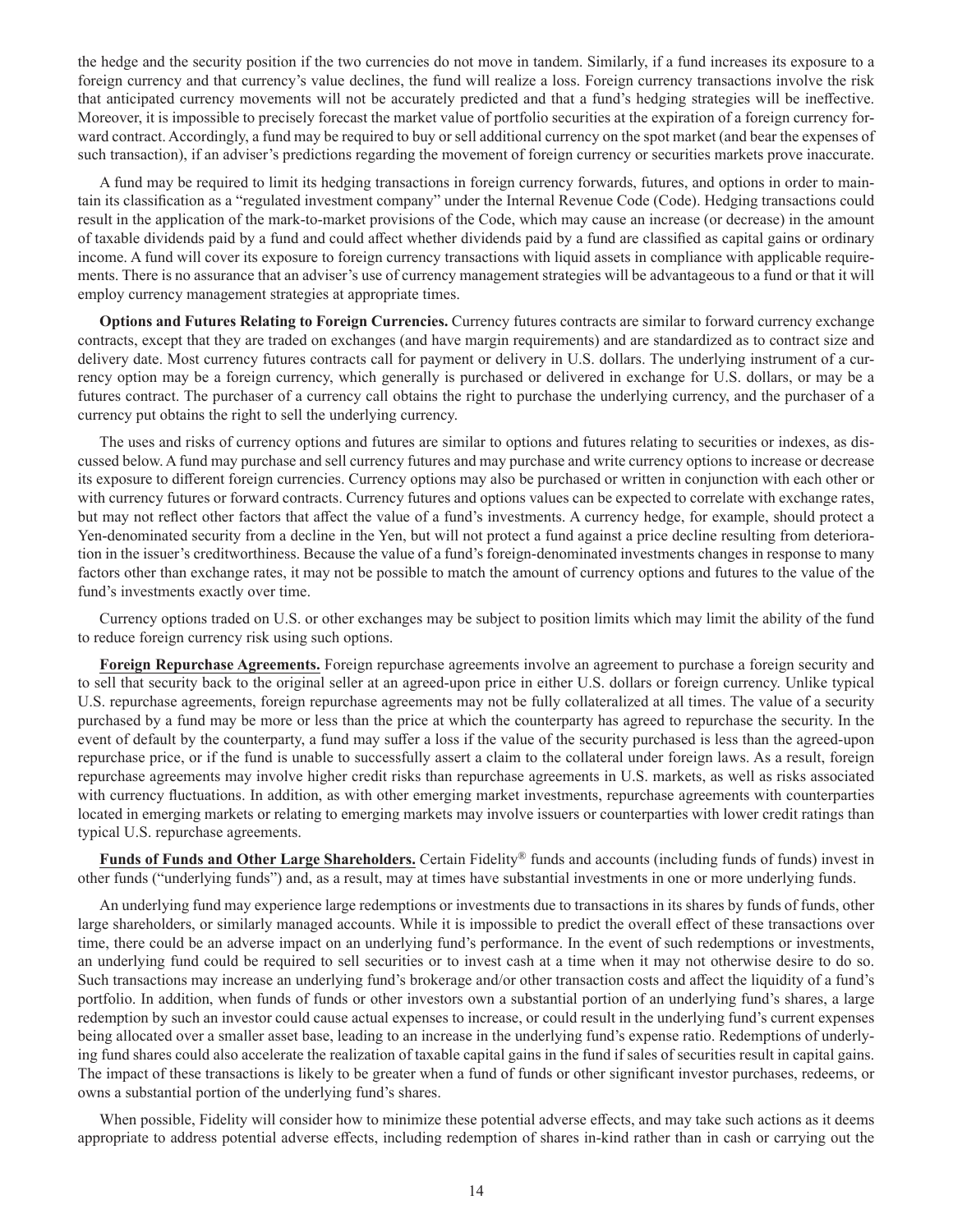the hedge and the security position if the two currencies do not move in tandem. Similarly, if a fund increases its exposure to a foreign currency and that currency's value declines, the fund will realize a loss. Foreign currency transactions involve the risk that anticipated currency movements will not be accurately predicted and that a fund's hedging strategies will be ineffective. Moreover, it is impossible to precisely forecast the market value of portfolio securities at the expiration of a foreign currency forward contract. Accordingly, a fund may be required to buy or sell additional currency on the spot market (and bear the expenses of such transaction), if an adviser's predictions regarding the movement of foreign currency or securities markets prove inaccurate.

A fund may be required to limit its hedging transactions in foreign currency forwards, futures, and options in order to maintain its classification as a "regulated investment company" under the Internal Revenue Code (Code). Hedging transactions could result in the application of the mark-to-market provisions of the Code, which may cause an increase (or decrease) in the amount of taxable dividends paid by a fund and could affect whether dividends paid by a fund are classified as capital gains or ordinary income. A fund will cover its exposure to foreign currency transactions with liquid assets in compliance with applicable requirements. There is no assurance that an adviser's use of currency management strategies will be advantageous to a fund or that it will employ currency management strategies at appropriate times.

**Options and Futures Relating to Foreign Currencies.** Currency futures contracts are similar to forward currency exchange contracts, except that they are traded on exchanges (and have margin requirements) and are standardized as to contract size and delivery date. Most currency futures contracts call for payment or delivery in U.S. dollars. The underlying instrument of a currency option may be a foreign currency, which generally is purchased or delivered in exchange for U.S. dollars, or may be a futures contract. The purchaser of a currency call obtains the right to purchase the underlying currency, and the purchaser of a currency put obtains the right to sell the underlying currency.

The uses and risks of currency options and futures are similar to options and futures relating to securities or indexes, as discussed below. A fund may purchase and sell currency futures and may purchase and write currency options to increase or decrease its exposure to different foreign currencies. Currency options may also be purchased or written in conjunction with each other or with currency futures or forward contracts. Currency futures and options values can be expected to correlate with exchange rates, but may not reflect other factors that affect the value of a fund's investments. A currency hedge, for example, should protect a Yen-denominated security from a decline in the Yen, but will not protect a fund against a price decline resulting from deterioration in the issuer's creditworthiness. Because the value of a fund's foreign-denominated investments changes in response to many factors other than exchange rates, it may not be possible to match the amount of currency options and futures to the value of the fund's investments exactly over time.

Currency options traded on U.S. or other exchanges may be subject to position limits which may limit the ability of the fund to reduce foreign currency risk using such options.

**Foreign Repurchase Agreements.** Foreign repurchase agreements involve an agreement to purchase a foreign security and to sell that security back to the original seller at an agreed-upon price in either U.S. dollars or foreign currency. Unlike typical U.S. repurchase agreements, foreign repurchase agreements may not be fully collateralized at all times. The value of a security purchased by a fund may be more or less than the price at which the counterparty has agreed to repurchase the security. In the event of default by the counterparty, a fund may suffer a loss if the value of the security purchased is less than the agreed-upon repurchase price, or if the fund is unable to successfully assert a claim to the collateral under foreign laws. As a result, foreign repurchase agreements may involve higher credit risks than repurchase agreements in U.S. markets, as well as risks associated with currency fluctuations. In addition, as with other emerging market investments, repurchase agreements with counterparties located in emerging markets or relating to emerging markets may involve issuers or counterparties with lower credit ratings than typical U.S. repurchase agreements.

**Funds of Funds and Other Large Shareholders.** Certain Fidelity® funds and accounts (including funds of funds) invest in other funds ("underlying funds") and, as a result, may at times have substantial investments in one or more underlying funds.

An underlying fund may experience large redemptions or investments due to transactions in its shares by funds of funds, other large shareholders, or similarly managed accounts. While it is impossible to predict the overall effect of these transactions over time, there could be an adverse impact on an underlying fund's performance. In the event of such redemptions or investments, an underlying fund could be required to sell securities or to invest cash at a time when it may not otherwise desire to do so. Such transactions may increase an underlying fund's brokerage and/or other transaction costs and affect the liquidity of a fund's portfolio. In addition, when funds of funds or other investors own a substantial portion of an underlying fund's shares, a large redemption by such an investor could cause actual expenses to increase, or could result in the underlying fund's current expenses being allocated over a smaller asset base, leading to an increase in the underlying fund's expense ratio. Redemptions of underlying fund shares could also accelerate the realization of taxable capital gains in the fund if sales of securities result in capital gains. The impact of these transactions is likely to be greater when a fund of funds or other significant investor purchases, redeems, or owns a substantial portion of the underlying fund's shares.

When possible, Fidelity will consider how to minimize these potential adverse effects, and may take such actions as it deems appropriate to address potential adverse effects, including redemption of shares in-kind rather than in cash or carrying out the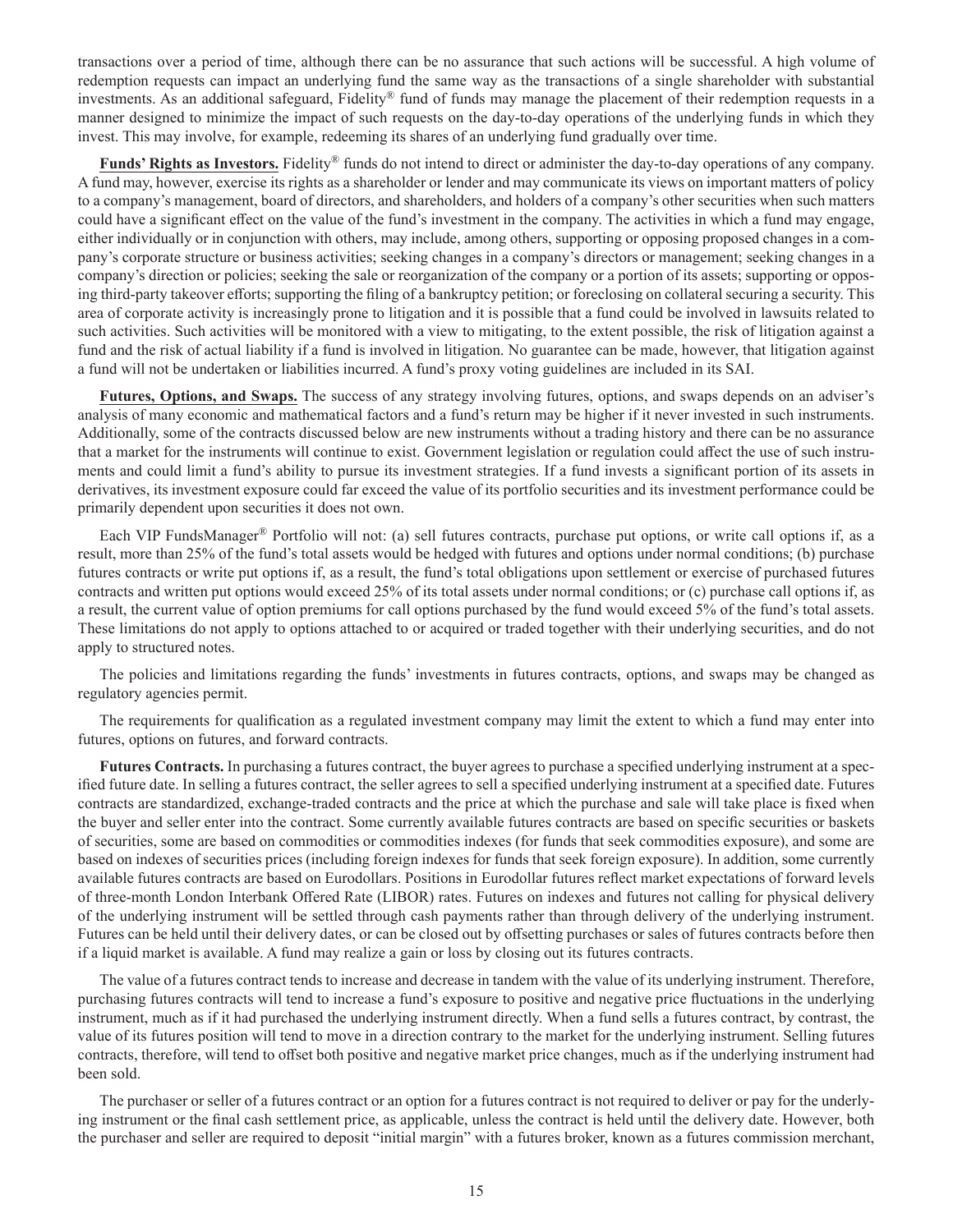transactions over a period of time, although there can be no assurance that such actions will be successful. A high volume of redemption requests can impact an underlying fund the same way as the transactions of a single shareholder with substantial investments. As an additional safeguard, Fidelity® fund of funds may manage the placement of their redemption requests in a manner designed to minimize the impact of such requests on the day-to-day operations of the underlying funds in which they invest. This may involve, for example, redeeming its shares of an underlying fund gradually over time.

**Funds' Rights as Investors.** Fidelity® funds do not intend to direct or administer the day-to-day operations of any company. A fund may, however, exercise its rights as a shareholder or lender and may communicate its views on important matters of policy to a company's management, board of directors, and shareholders, and holders of a company's other securities when such matters could have a significant effect on the value of the fund's investment in the company. The activities in which a fund may engage, either individually or in conjunction with others, may include, among others, supporting or opposing proposed changes in a company's corporate structure or business activities; seeking changes in a company's directors or management; seeking changes in a company's direction or policies; seeking the sale or reorganization of the company or a portion of its assets; supporting or opposing third-party takeover efforts; supporting the filing of a bankruptcy petition; or foreclosing on collateral securing a security. This area of corporate activity is increasingly prone to litigation and it is possible that a fund could be involved in lawsuits related to such activities. Such activities will be monitored with a view to mitigating, to the extent possible, the risk of litigation against a fund and the risk of actual liability if a fund is involved in litigation. No guarantee can be made, however, that litigation against a fund will not be undertaken or liabilities incurred. A fund's proxy voting guidelines are included in its SAI.

**Futures, Options, and Swaps.** The success of any strategy involving futures, options, and swaps depends on an adviser's analysis of many economic and mathematical factors and a fund's return may be higher if it never invested in such instruments. Additionally, some of the contracts discussed below are new instruments without a trading history and there can be no assurance that a market for the instruments will continue to exist. Government legislation or regulation could affect the use of such instruments and could limit a fund's ability to pursue its investment strategies. If a fund invests a significant portion of its assets in derivatives, its investment exposure could far exceed the value of its portfolio securities and its investment performance could be primarily dependent upon securities it does not own.

Each VIP FundsManager® Portfolio will not: (a) sell futures contracts, purchase put options, or write call options if, as a result, more than 25% of the fund's total assets would be hedged with futures and options under normal conditions; (b) purchase futures contracts or write put options if, as a result, the fund's total obligations upon settlement or exercise of purchased futures contracts and written put options would exceed 25% of its total assets under normal conditions; or (c) purchase call options if, as a result, the current value of option premiums for call options purchased by the fund would exceed 5% of the fund's total assets. These limitations do not apply to options attached to or acquired or traded together with their underlying securities, and do not apply to structured notes.

The policies and limitations regarding the funds' investments in futures contracts, options, and swaps may be changed as regulatory agencies permit.

The requirements for qualification as a regulated investment company may limit the extent to which a fund may enter into futures, options on futures, and forward contracts.

**Futures Contracts.** In purchasing a futures contract, the buyer agrees to purchase a specified underlying instrument at a specified future date. In selling a futures contract, the seller agrees to sell a specified underlying instrument at a specified date. Futures contracts are standardized, exchange-traded contracts and the price at which the purchase and sale will take place is fixed when the buyer and seller enter into the contract. Some currently available futures contracts are based on specific securities or baskets of securities, some are based on commodities or commodities indexes (for funds that seek commodities exposure), and some are based on indexes of securities prices (including foreign indexes for funds that seek foreign exposure). In addition, some currently available futures contracts are based on Eurodollars. Positions in Eurodollar futures reflect market expectations of forward levels of three-month London Interbank Offered Rate (LIBOR) rates. Futures on indexes and futures not calling for physical delivery of the underlying instrument will be settled through cash payments rather than through delivery of the underlying instrument. Futures can be held until their delivery dates, or can be closed out by offsetting purchases or sales of futures contracts before then if a liquid market is available. A fund may realize a gain or loss by closing out its futures contracts.

The value of a futures contract tends to increase and decrease in tandem with the value of its underlying instrument. Therefore, purchasing futures contracts will tend to increase a fund's exposure to positive and negative price fluctuations in the underlying instrument, much as if it had purchased the underlying instrument directly. When a fund sells a futures contract, by contrast, the value of its futures position will tend to move in a direction contrary to the market for the underlying instrument. Selling futures contracts, therefore, will tend to offset both positive and negative market price changes, much as if the underlying instrument had been sold.

The purchaser or seller of a futures contract or an option for a futures contract is not required to deliver or pay for the underlying instrument or the final cash settlement price, as applicable, unless the contract is held until the delivery date. However, both the purchaser and seller are required to deposit "initial margin" with a futures broker, known as a futures commission merchant,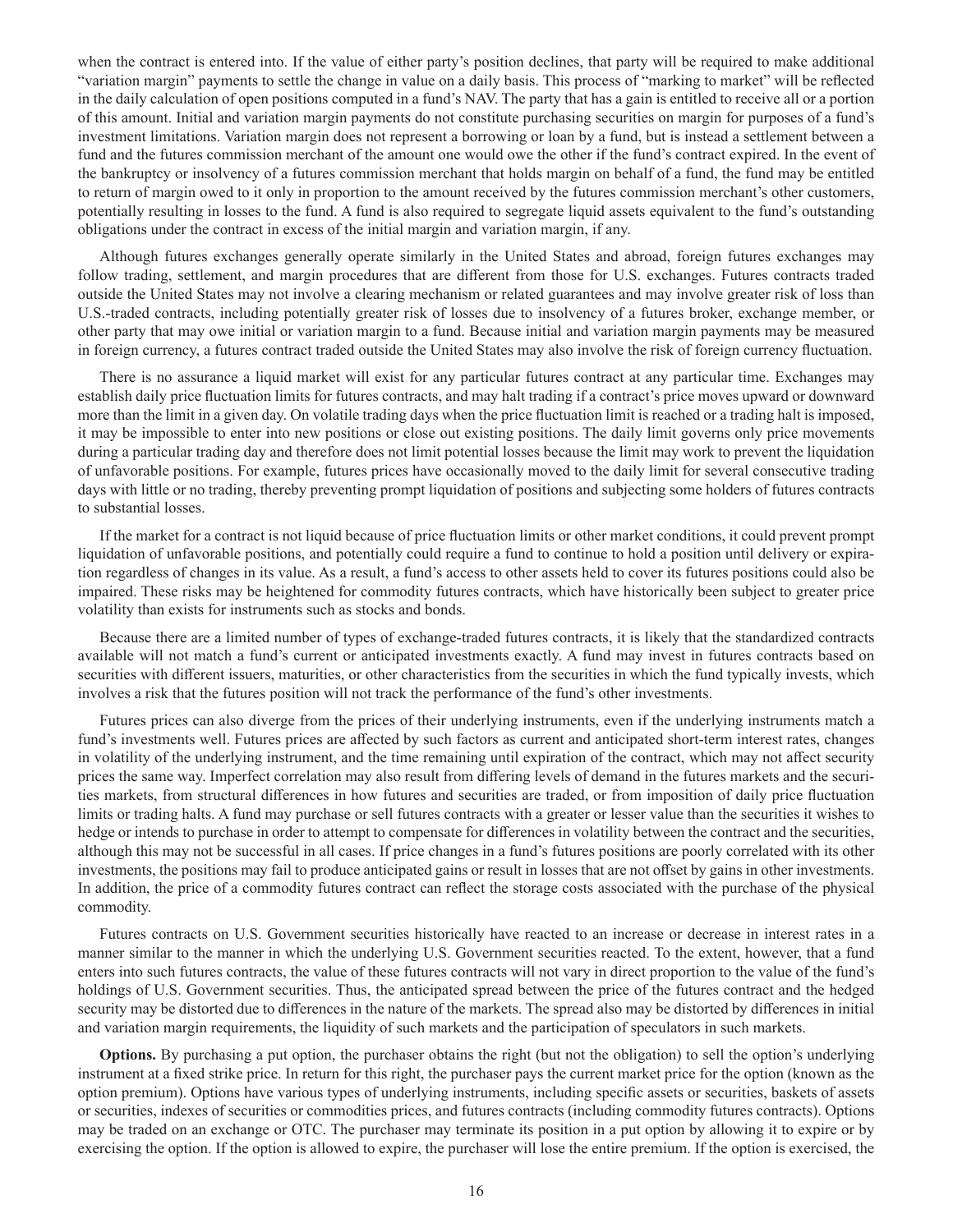when the contract is entered into. If the value of either party's position declines, that party will be required to make additional "variation margin" payments to settle the change in value on a daily basis. This process of "marking to market" will be reflected in the daily calculation of open positions computed in a fund's NAV. The party that has a gain is entitled to receive all or a portion of this amount. Initial and variation margin payments do not constitute purchasing securities on margin for purposes of a fund's investment limitations. Variation margin does not represent a borrowing or loan by a fund, but is instead a settlement between a fund and the futures commission merchant of the amount one would owe the other if the fund's contract expired. In the event of the bankruptcy or insolvency of a futures commission merchant that holds margin on behalf of a fund, the fund may be entitled to return of margin owed to it only in proportion to the amount received by the futures commission merchant's other customers, potentially resulting in losses to the fund. A fund is also required to segregate liquid assets equivalent to the fund's outstanding obligations under the contract in excess of the initial margin and variation margin, if any.

Although futures exchanges generally operate similarly in the United States and abroad, foreign futures exchanges may follow trading, settlement, and margin procedures that are different from those for U.S. exchanges. Futures contracts traded outside the United States may not involve a clearing mechanism or related guarantees and may involve greater risk of loss than U.S.-traded contracts, including potentially greater risk of losses due to insolvency of a futures broker, exchange member, or other party that may owe initial or variation margin to a fund. Because initial and variation margin payments may be measured in foreign currency, a futures contract traded outside the United States may also involve the risk of foreign currency fluctuation.

There is no assurance a liquid market will exist for any particular futures contract at any particular time. Exchanges may establish daily price fluctuation limits for futures contracts, and may halt trading if a contract's price moves upward or downward more than the limit in a given day. On volatile trading days when the price fluctuation limit is reached or a trading halt is imposed, it may be impossible to enter into new positions or close out existing positions. The daily limit governs only price movements during a particular trading day and therefore does not limit potential losses because the limit may work to prevent the liquidation of unfavorable positions. For example, futures prices have occasionally moved to the daily limit for several consecutive trading days with little or no trading, thereby preventing prompt liquidation of positions and subjecting some holders of futures contracts to substantial losses.

If the market for a contract is not liquid because of price fluctuation limits or other market conditions, it could prevent prompt liquidation of unfavorable positions, and potentially could require a fund to continue to hold a position until delivery or expiration regardless of changes in its value. As a result, a fund's access to other assets held to cover its futures positions could also be impaired. These risks may be heightened for commodity futures contracts, which have historically been subject to greater price volatility than exists for instruments such as stocks and bonds.

Because there are a limited number of types of exchange-traded futures contracts, it is likely that the standardized contracts available will not match a fund's current or anticipated investments exactly. A fund may invest in futures contracts based on securities with different issuers, maturities, or other characteristics from the securities in which the fund typically invests, which involves a risk that the futures position will not track the performance of the fund's other investments.

Futures prices can also diverge from the prices of their underlying instruments, even if the underlying instruments match a fund's investments well. Futures prices are affected by such factors as current and anticipated short-term interest rates, changes in volatility of the underlying instrument, and the time remaining until expiration of the contract, which may not affect security prices the same way. Imperfect correlation may also result from differing levels of demand in the futures markets and the securities markets, from structural differences in how futures and securities are traded, or from imposition of daily price fluctuation limits or trading halts. A fund may purchase or sell futures contracts with a greater or lesser value than the securities it wishes to hedge or intends to purchase in order to attempt to compensate for differences in volatility between the contract and the securities, although this may not be successful in all cases. If price changes in a fund's futures positions are poorly correlated with its other investments, the positions may fail to produce anticipated gains or result in losses that are not offset by gains in other investments. In addition, the price of a commodity futures contract can reflect the storage costs associated with the purchase of the physical commodity.

Futures contracts on U.S. Government securities historically have reacted to an increase or decrease in interest rates in a manner similar to the manner in which the underlying U.S. Government securities reacted. To the extent, however, that a fund enters into such futures contracts, the value of these futures contracts will not vary in direct proportion to the value of the fund's holdings of U.S. Government securities. Thus, the anticipated spread between the price of the futures contract and the hedged security may be distorted due to differences in the nature of the markets. The spread also may be distorted by differences in initial and variation margin requirements, the liquidity of such markets and the participation of speculators in such markets.

**Options.** By purchasing a put option, the purchaser obtains the right (but not the obligation) to sell the option's underlying instrument at a fixed strike price. In return for this right, the purchaser pays the current market price for the option (known as the option premium). Options have various types of underlying instruments, including specific assets or securities, baskets of assets or securities, indexes of securities or commodities prices, and futures contracts (including commodity futures contracts). Options may be traded on an exchange or OTC. The purchaser may terminate its position in a put option by allowing it to expire or by exercising the option. If the option is allowed to expire, the purchaser will lose the entire premium. If the option is exercised, the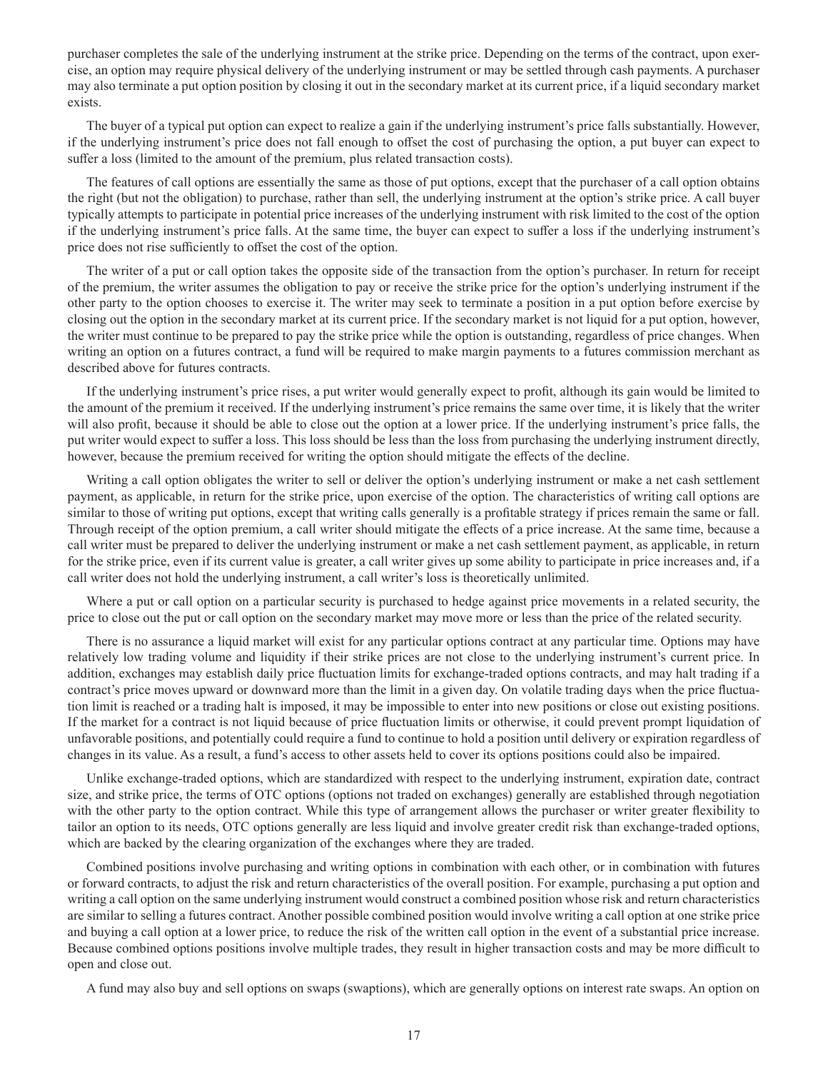purchaser completes the sale of the underlying instrument at the strike price. Depending on the terms of the contract, upon exercise, an option may require physical delivery of the underlying instrument or may be settled through cash payments. A purchaser may also terminate a put option position by closing it out in the secondary market at its current price, if a liquid secondary market exists.

The buyer of a typical put option can expect to realize a gain if the underlying instrument's price falls substantially. However, if the underlying instrument's price does not fall enough to offset the cost of purchasing the option, a put buyer can expect to suffer a loss (limited to the amount of the premium, plus related transaction costs).

The features of call options are essentially the same as those of put options, except that the purchaser of a call option obtains the right (but not the obligation) to purchase, rather than sell, the underlying instrument at the option's strike price. A call buyer typically attempts to participate in potential price increases of the underlying instrument with risk limited to the cost of the option if the underlying instrument's price falls. At the same time, the buyer can expect to suffer a loss if the underlying instrument's price does not rise sufficiently to offset the cost of the option.

The writer of a put or call option takes the opposite side of the transaction from the option's purchaser. In return for receipt of the premium, the writer assumes the obligation to pay or receive the strike price for the option's underlying instrument if the other party to the option chooses to exercise it. The writer may seek to terminate a position in a put option before exercise by closing out the option in the secondary market at its current price. If the secondary market is not liquid for a put option, however, the writer must continue to be prepared to pay the strike price while the option is outstanding, regardless of price changes. When writing an option on a futures contract, a fund will be required to make margin payments to a futures commission merchant as described above for futures contracts.

If the underlying instrument's price rises, a put writer would generally expect to profit, although its gain would be limited to the amount of the premium it received. If the underlying instrument's price remains the same over time, it is likely that the writer will also profit, because it should be able to close out the option at a lower price. If the underlying instrument's price falls, the put writer would expect to suffer a loss. This loss should be less than the loss from purchasing the underlying instrument directly, however, because the premium received for writing the option should mitigate the effects of the decline.

Writing a call option obligates the writer to sell or deliver the option's underlying instrument or make a net cash settlement payment, as applicable, in return for the strike price, upon exercise of the option. The characteristics of writing call options are similar to those of writing put options, except that writing calls generally is a profitable strategy if prices remain the same or fall. Through receipt of the option premium, a call writer should mitigate the effects of a price increase. At the same time, because a call writer must be prepared to deliver the underlying instrument or make a net cash settlement payment, as applicable, in return for the strike price, even if its current value is greater, a call writer gives up some ability to participate in price increases and, if a call writer does not hold the underlying instrument, a call writer's loss is theoretically unlimited.

Where a put or call option on a particular security is purchased to hedge against price movements in a related security, the price to close out the put or call option on the secondary market may move more or less than the price of the related security.

There is no assurance a liquid market will exist for any particular options contract at any particular time. Options may have relatively low trading volume and liquidity if their strike prices are not close to the underlying instrument's current price. In addition, exchanges may establish daily price fluctuation limits for exchange-traded options contracts, and may halt trading if a contract's price moves upward or downward more than the limit in a given day. On volatile trading days when the price fluctuation limit is reached or a trading halt is imposed, it may be impossible to enter into new positions or close out existing positions. If the market for a contract is not liquid because of price fluctuation limits or otherwise, it could prevent prompt liquidation of unfavorable positions, and potentially could require a fund to continue to hold a position until delivery or expiration regardless of changes in its value. As a result, a fund's access to other assets held to cover its options positions could also be impaired.

Unlike exchange-traded options, which are standardized with respect to the underlying instrument, expiration date, contract size, and strike price, the terms of OTC options (options not traded on exchanges) generally are established through negotiation with the other party to the option contract. While this type of arrangement allows the purchaser or writer greater flexibility to tailor an option to its needs, OTC options generally are less liquid and involve greater credit risk than exchange-traded options, which are backed by the clearing organization of the exchanges where they are traded.

Combined positions involve purchasing and writing options in combination with each other, or in combination with futures or forward contracts, to adjust the risk and return characteristics of the overall position. For example, purchasing a put option and writing a call option on the same underlying instrument would construct a combined position whose risk and return characteristics are similar to selling a futures contract. Another possible combined position would involve writing a call option at one strike price and buying a call option at a lower price, to reduce the risk of the written call option in the event of a substantial price increase. Because combined options positions involve multiple trades, they result in higher transaction costs and may be more difficult to open and close out.

A fund may also buy and sell options on swaps (swaptions), which are generally options on interest rate swaps. An option on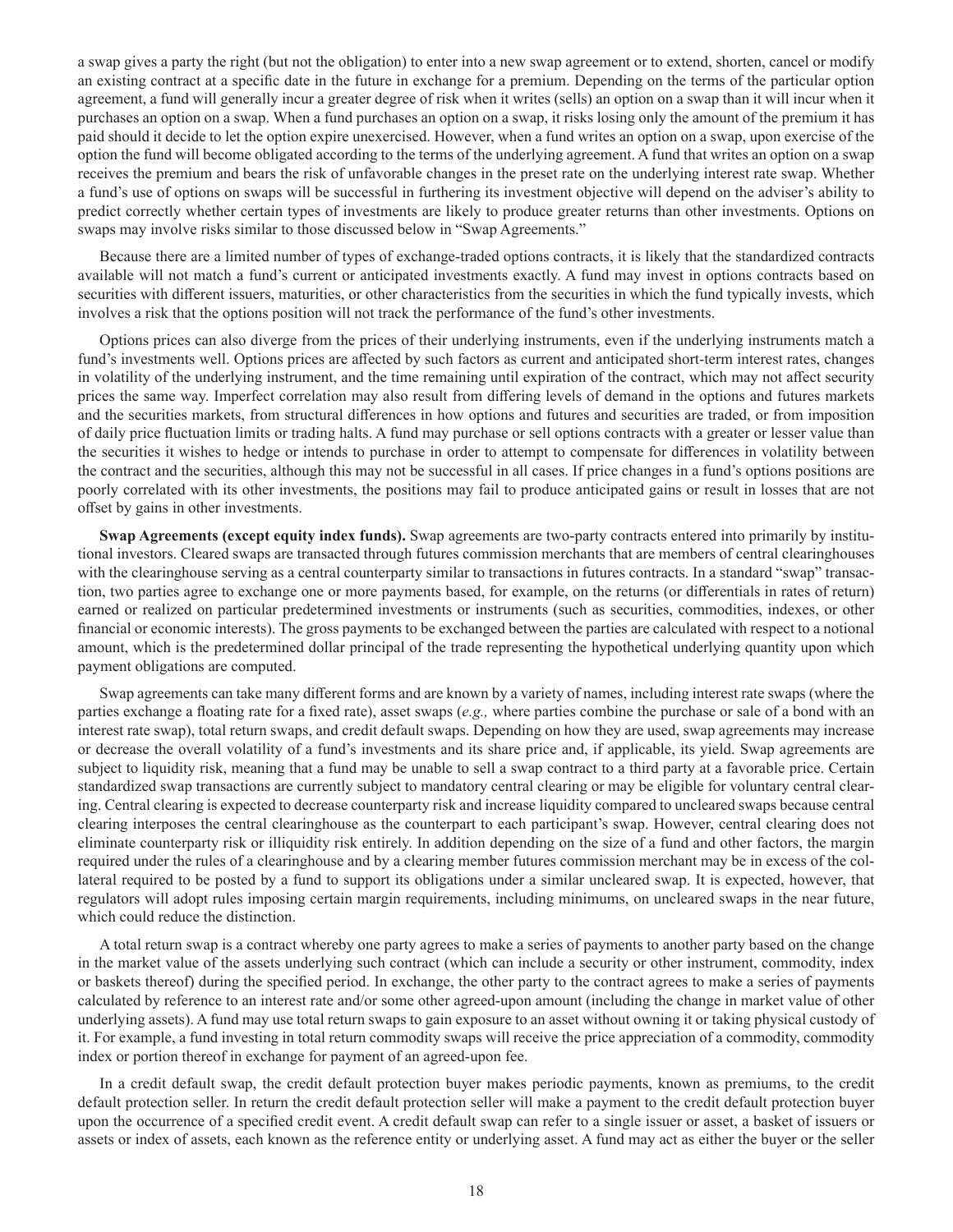a swap gives a party the right (but not the obligation) to enter into a new swap agreement or to extend, shorten, cancel or modify an existing contract at a specific date in the future in exchange for a premium. Depending on the terms of the particular option agreement, a fund will generally incur a greater degree of risk when it writes (sells) an option on a swap than it will incur when it purchases an option on a swap. When a fund purchases an option on a swap, it risks losing only the amount of the premium it has paid should it decide to let the option expire unexercised. However, when a fund writes an option on a swap, upon exercise of the option the fund will become obligated according to the terms of the underlying agreement. A fund that writes an option on a swap receives the premium and bears the risk of unfavorable changes in the preset rate on the underlying interest rate swap. Whether a fund's use of options on swaps will be successful in furthering its investment objective will depend on the adviser's ability to predict correctly whether certain types of investments are likely to produce greater returns than other investments. Options on swaps may involve risks similar to those discussed below in "Swap Agreements."

Because there are a limited number of types of exchange-traded options contracts, it is likely that the standardized contracts available will not match a fund's current or anticipated investments exactly. A fund may invest in options contracts based on securities with different issuers, maturities, or other characteristics from the securities in which the fund typically invests, which involves a risk that the options position will not track the performance of the fund's other investments.

Options prices can also diverge from the prices of their underlying instruments, even if the underlying instruments match a fund's investments well. Options prices are affected by such factors as current and anticipated short-term interest rates, changes in volatility of the underlying instrument, and the time remaining until expiration of the contract, which may not affect security prices the same way. Imperfect correlation may also result from differing levels of demand in the options and futures markets and the securities markets, from structural differences in how options and futures and securities are traded, or from imposition of daily price fluctuation limits or trading halts. A fund may purchase or sell options contracts with a greater or lesser value than the securities it wishes to hedge or intends to purchase in order to attempt to compensate for differences in volatility between the contract and the securities, although this may not be successful in all cases. If price changes in a fund's options positions are poorly correlated with its other investments, the positions may fail to produce anticipated gains or result in losses that are not offset by gains in other investments.

**Swap Agreements (except equity index funds).** Swap agreements are two-party contracts entered into primarily by institutional investors. Cleared swaps are transacted through futures commission merchants that are members of central clearinghouses with the clearinghouse serving as a central counterparty similar to transactions in futures contracts. In a standard "swap" transaction, two parties agree to exchange one or more payments based, for example, on the returns (or differentials in rates of return) earned or realized on particular predetermined investments or instruments (such as securities, commodities, indexes, or other financial or economic interests). The gross payments to be exchanged between the parties are calculated with respect to a notional amount, which is the predetermined dollar principal of the trade representing the hypothetical underlying quantity upon which payment obligations are computed.

Swap agreements can take many different forms and are known by a variety of names, including interest rate swaps (where the parties exchange a floating rate for a fixed rate), asset swaps (*e.g.,* where parties combine the purchase or sale of a bond with an interest rate swap), total return swaps, and credit default swaps. Depending on how they are used, swap agreements may increase or decrease the overall volatility of a fund's investments and its share price and, if applicable, its yield. Swap agreements are subject to liquidity risk, meaning that a fund may be unable to sell a swap contract to a third party at a favorable price. Certain standardized swap transactions are currently subject to mandatory central clearing or may be eligible for voluntary central clearing. Central clearing is expected to decrease counterparty risk and increase liquidity compared to uncleared swaps because central clearing interposes the central clearinghouse as the counterpart to each participant's swap. However, central clearing does not eliminate counterparty risk or illiquidity risk entirely. In addition depending on the size of a fund and other factors, the margin required under the rules of a clearinghouse and by a clearing member futures commission merchant may be in excess of the collateral required to be posted by a fund to support its obligations under a similar uncleared swap. It is expected, however, that regulators will adopt rules imposing certain margin requirements, including minimums, on uncleared swaps in the near future, which could reduce the distinction.

A total return swap is a contract whereby one party agrees to make a series of payments to another party based on the change in the market value of the assets underlying such contract (which can include a security or other instrument, commodity, index or baskets thereof) during the specified period. In exchange, the other party to the contract agrees to make a series of payments calculated by reference to an interest rate and/or some other agreed-upon amount (including the change in market value of other underlying assets). A fund may use total return swaps to gain exposure to an asset without owning it or taking physical custody of it. For example, a fund investing in total return commodity swaps will receive the price appreciation of a commodity, commodity index or portion thereof in exchange for payment of an agreed-upon fee.

In a credit default swap, the credit default protection buyer makes periodic payments, known as premiums, to the credit default protection seller. In return the credit default protection seller will make a payment to the credit default protection buyer upon the occurrence of a specified credit event. A credit default swap can refer to a single issuer or asset, a basket of issuers or assets or index of assets, each known as the reference entity or underlying asset. A fund may act as either the buyer or the seller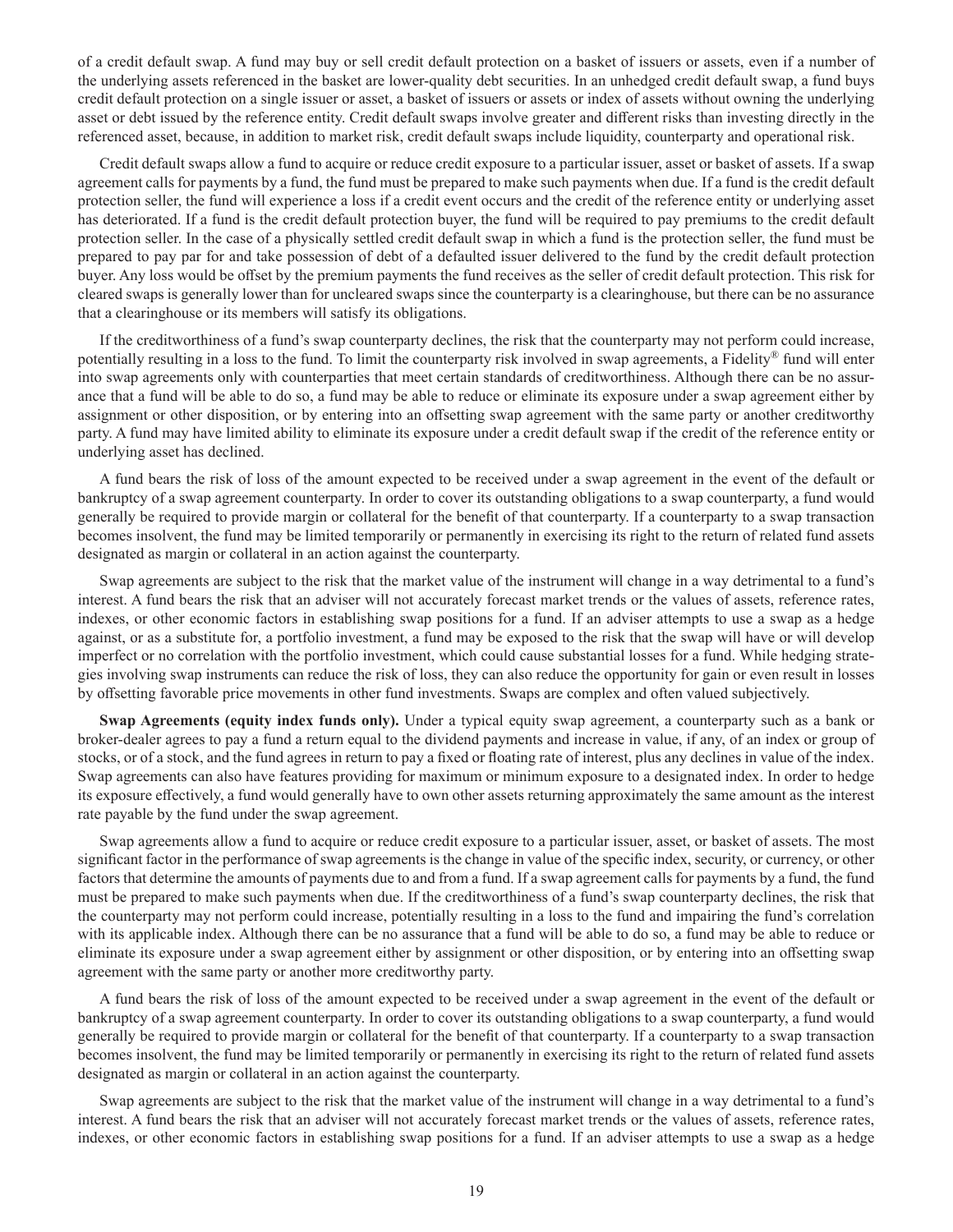of a credit default swap. A fund may buy or sell credit default protection on a basket of issuers or assets, even if a number of the underlying assets referenced in the basket are lower-quality debt securities. In an unhedged credit default swap, a fund buys credit default protection on a single issuer or asset, a basket of issuers or assets or index of assets without owning the underlying asset or debt issued by the reference entity. Credit default swaps involve greater and different risks than investing directly in the referenced asset, because, in addition to market risk, credit default swaps include liquidity, counterparty and operational risk.

Credit default swaps allow a fund to acquire or reduce credit exposure to a particular issuer, asset or basket of assets. If a swap agreement calls for payments by a fund, the fund must be prepared to make such payments when due. If a fund is the credit default protection seller, the fund will experience a loss if a credit event occurs and the credit of the reference entity or underlying asset has deteriorated. If a fund is the credit default protection buyer, the fund will be required to pay premiums to the credit default protection seller. In the case of a physically settled credit default swap in which a fund is the protection seller, the fund must be prepared to pay par for and take possession of debt of a defaulted issuer delivered to the fund by the credit default protection buyer. Any loss would be offset by the premium payments the fund receives as the seller of credit default protection. This risk for cleared swaps is generally lower than for uncleared swaps since the counterparty is a clearinghouse, but there can be no assurance that a clearinghouse or its members will satisfy its obligations.

If the creditworthiness of a fund's swap counterparty declines, the risk that the counterparty may not perform could increase, potentially resulting in a loss to the fund. To limit the counterparty risk involved in swap agreements, a Fidelity® fund will enter into swap agreements only with counterparties that meet certain standards of creditworthiness. Although there can be no assurance that a fund will be able to do so, a fund may be able to reduce or eliminate its exposure under a swap agreement either by assignment or other disposition, or by entering into an offsetting swap agreement with the same party or another creditworthy party. A fund may have limited ability to eliminate its exposure under a credit default swap if the credit of the reference entity or underlying asset has declined.

A fund bears the risk of loss of the amount expected to be received under a swap agreement in the event of the default or bankruptcy of a swap agreement counterparty. In order to cover its outstanding obligations to a swap counterparty, a fund would generally be required to provide margin or collateral for the benefit of that counterparty. If a counterparty to a swap transaction becomes insolvent, the fund may be limited temporarily or permanently in exercising its right to the return of related fund assets designated as margin or collateral in an action against the counterparty.

Swap agreements are subject to the risk that the market value of the instrument will change in a way detrimental to a fund's interest. A fund bears the risk that an adviser will not accurately forecast market trends or the values of assets, reference rates, indexes, or other economic factors in establishing swap positions for a fund. If an adviser attempts to use a swap as a hedge against, or as a substitute for, a portfolio investment, a fund may be exposed to the risk that the swap will have or will develop imperfect or no correlation with the portfolio investment, which could cause substantial losses for a fund. While hedging strategies involving swap instruments can reduce the risk of loss, they can also reduce the opportunity for gain or even result in losses by offsetting favorable price movements in other fund investments. Swaps are complex and often valued subjectively.

**Swap Agreements (equity index funds only).** Under a typical equity swap agreement, a counterparty such as a bank or broker-dealer agrees to pay a fund a return equal to the dividend payments and increase in value, if any, of an index or group of stocks, or of a stock, and the fund agrees in return to pay a fixed or floating rate of interest, plus any declines in value of the index. Swap agreements can also have features providing for maximum or minimum exposure to a designated index. In order to hedge its exposure effectively, a fund would generally have to own other assets returning approximately the same amount as the interest rate payable by the fund under the swap agreement.

Swap agreements allow a fund to acquire or reduce credit exposure to a particular issuer, asset, or basket of assets. The most significant factor in the performance of swap agreements is the change in value of the specific index, security, or currency, or other factors that determine the amounts of payments due to and from a fund. If a swap agreement calls for payments by a fund, the fund must be prepared to make such payments when due. If the creditworthiness of a fund's swap counterparty declines, the risk that the counterparty may not perform could increase, potentially resulting in a loss to the fund and impairing the fund's correlation with its applicable index. Although there can be no assurance that a fund will be able to do so, a fund may be able to reduce or eliminate its exposure under a swap agreement either by assignment or other disposition, or by entering into an offsetting swap agreement with the same party or another more creditworthy party.

A fund bears the risk of loss of the amount expected to be received under a swap agreement in the event of the default or bankruptcy of a swap agreement counterparty. In order to cover its outstanding obligations to a swap counterparty, a fund would generally be required to provide margin or collateral for the benefit of that counterparty. If a counterparty to a swap transaction becomes insolvent, the fund may be limited temporarily or permanently in exercising its right to the return of related fund assets designated as margin or collateral in an action against the counterparty.

Swap agreements are subject to the risk that the market value of the instrument will change in a way detrimental to a fund's interest. A fund bears the risk that an adviser will not accurately forecast market trends or the values of assets, reference rates, indexes, or other economic factors in establishing swap positions for a fund. If an adviser attempts to use a swap as a hedge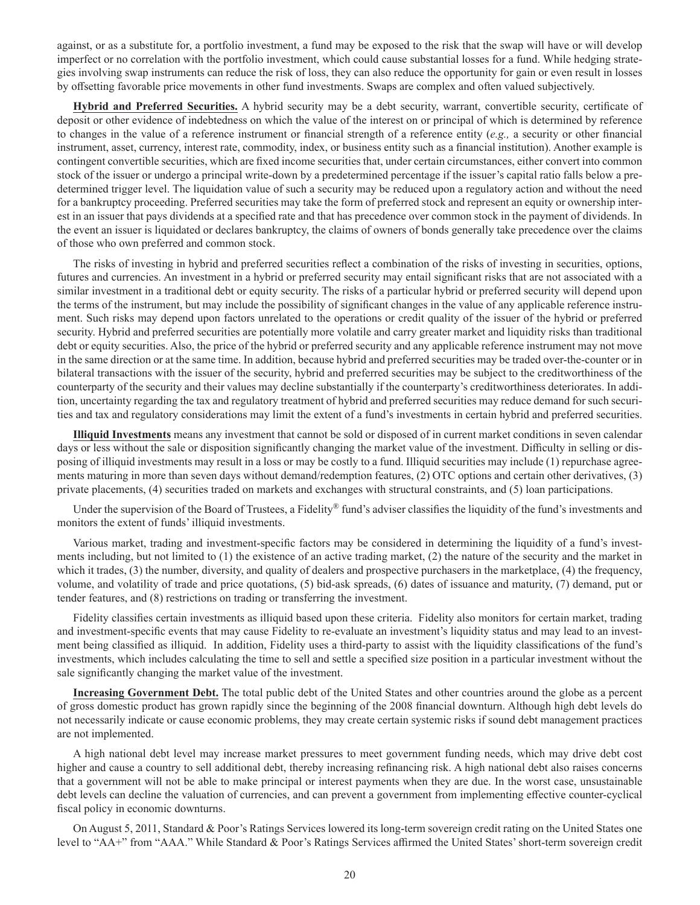against, or as a substitute for, a portfolio investment, a fund may be exposed to the risk that the swap will have or will develop imperfect or no correlation with the portfolio investment, which could cause substantial losses for a fund. While hedging strategies involving swap instruments can reduce the risk of loss, they can also reduce the opportunity for gain or even result in losses by offsetting favorable price movements in other fund investments. Swaps are complex and often valued subjectively.

**Hybrid and Preferred Securities.** A hybrid security may be a debt security, warrant, convertible security, certificate of deposit or other evidence of indebtedness on which the value of the interest on or principal of which is determined by reference to changes in the value of a reference instrument or financial strength of a reference entity (*e.g.,* a security or other financial instrument, asset, currency, interest rate, commodity, index, or business entity such as a financial institution). Another example is contingent convertible securities, which are fixed income securities that, under certain circumstances, either convert into common stock of the issuer or undergo a principal write-down by a predetermined percentage if the issuer's capital ratio falls below a predetermined trigger level. The liquidation value of such a security may be reduced upon a regulatory action and without the need for a bankruptcy proceeding. Preferred securities may take the form of preferred stock and represent an equity or ownership interest in an issuer that pays dividends at a specified rate and that has precedence over common stock in the payment of dividends. In the event an issuer is liquidated or declares bankruptcy, the claims of owners of bonds generally take precedence over the claims of those who own preferred and common stock.

The risks of investing in hybrid and preferred securities reflect a combination of the risks of investing in securities, options, futures and currencies. An investment in a hybrid or preferred security may entail significant risks that are not associated with a similar investment in a traditional debt or equity security. The risks of a particular hybrid or preferred security will depend upon the terms of the instrument, but may include the possibility of significant changes in the value of any applicable reference instrument. Such risks may depend upon factors unrelated to the operations or credit quality of the issuer of the hybrid or preferred security. Hybrid and preferred securities are potentially more volatile and carry greater market and liquidity risks than traditional debt or equity securities. Also, the price of the hybrid or preferred security and any applicable reference instrument may not move in the same direction or at the same time. In addition, because hybrid and preferred securities may be traded over-the-counter or in bilateral transactions with the issuer of the security, hybrid and preferred securities may be subject to the creditworthiness of the counterparty of the security and their values may decline substantially if the counterparty's creditworthiness deteriorates. In addition, uncertainty regarding the tax and regulatory treatment of hybrid and preferred securities may reduce demand for such securities and tax and regulatory considerations may limit the extent of a fund's investments in certain hybrid and preferred securities.

**Illiquid Investments** means any investment that cannot be sold or disposed of in current market conditions in seven calendar days or less without the sale or disposition significantly changing the market value of the investment. Difficulty in selling or disposing of illiquid investments may result in a loss or may be costly to a fund. Illiquid securities may include (1) repurchase agreements maturing in more than seven days without demand/redemption features, (2) OTC options and certain other derivatives, (3) private placements, (4) securities traded on markets and exchanges with structural constraints, and (5) loan participations.

Under the supervision of the Board of Trustees, a Fidelity® fund's adviser classifies the liquidity of the fund's investments and monitors the extent of funds' illiquid investments.

Various market, trading and investment-specific factors may be considered in determining the liquidity of a fund's investments including, but not limited to (1) the existence of an active trading market, (2) the nature of the security and the market in which it trades, (3) the number, diversity, and quality of dealers and prospective purchasers in the marketplace, (4) the frequency, volume, and volatility of trade and price quotations, (5) bid-ask spreads, (6) dates of issuance and maturity, (7) demand, put or tender features, and (8) restrictions on trading or transferring the investment.

Fidelity classifies certain investments as illiquid based upon these criteria. Fidelity also monitors for certain market, trading and investment-specific events that may cause Fidelity to re-evaluate an investment's liquidity status and may lead to an investment being classified as illiquid. In addition, Fidelity uses a third-party to assist with the liquidity classifications of the fund's investments, which includes calculating the time to sell and settle a specified size position in a particular investment without the sale significantly changing the market value of the investment.

**Increasing Government Debt.** The total public debt of the United States and other countries around the globe as a percent of gross domestic product has grown rapidly since the beginning of the 2008 financial downturn. Although high debt levels do not necessarily indicate or cause economic problems, they may create certain systemic risks if sound debt management practices are not implemented.

A high national debt level may increase market pressures to meet government funding needs, which may drive debt cost higher and cause a country to sell additional debt, thereby increasing refinancing risk. A high national debt also raises concerns that a government will not be able to make principal or interest payments when they are due. In the worst case, unsustainable debt levels can decline the valuation of currencies, and can prevent a government from implementing effective counter-cyclical fiscal policy in economic downturns.

On August 5, 2011, Standard & Poor's Ratings Services lowered its long-term sovereign credit rating on the United States one level to "AA+" from "AAA." While Standard & Poor's Ratings Services affirmed the United States' short-term sovereign credit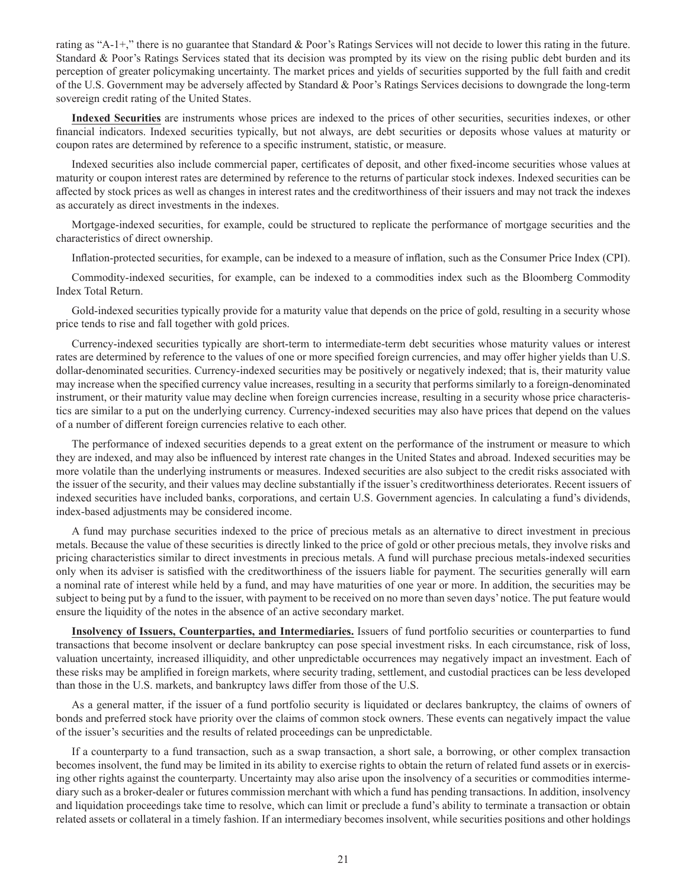rating as "A-1+," there is no guarantee that Standard & Poor's Ratings Services will not decide to lower this rating in the future. Standard & Poor's Ratings Services stated that its decision was prompted by its view on the rising public debt burden and its perception of greater policymaking uncertainty. The market prices and yields of securities supported by the full faith and credit of the U.S. Government may be adversely affected by Standard & Poor's Ratings Services decisions to downgrade the long-term sovereign credit rating of the United States.

**Indexed Securities** are instruments whose prices are indexed to the prices of other securities, securities indexes, or other financial indicators. Indexed securities typically, but not always, are debt securities or deposits whose values at maturity or coupon rates are determined by reference to a specific instrument, statistic, or measure.

Indexed securities also include commercial paper, certificates of deposit, and other fixed-income securities whose values at maturity or coupon interest rates are determined by reference to the returns of particular stock indexes. Indexed securities can be affected by stock prices as well as changes in interest rates and the creditworthiness of their issuers and may not track the indexes as accurately as direct investments in the indexes.

Mortgage-indexed securities, for example, could be structured to replicate the performance of mortgage securities and the characteristics of direct ownership.

Inflation-protected securities, for example, can be indexed to a measure of inflation, such as the Consumer Price Index (CPI).

Commodity-indexed securities, for example, can be indexed to a commodities index such as the Bloomberg Commodity Index Total Return.

Gold-indexed securities typically provide for a maturity value that depends on the price of gold, resulting in a security whose price tends to rise and fall together with gold prices.

Currency-indexed securities typically are short-term to intermediate-term debt securities whose maturity values or interest rates are determined by reference to the values of one or more specified foreign currencies, and may offer higher yields than U.S. dollar-denominated securities. Currency-indexed securities may be positively or negatively indexed; that is, their maturity value may increase when the specified currency value increases, resulting in a security that performs similarly to a foreign-denominated instrument, or their maturity value may decline when foreign currencies increase, resulting in a security whose price characteristics are similar to a put on the underlying currency. Currency-indexed securities may also have prices that depend on the values of a number of different foreign currencies relative to each other.

The performance of indexed securities depends to a great extent on the performance of the instrument or measure to which they are indexed, and may also be influenced by interest rate changes in the United States and abroad. Indexed securities may be more volatile than the underlying instruments or measures. Indexed securities are also subject to the credit risks associated with the issuer of the security, and their values may decline substantially if the issuer's creditworthiness deteriorates. Recent issuers of indexed securities have included banks, corporations, and certain U.S. Government agencies. In calculating a fund's dividends, index-based adjustments may be considered income.

A fund may purchase securities indexed to the price of precious metals as an alternative to direct investment in precious metals. Because the value of these securities is directly linked to the price of gold or other precious metals, they involve risks and pricing characteristics similar to direct investments in precious metals. A fund will purchase precious metals-indexed securities only when its adviser is satisfied with the creditworthiness of the issuers liable for payment. The securities generally will earn a nominal rate of interest while held by a fund, and may have maturities of one year or more. In addition, the securities may be subject to being put by a fund to the issuer, with payment to be received on no more than seven days' notice. The put feature would ensure the liquidity of the notes in the absence of an active secondary market.

**Insolvency of Issuers, Counterparties, and Intermediaries.** Issuers of fund portfolio securities or counterparties to fund transactions that become insolvent or declare bankruptcy can pose special investment risks. In each circumstance, risk of loss, valuation uncertainty, increased illiquidity, and other unpredictable occurrences may negatively impact an investment. Each of these risks may be amplified in foreign markets, where security trading, settlement, and custodial practices can be less developed than those in the U.S. markets, and bankruptcy laws differ from those of the U.S.

As a general matter, if the issuer of a fund portfolio security is liquidated or declares bankruptcy, the claims of owners of bonds and preferred stock have priority over the claims of common stock owners. These events can negatively impact the value of the issuer's securities and the results of related proceedings can be unpredictable.

If a counterparty to a fund transaction, such as a swap transaction, a short sale, a borrowing, or other complex transaction becomes insolvent, the fund may be limited in its ability to exercise rights to obtain the return of related fund assets or in exercising other rights against the counterparty. Uncertainty may also arise upon the insolvency of a securities or commodities intermediary such as a broker-dealer or futures commission merchant with which a fund has pending transactions. In addition, insolvency and liquidation proceedings take time to resolve, which can limit or preclude a fund's ability to terminate a transaction or obtain related assets or collateral in a timely fashion. If an intermediary becomes insolvent, while securities positions and other holdings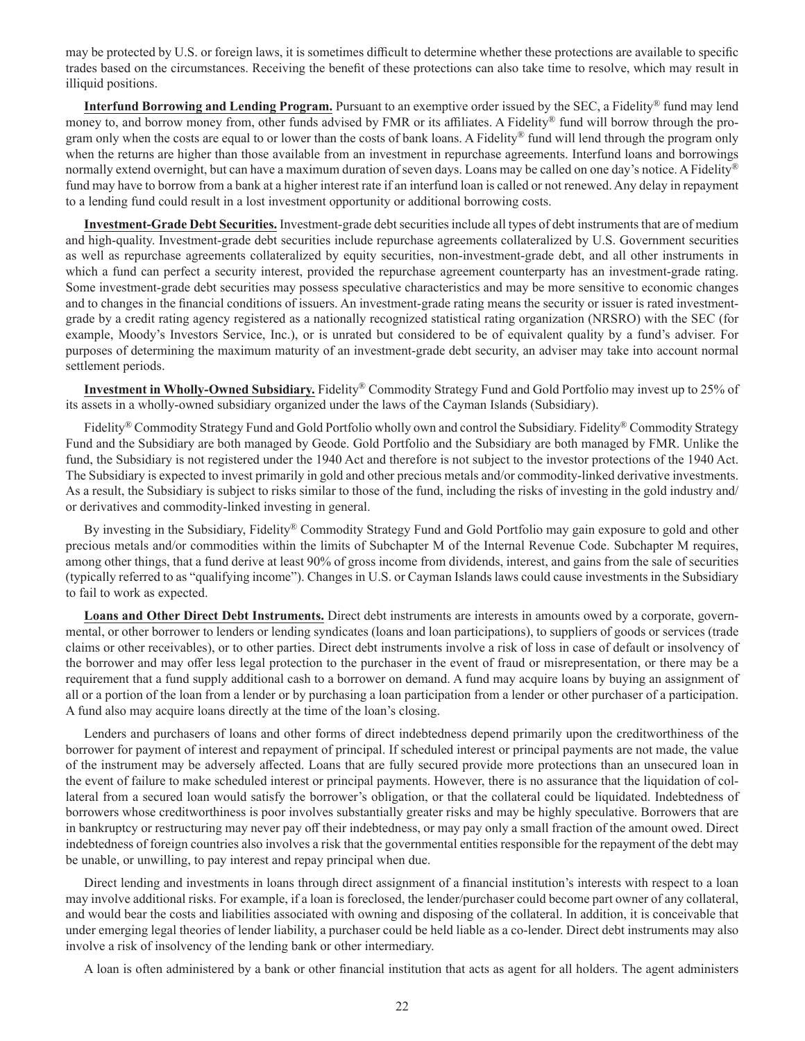may be protected by U.S. or foreign laws, it is sometimes difficult to determine whether these protections are available to specific trades based on the circumstances. Receiving the benefit of these protections can also take time to resolve, which may result in illiquid positions.

**Interfund Borrowing and Lending Program.** Pursuant to an exemptive order issued by the SEC, a Fidelity® fund may lend money to, and borrow money from, other funds advised by FMR or its affiliates. A Fidelity® fund will borrow through the program only when the costs are equal to or lower than the costs of bank loans. A Fidelity® fund will lend through the program only when the returns are higher than those available from an investment in repurchase agreements. Interfund loans and borrowings normally extend overnight, but can have a maximum duration of seven days. Loans may be called on one day's notice. A Fidelity® fund may have to borrow from a bank at a higher interest rate if an interfund loan is called or not renewed. Any delay in repayment to a lending fund could result in a lost investment opportunity or additional borrowing costs.

**Investment-Grade Debt Securities.** Investment-grade debt securities include all types of debt instruments that are of medium and high-quality. Investment-grade debt securities include repurchase agreements collateralized by U.S. Government securities as well as repurchase agreements collateralized by equity securities, non-investment-grade debt, and all other instruments in which a fund can perfect a security interest, provided the repurchase agreement counterparty has an investment-grade rating. Some investment-grade debt securities may possess speculative characteristics and may be more sensitive to economic changes and to changes in the financial conditions of issuers. An investment-grade rating means the security or issuer is rated investment-grade by a credit rating agency registered as a nationally recognized statistical rating organization (NRSRO) with the SEC (for example, Moody's Investors Service, Inc.), or is unrated but considered to be of equivalent quality by a fund's adviser. For purposes of determining the maximum maturity of an investment-grade debt security, an adviser may take into account normal settlement periods.

**Investment in Wholly-Owned Subsidiary.** Fidelity® Commodity Strategy Fund and Gold Portfolio may invest up to 25% of its assets in a wholly-owned subsidiary organized under the laws of the Cayman Islands (Subsidiary).

Fidelity® Commodity Strategy Fund and Gold Portfolio wholly own and control the Subsidiary. Fidelity® Commodity Strategy Fund and the Subsidiary are both managed by Geode. Gold Portfolio and the Subsidiary are both managed by FMR. Unlike the fund, the Subsidiary is not registered under the 1940 Act and therefore is not subject to the investor protections of the 1940 Act. The Subsidiary is expected to invest primarily in gold and other precious metals and/or commodity-linked derivative investments. As a result, the Subsidiary is subject to risks similar to those of the fund, including the risks of investing in the gold industry and/or derivatives and commodity-linked investing in general.

By investing in the Subsidiary, Fidelity® Commodity Strategy Fund and Gold Portfolio may gain exposure to gold and other precious metals and/or commodities within the limits of Subchapter M of the Internal Revenue Code. Subchapter M requires, among other things, that a fund derive at least 90% of gross income from dividends, interest, and gains from the sale of securities (typically referred to as "qualifying income"). Changes in U.S. or Cayman Islands laws could cause investments in the Subsidiary to fail to work as expected.

**Loans and Other Direct Debt Instruments.** Direct debt instruments are interests in amounts owed by a corporate, governmental, or other borrower to lenders or lending syndicates (loans and loan participations), to suppliers of goods or services (trade claims or other receivables), or to other parties. Direct debt instruments involve a risk of loss in case of default or insolvency of the borrower and may offer less legal protection to the purchaser in the event of fraud or misrepresentation, or there may be a requirement that a fund supply additional cash to a borrower on demand. A fund may acquire loans by buying an assignment of all or a portion of the loan from a lender or by purchasing a loan participation from a lender or other purchaser of a participation. A fund also may acquire loans directly at the time of the loan's closing.

Lenders and purchasers of loans and other forms of direct indebtedness depend primarily upon the creditworthiness of the borrower for payment of interest and repayment of principal. If scheduled interest or principal payments are not made, the value of the instrument may be adversely affected. Loans that are fully secured provide more protections than an unsecured loan in the event of failure to make scheduled interest or principal payments. However, there is no assurance that the liquidation of collateral from a secured loan would satisfy the borrower's obligation, or that the collateral could be liquidated. Indebtedness of borrowers whose creditworthiness is poor involves substantially greater risks and may be highly speculative. Borrowers that are in bankruptcy or restructuring may never pay off their indebtedness, or may pay only a small fraction of the amount owed. Direct indebtedness of foreign countries also involves a risk that the governmental entities responsible for the repayment of the debt may be unable, or unwilling, to pay interest and repay principal when due.

Direct lending and investments in loans through direct assignment of a financial institution's interests with respect to a loan may involve additional risks. For example, if a loan is foreclosed, the lender/purchaser could become part owner of any collateral, and would bear the costs and liabilities associated with owning and disposing of the collateral. In addition, it is conceivable that under emerging legal theories of lender liability, a purchaser could be held liable as a co-lender. Direct debt instruments may also involve a risk of insolvency of the lending bank or other intermediary.

A loan is often administered by a bank or other financial institution that acts as agent for all holders. The agent administers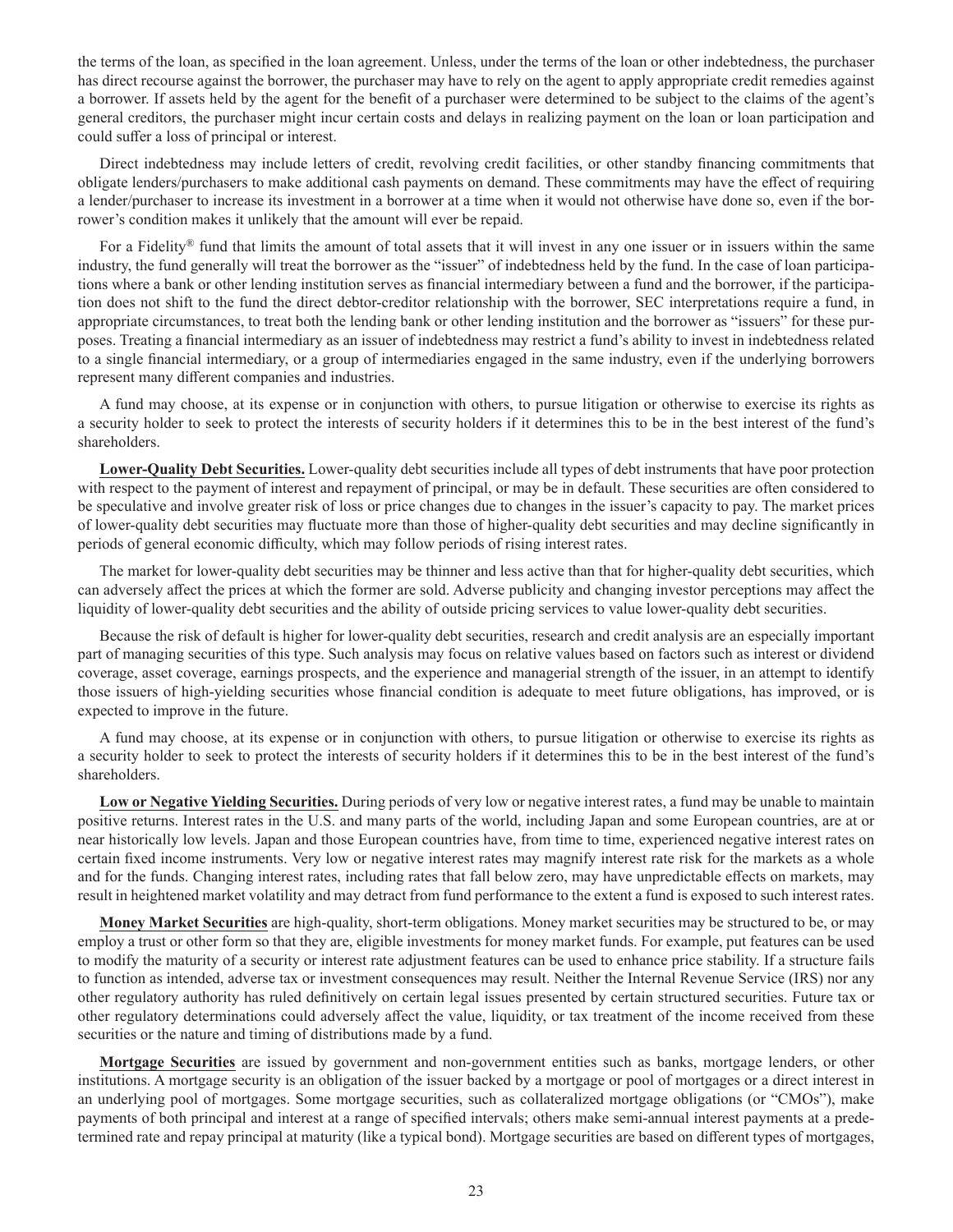the terms of the loan, as specified in the loan agreement. Unless, under the terms of the loan or other indebtedness, the purchaser has direct recourse against the borrower, the purchaser may have to rely on the agent to apply appropriate credit remedies against a borrower. If assets held by the agent for the benefit of a purchaser were determined to be subject to the claims of the agent's general creditors, the purchaser might incur certain costs and delays in realizing payment on the loan or loan participation and could suffer a loss of principal or interest.

Direct indebtedness may include letters of credit, revolving credit facilities, or other standby financing commitments that obligate lenders/purchasers to make additional cash payments on demand. These commitments may have the effect of requiring a lender/purchaser to increase its investment in a borrower at a time when it would not otherwise have done so, even if the borrower's condition makes it unlikely that the amount will ever be repaid.

For a Fidelity® fund that limits the amount of total assets that it will invest in any one issuer or in issuers within the same industry, the fund generally will treat the borrower as the "issuer" of indebtedness held by the fund. In the case of loan participations where a bank or other lending institution serves as financial intermediary between a fund and the borrower, if the participation does not shift to the fund the direct debtor-creditor relationship with the borrower, SEC interpretations require a fund, in appropriate circumstances, to treat both the lending bank or other lending institution and the borrower as "issuers" for these purposes. Treating a financial intermediary as an issuer of indebtedness may restrict a fund's ability to invest in indebtedness related to a single financial intermediary, or a group of intermediaries engaged in the same industry, even if the underlying borrowers represent many different companies and industries.

A fund may choose, at its expense or in conjunction with others, to pursue litigation or otherwise to exercise its rights as a security holder to seek to protect the interests of security holders if it determines this to be in the best interest of the fund's shareholders.

**Lower-Quality Debt Securities.** Lower-quality debt securities include all types of debt instruments that have poor protection with respect to the payment of interest and repayment of principal, or may be in default. These securities are often considered to be speculative and involve greater risk of loss or price changes due to changes in the issuer's capacity to pay. The market prices of lower-quality debt securities may fluctuate more than those of higher-quality debt securities and may decline significantly in periods of general economic difficulty, which may follow periods of rising interest rates.

The market for lower-quality debt securities may be thinner and less active than that for higher-quality debt securities, which can adversely affect the prices at which the former are sold. Adverse publicity and changing investor perceptions may affect the liquidity of lower-quality debt securities and the ability of outside pricing services to value lower-quality debt securities.

Because the risk of default is higher for lower-quality debt securities, research and credit analysis are an especially important part of managing securities of this type. Such analysis may focus on relative values based on factors such as interest or dividend coverage, asset coverage, earnings prospects, and the experience and managerial strength of the issuer, in an attempt to identify those issuers of high-yielding securities whose financial condition is adequate to meet future obligations, has improved, or is expected to improve in the future.

A fund may choose, at its expense or in conjunction with others, to pursue litigation or otherwise to exercise its rights as a security holder to seek to protect the interests of security holders if it determines this to be in the best interest of the fund's shareholders.

**Low or Negative Yielding Securities.** During periods of very low or negative interest rates, a fund may be unable to maintain positive returns. Interest rates in the U.S. and many parts of the world, including Japan and some European countries, are at or near historically low levels. Japan and those European countries have, from time to time, experienced negative interest rates on certain fixed income instruments. Very low or negative interest rates may magnify interest rate risk for the markets as a whole and for the funds. Changing interest rates, including rates that fall below zero, may have unpredictable effects on markets, may result in heightened market volatility and may detract from fund performance to the extent a fund is exposed to such interest rates.

**Money Market Securities** are high-quality, short-term obligations. Money market securities may be structured to be, or may employ a trust or other form so that they are, eligible investments for money market funds. For example, put features can be used to modify the maturity of a security or interest rate adjustment features can be used to enhance price stability. If a structure fails to function as intended, adverse tax or investment consequences may result. Neither the Internal Revenue Service (IRS) nor any other regulatory authority has ruled definitively on certain legal issues presented by certain structured securities. Future tax or other regulatory determinations could adversely affect the value, liquidity, or tax treatment of the income received from these securities or the nature and timing of distributions made by a fund.

**Mortgage Securities** are issued by government and non-government entities such as banks, mortgage lenders, or other institutions. A mortgage security is an obligation of the issuer backed by a mortgage or pool of mortgages or a direct interest in an underlying pool of mortgages. Some mortgage securities, such as collateralized mortgage obligations (or "CMOs"), make payments of both principal and interest at a range of specified intervals; others make semi-annual interest payments at a predetermined rate and repay principal at maturity (like a typical bond). Mortgage securities are based on different types of mortgages,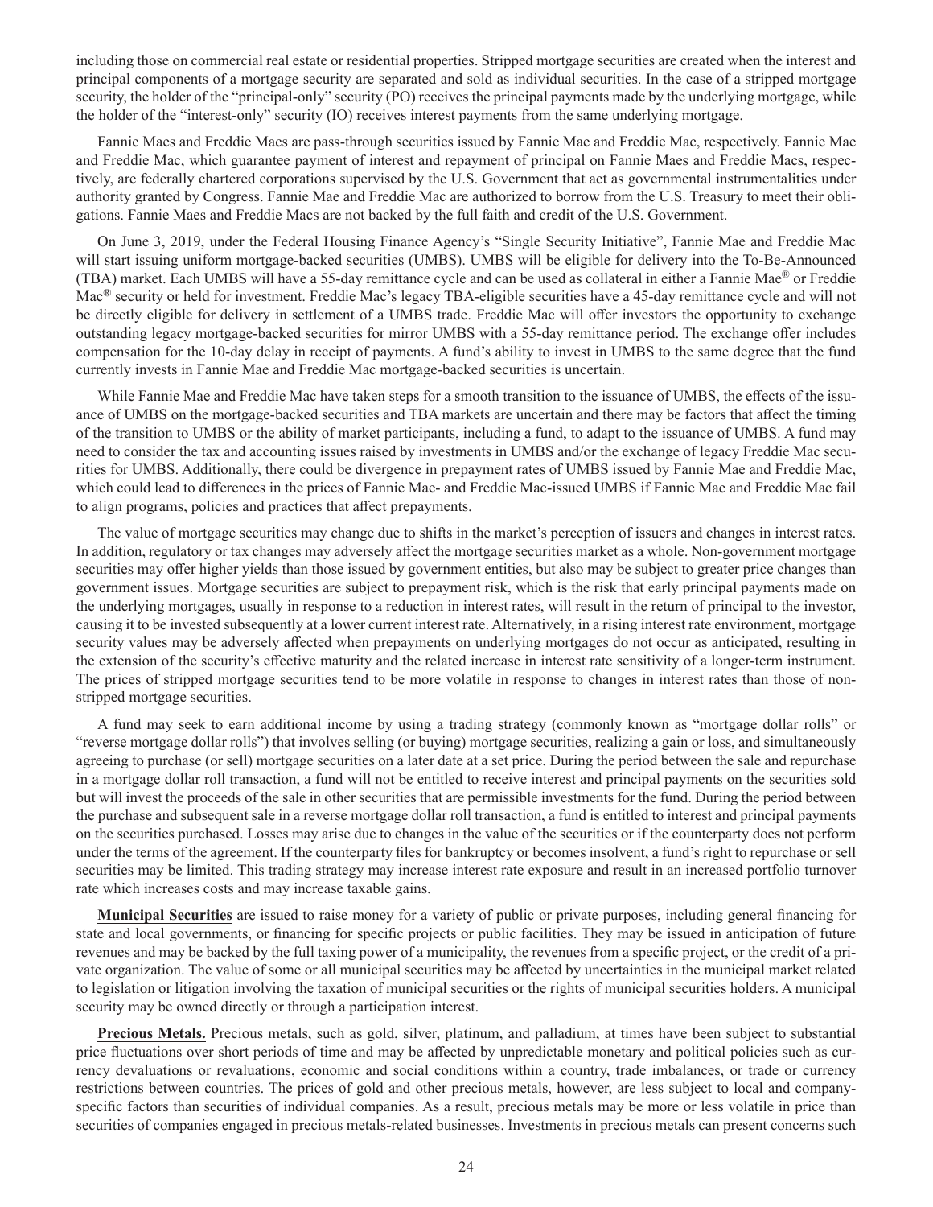including those on commercial real estate or residential properties. Stripped mortgage securities are created when the interest and principal components of a mortgage security are separated and sold as individual securities. In the case of a stripped mortgage security, the holder of the "principal-only" security (PO) receives the principal payments made by the underlying mortgage, while the holder of the "interest-only" security (IO) receives interest payments from the same underlying mortgage.

Fannie Maes and Freddie Macs are pass-through securities issued by Fannie Mae and Freddie Mac, respectively. Fannie Mae and Freddie Mac, which guarantee payment of interest and repayment of principal on Fannie Maes and Freddie Macs, respectively, are federally chartered corporations supervised by the U.S. Government that act as governmental instrumentalities under authority granted by Congress. Fannie Mae and Freddie Mac are authorized to borrow from the U.S. Treasury to meet their obligations. Fannie Maes and Freddie Macs are not backed by the full faith and credit of the U.S. Government.

On June 3, 2019, under the Federal Housing Finance Agency's "Single Security Initiative", Fannie Mae and Freddie Mac will start issuing uniform mortgage-backed securities (UMBS). UMBS will be eligible for delivery into the To-Be-Announced (TBA) market. Each UMBS will have a 55-day remittance cycle and can be used as collateral in either a Fannie Mae® or Freddie Mac® security or held for investment. Freddie Mac's legacy TBA-eligible securities have a 45-day remittance cycle and will not be directly eligible for delivery in settlement of a UMBS trade. Freddie Mac will offer investors the opportunity to exchange outstanding legacy mortgage-backed securities for mirror UMBS with a 55-day remittance period. The exchange offer includes compensation for the 10-day delay in receipt of payments. A fund's ability to invest in UMBS to the same degree that the fund currently invests in Fannie Mae and Freddie Mac mortgage-backed securities is uncertain.

While Fannie Mae and Freddie Mac have taken steps for a smooth transition to the issuance of UMBS, the effects of the issuance of UMBS on the mortgage-backed securities and TBA markets are uncertain and there may be factors that affect the timing of the transition to UMBS or the ability of market participants, including a fund, to adapt to the issuance of UMBS. A fund may need to consider the tax and accounting issues raised by investments in UMBS and/or the exchange of legacy Freddie Mac securities for UMBS. Additionally, there could be divergence in prepayment rates of UMBS issued by Fannie Mae and Freddie Mac, which could lead to differences in the prices of Fannie Mae- and Freddie Mac-issued UMBS if Fannie Mae and Freddie Mac fail to align programs, policies and practices that affect prepayments.

The value of mortgage securities may change due to shifts in the market's perception of issuers and changes in interest rates. In addition, regulatory or tax changes may adversely affect the mortgage securities market as a whole. Non-government mortgage securities may offer higher yields than those issued by government entities, but also may be subject to greater price changes than government issues. Mortgage securities are subject to prepayment risk, which is the risk that early principal payments made on the underlying mortgages, usually in response to a reduction in interest rates, will result in the return of principal to the investor, causing it to be invested subsequently at a lower current interest rate. Alternatively, in a rising interest rate environment, mortgage security values may be adversely affected when prepayments on underlying mortgages do not occur as anticipated, resulting in the extension of the security's effective maturity and the related increase in interest rate sensitivity of a longer-term instrument. The prices of stripped mortgage securities tend to be more volatile in response to changes in interest rates than those of non-stripped mortgage securities.

A fund may seek to earn additional income by using a trading strategy (commonly known as "mortgage dollar rolls" or "reverse mortgage dollar rolls") that involves selling (or buying) mortgage securities, realizing a gain or loss, and simultaneously agreeing to purchase (or sell) mortgage securities on a later date at a set price. During the period between the sale and repurchase in a mortgage dollar roll transaction, a fund will not be entitled to receive interest and principal payments on the securities sold but will invest the proceeds of the sale in other securities that are permissible investments for the fund. During the period between the purchase and subsequent sale in a reverse mortgage dollar roll transaction, a fund is entitled to interest and principal payments on the securities purchased. Losses may arise due to changes in the value of the securities or if the counterparty does not perform under the terms of the agreement. If the counterparty files for bankruptcy or becomes insolvent, a fund's right to repurchase or sell securities may be limited. This trading strategy may increase interest rate exposure and result in an increased portfolio turnover rate which increases costs and may increase taxable gains.

**Municipal Securities** are issued to raise money for a variety of public or private purposes, including general financing for state and local governments, or financing for specific projects or public facilities. They may be issued in anticipation of future revenues and may be backed by the full taxing power of a municipality, the revenues from a specific project, or the credit of a private organization. The value of some or all municipal securities may be affected by uncertainties in the municipal market related to legislation or litigation involving the taxation of municipal securities or the rights of municipal securities holders. A municipal security may be owned directly or through a participation interest.

**Precious Metals.** Precious metals, such as gold, silver, platinum, and palladium, at times have been subject to substantial price fluctuations over short periods of time and may be affected by unpredictable monetary and political policies such as currency devaluations or revaluations, economic and social conditions within a country, trade imbalances, or trade or currency restrictions between countries. The prices of gold and other precious metals, however, are less subject to local and company-specific factors than securities of individual companies. As a result, precious metals may be more or less volatile in price than securities of companies engaged in precious metals-related businesses. Investments in precious metals can present concerns such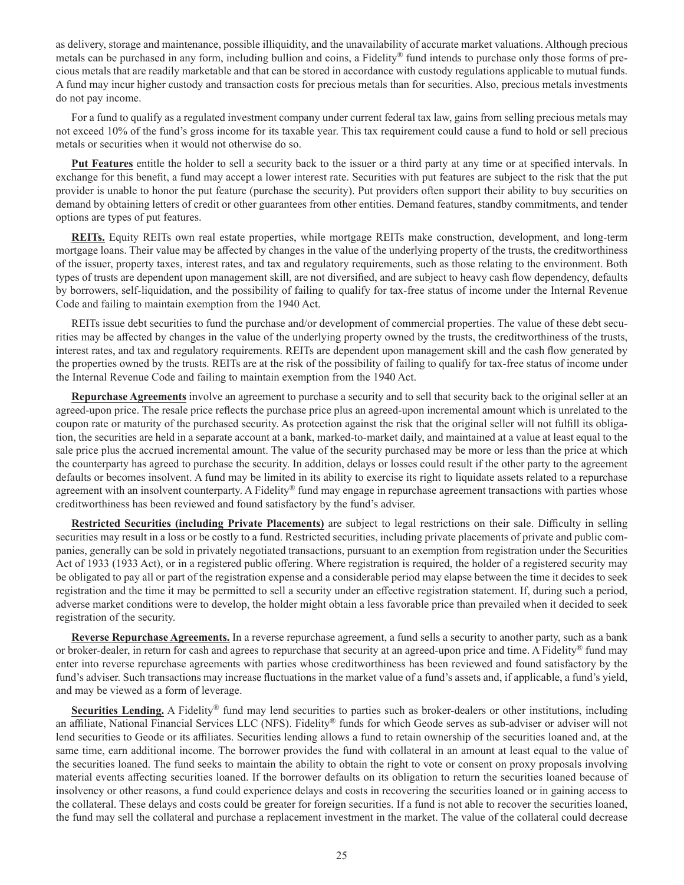as delivery, storage and maintenance, possible illiquidity, and the unavailability of accurate market valuations. Although precious metals can be purchased in any form, including bullion and coins, a Fidelity® fund intends to purchase only those forms of precious metals that are readily marketable and that can be stored in accordance with custody regulations applicable to mutual funds. A fund may incur higher custody and transaction costs for precious metals than for securities. Also, precious metals investments do not pay income.

For a fund to qualify as a regulated investment company under current federal tax law, gains from selling precious metals may not exceed 10% of the fund's gross income for its taxable year. This tax requirement could cause a fund to hold or sell precious metals or securities when it would not otherwise do so.

**Put Features** entitle the holder to sell a security back to the issuer or a third party at any time or at specified intervals. In exchange for this benefit, a fund may accept a lower interest rate. Securities with put features are subject to the risk that the put provider is unable to honor the put feature (purchase the security). Put providers often support their ability to buy securities on demand by obtaining letters of credit or other guarantees from other entities. Demand features, standby commitments, and tender options are types of put features.

**REITs.** Equity REITs own real estate properties, while mortgage REITs make construction, development, and long-term mortgage loans. Their value may be affected by changes in the value of the underlying property of the trusts, the creditworthiness of the issuer, property taxes, interest rates, and tax and regulatory requirements, such as those relating to the environment. Both types of trusts are dependent upon management skill, are not diversified, and are subject to heavy cash flow dependency, defaults by borrowers, self-liquidation, and the possibility of failing to qualify for tax-free status of income under the Internal Revenue Code and failing to maintain exemption from the 1940 Act.

REITs issue debt securities to fund the purchase and/or development of commercial properties. The value of these debt securities may be affected by changes in the value of the underlying property owned by the trusts, the creditworthiness of the trusts, interest rates, and tax and regulatory requirements. REITs are dependent upon management skill and the cash flow generated by the properties owned by the trusts. REITs are at the risk of the possibility of failing to qualify for tax-free status of income under the Internal Revenue Code and failing to maintain exemption from the 1940 Act.

**Repurchase Agreements** involve an agreement to purchase a security and to sell that security back to the original seller at an agreed-upon price. The resale price reflects the purchase price plus an agreed-upon incremental amount which is unrelated to the coupon rate or maturity of the purchased security. As protection against the risk that the original seller will not fulfill its obligation, the securities are held in a separate account at a bank, marked-to-market daily, and maintained at a value at least equal to the sale price plus the accrued incremental amount. The value of the security purchased may be more or less than the price at which the counterparty has agreed to purchase the security. In addition, delays or losses could result if the other party to the agreement defaults or becomes insolvent. A fund may be limited in its ability to exercise its right to liquidate assets related to a repurchase agreement with an insolvent counterparty. A Fidelity® fund may engage in repurchase agreement transactions with parties whose creditworthiness has been reviewed and found satisfactory by the fund's adviser.

**Restricted Securities (including Private Placements)** are subject to legal restrictions on their sale. Difficulty in selling securities may result in a loss or be costly to a fund. Restricted securities, including private placements of private and public companies, generally can be sold in privately negotiated transactions, pursuant to an exemption from registration under the Securities Act of 1933 (1933 Act), or in a registered public offering. Where registration is required, the holder of a registered security may be obligated to pay all or part of the registration expense and a considerable period may elapse between the time it decides to seek registration and the time it may be permitted to sell a security under an effective registration statement. If, during such a period, adverse market conditions were to develop, the holder might obtain a less favorable price than prevailed when it decided to seek registration of the security.

**Reverse Repurchase Agreements.** In a reverse repurchase agreement, a fund sells a security to another party, such as a bank or broker-dealer, in return for cash and agrees to repurchase that security at an agreed-upon price and time. A Fidelity® fund may enter into reverse repurchase agreements with parties whose creditworthiness has been reviewed and found satisfactory by the fund's adviser. Such transactions may increase fluctuations in the market value of a fund's assets and, if applicable, a fund's yield, and may be viewed as a form of leverage.

**Securities Lending.** A Fidelity® fund may lend securities to parties such as broker-dealers or other institutions, including an affiliate, National Financial Services LLC (NFS). Fidelity® funds for which Geode serves as sub-adviser or adviser will not lend securities to Geode or its affiliates. Securities lending allows a fund to retain ownership of the securities loaned and, at the same time, earn additional income. The borrower provides the fund with collateral in an amount at least equal to the value of the securities loaned. The fund seeks to maintain the ability to obtain the right to vote or consent on proxy proposals involving material events affecting securities loaned. If the borrower defaults on its obligation to return the securities loaned because of insolvency or other reasons, a fund could experience delays and costs in recovering the securities loaned or in gaining access to the collateral. These delays and costs could be greater for foreign securities. If a fund is not able to recover the securities loaned, the fund may sell the collateral and purchase a replacement investment in the market. The value of the collateral could decrease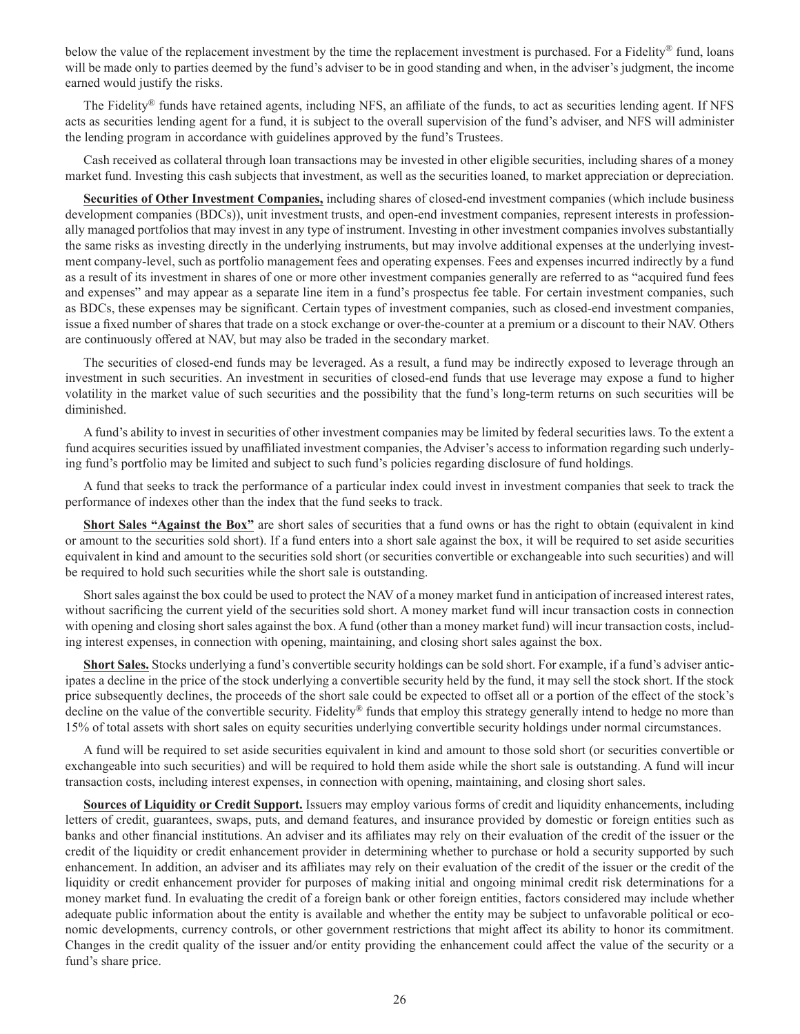below the value of the replacement investment by the time the replacement investment is purchased. For a Fidelity® fund, loans will be made only to parties deemed by the fund's adviser to be in good standing and when, in the adviser's judgment, the income earned would justify the risks.

The Fidelity® funds have retained agents, including NFS, an affiliate of the funds, to act as securities lending agent. If NFS acts as securities lending agent for a fund, it is subject to the overall supervision of the fund's adviser, and NFS will administer the lending program in accordance with guidelines approved by the fund's Trustees.

Cash received as collateral through loan transactions may be invested in other eligible securities, including shares of a money market fund. Investing this cash subjects that investment, as well as the securities loaned, to market appreciation or depreciation.

**Securities of Other Investment Companies,** including shares of closed-end investment companies (which include business development companies (BDCs)), unit investment trusts, and open-end investment companies, represent interests in professionally managed portfolios that may invest in any type of instrument. Investing in other investment companies involves substantially the same risks as investing directly in the underlying instruments, but may involve additional expenses at the underlying investment company-level, such as portfolio management fees and operating expenses. Fees and expenses incurred indirectly by a fund as a result of its investment in shares of one or more other investment companies generally are referred to as "acquired fund fees and expenses" and may appear as a separate line item in a fund's prospectus fee table. For certain investment companies, such as BDCs, these expenses may be significant. Certain types of investment companies, such as closed-end investment companies, issue a fixed number of shares that trade on a stock exchange or over-the-counter at a premium or a discount to their NAV. Others are continuously offered at NAV, but may also be traded in the secondary market.

The securities of closed-end funds may be leveraged. As a result, a fund may be indirectly exposed to leverage through an investment in such securities. An investment in securities of closed-end funds that use leverage may expose a fund to higher volatility in the market value of such securities and the possibility that the fund's long-term returns on such securities will be diminished.

A fund's ability to invest in securities of other investment companies may be limited by federal securities laws. To the extent a fund acquires securities issued by unaffiliated investment companies, the Adviser's access to information regarding such underlying fund's portfolio may be limited and subject to such fund's policies regarding disclosure of fund holdings.

A fund that seeks to track the performance of a particular index could invest in investment companies that seek to track the performance of indexes other than the index that the fund seeks to track.

**Short Sales "Against the Box"** are short sales of securities that a fund owns or has the right to obtain (equivalent in kind or amount to the securities sold short). If a fund enters into a short sale against the box, it will be required to set aside securities equivalent in kind and amount to the securities sold short (or securities convertible or exchangeable into such securities) and will be required to hold such securities while the short sale is outstanding.

Short sales against the box could be used to protect the NAV of a money market fund in anticipation of increased interest rates, without sacrificing the current yield of the securities sold short. A money market fund will incur transaction costs in connection with opening and closing short sales against the box. A fund (other than a money market fund) will incur transaction costs, including interest expenses, in connection with opening, maintaining, and closing short sales against the box.

**Short Sales.** Stocks underlying a fund's convertible security holdings can be sold short. For example, if a fund's adviser anticipates a decline in the price of the stock underlying a convertible security held by the fund, it may sell the stock short. If the stock price subsequently declines, the proceeds of the short sale could be expected to offset all or a portion of the effect of the stock's decline on the value of the convertible security. Fidelity® funds that employ this strategy generally intend to hedge no more than 15% of total assets with short sales on equity securities underlying convertible security holdings under normal circumstances.

A fund will be required to set aside securities equivalent in kind and amount to those sold short (or securities convertible or exchangeable into such securities) and will be required to hold them aside while the short sale is outstanding. A fund will incur transaction costs, including interest expenses, in connection with opening, maintaining, and closing short sales.

**Sources of Liquidity or Credit Support.** Issuers may employ various forms of credit and liquidity enhancements, including letters of credit, guarantees, swaps, puts, and demand features, and insurance provided by domestic or foreign entities such as banks and other financial institutions. An adviser and its affiliates may rely on their evaluation of the credit of the issuer or the credit of the liquidity or credit enhancement provider in determining whether to purchase or hold a security supported by such enhancement. In addition, an adviser and its affiliates may rely on their evaluation of the credit of the issuer or the credit of the liquidity or credit enhancement provider for purposes of making initial and ongoing minimal credit risk determinations for a money market fund. In evaluating the credit of a foreign bank or other foreign entities, factors considered may include whether adequate public information about the entity is available and whether the entity may be subject to unfavorable political or economic developments, currency controls, or other government restrictions that might affect its ability to honor its commitment. Changes in the credit quality of the issuer and/or entity providing the enhancement could affect the value of the security or a fund's share price.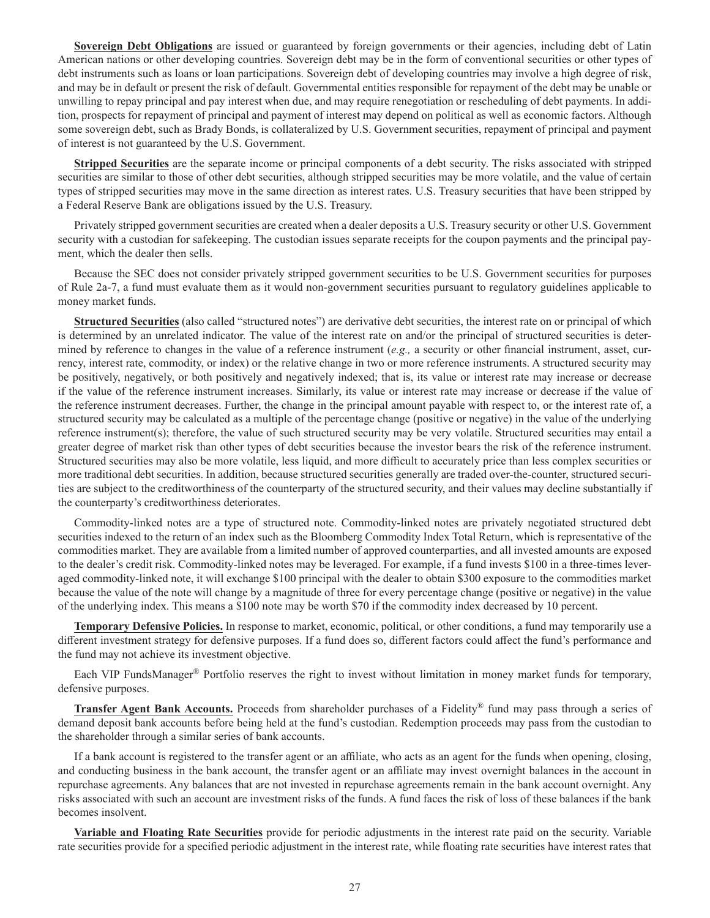**Sovereign Debt Obligations** are issued or guaranteed by foreign governments or their agencies, including debt of Latin American nations or other developing countries. Sovereign debt may be in the form of conventional securities or other types of debt instruments such as loans or loan participations. Sovereign debt of developing countries may involve a high degree of risk, and may be in default or present the risk of default. Governmental entities responsible for repayment of the debt may be unable or unwilling to repay principal and pay interest when due, and may require renegotiation or rescheduling of debt payments. In addition, prospects for repayment of principal and payment of interest may depend on political as well as economic factors. Although some sovereign debt, such as Brady Bonds, is collateralized by U.S. Government securities, repayment of principal and payment of interest is not guaranteed by the U.S. Government.

**Stripped Securities** are the separate income or principal components of a debt security. The risks associated with stripped securities are similar to those of other debt securities, although stripped securities may be more volatile, and the value of certain types of stripped securities may move in the same direction as interest rates. U.S. Treasury securities that have been stripped by a Federal Reserve Bank are obligations issued by the U.S. Treasury.

Privately stripped government securities are created when a dealer deposits a U.S. Treasury security or other U.S. Government security with a custodian for safekeeping. The custodian issues separate receipts for the coupon payments and the principal payment, which the dealer then sells.

Because the SEC does not consider privately stripped government securities to be U.S. Government securities for purposes of Rule 2a-7, a fund must evaluate them as it would non-government securities pursuant to regulatory guidelines applicable to money market funds.

**Structured Securities** (also called "structured notes") are derivative debt securities, the interest rate on or principal of which is determined by an unrelated indicator. The value of the interest rate on and/or the principal of structured securities is determined by reference to changes in the value of a reference instrument (*e.g.,* a security or other financial instrument, asset, currency, interest rate, commodity, or index) or the relative change in two or more reference instruments. A structured security may be positively, negatively, or both positively and negatively indexed; that is, its value or interest rate may increase or decrease if the value of the reference instrument increases. Similarly, its value or interest rate may increase or decrease if the value of the reference instrument decreases. Further, the change in the principal amount payable with respect to, or the interest rate of, a structured security may be calculated as a multiple of the percentage change (positive or negative) in the value of the underlying reference instrument(s); therefore, the value of such structured security may be very volatile. Structured securities may entail a greater degree of market risk than other types of debt securities because the investor bears the risk of the reference instrument. Structured securities may also be more volatile, less liquid, and more difficult to accurately price than less complex securities or more traditional debt securities. In addition, because structured securities generally are traded over-the-counter, structured securities are subject to the creditworthiness of the counterparty of the structured security, and their values may decline substantially if the counterparty's creditworthiness deteriorates.

Commodity-linked notes are a type of structured note. Commodity-linked notes are privately negotiated structured debt securities indexed to the return of an index such as the Bloomberg Commodity Index Total Return, which is representative of the commodities market. They are available from a limited number of approved counterparties, and all invested amounts are exposed to the dealer's credit risk. Commodity-linked notes may be leveraged. For example, if a fund invests $100 in a three-times leveraged commodity-linked note, it will exchange $100 principal with the dealer to obtain $300 exposure to the commodities market because the value of the note will change by a magnitude of three for every percentage change (positive or negative) in the value of the underlying index. This means a $100 note may be worth $70 if the commodity index decreased by 10 percent.

**Temporary Defensive Policies.** In response to market, economic, political, or other conditions, a fund may temporarily use a different investment strategy for defensive purposes. If a fund does so, different factors could affect the fund's performance and the fund may not achieve its investment objective.

Each VIP FundsManager® Portfolio reserves the right to invest without limitation in money market funds for temporary, defensive purposes.

**Transfer Agent Bank Accounts.** Proceeds from shareholder purchases of a Fidelity® fund may pass through a series of demand deposit bank accounts before being held at the fund's custodian. Redemption proceeds may pass from the custodian to the shareholder through a similar series of bank accounts.

If a bank account is registered to the transfer agent or an affiliate, who acts as an agent for the funds when opening, closing, and conducting business in the bank account, the transfer agent or an affiliate may invest overnight balances in the account in repurchase agreements. Any balances that are not invested in repurchase agreements remain in the bank account overnight. Any risks associated with such an account are investment risks of the funds. A fund faces the risk of loss of these balances if the bank becomes insolvent.

**Variable and Floating Rate Securities** provide for periodic adjustments in the interest rate paid on the security. Variable rate securities provide for a specified periodic adjustment in the interest rate, while floating rate securities have interest rates that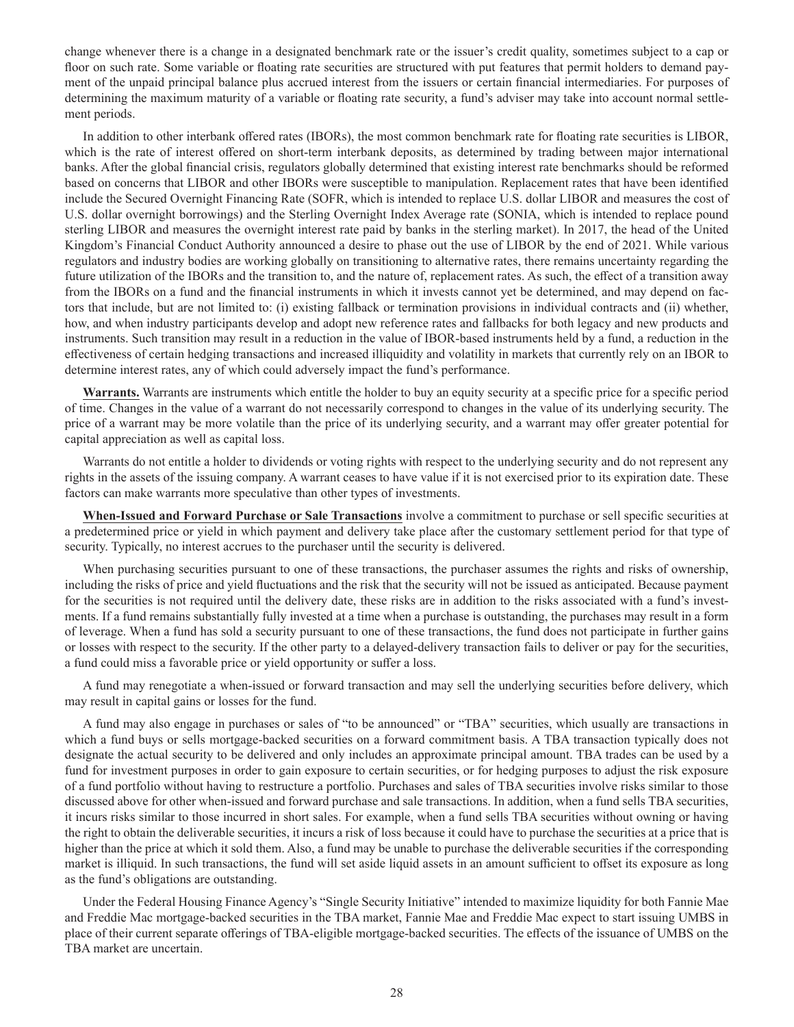change whenever there is a change in a designated benchmark rate or the issuer's credit quality, sometimes subject to a cap or floor on such rate. Some variable or floating rate securities are structured with put features that permit holders to demand payment of the unpaid principal balance plus accrued interest from the issuers or certain financial intermediaries. For purposes of determining the maximum maturity of a variable or floating rate security, a fund's adviser may take into account normal settlement periods.

In addition to other interbank offered rates (IBORs), the most common benchmark rate for floating rate securities is LIBOR, which is the rate of interest offered on short-term interbank deposits, as determined by trading between major international banks. After the global financial crisis, regulators globally determined that existing interest rate benchmarks should be reformed based on concerns that LIBOR and other IBORs were susceptible to manipulation. Replacement rates that have been identified include the Secured Overnight Financing Rate (SOFR, which is intended to replace U.S. dollar LIBOR and measures the cost of U.S. dollar overnight borrowings) and the Sterling Overnight Index Average rate (SONIA, which is intended to replace pound sterling LIBOR and measures the overnight interest rate paid by banks in the sterling market). In 2017, the head of the United Kingdom's Financial Conduct Authority announced a desire to phase out the use of LIBOR by the end of 2021. While various regulators and industry bodies are working globally on transitioning to alternative rates, there remains uncertainty regarding the future utilization of the IBORs and the transition to, and the nature of, replacement rates. As such, the effect of a transition away from the IBORs on a fund and the financial instruments in which it invests cannot yet be determined, and may depend on factors that include, but are not limited to: (i) existing fallback or termination provisions in individual contracts and (ii) whether, how, and when industry participants develop and adopt new reference rates and fallbacks for both legacy and new products and instruments. Such transition may result in a reduction in the value of IBOR-based instruments held by a fund, a reduction in the effectiveness of certain hedging transactions and increased illiquidity and volatility in markets that currently rely on an IBOR to determine interest rates, any of which could adversely impact the fund's performance.

**Warrants.** Warrants are instruments which entitle the holder to buy an equity security at a specific price for a specific period of time. Changes in the value of a warrant do not necessarily correspond to changes in the value of its underlying security. The price of a warrant may be more volatile than the price of its underlying security, and a warrant may offer greater potential for capital appreciation as well as capital loss.

Warrants do not entitle a holder to dividends or voting rights with respect to the underlying security and do not represent any rights in the assets of the issuing company. A warrant ceases to have value if it is not exercised prior to its expiration date. These factors can make warrants more speculative than other types of investments.

**When-Issued and Forward Purchase or Sale Transactions** involve a commitment to purchase or sell specific securities at a predetermined price or yield in which payment and delivery take place after the customary settlement period for that type of security. Typically, no interest accrues to the purchaser until the security is delivered.

When purchasing securities pursuant to one of these transactions, the purchaser assumes the rights and risks of ownership, including the risks of price and yield fluctuations and the risk that the security will not be issued as anticipated. Because payment for the securities is not required until the delivery date, these risks are in addition to the risks associated with a fund's investments. If a fund remains substantially fully invested at a time when a purchase is outstanding, the purchases may result in a form of leverage. When a fund has sold a security pursuant to one of these transactions, the fund does not participate in further gains or losses with respect to the security. If the other party to a delayed-delivery transaction fails to deliver or pay for the securities, a fund could miss a favorable price or yield opportunity or suffer a loss.

A fund may renegotiate a when-issued or forward transaction and may sell the underlying securities before delivery, which may result in capital gains or losses for the fund.

A fund may also engage in purchases or sales of "to be announced" or "TBA" securities, which usually are transactions in which a fund buys or sells mortgage-backed securities on a forward commitment basis. A TBA transaction typically does not designate the actual security to be delivered and only includes an approximate principal amount. TBA trades can be used by a fund for investment purposes in order to gain exposure to certain securities, or for hedging purposes to adjust the risk exposure of a fund portfolio without having to restructure a portfolio. Purchases and sales of TBA securities involve risks similar to those discussed above for other when-issued and forward purchase and sale transactions. In addition, when a fund sells TBA securities, it incurs risks similar to those incurred in short sales. For example, when a fund sells TBA securities without owning or having the right to obtain the deliverable securities, it incurs a risk of loss because it could have to purchase the securities at a price that is higher than the price at which it sold them. Also, a fund may be unable to purchase the deliverable securities if the corresponding market is illiquid. In such transactions, the fund will set aside liquid assets in an amount sufficient to offset its exposure as long as the fund's obligations are outstanding.

Under the Federal Housing Finance Agency's "Single Security Initiative" intended to maximize liquidity for both Fannie Mae and Freddie Mac mortgage-backed securities in the TBA market, Fannie Mae and Freddie Mac expect to start issuing UMBS in place of their current separate offerings of TBA-eligible mortgage-backed securities. The effects of the issuance of UMBS on the TBA market are uncertain.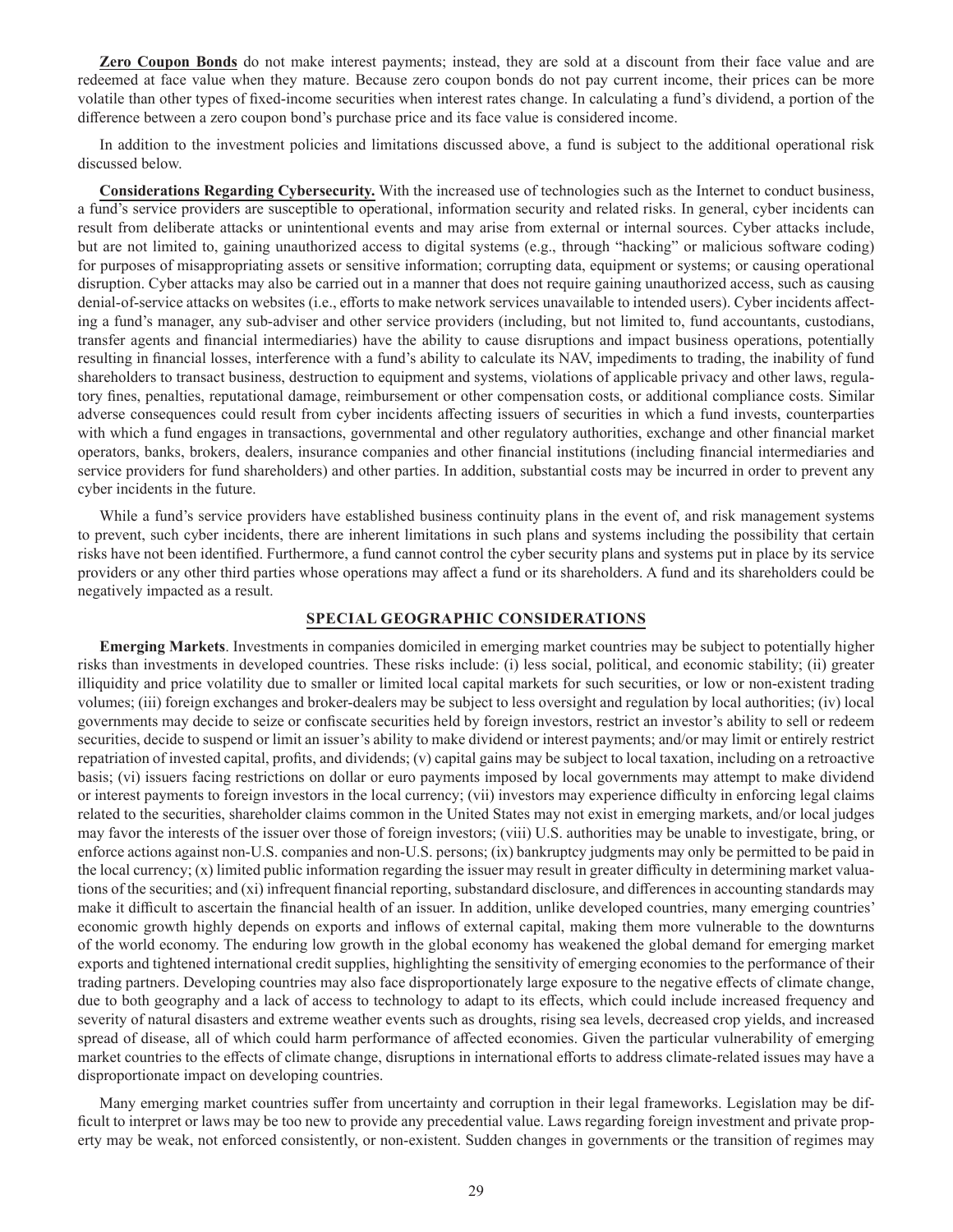**Zero Coupon Bonds** do not make interest payments; instead, they are sold at a discount from their face value and are redeemed at face value when they mature. Because zero coupon bonds do not pay current income, their prices can be more volatile than other types of fixed-income securities when interest rates change. In calculating a fund's dividend, a portion of the difference between a zero coupon bond's purchase price and its face value is considered income.

In addition to the investment policies and limitations discussed above, a fund is subject to the additional operational risk discussed below.

**Considerations Regarding Cybersecurity.** With the increased use of technologies such as the Internet to conduct business, a fund's service providers are susceptible to operational, information security and related risks. In general, cyber incidents can result from deliberate attacks or unintentional events and may arise from external or internal sources. Cyber attacks include, but are not limited to, gaining unauthorized access to digital systems (e.g., through "hacking" or malicious software coding) for purposes of misappropriating assets or sensitive information; corrupting data, equipment or systems; or causing operational disruption. Cyber attacks may also be carried out in a manner that does not require gaining unauthorized access, such as causing denial-of-service attacks on websites (i.e., efforts to make network services unavailable to intended users). Cyber incidents affecting a fund's manager, any sub-adviser and other service providers (including, but not limited to, fund accountants, custodians, transfer agents and financial intermediaries) have the ability to cause disruptions and impact business operations, potentially resulting in financial losses, interference with a fund's ability to calculate its NAV, impediments to trading, the inability of fund shareholders to transact business, destruction to equipment and systems, violations of applicable privacy and other laws, regulatory fines, penalties, reputational damage, reimbursement or other compensation costs, or additional compliance costs. Similar adverse consequences could result from cyber incidents affecting issuers of securities in which a fund invests, counterparties with which a fund engages in transactions, governmental and other regulatory authorities, exchange and other financial market operators, banks, brokers, dealers, insurance companies and other financial institutions (including financial intermediaries and service providers for fund shareholders) and other parties. In addition, substantial costs may be incurred in order to prevent any cyber incidents in the future.

While a fund's service providers have established business continuity plans in the event of, and risk management systems to prevent, such cyber incidents, there are inherent limitations in such plans and systems including the possibility that certain risks have not been identified. Furthermore, a fund cannot control the cyber security plans and systems put in place by its service providers or any other third parties whose operations may affect a fund or its shareholders. A fund and its shareholders could be negatively impacted as a result.

## SPECIAL GEOGRAPHIC CONSIDERATIONS

**Emerging Markets**. Investments in companies domiciled in emerging market countries may be subject to potentially higher risks than investments in developed countries. These risks include: (i) less social, political, and economic stability; (ii) greater illiquidity and price volatility due to smaller or limited local capital markets for such securities, or low or non-existent trading volumes; (iii) foreign exchanges and broker-dealers may be subject to less oversight and regulation by local authorities; (iv) local governments may decide to seize or confiscate securities held by foreign investors, restrict an investor's ability to sell or redeem securities, decide to suspend or limit an issuer's ability to make dividend or interest payments; and/or may limit or entirely restrict repatriation of invested capital, profits, and dividends; (v) capital gains may be subject to local taxation, including on a retroactive basis; (vi) issuers facing restrictions on dollar or euro payments imposed by local governments may attempt to make dividend or interest payments to foreign investors in the local currency; (vii) investors may experience difficulty in enforcing legal claims related to the securities, shareholder claims common in the United States may not exist in emerging markets, and/or local judges may favor the interests of the issuer over those of foreign investors; (viii) U.S. authorities may be unable to investigate, bring, or enforce actions against non-U.S. companies and non-U.S. persons; (ix) bankruptcy judgments may only be permitted to be paid in the local currency; (x) limited public information regarding the issuer may result in greater difficulty in determining market valuations of the securities; and (xi) infrequent financial reporting, substandard disclosure, and differences in accounting standards may make it difficult to ascertain the financial health of an issuer. In addition, unlike developed countries, many emerging countries' economic growth highly depends on exports and inflows of external capital, making them more vulnerable to the downturns of the world economy. The enduring low growth in the global economy has weakened the global demand for emerging market exports and tightened international credit supplies, highlighting the sensitivity of emerging economies to the performance of their trading partners. Developing countries may also face disproportionately large exposure to the negative effects of climate change, due to both geography and a lack of access to technology to adapt to its effects, which could include increased frequency and severity of natural disasters and extreme weather events such as droughts, rising sea levels, decreased crop yields, and increased spread of disease, all of which could harm performance of affected economies. Given the particular vulnerability of emerging market countries to the effects of climate change, disruptions in international efforts to address climate-related issues may have a disproportionate impact on developing countries.

Many emerging market countries suffer from uncertainty and corruption in their legal frameworks. Legislation may be difficult to interpret or laws may be too new to provide any precedential value. Laws regarding foreign investment and private property may be weak, not enforced consistently, or non-existent. Sudden changes in governments or the transition of regimes may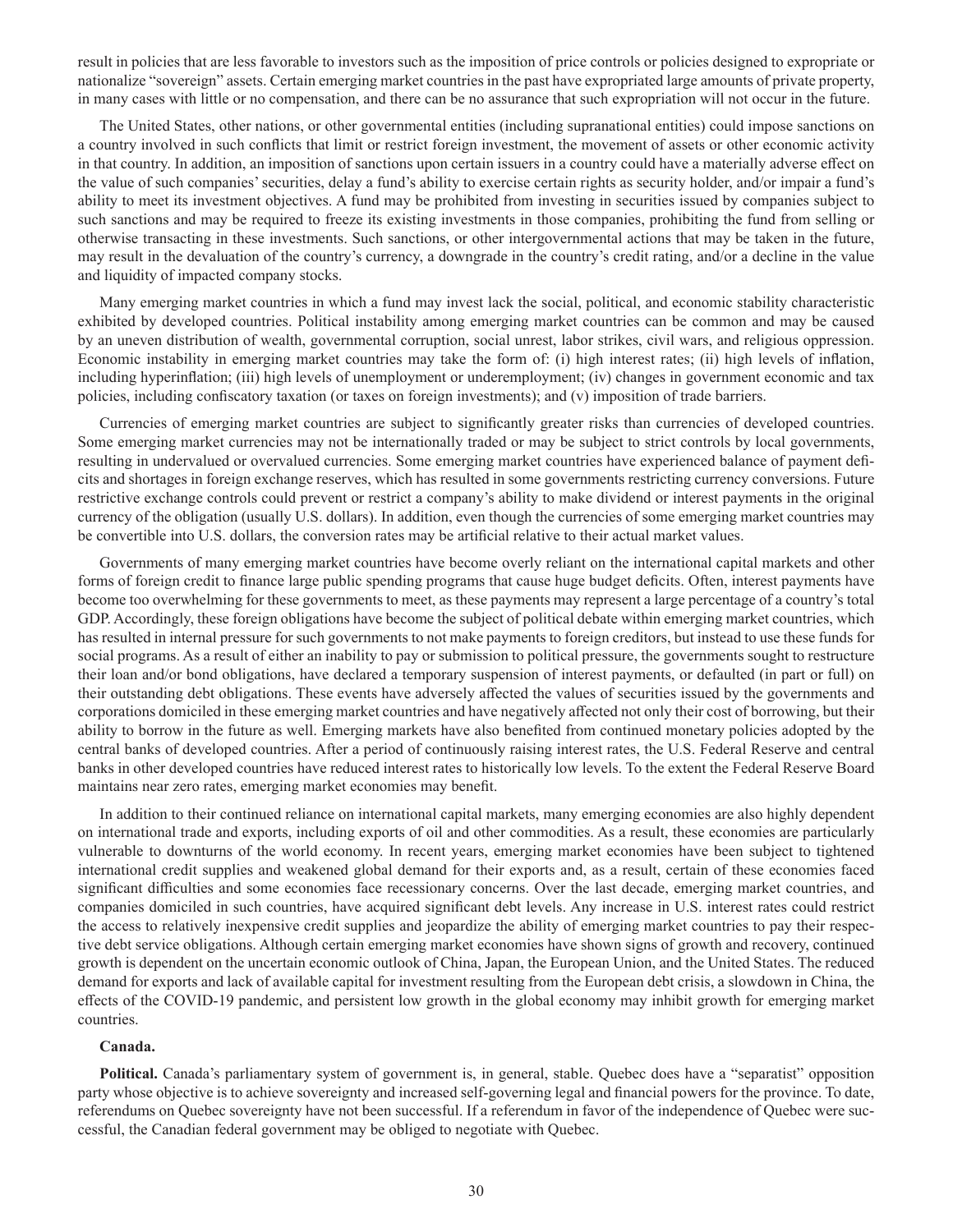result in policies that are less favorable to investors such as the imposition of price controls or policies designed to expropriate or nationalize "sovereign" assets. Certain emerging market countries in the past have expropriated large amounts of private property, in many cases with little or no compensation, and there can be no assurance that such expropriation will not occur in the future.

The United States, other nations, or other governmental entities (including supranational entities) could impose sanctions on a country involved in such conflicts that limit or restrict foreign investment, the movement of assets or other economic activity in that country. In addition, an imposition of sanctions upon certain issuers in a country could have a materially adverse effect on the value of such companies' securities, delay a fund's ability to exercise certain rights as security holder, and/or impair a fund's ability to meet its investment objectives. A fund may be prohibited from investing in securities issued by companies subject to such sanctions and may be required to freeze its existing investments in those companies, prohibiting the fund from selling or otherwise transacting in these investments. Such sanctions, or other intergovernmental actions that may be taken in the future, may result in the devaluation of the country's currency, a downgrade in the country's credit rating, and/or a decline in the value and liquidity of impacted company stocks.

Many emerging market countries in which a fund may invest lack the social, political, and economic stability characteristic exhibited by developed countries. Political instability among emerging market countries can be common and may be caused by an uneven distribution of wealth, governmental corruption, social unrest, labor strikes, civil wars, and religious oppression. Economic instability in emerging market countries may take the form of: (i) high interest rates; (ii) high levels of inflation, including hyperinflation; (iii) high levels of unemployment or underemployment; (iv) changes in government economic and tax policies, including confiscatory taxation (or taxes on foreign investments); and (v) imposition of trade barriers.

Currencies of emerging market countries are subject to significantly greater risks than currencies of developed countries. Some emerging market currencies may not be internationally traded or may be subject to strict controls by local governments, resulting in undervalued or overvalued currencies. Some emerging market countries have experienced balance of payment deficits and shortages in foreign exchange reserves, which has resulted in some governments restricting currency conversions. Future restrictive exchange controls could prevent or restrict a company's ability to make dividend or interest payments in the original currency of the obligation (usually U.S. dollars). In addition, even though the currencies of some emerging market countries may be convertible into U.S. dollars, the conversion rates may be artificial relative to their actual market values.

Governments of many emerging market countries have become overly reliant on the international capital markets and other forms of foreign credit to finance large public spending programs that cause huge budget deficits. Often, interest payments have become too overwhelming for these governments to meet, as these payments may represent a large percentage of a country's total GDP. Accordingly, these foreign obligations have become the subject of political debate within emerging market countries, which has resulted in internal pressure for such governments to not make payments to foreign creditors, but instead to use these funds for social programs. As a result of either an inability to pay or submission to political pressure, the governments sought to restructure their loan and/or bond obligations, have declared a temporary suspension of interest payments, or defaulted (in part or full) on their outstanding debt obligations. These events have adversely affected the values of securities issued by the governments and corporations domiciled in these emerging market countries and have negatively affected not only their cost of borrowing, but their ability to borrow in the future as well. Emerging markets have also benefited from continued monetary policies adopted by the central banks of developed countries. After a period of continuously raising interest rates, the U.S. Federal Reserve and central banks in other developed countries have reduced interest rates to historically low levels. To the extent the Federal Reserve Board maintains near zero rates, emerging market economies may benefit.

In addition to their continued reliance on international capital markets, many emerging economies are also highly dependent on international trade and exports, including exports of oil and other commodities. As a result, these economies are particularly vulnerable to downturns of the world economy. In recent years, emerging market economies have been subject to tightened international credit supplies and weakened global demand for their exports and, as a result, certain of these economies faced significant difficulties and some economies face recessionary concerns. Over the last decade, emerging market countries, and companies domiciled in such countries, have acquired significant debt levels. Any increase in U.S. interest rates could restrict the access to relatively inexpensive credit supplies and jeopardize the ability of emerging market countries to pay their respective debt service obligations. Although certain emerging market economies have shown signs of growth and recovery, continued growth is dependent on the uncertain economic outlook of China, Japan, the European Union, and the United States. The reduced demand for exports and lack of available capital for investment resulting from the European debt crisis, a slowdown in China, the effects of the COVID-19 pandemic, and persistent low growth in the global economy may inhibit growth for emerging market countries.

**Canada.**

**Political.** Canada's parliamentary system of government is, in general, stable. Quebec does have a "separatist" opposition party whose objective is to achieve sovereignty and increased self-governing legal and financial powers for the province. To date, referendums on Quebec sovereignty have not been successful. If a referendum in favor of the independence of Quebec were successful, the Canadian federal government may be obliged to negotiate with Quebec.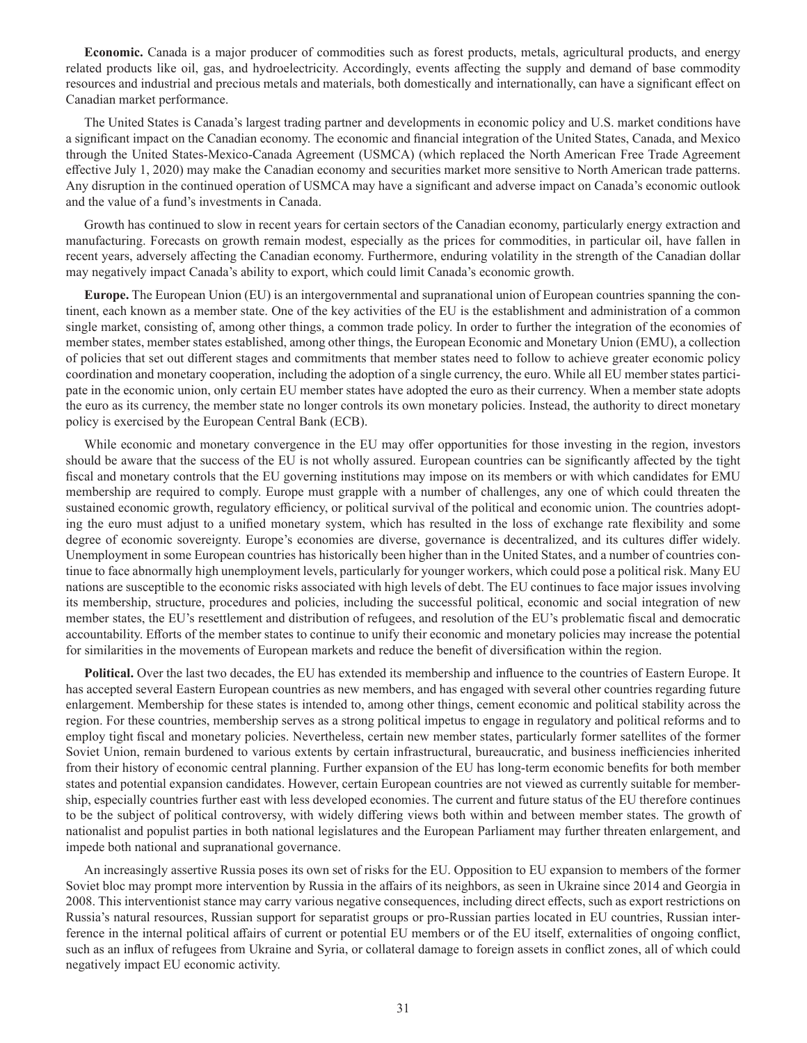**Economic.** Canada is a major producer of commodities such as forest products, metals, agricultural products, and energy related products like oil, gas, and hydroelectricity. Accordingly, events affecting the supply and demand of base commodity resources and industrial and precious metals and materials, both domestically and internationally, can have a significant effect on Canadian market performance.

The United States is Canada's largest trading partner and developments in economic policy and U.S. market conditions have a significant impact on the Canadian economy. The economic and financial integration of the United States, Canada, and Mexico through the United States-Mexico-Canada Agreement (USMCA) (which replaced the North American Free Trade Agreement effective July 1, 2020) may make the Canadian economy and securities market more sensitive to North American trade patterns. Any disruption in the continued operation of USMCA may have a significant and adverse impact on Canada's economic outlook and the value of a fund's investments in Canada.

Growth has continued to slow in recent years for certain sectors of the Canadian economy, particularly energy extraction and manufacturing. Forecasts on growth remain modest, especially as the prices for commodities, in particular oil, have fallen in recent years, adversely affecting the Canadian economy. Furthermore, enduring volatility in the strength of the Canadian dollar may negatively impact Canada's ability to export, which could limit Canada's economic growth.

**Europe.** The European Union (EU) is an intergovernmental and supranational union of European countries spanning the continent, each known as a member state. One of the key activities of the EU is the establishment and administration of a common single market, consisting of, among other things, a common trade policy. In order to further the integration of the economies of member states, member states established, among other things, the European Economic and Monetary Union (EMU), a collection of policies that set out different stages and commitments that member states need to follow to achieve greater economic policy coordination and monetary cooperation, including the adoption of a single currency, the euro. While all EU member states participate in the economic union, only certain EU member states have adopted the euro as their currency. When a member state adopts the euro as its currency, the member state no longer controls its own monetary policies. Instead, the authority to direct monetary policy is exercised by the European Central Bank (ECB).

While economic and monetary convergence in the EU may offer opportunities for those investing in the region, investors should be aware that the success of the EU is not wholly assured. European countries can be significantly affected by the tight fiscal and monetary controls that the EU governing institutions may impose on its members or with which candidates for EMU membership are required to comply. Europe must grapple with a number of challenges, any one of which could threaten the sustained economic growth, regulatory efficiency, or political survival of the political and economic union. The countries adopting the euro must adjust to a unified monetary system, which has resulted in the loss of exchange rate flexibility and some degree of economic sovereignty. Europe's economies are diverse, governance is decentralized, and its cultures differ widely. Unemployment in some European countries has historically been higher than in the United States, and a number of countries continue to face abnormally high unemployment levels, particularly for younger workers, which could pose a political risk. Many EU nations are susceptible to the economic risks associated with high levels of debt. The EU continues to face major issues involving its membership, structure, procedures and policies, including the successful political, economic and social integration of new member states, the EU's resettlement and distribution of refugees, and resolution of the EU's problematic fiscal and democratic accountability. Efforts of the member states to continue to unify their economic and monetary policies may increase the potential for similarities in the movements of European markets and reduce the benefit of diversification within the region.

**Political.** Over the last two decades, the EU has extended its membership and influence to the countries of Eastern Europe. It has accepted several Eastern European countries as new members, and has engaged with several other countries regarding future enlargement. Membership for these states is intended to, among other things, cement economic and political stability across the region. For these countries, membership serves as a strong political impetus to engage in regulatory and political reforms and to employ tight fiscal and monetary policies. Nevertheless, certain new member states, particularly former satellites of the former Soviet Union, remain burdened to various extents by certain infrastructural, bureaucratic, and business inefficiencies inherited from their history of economic central planning. Further expansion of the EU has long-term economic benefits for both member states and potential expansion candidates. However, certain European countries are not viewed as currently suitable for membership, especially countries further east with less developed economies. The current and future status of the EU therefore continues to be the subject of political controversy, with widely differing views both within and between member states. The growth of nationalist and populist parties in both national legislatures and the European Parliament may further threaten enlargement, and impede both national and supranational governance.

An increasingly assertive Russia poses its own set of risks for the EU. Opposition to EU expansion to members of the former Soviet bloc may prompt more intervention by Russia in the affairs of its neighbors, as seen in Ukraine since 2014 and Georgia in 2008. This interventionist stance may carry various negative consequences, including direct effects, such as export restrictions on Russia's natural resources, Russian support for separatist groups or pro-Russian parties located in EU countries, Russian interference in the internal political affairs of current or potential EU members or of the EU itself, externalities of ongoing conflict, such as an influx of refugees from Ukraine and Syria, or collateral damage to foreign assets in conflict zones, all of which could negatively impact EU economic activity.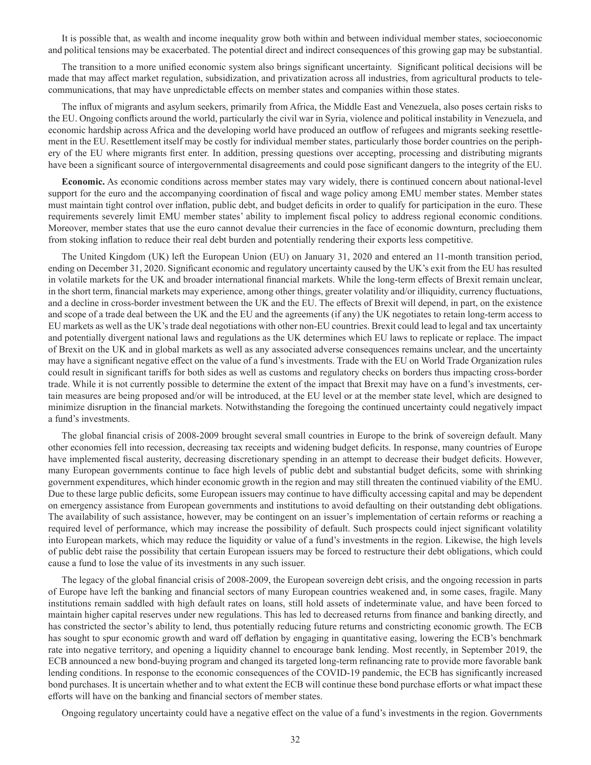It is possible that, as wealth and income inequality grow both within and between individual member states, socioeconomic and political tensions may be exacerbated. The potential direct and indirect consequences of this growing gap may be substantial.

The transition to a more unified economic system also brings significant uncertainty. Significant political decisions will be made that may affect market regulation, subsidization, and privatization across all industries, from agricultural products to telecommunications, that may have unpredictable effects on member states and companies within those states.

The influx of migrants and asylum seekers, primarily from Africa, the Middle East and Venezuela, also poses certain risks to the EU. Ongoing conflicts around the world, particularly the civil war in Syria, violence and political instability in Venezuela, and economic hardship across Africa and the developing world have produced an outflow of refugees and migrants seeking resettlement in the EU. Resettlement itself may be costly for individual member states, particularly those border countries on the periphery of the EU where migrants first enter. In addition, pressing questions over accepting, processing and distributing migrants have been a significant source of intergovernmental disagreements and could pose significant dangers to the integrity of the EU.

**Economic.** As economic conditions across member states may vary widely, there is continued concern about national-level support for the euro and the accompanying coordination of fiscal and wage policy among EMU member states. Member states must maintain tight control over inflation, public debt, and budget deficits in order to qualify for participation in the euro. These requirements severely limit EMU member states' ability to implement fiscal policy to address regional economic conditions. Moreover, member states that use the euro cannot devalue their currencies in the face of economic downturn, precluding them from stoking inflation to reduce their real debt burden and potentially rendering their exports less competitive.

The United Kingdom (UK) left the European Union (EU) on January 31, 2020 and entered an 11-month transition period, ending on December 31, 2020. Significant economic and regulatory uncertainty caused by the UK's exit from the EU has resulted in volatile markets for the UK and broader international financial markets. While the long-term effects of Brexit remain unclear, in the short term, financial markets may experience, among other things, greater volatility and/or illiquidity, currency fluctuations, and a decline in cross-border investment between the UK and the EU. The effects of Brexit will depend, in part, on the existence and scope of a trade deal between the UK and the EU and the agreements (if any) the UK negotiates to retain long-term access to EU markets as well as the UK's trade deal negotiations with other non-EU countries. Brexit could lead to legal and tax uncertainty and potentially divergent national laws and regulations as the UK determines which EU laws to replicate or replace. The impact of Brexit on the UK and in global markets as well as any associated adverse consequences remains unclear, and the uncertainty may have a significant negative effect on the value of a fund's investments. Trade with the EU on World Trade Organization rules could result in significant tariffs for both sides as well as customs and regulatory checks on borders thus impacting cross-border trade. While it is not currently possible to determine the extent of the impact that Brexit may have on a fund's investments, certain measures are being proposed and/or will be introduced, at the EU level or at the member state level, which are designed to minimize disruption in the financial markets. Notwithstanding the foregoing the continued uncertainty could negatively impact a fund's investments.

The global financial crisis of 2008-2009 brought several small countries in Europe to the brink of sovereign default. Many other economies fell into recession, decreasing tax receipts and widening budget deficits. In response, many countries of Europe have implemented fiscal austerity, decreasing discretionary spending in an attempt to decrease their budget deficits. However, many European governments continue to face high levels of public debt and substantial budget deficits, some with shrinking government expenditures, which hinder economic growth in the region and may still threaten the continued viability of the EMU. Due to these large public deficits, some European issuers may continue to have difficulty accessing capital and may be dependent on emergency assistance from European governments and institutions to avoid defaulting on their outstanding debt obligations. The availability of such assistance, however, may be contingent on an issuer's implementation of certain reforms or reaching a required level of performance, which may increase the possibility of default. Such prospects could inject significant volatility into European markets, which may reduce the liquidity or value of a fund's investments in the region. Likewise, the high levels of public debt raise the possibility that certain European issuers may be forced to restructure their debt obligations, which could cause a fund to lose the value of its investments in any such issuer.

The legacy of the global financial crisis of 2008-2009, the European sovereign debt crisis, and the ongoing recession in parts of Europe have left the banking and financial sectors of many European countries weakened and, in some cases, fragile. Many institutions remain saddled with high default rates on loans, still hold assets of indeterminate value, and have been forced to maintain higher capital reserves under new regulations. This has led to decreased returns from finance and banking directly, and has constricted the sector's ability to lend, thus potentially reducing future returns and constricting economic growth. The ECB has sought to spur economic growth and ward off deflation by engaging in quantitative easing, lowering the ECB's benchmark rate into negative territory, and opening a liquidity channel to encourage bank lending. Most recently, in September 2019, the ECB announced a new bond-buying program and changed its targeted long-term refinancing rate to provide more favorable bank lending conditions. In response to the economic consequences of the COVID-19 pandemic, the ECB has significantly increased bond purchases. It is uncertain whether and to what extent the ECB will continue these bond purchase efforts or what impact these efforts will have on the banking and financial sectors of member states.

Ongoing regulatory uncertainty could have a negative effect on the value of a fund's investments in the region. Governments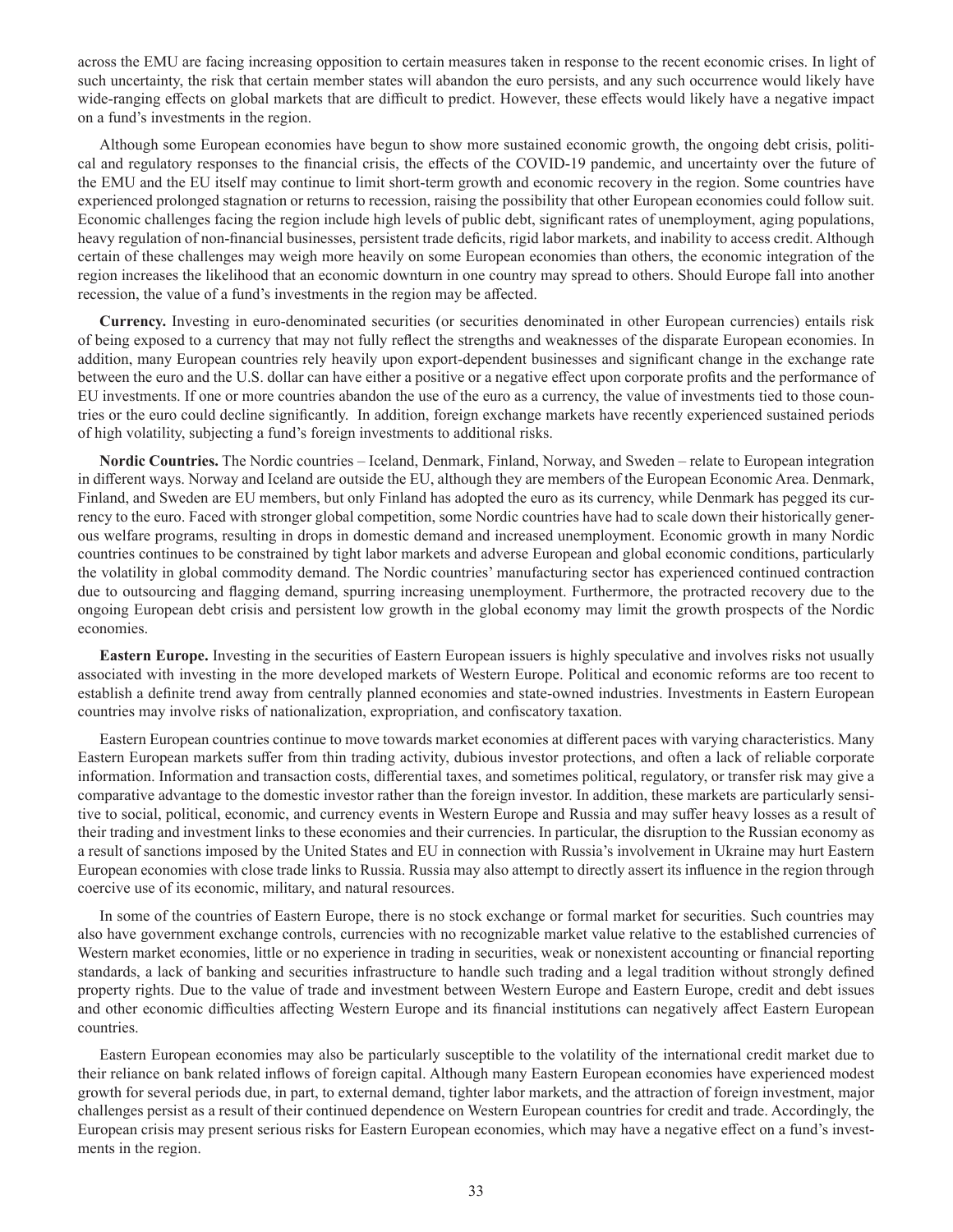across the EMU are facing increasing opposition to certain measures taken in response to the recent economic crises. In light of such uncertainty, the risk that certain member states will abandon the euro persists, and any such occurrence would likely have wide-ranging effects on global markets that are difficult to predict. However, these effects would likely have a negative impact on a fund's investments in the region.

Although some European economies have begun to show more sustained economic growth, the ongoing debt crisis, political and regulatory responses to the financial crisis, the effects of the COVID-19 pandemic, and uncertainty over the future of the EMU and the EU itself may continue to limit short-term growth and economic recovery in the region. Some countries have experienced prolonged stagnation or returns to recession, raising the possibility that other European economies could follow suit. Economic challenges facing the region include high levels of public debt, significant rates of unemployment, aging populations, heavy regulation of non-financial businesses, persistent trade deficits, rigid labor markets, and inability to access credit. Although certain of these challenges may weigh more heavily on some European economies than others, the economic integration of the region increases the likelihood that an economic downturn in one country may spread to others. Should Europe fall into another recession, the value of a fund's investments in the region may be affected.

**Currency.** Investing in euro-denominated securities (or securities denominated in other European currencies) entails risk of being exposed to a currency that may not fully reflect the strengths and weaknesses of the disparate European economies. In addition, many European countries rely heavily upon export-dependent businesses and significant change in the exchange rate between the euro and the U.S. dollar can have either a positive or a negative effect upon corporate profits and the performance of EU investments. If one or more countries abandon the use of the euro as a currency, the value of investments tied to those countries or the euro could decline significantly. In addition, foreign exchange markets have recently experienced sustained periods of high volatility, subjecting a fund's foreign investments to additional risks.

**Nordic Countries.** The Nordic countries – Iceland, Denmark, Finland, Norway, and Sweden – relate to European integration in different ways. Norway and Iceland are outside the EU, although they are members of the European Economic Area. Denmark, Finland, and Sweden are EU members, but only Finland has adopted the euro as its currency, while Denmark has pegged its currency to the euro. Faced with stronger global competition, some Nordic countries have had to scale down their historically generous welfare programs, resulting in drops in domestic demand and increased unemployment. Economic growth in many Nordic countries continues to be constrained by tight labor markets and adverse European and global economic conditions, particularly the volatility in global commodity demand. The Nordic countries' manufacturing sector has experienced continued contraction due to outsourcing and flagging demand, spurring increasing unemployment. Furthermore, the protracted recovery due to the ongoing European debt crisis and persistent low growth in the global economy may limit the growth prospects of the Nordic economies.

**Eastern Europe.** Investing in the securities of Eastern European issuers is highly speculative and involves risks not usually associated with investing in the more developed markets of Western Europe. Political and economic reforms are too recent to establish a definite trend away from centrally planned economies and state-owned industries. Investments in Eastern European countries may involve risks of nationalization, expropriation, and confiscatory taxation.

Eastern European countries continue to move towards market economies at different paces with varying characteristics. Many Eastern European markets suffer from thin trading activity, dubious investor protections, and often a lack of reliable corporate information. Information and transaction costs, differential taxes, and sometimes political, regulatory, or transfer risk may give a comparative advantage to the domestic investor rather than the foreign investor. In addition, these markets are particularly sensitive to social, political, economic, and currency events in Western Europe and Russia and may suffer heavy losses as a result of their trading and investment links to these economies and their currencies. In particular, the disruption to the Russian economy as a result of sanctions imposed by the United States and EU in connection with Russia's involvement in Ukraine may hurt Eastern European economies with close trade links to Russia. Russia may also attempt to directly assert its influence in the region through coercive use of its economic, military, and natural resources.

In some of the countries of Eastern Europe, there is no stock exchange or formal market for securities. Such countries may also have government exchange controls, currencies with no recognizable market value relative to the established currencies of Western market economies, little or no experience in trading in securities, weak or nonexistent accounting or financial reporting standards, a lack of banking and securities infrastructure to handle such trading and a legal tradition without strongly defined property rights. Due to the value of trade and investment between Western Europe and Eastern Europe, credit and debt issues and other economic difficulties affecting Western Europe and its financial institutions can negatively affect Eastern European countries.

Eastern European economies may also be particularly susceptible to the volatility of the international credit market due to their reliance on bank related inflows of foreign capital. Although many Eastern European economies have experienced modest growth for several periods due, in part, to external demand, tighter labor markets, and the attraction of foreign investment, major challenges persist as a result of their continued dependence on Western European countries for credit and trade. Accordingly, the European crisis may present serious risks for Eastern European economies, which may have a negative effect on a fund's investments in the region.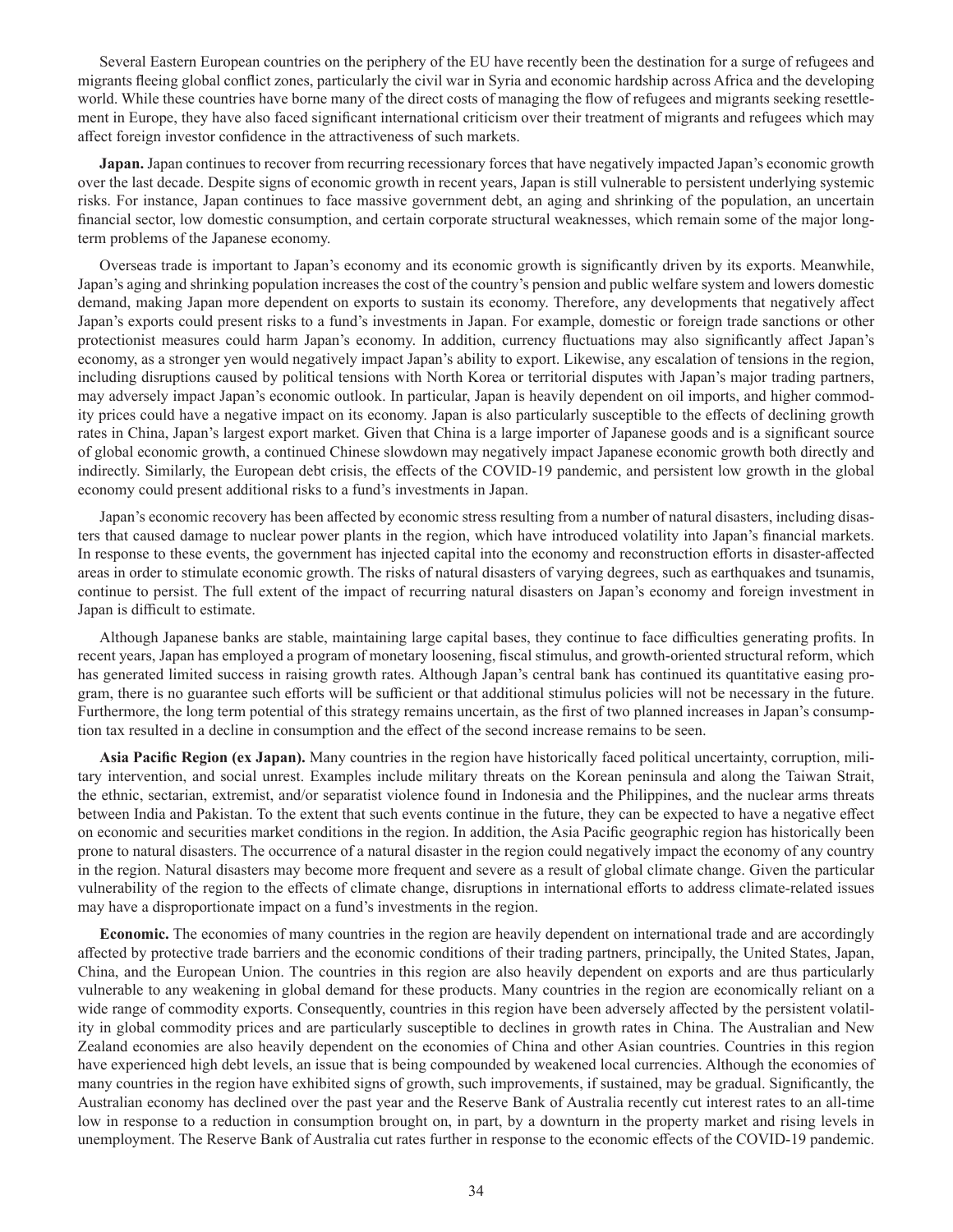Several Eastern European countries on the periphery of the EU have recently been the destination for a surge of refugees and migrants fleeing global conflict zones, particularly the civil war in Syria and economic hardship across Africa and the developing world. While these countries have borne many of the direct costs of managing the flow of refugees and migrants seeking resettlement in Europe, they have also faced significant international criticism over their treatment of migrants and refugees which may affect foreign investor confidence in the attractiveness of such markets.

**Japan.** Japan continues to recover from recurring recessionary forces that have negatively impacted Japan's economic growth over the last decade. Despite signs of economic growth in recent years, Japan is still vulnerable to persistent underlying systemic risks. For instance, Japan continues to face massive government debt, an aging and shrinking of the population, an uncertain financial sector, low domestic consumption, and certain corporate structural weaknesses, which remain some of the major long-term problems of the Japanese economy.

Overseas trade is important to Japan's economy and its economic growth is significantly driven by its exports. Meanwhile, Japan's aging and shrinking population increases the cost of the country's pension and public welfare system and lowers domestic demand, making Japan more dependent on exports to sustain its economy. Therefore, any developments that negatively affect Japan's exports could present risks to a fund's investments in Japan. For example, domestic or foreign trade sanctions or other protectionist measures could harm Japan's economy. In addition, currency fluctuations may also significantly affect Japan's economy, as a stronger yen would negatively impact Japan's ability to export. Likewise, any escalation of tensions in the region, including disruptions caused by political tensions with North Korea or territorial disputes with Japan's major trading partners, may adversely impact Japan's economic outlook. In particular, Japan is heavily dependent on oil imports, and higher commodity prices could have a negative impact on its economy. Japan is also particularly susceptible to the effects of declining growth rates in China, Japan's largest export market. Given that China is a large importer of Japanese goods and is a significant source of global economic growth, a continued Chinese slowdown may negatively impact Japanese economic growth both directly and indirectly. Similarly, the European debt crisis, the effects of the COVID-19 pandemic, and persistent low growth in the global economy could present additional risks to a fund's investments in Japan.

Japan's economic recovery has been affected by economic stress resulting from a number of natural disasters, including disasters that caused damage to nuclear power plants in the region, which have introduced volatility into Japan's financial markets. In response to these events, the government has injected capital into the economy and reconstruction efforts in disaster-affected areas in order to stimulate economic growth. The risks of natural disasters of varying degrees, such as earthquakes and tsunamis, continue to persist. The full extent of the impact of recurring natural disasters on Japan's economy and foreign investment in Japan is difficult to estimate.

Although Japanese banks are stable, maintaining large capital bases, they continue to face difficulties generating profits. In recent years, Japan has employed a program of monetary loosening, fiscal stimulus, and growth-oriented structural reform, which has generated limited success in raising growth rates. Although Japan's central bank has continued its quantitative easing program, there is no guarantee such efforts will be sufficient or that additional stimulus policies will not be necessary in the future. Furthermore, the long term potential of this strategy remains uncertain, as the first of two planned increases in Japan's consumption tax resulted in a decline in consumption and the effect of the second increase remains to be seen.

**Asia Pacific Region (ex Japan).** Many countries in the region have historically faced political uncertainty, corruption, military intervention, and social unrest. Examples include military threats on the Korean peninsula and along the Taiwan Strait, the ethnic, sectarian, extremist, and/or separatist violence found in Indonesia and the Philippines, and the nuclear arms threats between India and Pakistan. To the extent that such events continue in the future, they can be expected to have a negative effect on economic and securities market conditions in the region. In addition, the Asia Pacific geographic region has historically been prone to natural disasters. The occurrence of a natural disaster in the region could negatively impact the economy of any country in the region. Natural disasters may become more frequent and severe as a result of global climate change. Given the particular vulnerability of the region to the effects of climate change, disruptions in international efforts to address climate-related issues may have a disproportionate impact on a fund's investments in the region.

**Economic.** The economies of many countries in the region are heavily dependent on international trade and are accordingly affected by protective trade barriers and the economic conditions of their trading partners, principally, the United States, Japan, China, and the European Union. The countries in this region are also heavily dependent on exports and are thus particularly vulnerable to any weakening in global demand for these products. Many countries in the region are economically reliant on a wide range of commodity exports. Consequently, countries in this region have been adversely affected by the persistent volatility in global commodity prices and are particularly susceptible to declines in growth rates in China. The Australian and New Zealand economies are also heavily dependent on the economies of China and other Asian countries. Countries in this region have experienced high debt levels, an issue that is being compounded by weakened local currencies. Although the economies of many countries in the region have exhibited signs of growth, such improvements, if sustained, may be gradual. Significantly, the Australian economy has declined over the past year and the Reserve Bank of Australia recently cut interest rates to an all-time low in response to a reduction in consumption brought on, in part, by a downturn in the property market and rising levels in unemployment. The Reserve Bank of Australia cut rates further in response to the economic effects of the COVID-19 pandemic.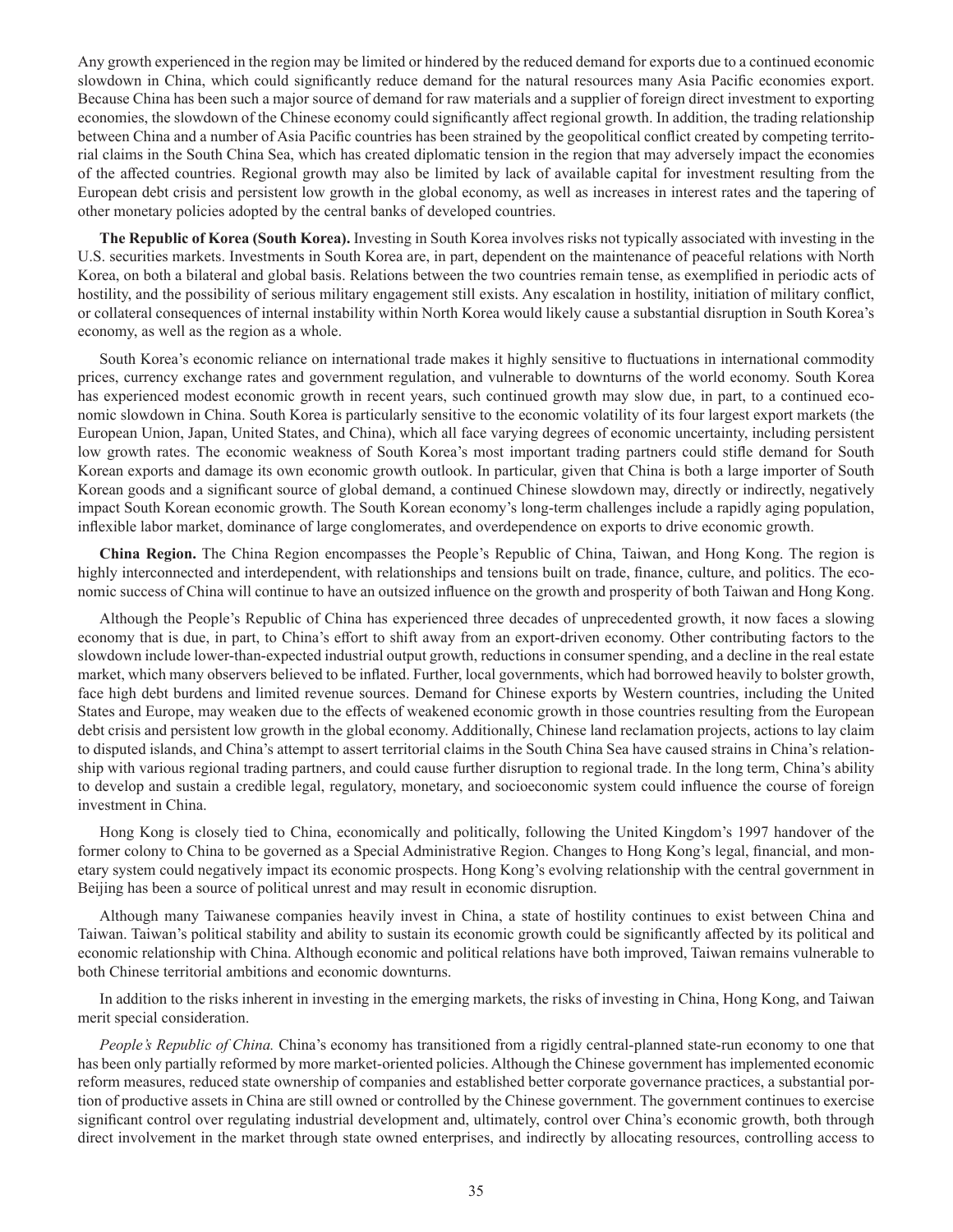Any growth experienced in the region may be limited or hindered by the reduced demand for exports due to a continued economic slowdown in China, which could significantly reduce demand for the natural resources many Asia Pacific economies export. Because China has been such a major source of demand for raw materials and a supplier of foreign direct investment to exporting economies, the slowdown of the Chinese economy could significantly affect regional growth. In addition, the trading relationship between China and a number of Asia Pacific countries has been strained by the geopolitical conflict created by competing territorial claims in the South China Sea, which has created diplomatic tension in the region that may adversely impact the economies of the affected countries. Regional growth may also be limited by lack of available capital for investment resulting from the European debt crisis and persistent low growth in the global economy, as well as increases in interest rates and the tapering of other monetary policies adopted by the central banks of developed countries.

**The Republic of Korea (South Korea).** Investing in South Korea involves risks not typically associated with investing in the U.S. securities markets. Investments in South Korea are, in part, dependent on the maintenance of peaceful relations with North Korea, on both a bilateral and global basis. Relations between the two countries remain tense, as exemplified in periodic acts of hostility, and the possibility of serious military engagement still exists. Any escalation in hostility, initiation of military conflict, or collateral consequences of internal instability within North Korea would likely cause a substantial disruption in South Korea's economy, as well as the region as a whole.

South Korea's economic reliance on international trade makes it highly sensitive to fluctuations in international commodity prices, currency exchange rates and government regulation, and vulnerable to downturns of the world economy. South Korea has experienced modest economic growth in recent years, such continued growth may slow due, in part, to a continued economic slowdown in China. South Korea is particularly sensitive to the economic volatility of its four largest export markets (the European Union, Japan, United States, and China), which all face varying degrees of economic uncertainty, including persistent low growth rates. The economic weakness of South Korea's most important trading partners could stifle demand for South Korean exports and damage its own economic growth outlook. In particular, given that China is both a large importer of South Korean goods and a significant source of global demand, a continued Chinese slowdown may, directly or indirectly, negatively impact South Korean economic growth. The South Korean economy's long-term challenges include a rapidly aging population, inflexible labor market, dominance of large conglomerates, and overdependence on exports to drive economic growth.

**China Region.** The China Region encompasses the People's Republic of China, Taiwan, and Hong Kong. The region is highly interconnected and interdependent, with relationships and tensions built on trade, finance, culture, and politics. The economic success of China will continue to have an outsized influence on the growth and prosperity of both Taiwan and Hong Kong.

Although the People's Republic of China has experienced three decades of unprecedented growth, it now faces a slowing economy that is due, in part, to China's effort to shift away from an export-driven economy. Other contributing factors to the slowdown include lower-than-expected industrial output growth, reductions in consumer spending, and a decline in the real estate market, which many observers believed to be inflated. Further, local governments, which had borrowed heavily to bolster growth, face high debt burdens and limited revenue sources. Demand for Chinese exports by Western countries, including the United States and Europe, may weaken due to the effects of weakened economic growth in those countries resulting from the European debt crisis and persistent low growth in the global economy. Additionally, Chinese land reclamation projects, actions to lay claim to disputed islands, and China's attempt to assert territorial claims in the South China Sea have caused strains in China's relationship with various regional trading partners, and could cause further disruption to regional trade. In the long term, China's ability to develop and sustain a credible legal, regulatory, monetary, and socioeconomic system could influence the course of foreign investment in China.

Hong Kong is closely tied to China, economically and politically, following the United Kingdom's 1997 handover of the former colony to China to be governed as a Special Administrative Region. Changes to Hong Kong's legal, financial, and monetary system could negatively impact its economic prospects. Hong Kong's evolving relationship with the central government in Beijing has been a source of political unrest and may result in economic disruption.

Although many Taiwanese companies heavily invest in China, a state of hostility continues to exist between China and Taiwan. Taiwan's political stability and ability to sustain its economic growth could be significantly affected by its political and economic relationship with China. Although economic and political relations have both improved, Taiwan remains vulnerable to both Chinese territorial ambitions and economic downturns.

In addition to the risks inherent in investing in the emerging markets, the risks of investing in China, Hong Kong, and Taiwan merit special consideration.

*People's Republic of China.* China's economy has transitioned from a rigidly central-planned state-run economy to one that has been only partially reformed by more market-oriented policies. Although the Chinese government has implemented economic reform measures, reduced state ownership of companies and established better corporate governance practices, a substantial portion of productive assets in China are still owned or controlled by the Chinese government. The government continues to exercise significant control over regulating industrial development and, ultimately, control over China's economic growth, both through direct involvement in the market through state owned enterprises, and indirectly by allocating resources, controlling access to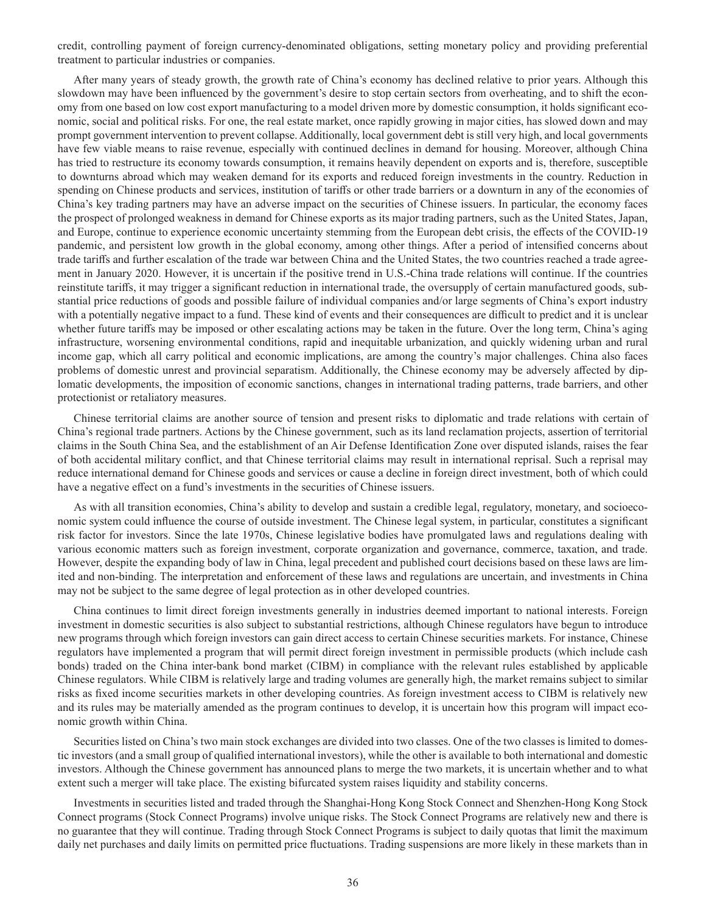credit, controlling payment of foreign currency-denominated obligations, setting monetary policy and providing preferential treatment to particular industries or companies.

After many years of steady growth, the growth rate of China's economy has declined relative to prior years. Although this slowdown may have been influenced by the government's desire to stop certain sectors from overheating, and to shift the economy from one based on low cost export manufacturing to a model driven more by domestic consumption, it holds significant economic, social and political risks. For one, the real estate market, once rapidly growing in major cities, has slowed down and may prompt government intervention to prevent collapse. Additionally, local government debt is still very high, and local governments have few viable means to raise revenue, especially with continued declines in demand for housing. Moreover, although China has tried to restructure its economy towards consumption, it remains heavily dependent on exports and is, therefore, susceptible to downturns abroad which may weaken demand for its exports and reduced foreign investments in the country. Reduction in spending on Chinese products and services, institution of tariffs or other trade barriers or a downturn in any of the economies of China's key trading partners may have an adverse impact on the securities of Chinese issuers. In particular, the economy faces the prospect of prolonged weakness in demand for Chinese exports as its major trading partners, such as the United States, Japan, and Europe, continue to experience economic uncertainty stemming from the European debt crisis, the effects of the COVID-19 pandemic, and persistent low growth in the global economy, among other things. After a period of intensified concerns about trade tariffs and further escalation of the trade war between China and the United States, the two countries reached a trade agreement in January 2020. However, it is uncertain if the positive trend in U.S.-China trade relations will continue. If the countries reinstitute tariffs, it may trigger a significant reduction in international trade, the oversupply of certain manufactured goods, substantial price reductions of goods and possible failure of individual companies and/or large segments of China's export industry with a potentially negative impact to a fund. These kind of events and their consequences are difficult to predict and it is unclear whether future tariffs may be imposed or other escalating actions may be taken in the future. Over the long term, China's aging infrastructure, worsening environmental conditions, rapid and inequitable urbanization, and quickly widening urban and rural income gap, which all carry political and economic implications, are among the country's major challenges. China also faces problems of domestic unrest and provincial separatism. Additionally, the Chinese economy may be adversely affected by diplomatic developments, the imposition of economic sanctions, changes in international trading patterns, trade barriers, and other protectionist or retaliatory measures.

Chinese territorial claims are another source of tension and present risks to diplomatic and trade relations with certain of China's regional trade partners. Actions by the Chinese government, such as its land reclamation projects, assertion of territorial claims in the South China Sea, and the establishment of an Air Defense Identification Zone over disputed islands, raises the fear of both accidental military conflict, and that Chinese territorial claims may result in international reprisal. Such a reprisal may reduce international demand for Chinese goods and services or cause a decline in foreign direct investment, both of which could have a negative effect on a fund's investments in the securities of Chinese issuers.

As with all transition economies, China's ability to develop and sustain a credible legal, regulatory, monetary, and socioeconomic system could influence the course of outside investment. The Chinese legal system, in particular, constitutes a significant risk factor for investors. Since the late 1970s, Chinese legislative bodies have promulgated laws and regulations dealing with various economic matters such as foreign investment, corporate organization and governance, commerce, taxation, and trade. However, despite the expanding body of law in China, legal precedent and published court decisions based on these laws are limited and non-binding. The interpretation and enforcement of these laws and regulations are uncertain, and investments in China may not be subject to the same degree of legal protection as in other developed countries.

China continues to limit direct foreign investments generally in industries deemed important to national interests. Foreign investment in domestic securities is also subject to substantial restrictions, although Chinese regulators have begun to introduce new programs through which foreign investors can gain direct access to certain Chinese securities markets. For instance, Chinese regulators have implemented a program that will permit direct foreign investment in permissible products (which include cash bonds) traded on the China inter-bank bond market (CIBM) in compliance with the relevant rules established by applicable Chinese regulators. While CIBM is relatively large and trading volumes are generally high, the market remains subject to similar risks as fixed income securities markets in other developing countries. As foreign investment access to CIBM is relatively new and its rules may be materially amended as the program continues to develop, it is uncertain how this program will impact economic growth within China.

Securities listed on China's two main stock exchanges are divided into two classes. One of the two classes is limited to domestic investors (and a small group of qualified international investors), while the other is available to both international and domestic investors. Although the Chinese government has announced plans to merge the two markets, it is uncertain whether and to what extent such a merger will take place. The existing bifurcated system raises liquidity and stability concerns.

Investments in securities listed and traded through the Shanghai-Hong Kong Stock Connect and Shenzhen-Hong Kong Stock Connect programs (Stock Connect Programs) involve unique risks. The Stock Connect Programs are relatively new and there is no guarantee that they will continue. Trading through Stock Connect Programs is subject to daily quotas that limit the maximum daily net purchases and daily limits on permitted price fluctuations. Trading suspensions are more likely in these markets than in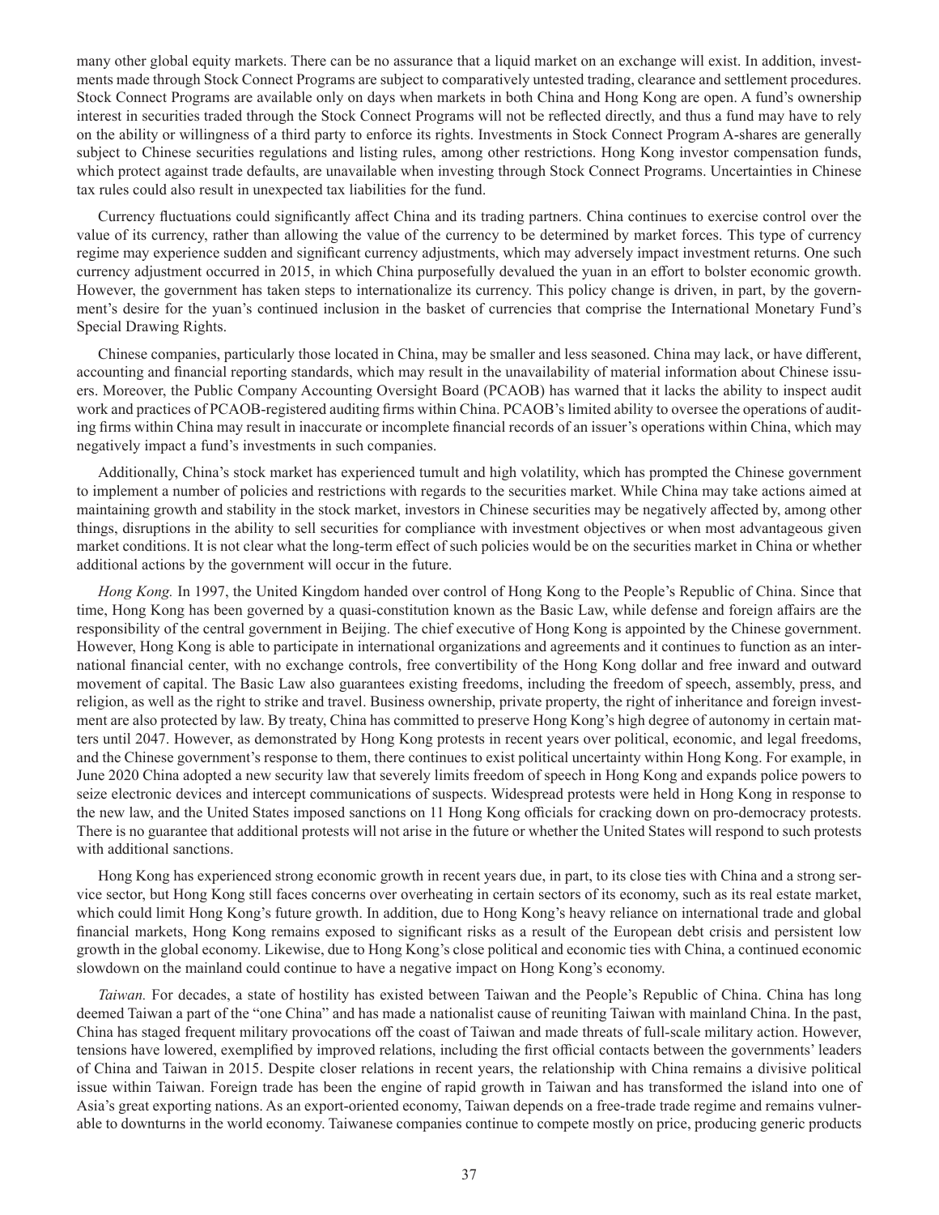many other global equity markets. There can be no assurance that a liquid market on an exchange will exist. In addition, investments made through Stock Connect Programs are subject to comparatively untested trading, clearance and settlement procedures. Stock Connect Programs are available only on days when markets in both China and Hong Kong are open. A fund's ownership interest in securities traded through the Stock Connect Programs will not be reflected directly, and thus a fund may have to rely on the ability or willingness of a third party to enforce its rights. Investments in Stock Connect Program A-shares are generally subject to Chinese securities regulations and listing rules, among other restrictions. Hong Kong investor compensation funds, which protect against trade defaults, are unavailable when investing through Stock Connect Programs. Uncertainties in Chinese tax rules could also result in unexpected tax liabilities for the fund.

Currency fluctuations could significantly affect China and its trading partners. China continues to exercise control over the value of its currency, rather than allowing the value of the currency to be determined by market forces. This type of currency regime may experience sudden and significant currency adjustments, which may adversely impact investment returns. One such currency adjustment occurred in 2015, in which China purposefully devalued the yuan in an effort to bolster economic growth. However, the government has taken steps to internationalize its currency. This policy change is driven, in part, by the government's desire for the yuan's continued inclusion in the basket of currencies that comprise the International Monetary Fund's Special Drawing Rights.

Chinese companies, particularly those located in China, may be smaller and less seasoned. China may lack, or have different, accounting and financial reporting standards, which may result in the unavailability of material information about Chinese issuers. Moreover, the Public Company Accounting Oversight Board (PCAOB) has warned that it lacks the ability to inspect audit work and practices of PCAOB-registered auditing firms within China. PCAOB's limited ability to oversee the operations of auditing firms within China may result in inaccurate or incomplete financial records of an issuer's operations within China, which may negatively impact a fund's investments in such companies.

Additionally, China's stock market has experienced tumult and high volatility, which has prompted the Chinese government to implement a number of policies and restrictions with regards to the securities market. While China may take actions aimed at maintaining growth and stability in the stock market, investors in Chinese securities may be negatively affected by, among other things, disruptions in the ability to sell securities for compliance with investment objectives or when most advantageous given market conditions. It is not clear what the long-term effect of such policies would be on the securities market in China or whether additional actions by the government will occur in the future.

*Hong Kong.* In 1997, the United Kingdom handed over control of Hong Kong to the People's Republic of China. Since that time, Hong Kong has been governed by a quasi-constitution known as the Basic Law, while defense and foreign affairs are the responsibility of the central government in Beijing. The chief executive of Hong Kong is appointed by the Chinese government. However, Hong Kong is able to participate in international organizations and agreements and it continues to function as an international financial center, with no exchange controls, free convertibility of the Hong Kong dollar and free inward and outward movement of capital. The Basic Law also guarantees existing freedoms, including the freedom of speech, assembly, press, and religion, as well as the right to strike and travel. Business ownership, private property, the right of inheritance and foreign investment are also protected by law. By treaty, China has committed to preserve Hong Kong's high degree of autonomy in certain matters until 2047. However, as demonstrated by Hong Kong protests in recent years over political, economic, and legal freedoms, and the Chinese government's response to them, there continues to exist political uncertainty within Hong Kong. For example, in June 2020 China adopted a new security law that severely limits freedom of speech in Hong Kong and expands police powers to seize electronic devices and intercept communications of suspects. Widespread protests were held in Hong Kong in response to the new law, and the United States imposed sanctions on 11 Hong Kong officials for cracking down on pro-democracy protests. There is no guarantee that additional protests will not arise in the future or whether the United States will respond to such protests with additional sanctions.

Hong Kong has experienced strong economic growth in recent years due, in part, to its close ties with China and a strong service sector, but Hong Kong still faces concerns over overheating in certain sectors of its economy, such as its real estate market, which could limit Hong Kong's future growth. In addition, due to Hong Kong's heavy reliance on international trade and global financial markets, Hong Kong remains exposed to significant risks as a result of the European debt crisis and persistent low growth in the global economy. Likewise, due to Hong Kong's close political and economic ties with China, a continued economic slowdown on the mainland could continue to have a negative impact on Hong Kong's economy.

*Taiwan.* For decades, a state of hostility has existed between Taiwan and the People's Republic of China. China has long deemed Taiwan a part of the "one China" and has made a nationalist cause of reuniting Taiwan with mainland China. In the past, China has staged frequent military provocations off the coast of Taiwan and made threats of full-scale military action. However, tensions have lowered, exemplified by improved relations, including the first official contacts between the governments' leaders of China and Taiwan in 2015. Despite closer relations in recent years, the relationship with China remains a divisive political issue within Taiwan. Foreign trade has been the engine of rapid growth in Taiwan and has transformed the island into one of Asia's great exporting nations. As an export-oriented economy, Taiwan depends on a free-trade trade regime and remains vulnerable to downturns in the world economy. Taiwanese companies continue to compete mostly on price, producing generic products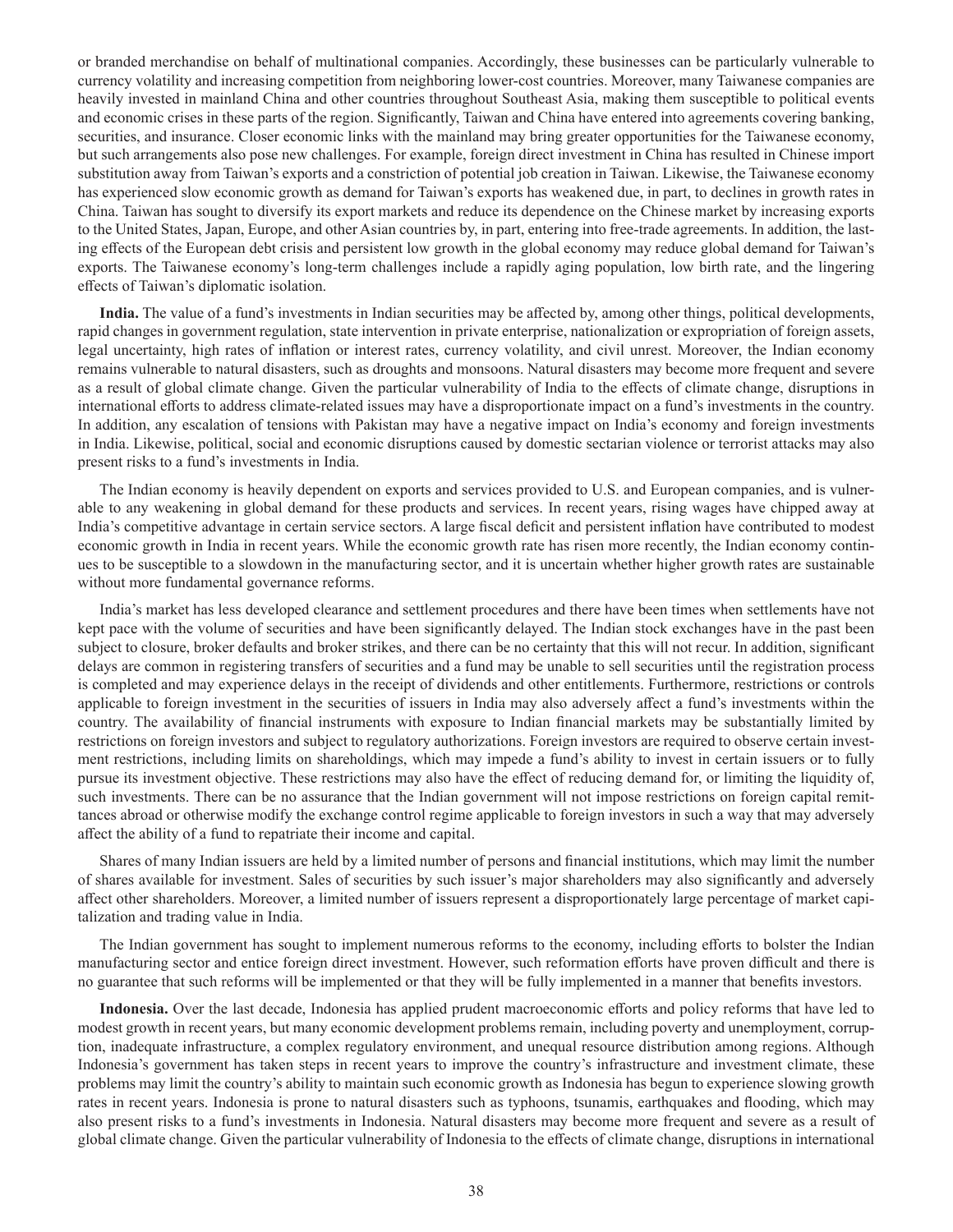or branded merchandise on behalf of multinational companies. Accordingly, these businesses can be particularly vulnerable to currency volatility and increasing competition from neighboring lower-cost countries. Moreover, many Taiwanese companies are heavily invested in mainland China and other countries throughout Southeast Asia, making them susceptible to political events and economic crises in these parts of the region. Significantly, Taiwan and China have entered into agreements covering banking, securities, and insurance. Closer economic links with the mainland may bring greater opportunities for the Taiwanese economy, but such arrangements also pose new challenges. For example, foreign direct investment in China has resulted in Chinese import substitution away from Taiwan's exports and a constriction of potential job creation in Taiwan. Likewise, the Taiwanese economy has experienced slow economic growth as demand for Taiwan's exports has weakened due, in part, to declines in growth rates in China. Taiwan has sought to diversify its export markets and reduce its dependence on the Chinese market by increasing exports to the United States, Japan, Europe, and other Asian countries by, in part, entering into free-trade agreements. In addition, the lasting effects of the European debt crisis and persistent low growth in the global economy may reduce global demand for Taiwan's exports. The Taiwanese economy's long-term challenges include a rapidly aging population, low birth rate, and the lingering effects of Taiwan's diplomatic isolation.

**India.** The value of a fund's investments in Indian securities may be affected by, among other things, political developments, rapid changes in government regulation, state intervention in private enterprise, nationalization or expropriation of foreign assets, legal uncertainty, high rates of inflation or interest rates, currency volatility, and civil unrest. Moreover, the Indian economy remains vulnerable to natural disasters, such as droughts and monsoons. Natural disasters may become more frequent and severe as a result of global climate change. Given the particular vulnerability of India to the effects of climate change, disruptions in international efforts to address climate-related issues may have a disproportionate impact on a fund's investments in the country. In addition, any escalation of tensions with Pakistan may have a negative impact on India's economy and foreign investments in India. Likewise, political, social and economic disruptions caused by domestic sectarian violence or terrorist attacks may also present risks to a fund's investments in India.

The Indian economy is heavily dependent on exports and services provided to U.S. and European companies, and is vulnerable to any weakening in global demand for these products and services. In recent years, rising wages have chipped away at India's competitive advantage in certain service sectors. A large fiscal deficit and persistent inflation have contributed to modest economic growth in India in recent years. While the economic growth rate has risen more recently, the Indian economy continues to be susceptible to a slowdown in the manufacturing sector, and it is uncertain whether higher growth rates are sustainable without more fundamental governance reforms.

India's market has less developed clearance and settlement procedures and there have been times when settlements have not kept pace with the volume of securities and have been significantly delayed. The Indian stock exchanges have in the past been subject to closure, broker defaults and broker strikes, and there can be no certainty that this will not recur. In addition, significant delays are common in registering transfers of securities and a fund may be unable to sell securities until the registration process is completed and may experience delays in the receipt of dividends and other entitlements. Furthermore, restrictions or controls applicable to foreign investment in the securities of issuers in India may also adversely affect a fund's investments within the country. The availability of financial instruments with exposure to Indian financial markets may be substantially limited by restrictions on foreign investors and subject to regulatory authorizations. Foreign investors are required to observe certain investment restrictions, including limits on shareholdings, which may impede a fund's ability to invest in certain issuers or to fully pursue its investment objective. These restrictions may also have the effect of reducing demand for, or limiting the liquidity of, such investments. There can be no assurance that the Indian government will not impose restrictions on foreign capital remittances abroad or otherwise modify the exchange control regime applicable to foreign investors in such a way that may adversely affect the ability of a fund to repatriate their income and capital.

Shares of many Indian issuers are held by a limited number of persons and financial institutions, which may limit the number of shares available for investment. Sales of securities by such issuer's major shareholders may also significantly and adversely affect other shareholders. Moreover, a limited number of issuers represent a disproportionately large percentage of market capitalization and trading value in India.

The Indian government has sought to implement numerous reforms to the economy, including efforts to bolster the Indian manufacturing sector and entice foreign direct investment. However, such reformation efforts have proven difficult and there is no guarantee that such reforms will be implemented or that they will be fully implemented in a manner that benefits investors.

**Indonesia.** Over the last decade, Indonesia has applied prudent macroeconomic efforts and policy reforms that have led to modest growth in recent years, but many economic development problems remain, including poverty and unemployment, corruption, inadequate infrastructure, a complex regulatory environment, and unequal resource distribution among regions. Although Indonesia's government has taken steps in recent years to improve the country's infrastructure and investment climate, these problems may limit the country's ability to maintain such economic growth as Indonesia has begun to experience slowing growth rates in recent years. Indonesia is prone to natural disasters such as typhoons, tsunamis, earthquakes and flooding, which may also present risks to a fund's investments in Indonesia. Natural disasters may become more frequent and severe as a result of global climate change. Given the particular vulnerability of Indonesia to the effects of climate change, disruptions in international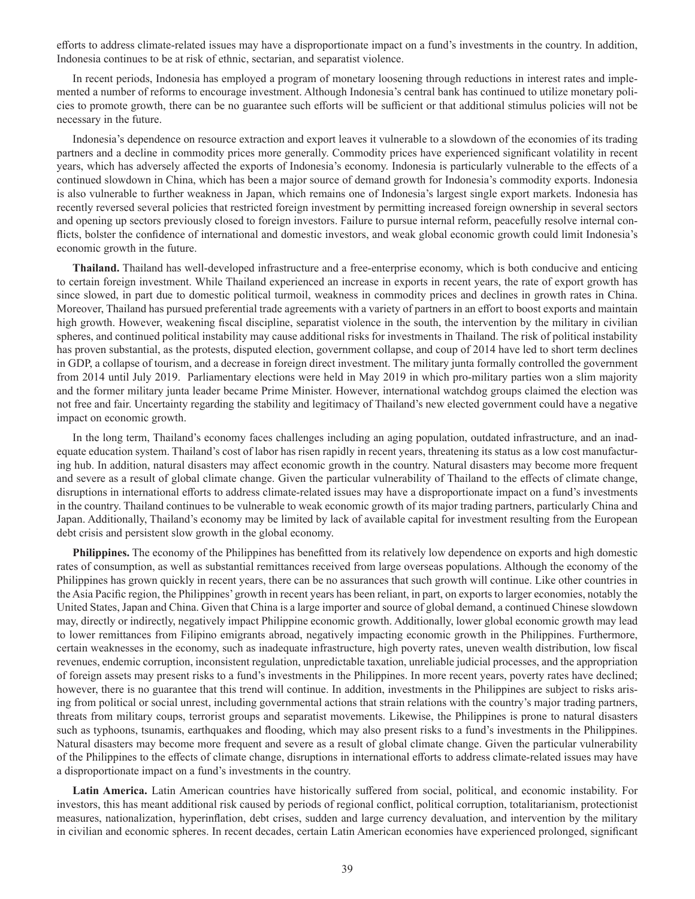efforts to address climate-related issues may have a disproportionate impact on a fund's investments in the country. In addition, Indonesia continues to be at risk of ethnic, sectarian, and separatist violence.

In recent periods, Indonesia has employed a program of monetary loosening through reductions in interest rates and implemented a number of reforms to encourage investment. Although Indonesia's central bank has continued to utilize monetary policies to promote growth, there can be no guarantee such efforts will be sufficient or that additional stimulus policies will not be necessary in the future.

Indonesia's dependence on resource extraction and export leaves it vulnerable to a slowdown of the economies of its trading partners and a decline in commodity prices more generally. Commodity prices have experienced significant volatility in recent years, which has adversely affected the exports of Indonesia's economy. Indonesia is particularly vulnerable to the effects of a continued slowdown in China, which has been a major source of demand growth for Indonesia's commodity exports. Indonesia is also vulnerable to further weakness in Japan, which remains one of Indonesia's largest single export markets. Indonesia has recently reversed several policies that restricted foreign investment by permitting increased foreign ownership in several sectors and opening up sectors previously closed to foreign investors. Failure to pursue internal reform, peacefully resolve internal conflicts, bolster the confidence of international and domestic investors, and weak global economic growth could limit Indonesia's economic growth in the future.

**Thailand.** Thailand has well-developed infrastructure and a free-enterprise economy, which is both conducive and enticing to certain foreign investment. While Thailand experienced an increase in exports in recent years, the rate of export growth has since slowed, in part due to domestic political turmoil, weakness in commodity prices and declines in growth rates in China. Moreover, Thailand has pursued preferential trade agreements with a variety of partners in an effort to boost exports and maintain high growth. However, weakening fiscal discipline, separatist violence in the south, the intervention by the military in civilian spheres, and continued political instability may cause additional risks for investments in Thailand. The risk of political instability has proven substantial, as the protests, disputed election, government collapse, and coup of 2014 have led to short term declines in GDP, a collapse of tourism, and a decrease in foreign direct investment. The military junta formally controlled the government from 2014 until July 2019. Parliamentary elections were held in May 2019 in which pro-military parties won a slim majority and the former military junta leader became Prime Minister. However, international watchdog groups claimed the election was not free and fair. Uncertainty regarding the stability and legitimacy of Thailand's new elected government could have a negative impact on economic growth.

In the long term, Thailand's economy faces challenges including an aging population, outdated infrastructure, and an inadequate education system. Thailand's cost of labor has risen rapidly in recent years, threatening its status as a low cost manufacturing hub. In addition, natural disasters may affect economic growth in the country. Natural disasters may become more frequent and severe as a result of global climate change. Given the particular vulnerability of Thailand to the effects of climate change, disruptions in international efforts to address climate-related issues may have a disproportionate impact on a fund's investments in the country. Thailand continues to be vulnerable to weak economic growth of its major trading partners, particularly China and Japan. Additionally, Thailand's economy may be limited by lack of available capital for investment resulting from the European debt crisis and persistent slow growth in the global economy.

**Philippines.** The economy of the Philippines has benefitted from its relatively low dependence on exports and high domestic rates of consumption, as well as substantial remittances received from large overseas populations. Although the economy of the Philippines has grown quickly in recent years, there can be no assurances that such growth will continue. Like other countries in the Asia Pacific region, the Philippines' growth in recent years has been reliant, in part, on exports to larger economies, notably the United States, Japan and China. Given that China is a large importer and source of global demand, a continued Chinese slowdown may, directly or indirectly, negatively impact Philippine economic growth. Additionally, lower global economic growth may lead to lower remittances from Filipino emigrants abroad, negatively impacting economic growth in the Philippines. Furthermore, certain weaknesses in the economy, such as inadequate infrastructure, high poverty rates, uneven wealth distribution, low fiscal revenues, endemic corruption, inconsistent regulation, unpredictable taxation, unreliable judicial processes, and the appropriation of foreign assets may present risks to a fund's investments in the Philippines. In more recent years, poverty rates have declined; however, there is no guarantee that this trend will continue. In addition, investments in the Philippines are subject to risks arising from political or social unrest, including governmental actions that strain relations with the country's major trading partners, threats from military coups, terrorist groups and separatist movements. Likewise, the Philippines is prone to natural disasters such as typhoons, tsunamis, earthquakes and flooding, which may also present risks to a fund's investments in the Philippines. Natural disasters may become more frequent and severe as a result of global climate change. Given the particular vulnerability of the Philippines to the effects of climate change, disruptions in international efforts to address climate-related issues may have a disproportionate impact on a fund's investments in the country.

**Latin America.** Latin American countries have historically suffered from social, political, and economic instability. For investors, this has meant additional risk caused by periods of regional conflict, political corruption, totalitarianism, protectionist measures, nationalization, hyperinflation, debt crises, sudden and large currency devaluation, and intervention by the military in civilian and economic spheres. In recent decades, certain Latin American economies have experienced prolonged, significant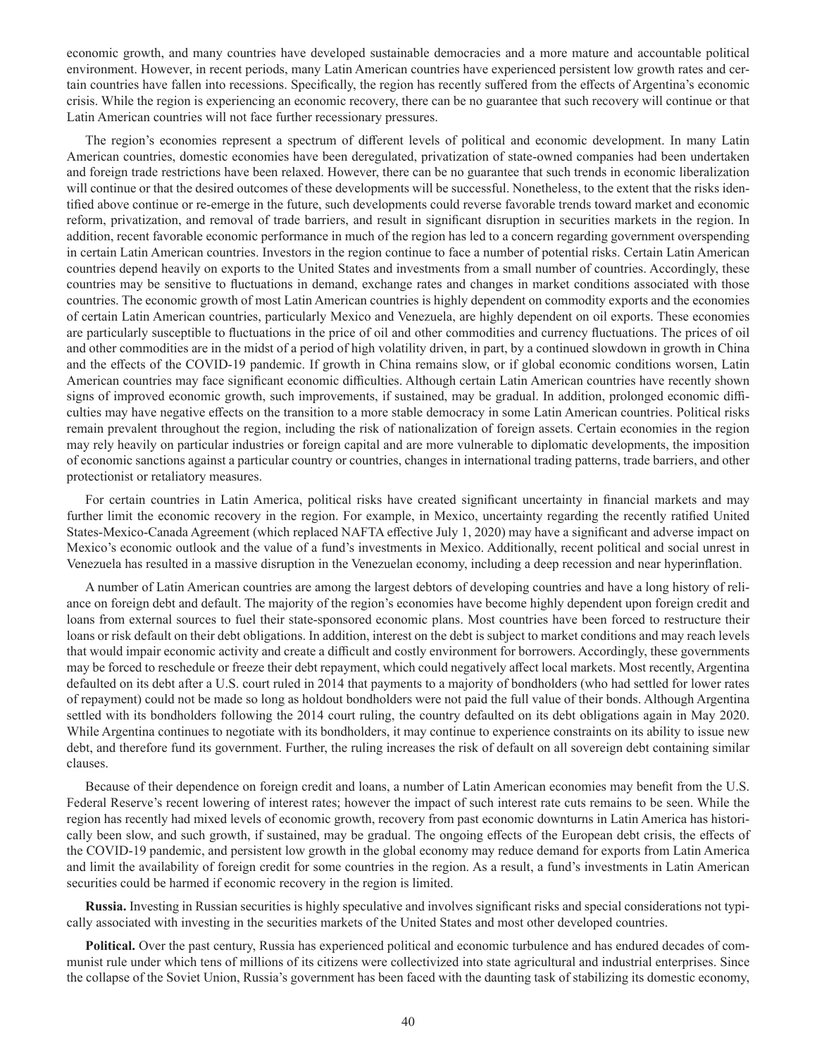economic growth, and many countries have developed sustainable democracies and a more mature and accountable political environment. However, in recent periods, many Latin American countries have experienced persistent low growth rates and certain countries have fallen into recessions. Specifically, the region has recently suffered from the effects of Argentina's economic crisis. While the region is experiencing an economic recovery, there can be no guarantee that such recovery will continue or that Latin American countries will not face further recessionary pressures.

The region's economies represent a spectrum of different levels of political and economic development. In many Latin American countries, domestic economies have been deregulated, privatization of state-owned companies had been undertaken and foreign trade restrictions have been relaxed. However, there can be no guarantee that such trends in economic liberalization will continue or that the desired outcomes of these developments will be successful. Nonetheless, to the extent that the risks identified above continue or re-emerge in the future, such developments could reverse favorable trends toward market and economic reform, privatization, and removal of trade barriers, and result in significant disruption in securities markets in the region. In addition, recent favorable economic performance in much of the region has led to a concern regarding government overspending in certain Latin American countries. Investors in the region continue to face a number of potential risks. Certain Latin American countries depend heavily on exports to the United States and investments from a small number of countries. Accordingly, these countries may be sensitive to fluctuations in demand, exchange rates and changes in market conditions associated with those countries. The economic growth of most Latin American countries is highly dependent on commodity exports and the economies of certain Latin American countries, particularly Mexico and Venezuela, are highly dependent on oil exports. These economies are particularly susceptible to fluctuations in the price of oil and other commodities and currency fluctuations. The prices of oil and other commodities are in the midst of a period of high volatility driven, in part, by a continued slowdown in growth in China and the effects of the COVID-19 pandemic. If growth in China remains slow, or if global economic conditions worsen, Latin American countries may face significant economic difficulties. Although certain Latin American countries have recently shown signs of improved economic growth, such improvements, if sustained, may be gradual. In addition, prolonged economic difficulties may have negative effects on the transition to a more stable democracy in some Latin American countries. Political risks remain prevalent throughout the region, including the risk of nationalization of foreign assets. Certain economies in the region may rely heavily on particular industries or foreign capital and are more vulnerable to diplomatic developments, the imposition of economic sanctions against a particular country or countries, changes in international trading patterns, trade barriers, and other protectionist or retaliatory measures.

For certain countries in Latin America, political risks have created significant uncertainty in financial markets and may further limit the economic recovery in the region. For example, in Mexico, uncertainty regarding the recently ratified United States-Mexico-Canada Agreement (which replaced NAFTA effective July 1, 2020) may have a significant and adverse impact on Mexico's economic outlook and the value of a fund's investments in Mexico. Additionally, recent political and social unrest in Venezuela has resulted in a massive disruption in the Venezuelan economy, including a deep recession and near hyperinflation.

A number of Latin American countries are among the largest debtors of developing countries and have a long history of reliance on foreign debt and default. The majority of the region's economies have become highly dependent upon foreign credit and loans from external sources to fuel their state-sponsored economic plans. Most countries have been forced to restructure their loans or risk default on their debt obligations. In addition, interest on the debt is subject to market conditions and may reach levels that would impair economic activity and create a difficult and costly environment for borrowers. Accordingly, these governments may be forced to reschedule or freeze their debt repayment, which could negatively affect local markets. Most recently, Argentina defaulted on its debt after a U.S. court ruled in 2014 that payments to a majority of bondholders (who had settled for lower rates of repayment) could not be made so long as holdout bondholders were not paid the full value of their bonds. Although Argentina settled with its bondholders following the 2014 court ruling, the country defaulted on its debt obligations again in May 2020. While Argentina continues to negotiate with its bondholders, it may continue to experience constraints on its ability to issue new debt, and therefore fund its government. Further, the ruling increases the risk of default on all sovereign debt containing similar clauses.

Because of their dependence on foreign credit and loans, a number of Latin American economies may benefit from the U.S. Federal Reserve's recent lowering of interest rates; however the impact of such interest rate cuts remains to be seen. While the region has recently had mixed levels of economic growth, recovery from past economic downturns in Latin America has historically been slow, and such growth, if sustained, may be gradual. The ongoing effects of the European debt crisis, the effects of the COVID-19 pandemic, and persistent low growth in the global economy may reduce demand for exports from Latin America and limit the availability of foreign credit for some countries in the region. As a result, a fund's investments in Latin American securities could be harmed if economic recovery in the region is limited.

**Russia.** Investing in Russian securities is highly speculative and involves significant risks and special considerations not typically associated with investing in the securities markets of the United States and most other developed countries.

**Political.** Over the past century, Russia has experienced political and economic turbulence and has endured decades of communist rule under which tens of millions of its citizens were collectivized into state agricultural and industrial enterprises. Since the collapse of the Soviet Union, Russia's government has been faced with the daunting task of stabilizing its domestic economy,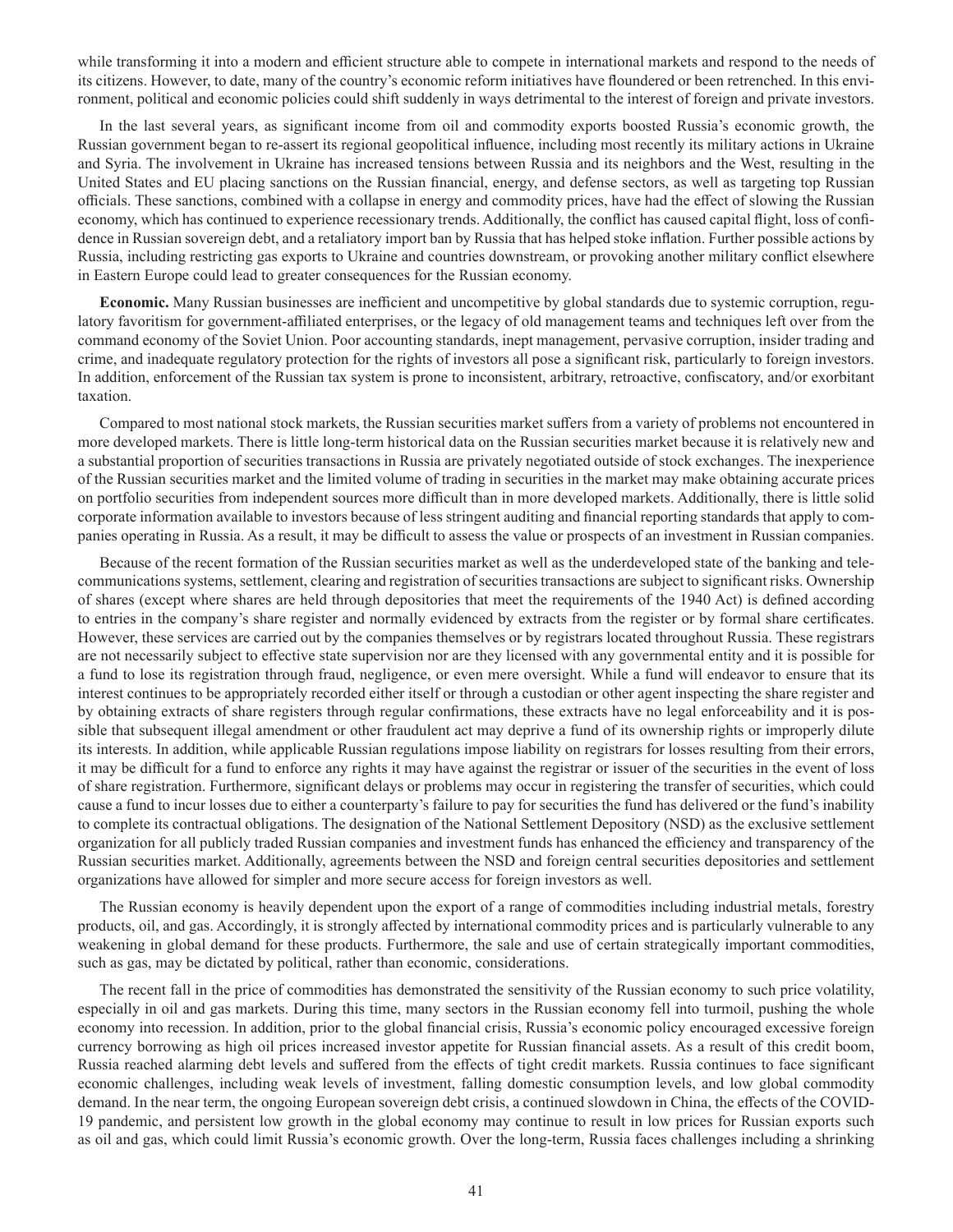while transforming it into a modern and efficient structure able to compete in international markets and respond to the needs of its citizens. However, to date, many of the country's economic reform initiatives have floundered or been retrenched. In this environment, political and economic policies could shift suddenly in ways detrimental to the interest of foreign and private investors.

In the last several years, as significant income from oil and commodity exports boosted Russia's economic growth, the Russian government began to re-assert its regional geopolitical influence, including most recently its military actions in Ukraine and Syria. The involvement in Ukraine has increased tensions between Russia and its neighbors and the West, resulting in the United States and EU placing sanctions on the Russian financial, energy, and defense sectors, as well as targeting top Russian officials. These sanctions, combined with a collapse in energy and commodity prices, have had the effect of slowing the Russian economy, which has continued to experience recessionary trends. Additionally, the conflict has caused capital flight, loss of confidence in Russian sovereign debt, and a retaliatory import ban by Russia that has helped stoke inflation. Further possible actions by Russia, including restricting gas exports to Ukraine and countries downstream, or provoking another military conflict elsewhere in Eastern Europe could lead to greater consequences for the Russian economy.

**Economic.** Many Russian businesses are inefficient and uncompetitive by global standards due to systemic corruption, regulatory favoritism for government-affiliated enterprises, or the legacy of old management teams and techniques left over from the command economy of the Soviet Union. Poor accounting standards, inept management, pervasive corruption, insider trading and crime, and inadequate regulatory protection for the rights of investors all pose a significant risk, particularly to foreign investors. In addition, enforcement of the Russian tax system is prone to inconsistent, arbitrary, retroactive, confiscatory, and/or exorbitant taxation.

Compared to most national stock markets, the Russian securities market suffers from a variety of problems not encountered in more developed markets. There is little long-term historical data on the Russian securities market because it is relatively new and a substantial proportion of securities transactions in Russia are privately negotiated outside of stock exchanges. The inexperience of the Russian securities market and the limited volume of trading in securities in the market may make obtaining accurate prices on portfolio securities from independent sources more difficult than in more developed markets. Additionally, there is little solid corporate information available to investors because of less stringent auditing and financial reporting standards that apply to companies operating in Russia. As a result, it may be difficult to assess the value or prospects of an investment in Russian companies.

Because of the recent formation of the Russian securities market as well as the underdeveloped state of the banking and telecommunications systems, settlement, clearing and registration of securities transactions are subject to significant risks. Ownership of shares (except where shares are held through depositories that meet the requirements of the 1940 Act) is defined according to entries in the company's share register and normally evidenced by extracts from the register or by formal share certificates. However, these services are carried out by the companies themselves or by registrars located throughout Russia. These registrars are not necessarily subject to effective state supervision nor are they licensed with any governmental entity and it is possible for a fund to lose its registration through fraud, negligence, or even mere oversight. While a fund will endeavor to ensure that its interest continues to be appropriately recorded either itself or through a custodian or other agent inspecting the share register and by obtaining extracts of share registers through regular confirmations, these extracts have no legal enforceability and it is possible that subsequent illegal amendment or other fraudulent act may deprive a fund of its ownership rights or improperly dilute its interests. In addition, while applicable Russian regulations impose liability on registrars for losses resulting from their errors, it may be difficult for a fund to enforce any rights it may have against the registrar or issuer of the securities in the event of loss of share registration. Furthermore, significant delays or problems may occur in registering the transfer of securities, which could cause a fund to incur losses due to either a counterparty's failure to pay for securities the fund has delivered or the fund's inability to complete its contractual obligations. The designation of the National Settlement Depository (NSD) as the exclusive settlement organization for all publicly traded Russian companies and investment funds has enhanced the efficiency and transparency of the Russian securities market. Additionally, agreements between the NSD and foreign central securities depositories and settlement organizations have allowed for simpler and more secure access for foreign investors as well.

The Russian economy is heavily dependent upon the export of a range of commodities including industrial metals, forestry products, oil, and gas. Accordingly, it is strongly affected by international commodity prices and is particularly vulnerable to any weakening in global demand for these products. Furthermore, the sale and use of certain strategically important commodities, such as gas, may be dictated by political, rather than economic, considerations.

The recent fall in the price of commodities has demonstrated the sensitivity of the Russian economy to such price volatility, especially in oil and gas markets. During this time, many sectors in the Russian economy fell into turmoil, pushing the whole economy into recession. In addition, prior to the global financial crisis, Russia's economic policy encouraged excessive foreign currency borrowing as high oil prices increased investor appetite for Russian financial assets. As a result of this credit boom, Russia reached alarming debt levels and suffered from the effects of tight credit markets. Russia continues to face significant economic challenges, including weak levels of investment, falling domestic consumption levels, and low global commodity demand. In the near term, the ongoing European sovereign debt crisis, a continued slowdown in China, the effects of the COVID-19 pandemic, and persistent low growth in the global economy may continue to result in low prices for Russian exports such as oil and gas, which could limit Russia's economic growth. Over the long-term, Russia faces challenges including a shrinking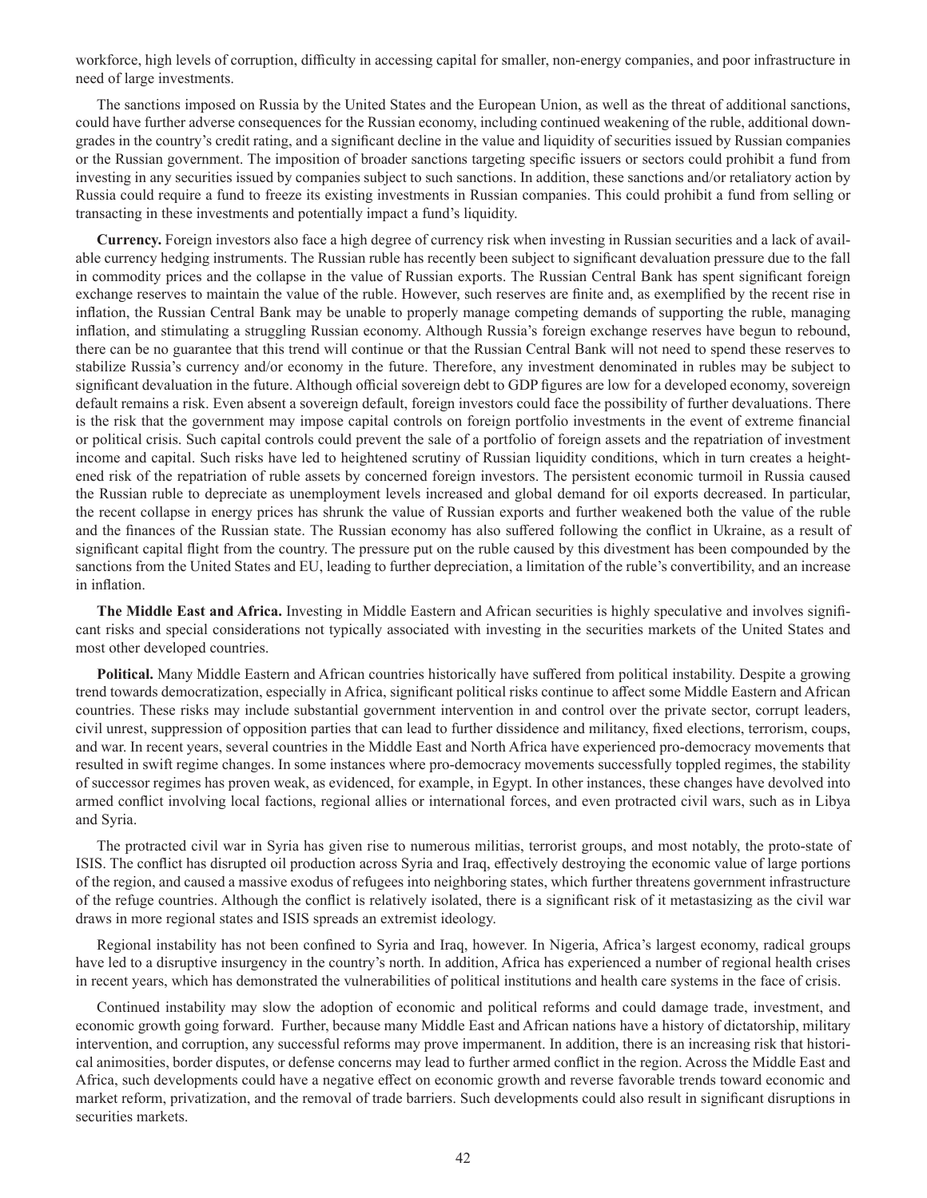workforce, high levels of corruption, difficulty in accessing capital for smaller, non-energy companies, and poor infrastructure in need of large investments.

The sanctions imposed on Russia by the United States and the European Union, as well as the threat of additional sanctions, could have further adverse consequences for the Russian economy, including continued weakening of the ruble, additional downgrades in the country's credit rating, and a significant decline in the value and liquidity of securities issued by Russian companies or the Russian government. The imposition of broader sanctions targeting specific issuers or sectors could prohibit a fund from investing in any securities issued by companies subject to such sanctions. In addition, these sanctions and/or retaliatory action by Russia could require a fund to freeze its existing investments in Russian companies. This could prohibit a fund from selling or transacting in these investments and potentially impact a fund's liquidity.

**Currency.** Foreign investors also face a high degree of currency risk when investing in Russian securities and a lack of available currency hedging instruments. The Russian ruble has recently been subject to significant devaluation pressure due to the fall in commodity prices and the collapse in the value of Russian exports. The Russian Central Bank has spent significant foreign exchange reserves to maintain the value of the ruble. However, such reserves are finite and, as exemplified by the recent rise in inflation, the Russian Central Bank may be unable to properly manage competing demands of supporting the ruble, managing inflation, and stimulating a struggling Russian economy. Although Russia's foreign exchange reserves have begun to rebound, there can be no guarantee that this trend will continue or that the Russian Central Bank will not need to spend these reserves to stabilize Russia's currency and/or economy in the future. Therefore, any investment denominated in rubles may be subject to significant devaluation in the future. Although official sovereign debt to GDP figures are low for a developed economy, sovereign default remains a risk. Even absent a sovereign default, foreign investors could face the possibility of further devaluations. There is the risk that the government may impose capital controls on foreign portfolio investments in the event of extreme financial or political crisis. Such capital controls could prevent the sale of a portfolio of foreign assets and the repatriation of investment income and capital. Such risks have led to heightened scrutiny of Russian liquidity conditions, which in turn creates a heightened risk of the repatriation of ruble assets by concerned foreign investors. The persistent economic turmoil in Russia caused the Russian ruble to depreciate as unemployment levels increased and global demand for oil exports decreased. In particular, the recent collapse in energy prices has shrunk the value of Russian exports and further weakened both the value of the ruble and the finances of the Russian state. The Russian economy has also suffered following the conflict in Ukraine, as a result of significant capital flight from the country. The pressure put on the ruble caused by this divestment has been compounded by the sanctions from the United States and EU, leading to further depreciation, a limitation of the ruble's convertibility, and an increase in inflation.

**The Middle East and Africa.** Investing in Middle Eastern and African securities is highly speculative and involves significant risks and special considerations not typically associated with investing in the securities markets of the United States and most other developed countries.

**Political.** Many Middle Eastern and African countries historically have suffered from political instability. Despite a growing trend towards democratization, especially in Africa, significant political risks continue to affect some Middle Eastern and African countries. These risks may include substantial government intervention in and control over the private sector, corrupt leaders, civil unrest, suppression of opposition parties that can lead to further dissidence and militancy, fixed elections, terrorism, coups, and war. In recent years, several countries in the Middle East and North Africa have experienced pro-democracy movements that resulted in swift regime changes. In some instances where pro-democracy movements successfully toppled regimes, the stability of successor regimes has proven weak, as evidenced, for example, in Egypt. In other instances, these changes have devolved into armed conflict involving local factions, regional allies or international forces, and even protracted civil wars, such as in Libya and Syria.

The protracted civil war in Syria has given rise to numerous militias, terrorist groups, and most notably, the proto-state of ISIS. The conflict has disrupted oil production across Syria and Iraq, effectively destroying the economic value of large portions of the region, and caused a massive exodus of refugees into neighboring states, which further threatens government infrastructure of the refuge countries. Although the conflict is relatively isolated, there is a significant risk of it metastasizing as the civil war draws in more regional states and ISIS spreads an extremist ideology.

Regional instability has not been confined to Syria and Iraq, however. In Nigeria, Africa's largest economy, radical groups have led to a disruptive insurgency in the country's north. In addition, Africa has experienced a number of regional health crises in recent years, which has demonstrated the vulnerabilities of political institutions and health care systems in the face of crisis.

Continued instability may slow the adoption of economic and political reforms and could damage trade, investment, and economic growth going forward. Further, because many Middle East and African nations have a history of dictatorship, military intervention, and corruption, any successful reforms may prove impermanent. In addition, there is an increasing risk that historical animosities, border disputes, or defense concerns may lead to further armed conflict in the region. Across the Middle East and Africa, such developments could have a negative effect on economic growth and reverse favorable trends toward economic and market reform, privatization, and the removal of trade barriers. Such developments could also result in significant disruptions in securities markets.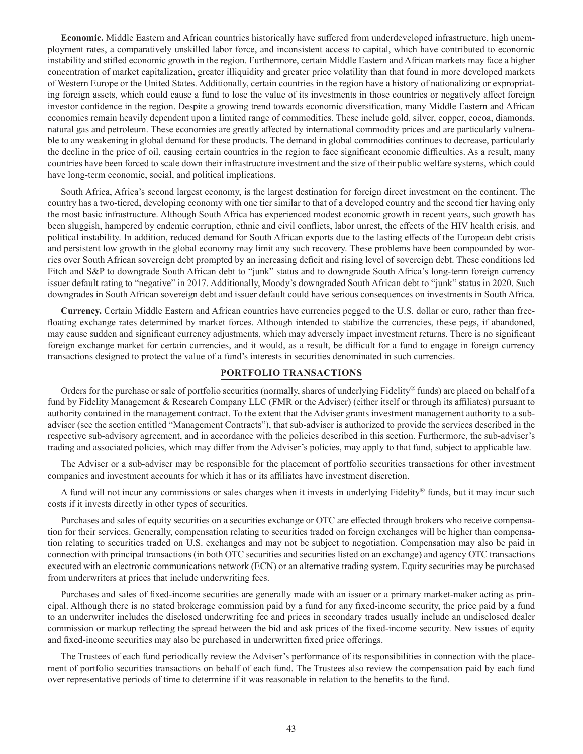**Economic.** Middle Eastern and African countries historically have suffered from underdeveloped infrastructure, high unemployment rates, a comparatively unskilled labor force, and inconsistent access to capital, which have contributed to economic instability and stifled economic growth in the region. Furthermore, certain Middle Eastern and African markets may face a higher concentration of market capitalization, greater illiquidity and greater price volatility than that found in more developed markets of Western Europe or the United States. Additionally, certain countries in the region have a history of nationalizing or expropriating foreign assets, which could cause a fund to lose the value of its investments in those countries or negatively affect foreign investor confidence in the region. Despite a growing trend towards economic diversification, many Middle Eastern and African economies remain heavily dependent upon a limited range of commodities. These include gold, silver, copper, cocoa, diamonds, natural gas and petroleum. These economies are greatly affected by international commodity prices and are particularly vulnerable to any weakening in global demand for these products. The demand in global commodities continues to decrease, particularly the decline in the price of oil, causing certain countries in the region to face significant economic difficulties. As a result, many countries have been forced to scale down their infrastructure investment and the size of their public welfare systems, which could have long-term economic, social, and political implications.

South Africa, Africa's second largest economy, is the largest destination for foreign direct investment on the continent. The country has a two-tiered, developing economy with one tier similar to that of a developed country and the second tier having only the most basic infrastructure. Although South Africa has experienced modest economic growth in recent years, such growth has been sluggish, hampered by endemic corruption, ethnic and civil conflicts, labor unrest, the effects of the HIV health crisis, and political instability. In addition, reduced demand for South African exports due to the lasting effects of the European debt crisis and persistent low growth in the global economy may limit any such recovery. These problems have been compounded by worries over South African sovereign debt prompted by an increasing deficit and rising level of sovereign debt. These conditions led Fitch and S&P to downgrade South African debt to "junk" status and to downgrade South Africa's long-term foreign currency issuer default rating to "negative" in 2017. Additionally, Moody's downgraded South African debt to "junk" status in 2020. Such downgrades in South African sovereign debt and issuer default could have serious consequences on investments in South Africa.

**Currency.** Certain Middle Eastern and African countries have currencies pegged to the U.S. dollar or euro, rather than free-floating exchange rates determined by market forces. Although intended to stabilize the currencies, these pegs, if abandoned, may cause sudden and significant currency adjustments, which may adversely impact investment returns. There is no significant foreign exchange market for certain currencies, and it would, as a result, be difficult for a fund to engage in foreign currency transactions designed to protect the value of a fund's interests in securities denominated in such currencies.

## PORTFOLIO TRANSACTIONS

Orders for the purchase or sale of portfolio securities (normally, shares of underlying Fidelity® funds) are placed on behalf of a fund by Fidelity Management & Research Company LLC (FMR or the Adviser) (either itself or through its affiliates) pursuant to authority contained in the management contract. To the extent that the Adviser grants investment management authority to a sub-adviser (see the section entitled "Management Contracts"), that sub-adviser is authorized to provide the services described in the respective sub-advisory agreement, and in accordance with the policies described in this section. Furthermore, the sub-adviser's trading and associated policies, which may differ from the Adviser's policies, may apply to that fund, subject to applicable law.

The Adviser or a sub-adviser may be responsible for the placement of portfolio securities transactions for other investment companies and investment accounts for which it has or its affiliates have investment discretion.

A fund will not incur any commissions or sales charges when it invests in underlying Fidelity® funds, but it may incur such costs if it invests directly in other types of securities.

Purchases and sales of equity securities on a securities exchange or OTC are effected through brokers who receive compensation for their services. Generally, compensation relating to securities traded on foreign exchanges will be higher than compensation relating to securities traded on U.S. exchanges and may not be subject to negotiation. Compensation may also be paid in connection with principal transactions (in both OTC securities and securities listed on an exchange) and agency OTC transactions executed with an electronic communications network (ECN) or an alternative trading system. Equity securities may be purchased from underwriters at prices that include underwriting fees.

Purchases and sales of fixed-income securities are generally made with an issuer or a primary market-maker acting as principal. Although there is no stated brokerage commission paid by a fund for any fixed-income security, the price paid by a fund to an underwriter includes the disclosed underwriting fee and prices in secondary trades usually include an undisclosed dealer commission or markup reflecting the spread between the bid and ask prices of the fixed-income security. New issues of equity and fixed-income securities may also be purchased in underwritten fixed price offerings.

The Trustees of each fund periodically review the Adviser's performance of its responsibilities in connection with the placement of portfolio securities transactions on behalf of each fund. The Trustees also review the compensation paid by each fund over representative periods of time to determine if it was reasonable in relation to the benefits to the fund.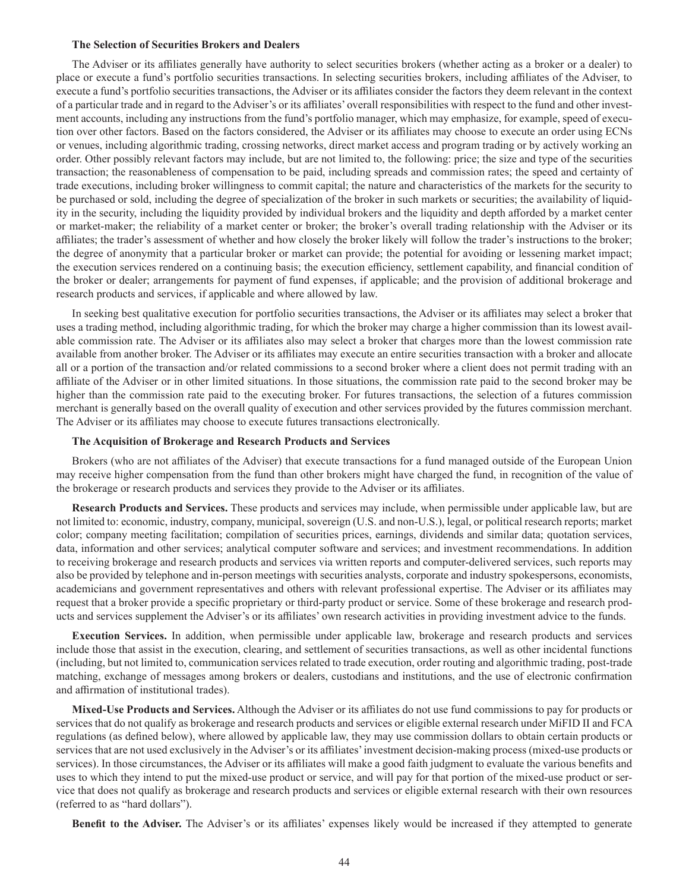### The Selection of Securities Brokers and Dealers

The Adviser or its affiliates generally have authority to select securities brokers (whether acting as a broker or a dealer) to place or execute a fund's portfolio securities transactions. In selecting securities brokers, including affiliates of the Adviser, to execute a fund's portfolio securities transactions, the Adviser or its affiliates consider the factors they deem relevant in the context of a particular trade and in regard to the Adviser's or its affiliates' overall responsibilities with respect to the fund and other investment accounts, including any instructions from the fund's portfolio manager, which may emphasize, for example, speed of execution over other factors. Based on the factors considered, the Adviser or its affiliates may choose to execute an order using ECNs or venues, including algorithmic trading, crossing networks, direct market access and program trading or by actively working an order. Other possibly relevant factors may include, but are not limited to, the following: price; the size and type of the securities transaction; the reasonableness of compensation to be paid, including spreads and commission rates; the speed and certainty of trade executions, including broker willingness to commit capital; the nature and characteristics of the markets for the security to be purchased or sold, including the degree of specialization of the broker in such markets or securities; the availability of liquidity in the security, including the liquidity provided by individual brokers and the liquidity and depth afforded by a market center or market-maker; the reliability of a market center or broker; the broker's overall trading relationship with the Adviser or its affiliates; the trader's assessment of whether and how closely the broker likely will follow the trader's instructions to the broker; the degree of anonymity that a particular broker or market can provide; the potential for avoiding or lessening market impact; the execution services rendered on a continuing basis; the execution efficiency, settlement capability, and financial condition of the broker or dealer; arrangements for payment of fund expenses, if applicable; and the provision of additional brokerage and research products and services, if applicable and where allowed by law.

In seeking best qualitative execution for portfolio securities transactions, the Adviser or its affiliates may select a broker that uses a trading method, including algorithmic trading, for which the broker may charge a higher commission than its lowest available commission rate. The Adviser or its affiliates also may select a broker that charges more than the lowest commission rate available from another broker. The Adviser or its affiliates may execute an entire securities transaction with a broker and allocate all or a portion of the transaction and/or related commissions to a second broker where a client does not permit trading with an affiliate of the Adviser or in other limited situations. In those situations, the commission rate paid to the second broker may be higher than the commission rate paid to the executing broker. For futures transactions, the selection of a futures commission merchant is generally based on the overall quality of execution and other services provided by the futures commission merchant. The Adviser or its affiliates may choose to execute futures transactions electronically.

### The Acquisition of Brokerage and Research Products and Services

Brokers (who are not affiliates of the Adviser) that execute transactions for a fund managed outside of the European Union may receive higher compensation from the fund than other brokers might have charged the fund, in recognition of the value of the brokerage or research products and services they provide to the Adviser or its affiliates.

**Research Products and Services.** These products and services may include, when permissible under applicable law, but are not limited to: economic, industry, company, municipal, sovereign (U.S. and non-U.S.), legal, or political research reports; market color; company meeting facilitation; compilation of securities prices, earnings, dividends and similar data; quotation services, data, information and other services; analytical computer software and services; and investment recommendations. In addition to receiving brokerage and research products and services via written reports and computer-delivered services, such reports may also be provided by telephone and in-person meetings with securities analysts, corporate and industry spokespersons, economists, academicians and government representatives and others with relevant professional expertise. The Adviser or its affiliates may request that a broker provide a specific proprietary or third-party product or service. Some of these brokerage and research products and services supplement the Adviser's or its affiliates' own research activities in providing investment advice to the funds.

**Execution Services.** In addition, when permissible under applicable law, brokerage and research products and services include those that assist in the execution, clearing, and settlement of securities transactions, as well as other incidental functions (including, but not limited to, communication services related to trade execution, order routing and algorithmic trading, post-trade matching, exchange of messages among brokers or dealers, custodians and institutions, and the use of electronic confirmation and affirmation of institutional trades).

**Mixed-Use Products and Services.** Although the Adviser or its affiliates do not use fund commissions to pay for products or services that do not qualify as brokerage and research products and services or eligible external research under MiFID II and FCA regulations (as defined below), where allowed by applicable law, they may use commission dollars to obtain certain products or services that are not used exclusively in the Adviser's or its affiliates' investment decision-making process (mixed-use products or services). In those circumstances, the Adviser or its affiliates will make a good faith judgment to evaluate the various benefits and uses to which they intend to put the mixed-use product or service, and will pay for that portion of the mixed-use product or service that does not qualify as brokerage and research products and services or eligible external research with their own resources (referred to as "hard dollars").

**Benefit to the Adviser.** The Adviser's or its affiliates' expenses likely would be increased if they attempted to generate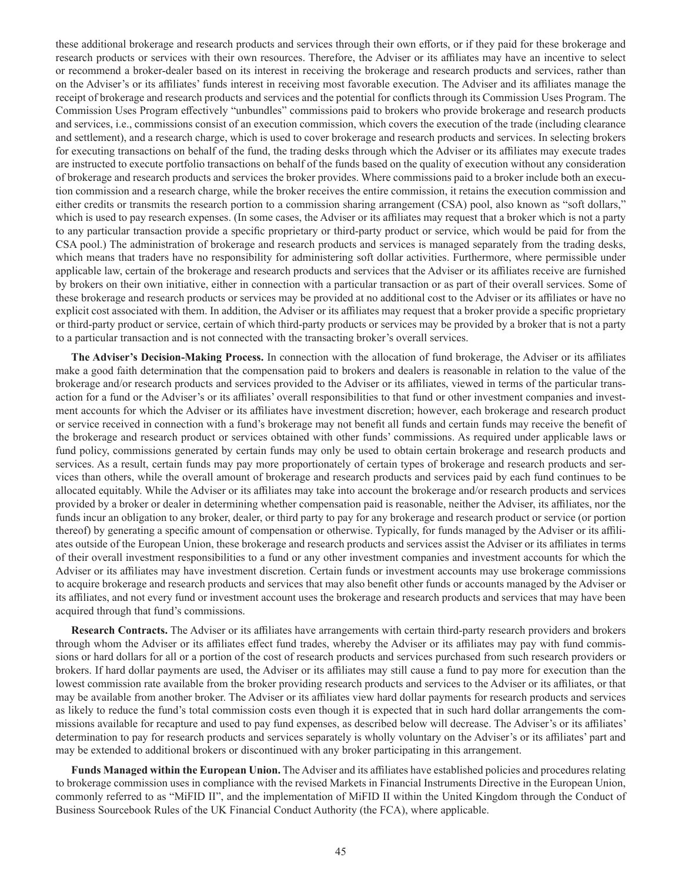these additional brokerage and research products and services through their own efforts, or if they paid for these brokerage and research products or services with their own resources. Therefore, the Adviser or its affiliates may have an incentive to select or recommend a broker-dealer based on its interest in receiving the brokerage and research products and services, rather than on the Adviser's or its affiliates' funds interest in receiving most favorable execution. The Adviser and its affiliates manage the receipt of brokerage and research products and services and the potential for conflicts through its Commission Uses Program. The Commission Uses Program effectively "unbundles" commissions paid to brokers who provide brokerage and research products and services, i.e., commissions consist of an execution commission, which covers the execution of the trade (including clearance and settlement), and a research charge, which is used to cover brokerage and research products and services. In selecting brokers for executing transactions on behalf of the fund, the trading desks through which the Adviser or its affiliates may execute trades are instructed to execute portfolio transactions on behalf of the funds based on the quality of execution without any consideration of brokerage and research products and services the broker provides. Where commissions paid to a broker include both an execution commission and a research charge, while the broker receives the entire commission, it retains the execution commission and either credits or transmits the research portion to a commission sharing arrangement (CSA) pool, also known as "soft dollars," which is used to pay research expenses. (In some cases, the Adviser or its affiliates may request that a broker which is not a party to any particular transaction provide a specific proprietary or third-party product or service, which would be paid for from the CSA pool.) The administration of brokerage and research products and services is managed separately from the trading desks, which means that traders have no responsibility for administering soft dollar activities. Furthermore, where permissible under applicable law, certain of the brokerage and research products and services that the Adviser or its affiliates receive are furnished by brokers on their own initiative, either in connection with a particular transaction or as part of their overall services. Some of these brokerage and research products or services may be provided at no additional cost to the Adviser or its affiliates or have no explicit cost associated with them. In addition, the Adviser or its affiliates may request that a broker provide a specific proprietary or third-party product or service, certain of which third-party products or services may be provided by a broker that is not a party to a particular transaction and is not connected with the transacting broker's overall services.

**The Adviser's Decision-Making Process.** In connection with the allocation of fund brokerage, the Adviser or its affiliates make a good faith determination that the compensation paid to brokers and dealers is reasonable in relation to the value of the brokerage and/or research products and services provided to the Adviser or its affiliates, viewed in terms of the particular transaction for a fund or the Adviser's or its affiliates' overall responsibilities to that fund or other investment companies and investment accounts for which the Adviser or its affiliates have investment discretion; however, each brokerage and research product or service received in connection with a fund's brokerage may not benefit all funds and certain funds may receive the benefit of the brokerage and research product or services obtained with other funds' commissions. As required under applicable laws or fund policy, commissions generated by certain funds may only be used to obtain certain brokerage and research products and services. As a result, certain funds may pay more proportionately of certain types of brokerage and research products and services than others, while the overall amount of brokerage and research products and services paid by each fund continues to be allocated equitably. While the Adviser or its affiliates may take into account the brokerage and/or research products and services provided by a broker or dealer in determining whether compensation paid is reasonable, neither the Adviser, its affiliates, nor the funds incur an obligation to any broker, dealer, or third party to pay for any brokerage and research product or service (or portion thereof) by generating a specific amount of compensation or otherwise. Typically, for funds managed by the Adviser or its affiliates outside of the European Union, these brokerage and research products and services assist the Adviser or its affiliates in terms of their overall investment responsibilities to a fund or any other investment companies and investment accounts for which the Adviser or its affiliates may have investment discretion. Certain funds or investment accounts may use brokerage commissions to acquire brokerage and research products and services that may also benefit other funds or accounts managed by the Adviser or its affiliates, and not every fund or investment account uses the brokerage and research products and services that may have been acquired through that fund's commissions.

**Research Contracts.** The Adviser or its affiliates have arrangements with certain third-party research providers and brokers through whom the Adviser or its affiliates effect fund trades, whereby the Adviser or its affiliates may pay with fund commissions or hard dollars for all or a portion of the cost of research products and services purchased from such research providers or brokers. If hard dollar payments are used, the Adviser or its affiliates may still cause a fund to pay more for execution than the lowest commission rate available from the broker providing research products and services to the Adviser or its affiliates, or that may be available from another broker. The Adviser or its affiliates view hard dollar payments for research products and services as likely to reduce the fund's total commission costs even though it is expected that in such hard dollar arrangements the commissions available for recapture and used to pay fund expenses, as described below will decrease. The Adviser's or its affiliates' determination to pay for research products and services separately is wholly voluntary on the Adviser's or its affiliates' part and may be extended to additional brokers or discontinued with any broker participating in this arrangement.

**Funds Managed within the European Union.** The Adviser and its affiliates have established policies and procedures relating to brokerage commission uses in compliance with the revised Markets in Financial Instruments Directive in the European Union, commonly referred to as "MiFID II", and the implementation of MiFID II within the United Kingdom through the Conduct of Business Sourcebook Rules of the UK Financial Conduct Authority (the FCA), where applicable.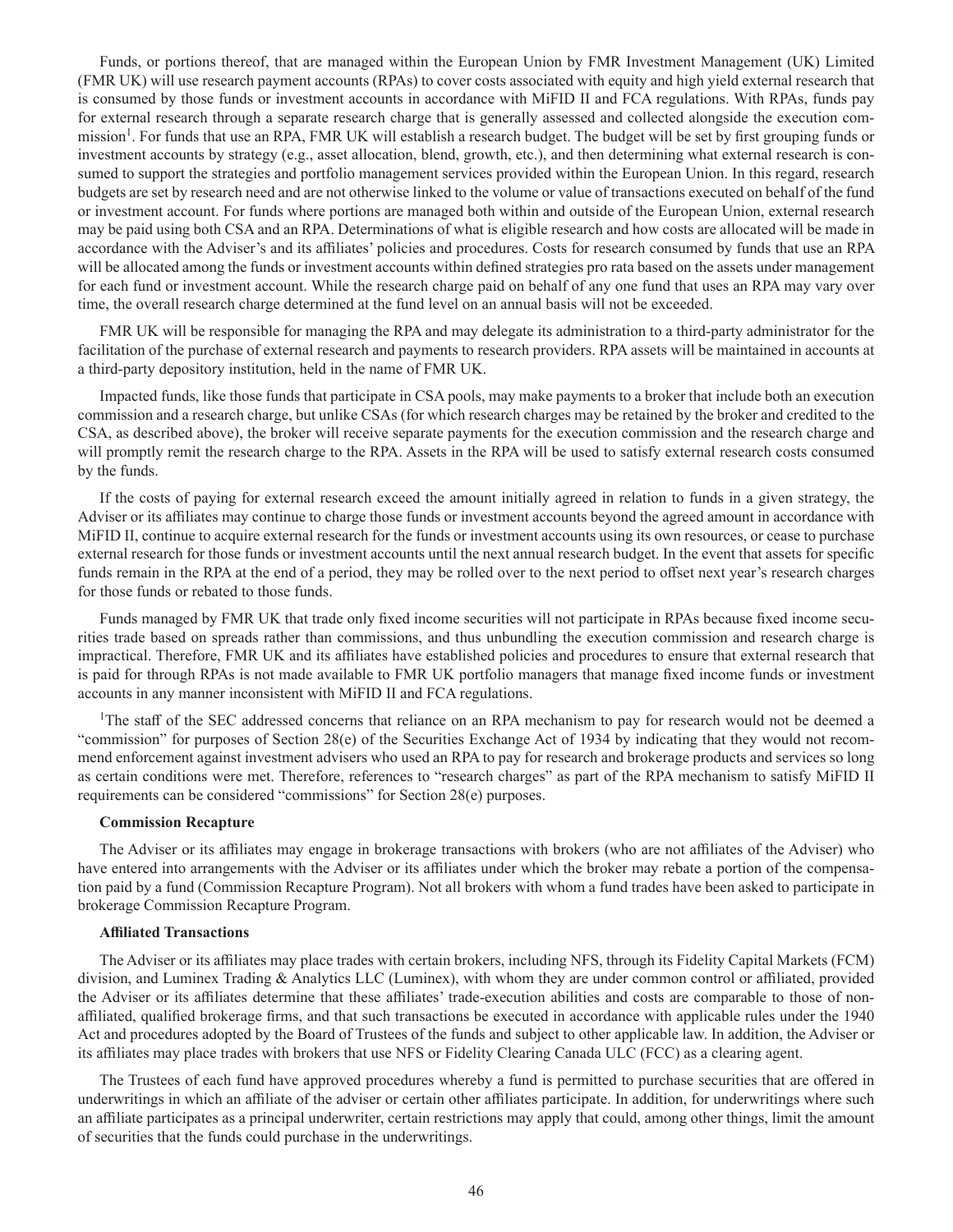Funds, or portions thereof, that are managed within the European Union by FMR Investment Management (UK) Limited (FMR UK) will use research payment accounts (RPAs) to cover costs associated with equity and high yield external research that is consumed by those funds or investment accounts in accordance with MiFID II and FCA regulations. With RPAs, funds pay for external research through a separate research charge that is generally assessed and collected alongside the execution commission[1]. For funds that use an RPA, FMR UK will establish a research budget. The budget will be set by first grouping funds or investment accounts by strategy (e.g., asset allocation, blend, growth, etc.), and then determining what external research is consumed to support the strategies and portfolio management services provided within the European Union. In this regard, research budgets are set by research need and are not otherwise linked to the volume or value of transactions executed on behalf of the fund or investment account. For funds where portions are managed both within and outside of the European Union, external research may be paid using both CSA and an RPA. Determinations of what is eligible research and how costs are allocated will be made in accordance with the Adviser's and its affiliates' policies and procedures. Costs for research consumed by funds that use an RPA will be allocated among the funds or investment accounts within defined strategies pro rata based on the assets under management for each fund or investment account. While the research charge paid on behalf of any one fund that uses an RPA may vary over time, the overall research charge determined at the fund level on an annual basis will not be exceeded.

FMR UK will be responsible for managing the RPA and may delegate its administration to a third-party administrator for the facilitation of the purchase of external research and payments to research providers. RPA assets will be maintained in accounts at a third-party depository institution, held in the name of FMR UK.

Impacted funds, like those funds that participate in CSA pools, may make payments to a broker that include both an execution commission and a research charge, but unlike CSAs (for which research charges may be retained by the broker and credited to the CSA, as described above), the broker will receive separate payments for the execution commission and the research charge and will promptly remit the research charge to the RPA. Assets in the RPA will be used to satisfy external research costs consumed by the funds.

If the costs of paying for external research exceed the amount initially agreed in relation to funds in a given strategy, the Adviser or its affiliates may continue to charge those funds or investment accounts beyond the agreed amount in accordance with MiFID II, continue to acquire external research for the funds or investment accounts using its own resources, or cease to purchase external research for those funds or investment accounts until the next annual research budget. In the event that assets for specific funds remain in the RPA at the end of a period, they may be rolled over to the next period to offset next year's research charges for those funds or rebated to those funds.

Funds managed by FMR UK that trade only fixed income securities will not participate in RPAs because fixed income securities trade based on spreads rather than commissions, and thus unbundling the execution commission and research charge is impractical. Therefore, FMR UK and its affiliates have established policies and procedures to ensure that external research that is paid for through RPAs is not made available to FMR UK portfolio managers that manage fixed income funds or investment accounts in any manner inconsistent with MiFID II and FCA regulations.

[1]The staff of the SEC addressed concerns that reliance on an RPA mechanism to pay for research would not be deemed a "commission" for purposes of Section 28(e) of the Securities Exchange Act of 1934 by indicating that they would not recommend enforcement against investment advisers who used an RPA to pay for research and brokerage products and services so long as certain conditions were met. Therefore, references to "research charges" as part of the RPA mechanism to satisfy MiFID II requirements can be considered "commissions" for Section 28(e) purposes.

**Commission Recapture**

The Adviser or its affiliates may engage in brokerage transactions with brokers (who are not affiliates of the Adviser) who have entered into arrangements with the Adviser or its affiliates under which the broker may rebate a portion of the compensation paid by a fund (Commission Recapture Program). Not all brokers with whom a fund trades have been asked to participate in brokerage Commission Recapture Program.

**Affiliated Transactions**

The Adviser or its affiliates may place trades with certain brokers, including NFS, through its Fidelity Capital Markets (FCM) division, and Luminex Trading & Analytics LLC (Luminex), with whom they are under common control or affiliated, provided the Adviser or its affiliates determine that these affiliates' trade-execution abilities and costs are comparable to those of non-affiliated, qualified brokerage firms, and that such transactions be executed in accordance with applicable rules under the 1940 Act and procedures adopted by the Board of Trustees of the funds and subject to other applicable law. In addition, the Adviser or its affiliates may place trades with brokers that use NFS or Fidelity Clearing Canada ULC (FCC) as a clearing agent.

The Trustees of each fund have approved procedures whereby a fund is permitted to purchase securities that are offered in underwritings in which an affiliate of the adviser or certain other affiliates participate. In addition, for underwritings where such an affiliate participates as a principal underwriter, certain restrictions may apply that could, among other things, limit the amount of securities that the funds could purchase in the underwritings.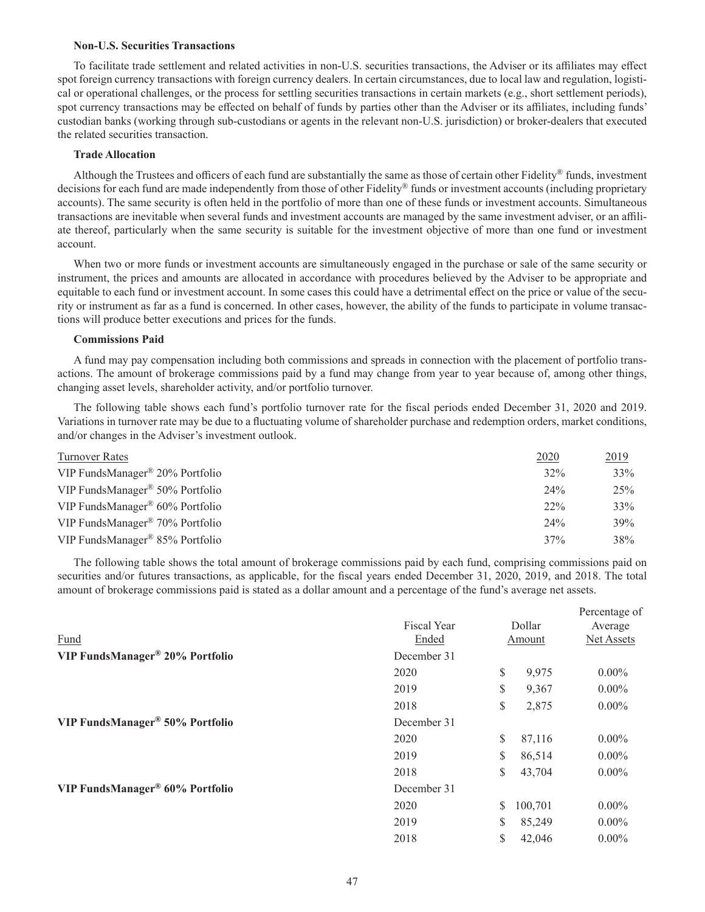### Non-U.S. Securities Transactions

To facilitate trade settlement and related activities in non-U.S. securities transactions, the Adviser or its affiliates may effect spot foreign currency transactions with foreign currency dealers. In certain circumstances, due to local law and regulation, logistical or operational challenges, or the process for settling securities transactions in certain markets (e.g., short settlement periods), spot currency transactions may be effected on behalf of funds by parties other than the Adviser or its affiliates, including funds' custodian banks (working through sub-custodians or agents in the relevant non-U.S. jurisdiction) or broker-dealers that executed the related securities transaction.

### Trade Allocation

Although the Trustees and officers of each fund are substantially the same as those of certain other Fidelity® funds, investment decisions for each fund are made independently from those of other Fidelity® funds or investment accounts (including proprietary accounts). The same security is often held in the portfolio of more than one of these funds or investment accounts. Simultaneous transactions are inevitable when several funds and investment accounts are managed by the same investment adviser, or an affiliate thereof, particularly when the same security is suitable for the investment objective of more than one fund or investment account.

When two or more funds or investment accounts are simultaneously engaged in the purchase or sale of the same security or instrument, the prices and amounts are allocated in accordance with procedures believed by the Adviser to be appropriate and equitable to each fund or investment account. In some cases this could have a detrimental effect on the price or value of the security or instrument as far as a fund is concerned. In other cases, however, the ability of the funds to participate in volume transactions will produce better executions and prices for the funds.

### Commissions Paid

A fund may pay compensation including both commissions and spreads in connection with the placement of portfolio transactions. The amount of brokerage commissions paid by a fund may change from year to year because of, among other things, changing asset levels, shareholder activity, and/or portfolio turnover.

The following table shows each fund's portfolio turnover rate for the fiscal periods ended December 31, 2020 and 2019. Variations in turnover rate may be due to a fluctuating volume of shareholder purchase and redemption orders, market conditions, and/or changes in the Adviser's investment outlook.

| Turnover Rates | 2020 | 2019 |
|---|---|---|
| VIP FundsManager® 20% Portfolio | 32% | 33% |
| VIP FundsManager® 50% Portfolio | 24% | 25% |
| VIP FundsManager® 60% Portfolio | 22% | 33% |
| VIP FundsManager® 70% Portfolio | 24% | 39% |
| VIP FundsManager® 85% Portfolio | 37% | 38% |

The following table shows the total amount of brokerage commissions paid by each fund, comprising commissions paid on securities and/or futures transactions, as applicable, for the fiscal years ended December 31, 2020, 2019, and 2018. The total amount of brokerage commissions paid is stated as a dollar amount and a percentage of the fund's average net assets.

| Fund | Fiscal Year Ended | Dollar Amount | Percentage of Average Net Assets |
|---|---|---|---|
| **VIP FundsManager® 20% Portfolio** | December 31 | | |
| | 2020 | $ 9,975 | 0.00% |
| | 2019 | $ 9,367 | 0.00% |
| | 2018 | $ 2,875 | 0.00% |
| **VIP FundsManager® 50% Portfolio** | December 31 | | |
| | 2020 | $ 87,116 | 0.00% |
| | 2019 | $ 86,514 | 0.00% |
| | 2018 | $ 43,704 | 0.00% |
| **VIP FundsManager® 60% Portfolio** | December 31 | | |
| | 2020 | $ 100,701 | 0.00% |
| | 2019 | $ 85,249 | 0.00% |
| | 2018 | $ 42,046 | 0.00% |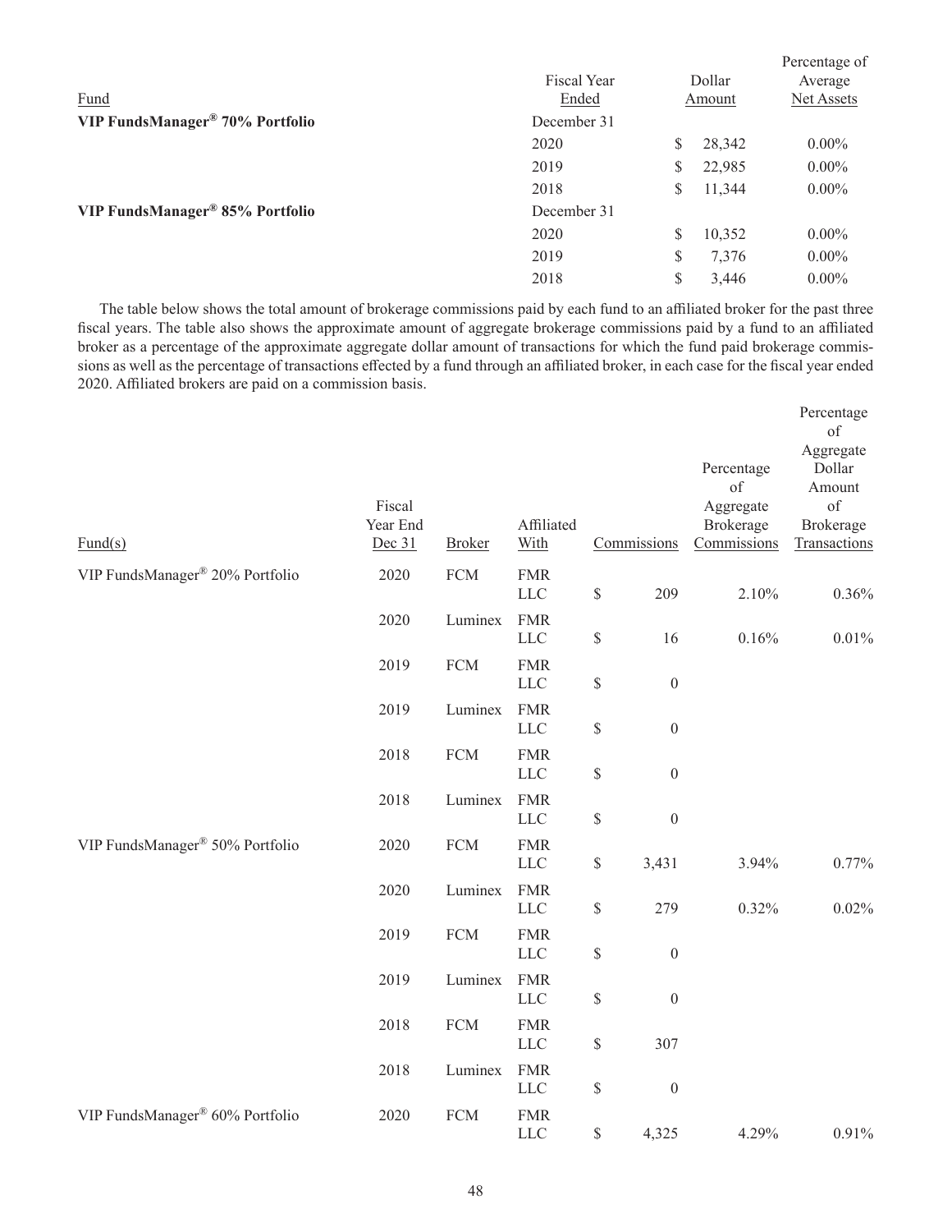| Fund | Fiscal Year Ended | Dollar Amount | Percentage of Average Net Assets |
|---|---|---|---|
| **VIP FundsManager® 70% Portfolio** | December 31 | | |
| | 2020 | $ 28,342 | 0.00% |
| | 2019 | $ 22,985 | 0.00% |
| | 2018 | $ 11,344 | 0.00% |
| **VIP FundsManager® 85% Portfolio** | December 31 | | |
| | 2020 | $ 10,352 | 0.00% |
| | 2019 | $ 7,376 | 0.00% |
| | 2018 | $ 3,446 | 0.00% |

The table below shows the total amount of brokerage commissions paid by each fund to an affiliated broker for the past three fiscal years. The table also shows the approximate amount of aggregate brokerage commissions paid by a fund to an affiliated broker as a percentage of the approximate aggregate dollar amount of transactions for which the fund paid brokerage commissions as well as the percentage of transactions effected by a fund through an affiliated broker, in each case for the fiscal year ended 2020. Affiliated brokers are paid on a commission basis.

| Fund(s) | Fiscal Year End Dec 31 | Broker | Affiliated With | Commissions | Percentage of Aggregate Brokerage Commissions | Percentage of Aggregate Dollar Amount of Brokerage Transactions |
|---|---|---|---|---|---|---|
| VIP FundsManager® 20% Portfolio | 2020 | FCM | FMR LLC | $ 209 | 2.10% | 0.36% |
| | 2020 | Luminex | FMR LLC | $ 16 | 0.16% | 0.01% |
| | 2019 | FCM | FMR LLC | $ 0 | | |
| | 2019 | Luminex | FMR LLC | $ 0 | | |
| | 2018 | FCM | FMR LLC | $ 0 | | |
| | 2018 | Luminex | FMR LLC | $ 0 | | |
| VIP FundsManager® 50% Portfolio | 2020 | FCM | FMR LLC | $ 3,431 | 3.94% | 0.77% |
| | 2020 | Luminex | FMR LLC | $ 279 | 0.32% | 0.02% |
| | 2019 | FCM | FMR LLC | $ 0 | | |
| | 2019 | Luminex | FMR LLC | $ 0 | | |
| | 2018 | FCM | FMR LLC | $ 307 | | |
| | 2018 | Luminex | FMR LLC | $ 0 | | |
| VIP FundsManager® 60% Portfolio | 2020 | FCM | FMR LLC | $ 4,325 | 4.29% | 0.91% |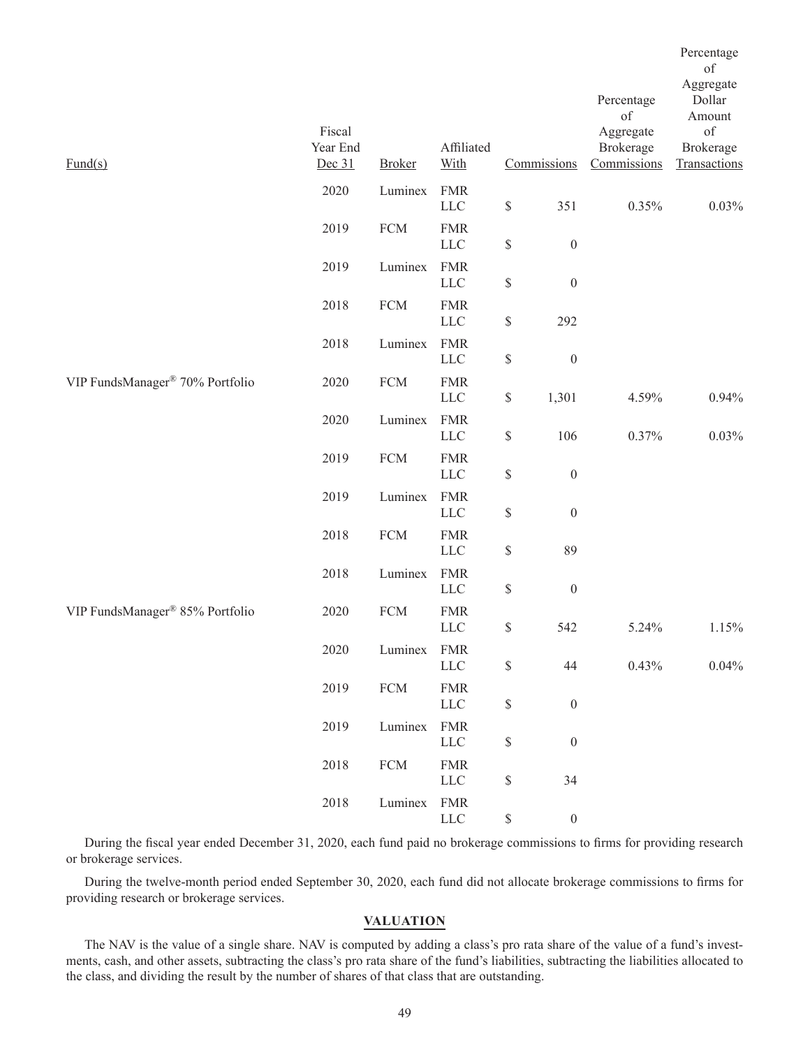| Fund(s) | Fiscal Year End Dec 31 | Broker | Affiliated With | Commissions | Percentage of Aggregate Brokerage Commissions | Percentage of Aggregate Dollar Amount of Brokerage Transactions |
|---|---|---|---|---|---|---|
| | 2020 | Luminex | FMR LLC | $ 351 | 0.35% | 0.03% |
| | 2019 | FCM | FMR LLC | $ 0 | | |
| | 2019 | Luminex | FMR LLC | $ 0 | | |
| | 2018 | FCM | FMR LLC | $ 292 | | |
| | 2018 | Luminex | FMR LLC | $ 0 | | |
| VIP FundsManager® 70% Portfolio | 2020 | FCM | FMR LLC | $ 1,301 | 4.59% | 0.94% |
| | 2020 | Luminex | FMR LLC | $ 106 | 0.37% | 0.03% |
| | 2019 | FCM | FMR LLC | $ 0 | | |
| | 2019 | Luminex | FMR LLC | $ 0 | | |
| | 2018 | FCM | FMR LLC | $ 89 | | |
| | 2018 | Luminex | FMR LLC | $ 0 | | |
| VIP FundsManager® 85% Portfolio | 2020 | FCM | FMR LLC | $ 542 | 5.24% | 1.15% |
| | 2020 | Luminex | FMR LLC | $ 44 | 0.43% | 0.04% |
| | 2019 | FCM | FMR LLC | $ 0 | | |
| | 2019 | Luminex | FMR LLC | $ 0 | | |
| | 2018 | FCM | FMR LLC | $ 34 | | |
| | 2018 | Luminex | FMR LLC | $ 0 | | |

During the fiscal year ended December 31, 2020, each fund paid no brokerage commissions to firms for providing research or brokerage services.

During the twelve-month period ended September 30, 2020, each fund did not allocate brokerage commissions to firms for providing research or brokerage services.

## VALUATION

The NAV is the value of a single share. NAV is computed by adding a class's pro rata share of the value of a fund's investments, cash, and other assets, subtracting the class's pro rata share of the fund's liabilities, subtracting the liabilities allocated to the class, and dividing the result by the number of shares of that class that are outstanding.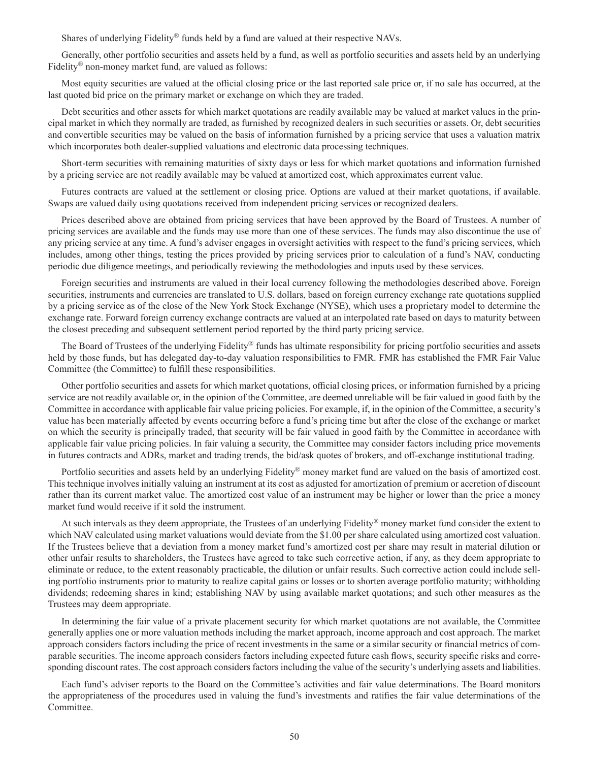Shares of underlying Fidelity® funds held by a fund are valued at their respective NAVs.

Generally, other portfolio securities and assets held by a fund, as well as portfolio securities and assets held by an underlying Fidelity® non-money market fund, are valued as follows:

Most equity securities are valued at the official closing price or the last reported sale price or, if no sale has occurred, at the last quoted bid price on the primary market or exchange on which they are traded.

Debt securities and other assets for which market quotations are readily available may be valued at market values in the principal market in which they normally are traded, as furnished by recognized dealers in such securities or assets. Or, debt securities and convertible securities may be valued on the basis of information furnished by a pricing service that uses a valuation matrix which incorporates both dealer-supplied valuations and electronic data processing techniques.

Short-term securities with remaining maturities of sixty days or less for which market quotations and information furnished by a pricing service are not readily available may be valued at amortized cost, which approximates current value.

Futures contracts are valued at the settlement or closing price. Options are valued at their market quotations, if available. Swaps are valued daily using quotations received from independent pricing services or recognized dealers.

Prices described above are obtained from pricing services that have been approved by the Board of Trustees. A number of pricing services are available and the funds may use more than one of these services. The funds may also discontinue the use of any pricing service at any time. A fund's adviser engages in oversight activities with respect to the fund's pricing services, which includes, among other things, testing the prices provided by pricing services prior to calculation of a fund's NAV, conducting periodic due diligence meetings, and periodically reviewing the methodologies and inputs used by these services.

Foreign securities and instruments are valued in their local currency following the methodologies described above. Foreign securities, instruments and currencies are translated to U.S. dollars, based on foreign currency exchange rate quotations supplied by a pricing service as of the close of the New York Stock Exchange (NYSE), which uses a proprietary model to determine the exchange rate. Forward foreign currency exchange contracts are valued at an interpolated rate based on days to maturity between the closest preceding and subsequent settlement period reported by the third party pricing service.

The Board of Trustees of the underlying Fidelity® funds has ultimate responsibility for pricing portfolio securities and assets held by those funds, but has delegated day-to-day valuation responsibilities to FMR. FMR has established the FMR Fair Value Committee (the Committee) to fulfill these responsibilities.

Other portfolio securities and assets for which market quotations, official closing prices, or information furnished by a pricing service are not readily available or, in the opinion of the Committee, are deemed unreliable will be fair valued in good faith by the Committee in accordance with applicable fair value pricing policies. For example, if, in the opinion of the Committee, a security's value has been materially affected by events occurring before a fund's pricing time but after the close of the exchange or market on which the security is principally traded, that security will be fair valued in good faith by the Committee in accordance with applicable fair value pricing policies. In fair valuing a security, the Committee may consider factors including price movements in futures contracts and ADRs, market and trading trends, the bid/ask quotes of brokers, and off-exchange institutional trading.

Portfolio securities and assets held by an underlying Fidelity® money market fund are valued on the basis of amortized cost. This technique involves initially valuing an instrument at its cost as adjusted for amortization of premium or accretion of discount rather than its current market value. The amortized cost value of an instrument may be higher or lower than the price a money market fund would receive if it sold the instrument.

At such intervals as they deem appropriate, the Trustees of an underlying Fidelity® money market fund consider the extent to which NAV calculated using market valuations would deviate from the $1.00 per share calculated using amortized cost valuation. If the Trustees believe that a deviation from a money market fund's amortized cost per share may result in material dilution or other unfair results to shareholders, the Trustees have agreed to take such corrective action, if any, as they deem appropriate to eliminate or reduce, to the extent reasonably practicable, the dilution or unfair results. Such corrective action could include selling portfolio instruments prior to maturity to realize capital gains or losses or to shorten average portfolio maturity; withholding dividends; redeeming shares in kind; establishing NAV by using available market quotations; and such other measures as the Trustees may deem appropriate.

In determining the fair value of a private placement security for which market quotations are not available, the Committee generally applies one or more valuation methods including the market approach, income approach and cost approach. The market approach considers factors including the price of recent investments in the same or a similar security or financial metrics of comparable securities. The income approach considers factors including expected future cash flows, security specific risks and corresponding discount rates. The cost approach considers factors including the value of the security's underlying assets and liabilities.

Each fund's adviser reports to the Board on the Committee's activities and fair value determinations. The Board monitors the appropriateness of the procedures used in valuing the fund's investments and ratifies the fair value determinations of the Committee.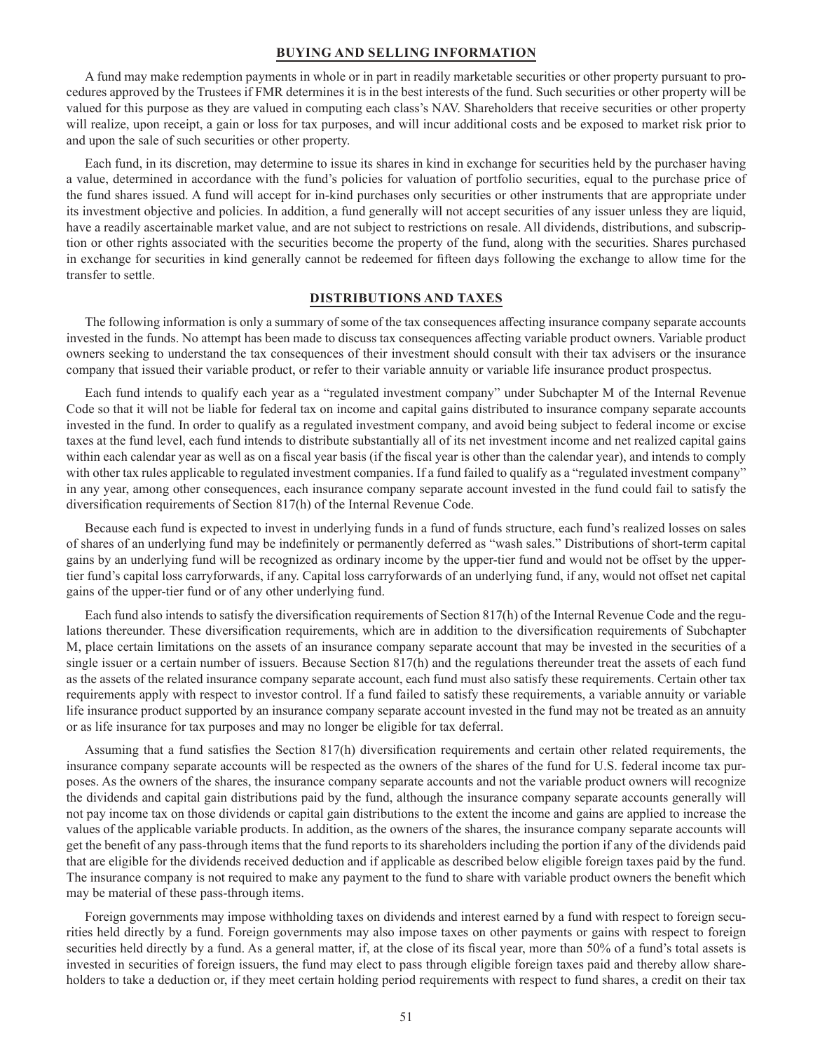## BUYING AND SELLING INFORMATION

A fund may make redemption payments in whole or in part in readily marketable securities or other property pursuant to procedures approved by the Trustees if FMR determines it is in the best interests of the fund. Such securities or other property will be valued for this purpose as they are valued in computing each class's NAV. Shareholders that receive securities or other property will realize, upon receipt, a gain or loss for tax purposes, and will incur additional costs and be exposed to market risk prior to and upon the sale of such securities or other property.

Each fund, in its discretion, may determine to issue its shares in kind in exchange for securities held by the purchaser having a value, determined in accordance with the fund's policies for valuation of portfolio securities, equal to the purchase price of the fund shares issued. A fund will accept for in-kind purchases only securities or other instruments that are appropriate under its investment objective and policies. In addition, a fund generally will not accept securities of any issuer unless they are liquid, have a readily ascertainable market value, and are not subject to restrictions on resale. All dividends, distributions, and subscription or other rights associated with the securities become the property of the fund, along with the securities. Shares purchased in exchange for securities in kind generally cannot be redeemed for fifteen days following the exchange to allow time for the transfer to settle.

## DISTRIBUTIONS AND TAXES

The following information is only a summary of some of the tax consequences affecting insurance company separate accounts invested in the funds. No attempt has been made to discuss tax consequences affecting variable product owners. Variable product owners seeking to understand the tax consequences of their investment should consult with their tax advisers or the insurance company that issued their variable product, or refer to their variable annuity or variable life insurance product prospectus.

Each fund intends to qualify each year as a "regulated investment company" under Subchapter M of the Internal Revenue Code so that it will not be liable for federal tax on income and capital gains distributed to insurance company separate accounts invested in the fund. In order to qualify as a regulated investment company, and avoid being subject to federal income or excise taxes at the fund level, each fund intends to distribute substantially all of its net investment income and net realized capital gains within each calendar year as well as on a fiscal year basis (if the fiscal year is other than the calendar year), and intends to comply with other tax rules applicable to regulated investment companies. If a fund failed to qualify as a "regulated investment company" in any year, among other consequences, each insurance company separate account invested in the fund could fail to satisfy the diversification requirements of Section 817(h) of the Internal Revenue Code.

Because each fund is expected to invest in underlying funds in a fund of funds structure, each fund's realized losses on sales of shares of an underlying fund may be indefinitely or permanently deferred as "wash sales." Distributions of short-term capital gains by an underlying fund will be recognized as ordinary income by the upper-tier fund and would not be offset by the upper-tier fund's capital loss carryforwards, if any. Capital loss carryforwards of an underlying fund, if any, would not offset net capital gains of the upper-tier fund or of any other underlying fund.

Each fund also intends to satisfy the diversification requirements of Section 817(h) of the Internal Revenue Code and the regulations thereunder. These diversification requirements, which are in addition to the diversification requirements of Subchapter M, place certain limitations on the assets of an insurance company separate account that may be invested in the securities of a single issuer or a certain number of issuers. Because Section 817(h) and the regulations thereunder treat the assets of each fund as the assets of the related insurance company separate account, each fund must also satisfy these requirements. Certain other tax requirements apply with respect to investor control. If a fund failed to satisfy these requirements, a variable annuity or variable life insurance product supported by an insurance company separate account invested in the fund may not be treated as an annuity or as life insurance for tax purposes and may no longer be eligible for tax deferral.

Assuming that a fund satisfies the Section 817(h) diversification requirements and certain other related requirements, the insurance company separate accounts will be respected as the owners of the shares of the fund for U.S. federal income tax purposes. As the owners of the shares, the insurance company separate accounts and not the variable product owners will recognize the dividends and capital gain distributions paid by the fund, although the insurance company separate accounts generally will not pay income tax on those dividends or capital gain distributions to the extent the income and gains are applied to increase the values of the applicable variable products. In addition, as the owners of the shares, the insurance company separate accounts will get the benefit of any pass-through items that the fund reports to its shareholders including the portion if any of the dividends paid that are eligible for the dividends received deduction and if applicable as described below eligible foreign taxes paid by the fund. The insurance company is not required to make any payment to the fund to share with variable product owners the benefit which may be material of these pass-through items.

Foreign governments may impose withholding taxes on dividends and interest earned by a fund with respect to foreign securities held directly by a fund. Foreign governments may also impose taxes on other payments or gains with respect to foreign securities held directly by a fund. As a general matter, if, at the close of its fiscal year, more than 50% of a fund's total assets is invested in securities of foreign issuers, the fund may elect to pass through eligible foreign taxes paid and thereby allow shareholders to take a deduction or, if they meet certain holding period requirements with respect to fund shares, a credit on their tax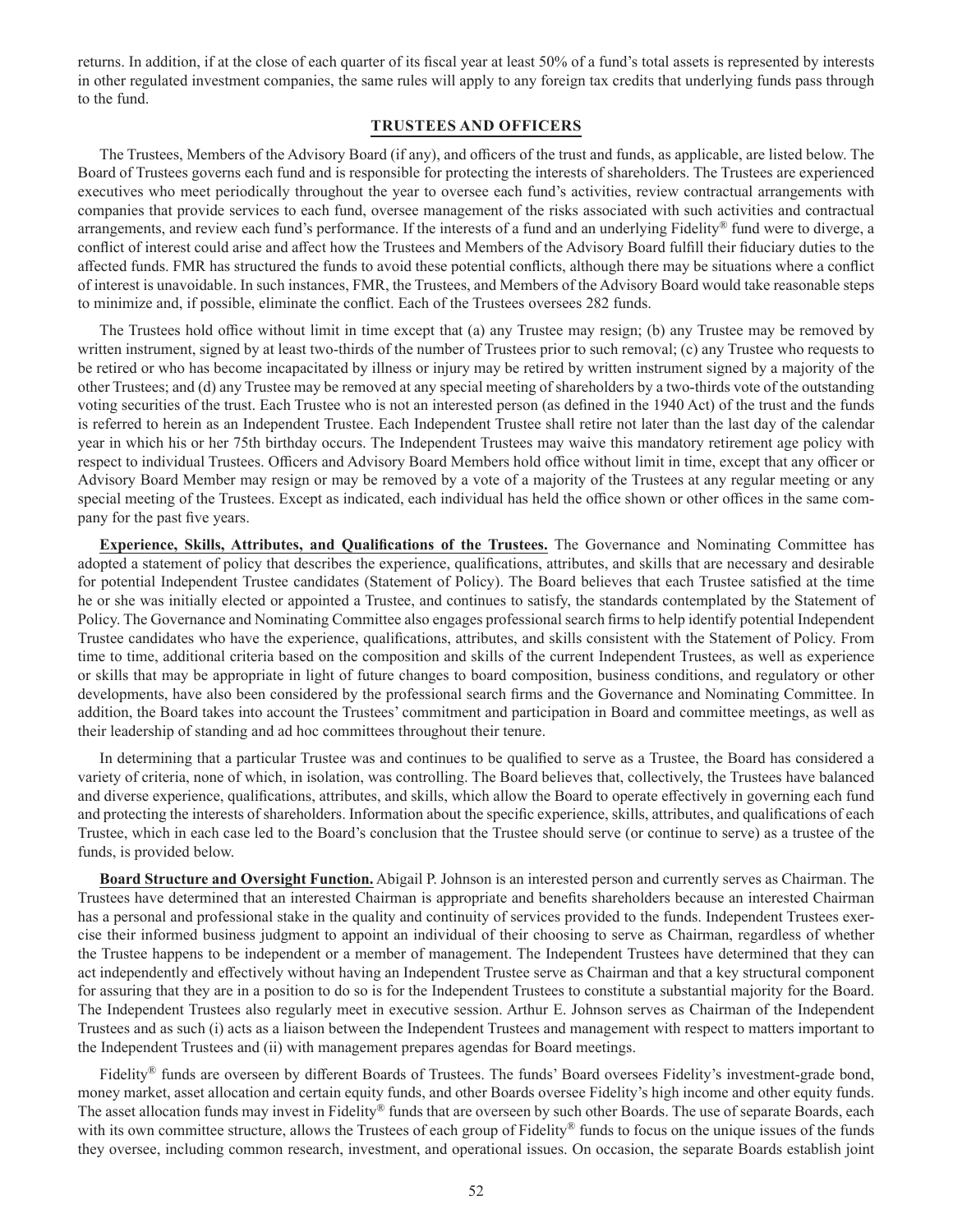returns. In addition, if at the close of each quarter of its fiscal year at least 50% of a fund's total assets is represented by interests in other regulated investment companies, the same rules will apply to any foreign tax credits that underlying funds pass through to the fund.

## TRUSTEES AND OFFICERS

The Trustees, Members of the Advisory Board (if any), and officers of the trust and funds, as applicable, are listed below. The Board of Trustees governs each fund and is responsible for protecting the interests of shareholders. The Trustees are experienced executives who meet periodically throughout the year to oversee each fund's activities, review contractual arrangements with companies that provide services to each fund, oversee management of the risks associated with such activities and contractual arrangements, and review each fund's performance. If the interests of a fund and an underlying Fidelity® fund were to diverge, a conflict of interest could arise and affect how the Trustees and Members of the Advisory Board fulfill their fiduciary duties to the affected funds. FMR has structured the funds to avoid these potential conflicts, although there may be situations where a conflict of interest is unavoidable. In such instances, FMR, the Trustees, and Members of the Advisory Board would take reasonable steps to minimize and, if possible, eliminate the conflict. Each of the Trustees oversees 282 funds.

The Trustees hold office without limit in time except that (a) any Trustee may resign; (b) any Trustee may be removed by written instrument, signed by at least two-thirds of the number of Trustees prior to such removal; (c) any Trustee who requests to be retired or who has become incapacitated by illness or injury may be retired by written instrument signed by a majority of the other Trustees; and (d) any Trustee may be removed at any special meeting of shareholders by a two-thirds vote of the outstanding voting securities of the trust. Each Trustee who is not an interested person (as defined in the 1940 Act) of the trust and the funds is referred to herein as an Independent Trustee. Each Independent Trustee shall retire not later than the last day of the calendar year in which his or her 75th birthday occurs. The Independent Trustees may waive this mandatory retirement age policy with respect to individual Trustees. Officers and Advisory Board Members hold office without limit in time, except that any officer or Advisory Board Member may resign or may be removed by a vote of a majority of the Trustees at any regular meeting or any special meeting of the Trustees. Except as indicated, each individual has held the office shown or other offices in the same company for the past five years.

**Experience, Skills, Attributes, and Qualifications of the Trustees.** The Governance and Nominating Committee has adopted a statement of policy that describes the experience, qualifications, attributes, and skills that are necessary and desirable for potential Independent Trustee candidates (Statement of Policy). The Board believes that each Trustee satisfied at the time he or she was initially elected or appointed a Trustee, and continues to satisfy, the standards contemplated by the Statement of Policy. The Governance and Nominating Committee also engages professional search firms to help identify potential Independent Trustee candidates who have the experience, qualifications, attributes, and skills consistent with the Statement of Policy. From time to time, additional criteria based on the composition and skills of the current Independent Trustees, as well as experience or skills that may be appropriate in light of future changes to board composition, business conditions, and regulatory or other developments, have also been considered by the professional search firms and the Governance and Nominating Committee. In addition, the Board takes into account the Trustees' commitment and participation in Board and committee meetings, as well as their leadership of standing and ad hoc committees throughout their tenure.

In determining that a particular Trustee was and continues to be qualified to serve as a Trustee, the Board has considered a variety of criteria, none of which, in isolation, was controlling. The Board believes that, collectively, the Trustees have balanced and diverse experience, qualifications, attributes, and skills, which allow the Board to operate effectively in governing each fund and protecting the interests of shareholders. Information about the specific experience, skills, attributes, and qualifications of each Trustee, which in each case led to the Board's conclusion that the Trustee should serve (or continue to serve) as a trustee of the funds, is provided below.

**Board Structure and Oversight Function.** Abigail P. Johnson is an interested person and currently serves as Chairman. The Trustees have determined that an interested Chairman is appropriate and benefits shareholders because an interested Chairman has a personal and professional stake in the quality and continuity of services provided to the funds. Independent Trustees exercise their informed business judgment to appoint an individual of their choosing to serve as Chairman, regardless of whether the Trustee happens to be independent or a member of management. The Independent Trustees have determined that they can act independently and effectively without having an Independent Trustee serve as Chairman and that a key structural component for assuring that they are in a position to do so is for the Independent Trustees to constitute a substantial majority for the Board. The Independent Trustees also regularly meet in executive session. Arthur E. Johnson serves as Chairman of the Independent Trustees and as such (i) acts as a liaison between the Independent Trustees and management with respect to matters important to the Independent Trustees and (ii) with management prepares agendas for Board meetings.

Fidelity® funds are overseen by different Boards of Trustees. The funds' Board oversees Fidelity's investment-grade bond, money market, asset allocation and certain equity funds, and other Boards oversee Fidelity's high income and other equity funds. The asset allocation funds may invest in Fidelity® funds that are overseen by such other Boards. The use of separate Boards, each with its own committee structure, allows the Trustees of each group of Fidelity® funds to focus on the unique issues of the funds they oversee, including common research, investment, and operational issues. On occasion, the separate Boards establish joint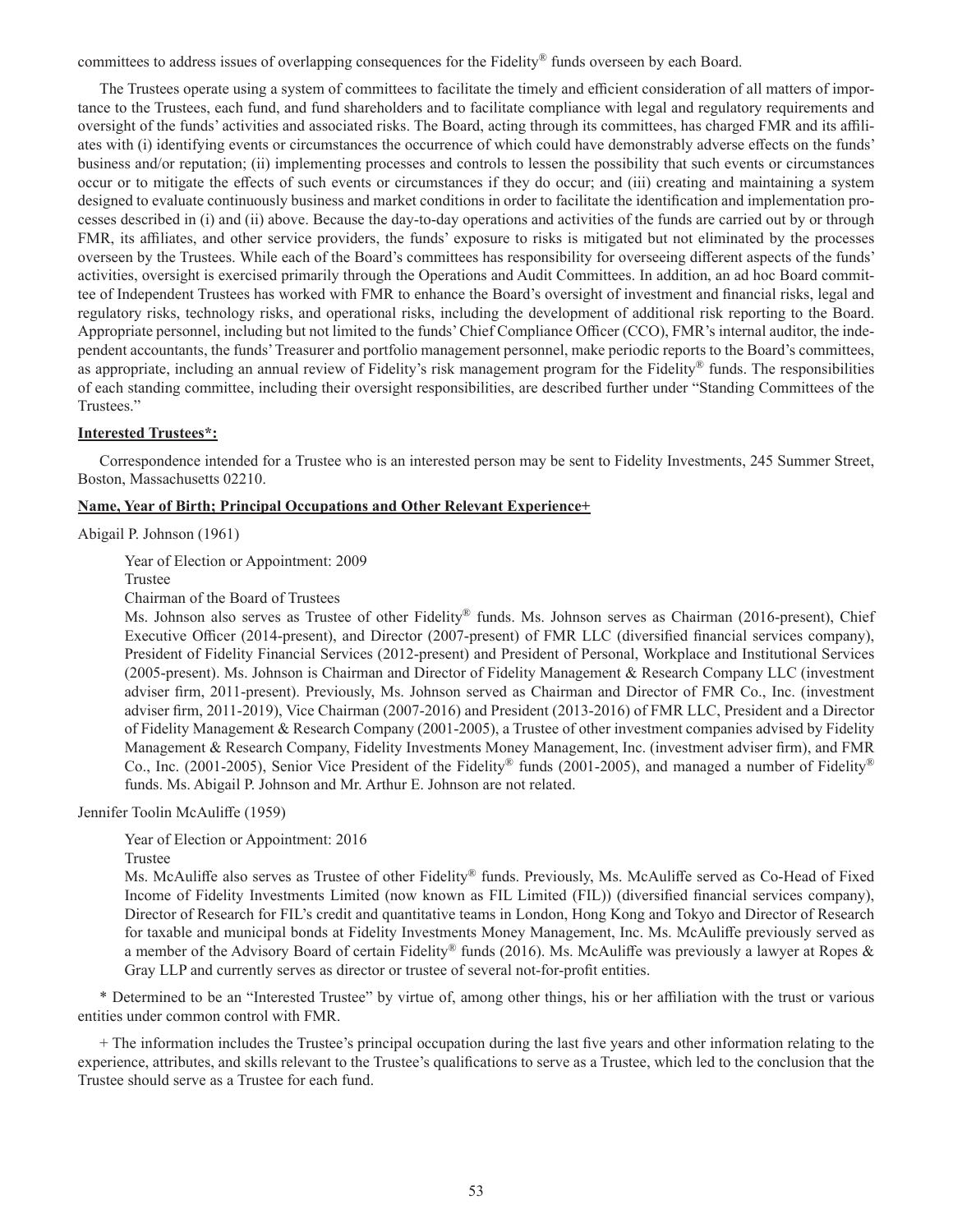committees to address issues of overlapping consequences for the Fidelity® funds overseen by each Board.

The Trustees operate using a system of committees to facilitate the timely and efficient consideration of all matters of importance to the Trustees, each fund, and fund shareholders and to facilitate compliance with legal and regulatory requirements and oversight of the funds' activities and associated risks. The Board, acting through its committees, has charged FMR and its affiliates with (i) identifying events or circumstances the occurrence of which could have demonstrably adverse effects on the funds' business and/or reputation; (ii) implementing processes and controls to lessen the possibility that such events or circumstances occur or to mitigate the effects of such events or circumstances if they do occur; and (iii) creating and maintaining a system designed to evaluate continuously business and market conditions in order to facilitate the identification and implementation processes described in (i) and (ii) above. Because the day-to-day operations and activities of the funds are carried out by or through FMR, its affiliates, and other service providers, the funds' exposure to risks is mitigated but not eliminated by the processes overseen by the Trustees. While each of the Board's committees has responsibility for overseeing different aspects of the funds' activities, oversight is exercised primarily through the Operations and Audit Committees. In addition, an ad hoc Board committee of Independent Trustees has worked with FMR to enhance the Board's oversight of investment and financial risks, legal and regulatory risks, technology risks, and operational risks, including the development of additional risk reporting to the Board. Appropriate personnel, including but not limited to the funds' Chief Compliance Officer (CCO), FMR's internal auditor, the independent accountants, the funds' Treasurer and portfolio management personnel, make periodic reports to the Board's committees, as appropriate, including an annual review of Fidelity's risk management program for the Fidelity® funds. The responsibilities of each standing committee, including their oversight responsibilities, are described further under "Standing Committees of the Trustees."

**Interested Trustees*:**

Correspondence intended for a Trustee who is an interested person may be sent to Fidelity Investments, 245 Summer Street, Boston, Massachusetts 02210.

**Name, Year of Birth; Principal Occupations and Other Relevant Experience+**

Abigail P. Johnson (1961)

Year of Election or Appointment: 2009
Trustee
Chairman of the Board of Trustees
Ms. Johnson also serves as Trustee of other Fidelity® funds. Ms. Johnson serves as Chairman (2016-present), Chief Executive Officer (2014-present), and Director (2007-present) of FMR LLC (diversified financial services company), President of Fidelity Financial Services (2012-present) and President of Personal, Workplace and Institutional Services (2005-present). Ms. Johnson is Chairman and Director of Fidelity Management & Research Company LLC (investment adviser firm, 2011-present). Previously, Ms. Johnson served as Chairman and Director of FMR Co., Inc. (investment adviser firm, 2011-2019), Vice Chairman (2007-2016) and President (2013-2016) of FMR LLC, President and a Director of Fidelity Management & Research Company (2001-2005), a Trustee of other investment companies advised by Fidelity Management & Research Company, Fidelity Investments Money Management, Inc. (investment adviser firm), and FMR Co., Inc. (2001-2005), Senior Vice President of the Fidelity® funds (2001-2005), and managed a number of Fidelity® funds. Ms. Abigail P. Johnson and Mr. Arthur E. Johnson are not related.

Jennifer Toolin McAuliffe (1959)

Year of Election or Appointment: 2016
Trustee
Ms. McAuliffe also serves as Trustee of other Fidelity® funds. Previously, Ms. McAuliffe served as Co-Head of Fixed Income of Fidelity Investments Limited (now known as FIL Limited (FIL)) (diversified financial services company), Director of Research for FIL's credit and quantitative teams in London, Hong Kong and Tokyo and Director of Research for taxable and municipal bonds at Fidelity Investments Money Management, Inc. Ms. McAuliffe previously served as a member of the Advisory Board of certain Fidelity® funds (2016). Ms. McAuliffe was previously a lawyer at Ropes & Gray LLP and currently serves as director or trustee of several not-for-profit entities.

* Determined to be an "Interested Trustee" by virtue of, among other things, his or her affiliation with the trust or various entities under common control with FMR.

+ The information includes the Trustee's principal occupation during the last five years and other information relating to the experience, attributes, and skills relevant to the Trustee's qualifications to serve as a Trustee, which led to the conclusion that the Trustee should serve as a Trustee for each fund.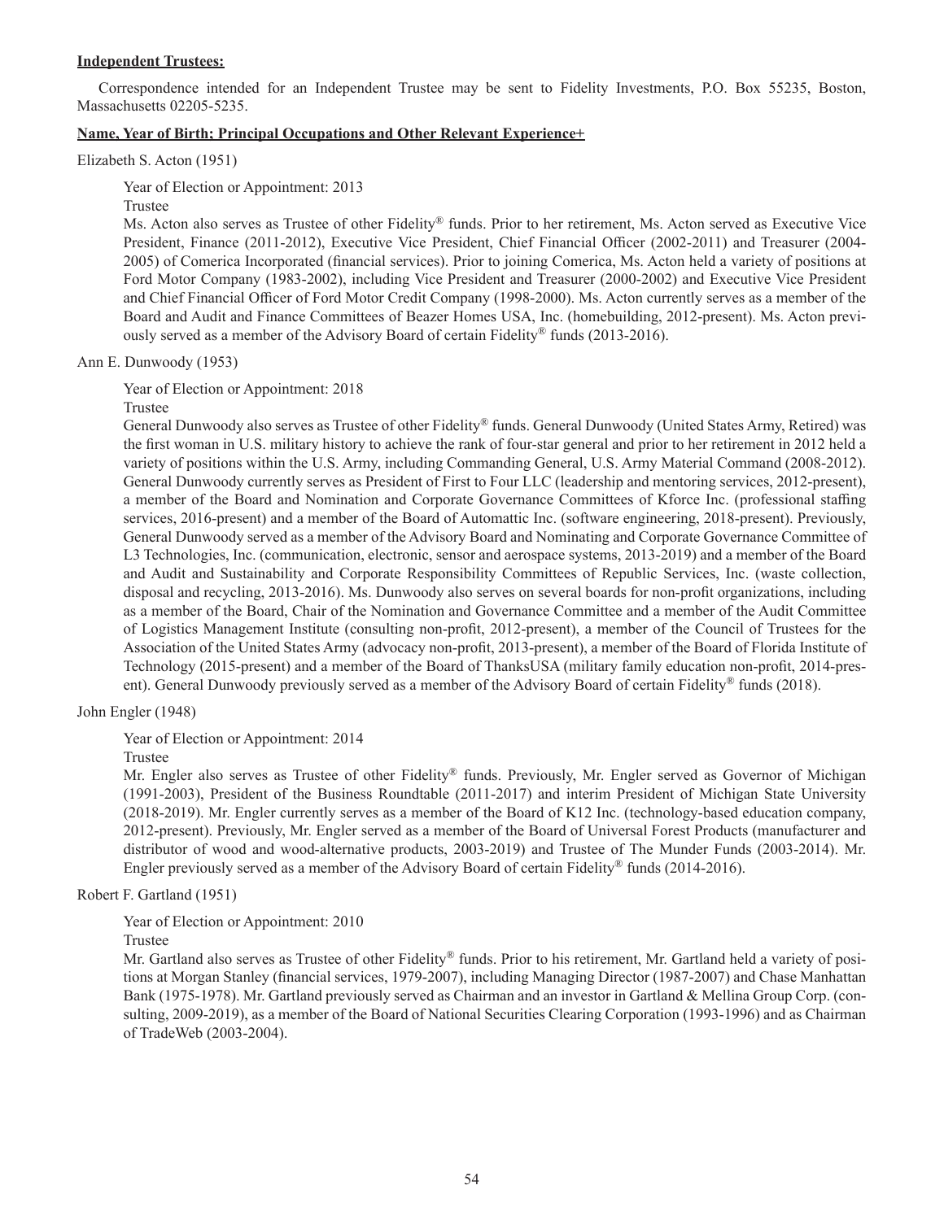**Independent Trustees:**

Correspondence intended for an Independent Trustee may be sent to Fidelity Investments, P.O. Box 55235, Boston, Massachusetts 02205-5235.

**Name, Year of Birth; Principal Occupations and Other Relevant Experience+**

Elizabeth S. Acton (1951)

Year of Election or Appointment: 2013

Trustee

Ms. Acton also serves as Trustee of other Fidelity® funds. Prior to her retirement, Ms. Acton served as Executive Vice President, Finance (2011-2012), Executive Vice President, Chief Financial Officer (2002-2011) and Treasurer (2004-2005) of Comerica Incorporated (financial services). Prior to joining Comerica, Ms. Acton held a variety of positions at Ford Motor Company (1983-2002), including Vice President and Treasurer (2000-2002) and Executive Vice President and Chief Financial Officer of Ford Motor Credit Company (1998-2000). Ms. Acton currently serves as a member of the Board and Audit and Finance Committees of Beazer Homes USA, Inc. (homebuilding, 2012-present). Ms. Acton previously served as a member of the Advisory Board of certain Fidelity® funds (2013-2016).

Ann E. Dunwoody (1953)

Year of Election or Appointment: 2018

Trustee

General Dunwoody also serves as Trustee of other Fidelity® funds. General Dunwoody (United States Army, Retired) was the first woman in U.S. military history to achieve the rank of four-star general and prior to her retirement in 2012 held a variety of positions within the U.S. Army, including Commanding General, U.S. Army Material Command (2008-2012). General Dunwoody currently serves as President of First to Four LLC (leadership and mentoring services, 2012-present), a member of the Board and Nomination and Corporate Governance Committees of Kforce Inc. (professional staffing services, 2016-present) and a member of the Board of Automattic Inc. (software engineering, 2018-present). Previously, General Dunwoody served as a member of the Advisory Board and Nominating and Corporate Governance Committee of L3 Technologies, Inc. (communication, electronic, sensor and aerospace systems, 2013-2019) and a member of the Board and Audit and Sustainability and Corporate Responsibility Committees of Republic Services, Inc. (waste collection, disposal and recycling, 2013-2016). Ms. Dunwoody also serves on several boards for non-profit organizations, including as a member of the Board, Chair of the Nomination and Governance Committee and a member of the Audit Committee of Logistics Management Institute (consulting non-profit, 2012-present), a member of the Council of Trustees for the Association of the United States Army (advocacy non-profit, 2013-present), a member of the Board of Florida Institute of Technology (2015-present) and a member of the Board of ThanksUSA (military family education non-profit, 2014-present). General Dunwoody previously served as a member of the Advisory Board of certain Fidelity® funds (2018).

John Engler (1948)

Year of Election or Appointment: 2014

Trustee

Mr. Engler also serves as Trustee of other Fidelity® funds. Previously, Mr. Engler served as Governor of Michigan (1991-2003), President of the Business Roundtable (2011-2017) and interim President of Michigan State University (2018-2019). Mr. Engler currently serves as a member of the Board of K12 Inc. (technology-based education company, 2012-present). Previously, Mr. Engler served as a member of the Board of Universal Forest Products (manufacturer and distributor of wood and wood-alternative products, 2003-2019) and Trustee of The Munder Funds (2003-2014). Mr. Engler previously served as a member of the Advisory Board of certain Fidelity® funds (2014-2016).

Robert F. Gartland (1951)

Year of Election or Appointment: 2010

Trustee

Mr. Gartland also serves as Trustee of other Fidelity® funds. Prior to his retirement, Mr. Gartland held a variety of positions at Morgan Stanley (financial services, 1979-2007), including Managing Director (1987-2007) and Chase Manhattan Bank (1975-1978). Mr. Gartland previously served as Chairman and an investor in Gartland & Mellina Group Corp. (consulting, 2009-2019), as a member of the Board of National Securities Clearing Corporation (1993-1996) and as Chairman of TradeWeb (2003-2004).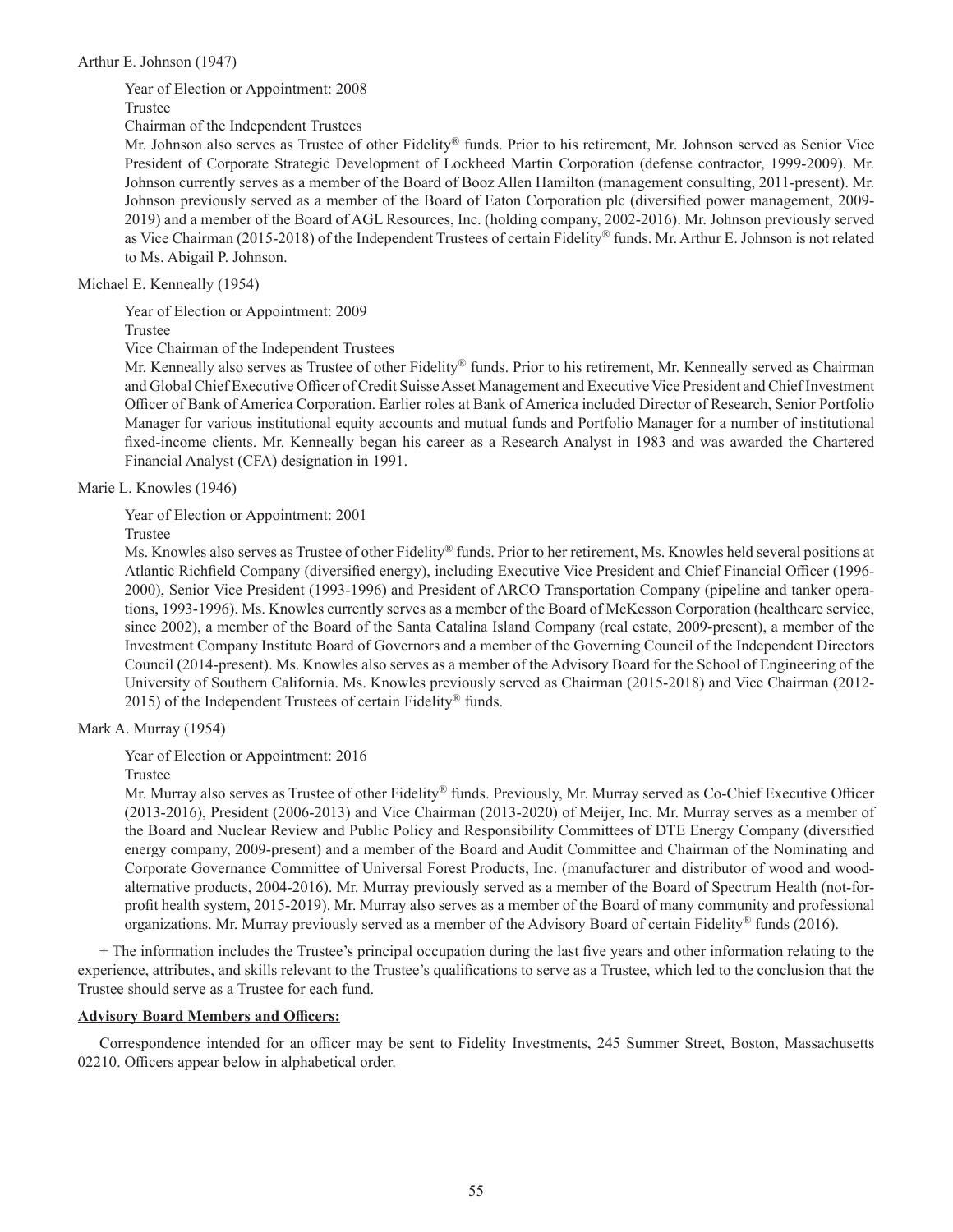Arthur E. Johnson (1947)

Year of Election or Appointment: 2008

Trustee

Chairman of the Independent Trustees

Mr. Johnson also serves as Trustee of other Fidelity® funds. Prior to his retirement, Mr. Johnson served as Senior Vice President of Corporate Strategic Development of Lockheed Martin Corporation (defense contractor, 1999-2009). Mr. Johnson currently serves as a member of the Board of Booz Allen Hamilton (management consulting, 2011-present). Mr. Johnson previously served as a member of the Board of Eaton Corporation plc (diversified power management, 2009-2019) and a member of the Board of AGL Resources, Inc. (holding company, 2002-2016). Mr. Johnson previously served as Vice Chairman (2015-2018) of the Independent Trustees of certain Fidelity® funds. Mr. Arthur E. Johnson is not related to Ms. Abigail P. Johnson.

Michael E. Kenneally (1954)

Year of Election or Appointment: 2009

Trustee

Vice Chairman of the Independent Trustees

Mr. Kenneally also serves as Trustee of other Fidelity® funds. Prior to his retirement, Mr. Kenneally served as Chairman and Global Chief Executive Officer of Credit Suisse Asset Management and Executive Vice President and Chief Investment Officer of Bank of America Corporation. Earlier roles at Bank of America included Director of Research, Senior Portfolio Manager for various institutional equity accounts and mutual funds and Portfolio Manager for a number of institutional fixed-income clients. Mr. Kenneally began his career as a Research Analyst in 1983 and was awarded the Chartered Financial Analyst (CFA) designation in 1991.

Marie L. Knowles (1946)

Year of Election or Appointment: 2001

Trustee

Ms. Knowles also serves as Trustee of other Fidelity® funds. Prior to her retirement, Ms. Knowles held several positions at Atlantic Richfield Company (diversified energy), including Executive Vice President and Chief Financial Officer (1996-2000), Senior Vice President (1993-1996) and President of ARCO Transportation Company (pipeline and tanker operations, 1993-1996). Ms. Knowles currently serves as a member of the Board of McKesson Corporation (healthcare service, since 2002), a member of the Board of the Santa Catalina Island Company (real estate, 2009-present), a member of the Investment Company Institute Board of Governors and a member of the Governing Council of the Independent Directors Council (2014-present). Ms. Knowles also serves as a member of the Advisory Board for the School of Engineering of the University of Southern California. Ms. Knowles previously served as Chairman (2015-2018) and Vice Chairman (2012-2015) of the Independent Trustees of certain Fidelity® funds.

Mark A. Murray (1954)

Year of Election or Appointment: 2016

Trustee

Mr. Murray also serves as Trustee of other Fidelity® funds. Previously, Mr. Murray served as Co-Chief Executive Officer (2013-2016), President (2006-2013) and Vice Chairman (2013-2020) of Meijer, Inc. Mr. Murray serves as a member of the Board and Nuclear Review and Public Policy and Responsibility Committees of DTE Energy Company (diversified energy company, 2009-present) and a member of the Board and Audit Committee and Chairman of the Nominating and Corporate Governance Committee of Universal Forest Products, Inc. (manufacturer and distributor of wood and wood-alternative products, 2004-2016). Mr. Murray previously served as a member of the Board of Spectrum Health (not-for-profit health system, 2015-2019). Mr. Murray also serves as a member of the Board of many community and professional organizations. Mr. Murray previously served as a member of the Advisory Board of certain Fidelity® funds (2016).

+ The information includes the Trustee's principal occupation during the last five years and other information relating to the experience, attributes, and skills relevant to the Trustee's qualifications to serve as a Trustee, which led to the conclusion that the Trustee should serve as a Trustee for each fund.

**Advisory Board Members and Officers:**

Correspondence intended for an officer may be sent to Fidelity Investments, 245 Summer Street, Boston, Massachusetts 02210. Officers appear below in alphabetical order.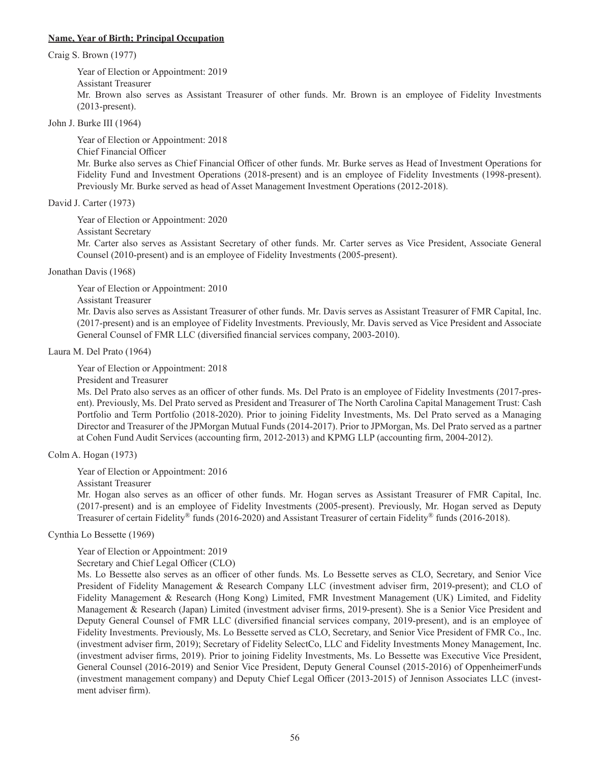**Name, Year of Birth; Principal Occupation**

Craig S. Brown (1977)

Year of Election or Appointment: 2019

Assistant Treasurer

Mr. Brown also serves as Assistant Treasurer of other funds. Mr. Brown is an employee of Fidelity Investments (2013-present).

John J. Burke III (1964)

Year of Election or Appointment: 2018

Chief Financial Officer

Mr. Burke also serves as Chief Financial Officer of other funds. Mr. Burke serves as Head of Investment Operations for Fidelity Fund and Investment Operations (2018-present) and is an employee of Fidelity Investments (1998-present). Previously Mr. Burke served as head of Asset Management Investment Operations (2012-2018).

David J. Carter (1973)

Year of Election or Appointment: 2020

Assistant Secretary

Mr. Carter also serves as Assistant Secretary of other funds. Mr. Carter serves as Vice President, Associate General Counsel (2010-present) and is an employee of Fidelity Investments (2005-present).

Jonathan Davis (1968)

Year of Election or Appointment: 2010

Assistant Treasurer

Mr. Davis also serves as Assistant Treasurer of other funds. Mr. Davis serves as Assistant Treasurer of FMR Capital, Inc. (2017-present) and is an employee of Fidelity Investments. Previously, Mr. Davis served as Vice President and Associate General Counsel of FMR LLC (diversified financial services company, 2003-2010).

Laura M. Del Prato (1964)

Year of Election or Appointment: 2018

President and Treasurer

Ms. Del Prato also serves as an officer of other funds. Ms. Del Prato is an employee of Fidelity Investments (2017-present). Previously, Ms. Del Prato served as President and Treasurer of The North Carolina Capital Management Trust: Cash Portfolio and Term Portfolio (2018-2020). Prior to joining Fidelity Investments, Ms. Del Prato served as a Managing Director and Treasurer of the JPMorgan Mutual Funds (2014-2017). Prior to JPMorgan, Ms. Del Prato served as a partner at Cohen Fund Audit Services (accounting firm, 2012-2013) and KPMG LLP (accounting firm, 2004-2012).

Colm A. Hogan (1973)

Year of Election or Appointment: 2016

Assistant Treasurer

Mr. Hogan also serves as an officer of other funds. Mr. Hogan serves as Assistant Treasurer of FMR Capital, Inc. (2017-present) and is an employee of Fidelity Investments (2005-present). Previously, Mr. Hogan served as Deputy Treasurer of certain Fidelity® funds (2016-2020) and Assistant Treasurer of certain Fidelity® funds (2016-2018).

Cynthia Lo Bessette (1969)

Year of Election or Appointment: 2019

Secretary and Chief Legal Officer (CLO)

Ms. Lo Bessette also serves as an officer of other funds. Ms. Lo Bessette serves as CLO, Secretary, and Senior Vice President of Fidelity Management & Research Company LLC (investment adviser firm, 2019-present); and CLO of Fidelity Management & Research (Hong Kong) Limited, FMR Investment Management (UK) Limited, and Fidelity Management & Research (Japan) Limited (investment adviser firms, 2019-present). She is a Senior Vice President and Deputy General Counsel of FMR LLC (diversified financial services company, 2019-present), and is an employee of Fidelity Investments. Previously, Ms. Lo Bessette served as CLO, Secretary, and Senior Vice President of FMR Co., Inc. (investment adviser firm, 2019); Secretary of Fidelity SelectCo, LLC and Fidelity Investments Money Management, Inc. (investment adviser firms, 2019). Prior to joining Fidelity Investments, Ms. Lo Bessette was Executive Vice President, General Counsel (2016-2019) and Senior Vice President, Deputy General Counsel (2015-2016) of OppenheimerFunds (investment management company) and Deputy Chief Legal Officer (2013-2015) of Jennison Associates LLC (investment adviser firm).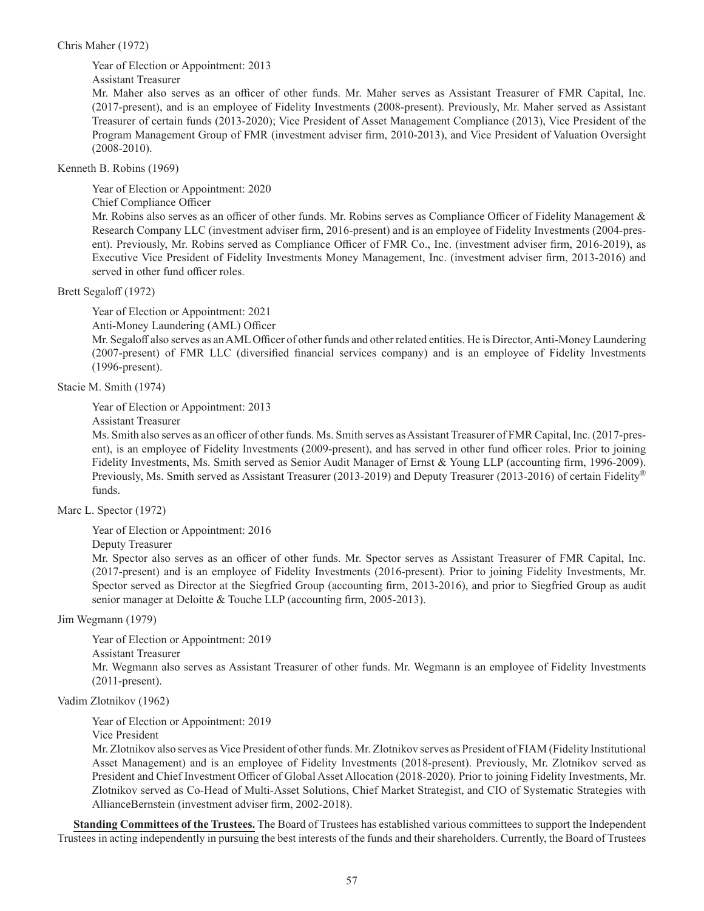Chris Maher (1972)

Year of Election or Appointment: 2013

Assistant Treasurer

Mr. Maher also serves as an officer of other funds. Mr. Maher serves as Assistant Treasurer of FMR Capital, Inc. (2017-present), and is an employee of Fidelity Investments (2008-present). Previously, Mr. Maher served as Assistant Treasurer of certain funds (2013-2020); Vice President of Asset Management Compliance (2013), Vice President of the Program Management Group of FMR (investment adviser firm, 2010-2013), and Vice President of Valuation Oversight (2008-2010).

Kenneth B. Robins (1969)

Year of Election or Appointment: 2020

Chief Compliance Officer

Mr. Robins also serves as an officer of other funds. Mr. Robins serves as Compliance Officer of Fidelity Management & Research Company LLC (investment adviser firm, 2016-present) and is an employee of Fidelity Investments (2004-present). Previously, Mr. Robins served as Compliance Officer of FMR Co., Inc. (investment adviser firm, 2016-2019), as Executive Vice President of Fidelity Investments Money Management, Inc. (investment adviser firm, 2013-2016) and served in other fund officer roles.

Brett Segaloff (1972)

Year of Election or Appointment: 2021

Anti-Money Laundering (AML) Officer

Mr. Segaloff also serves as an AML Officer of other funds and other related entities. He is Director, Anti-Money Laundering (2007-present) of FMR LLC (diversified financial services company) and is an employee of Fidelity Investments (1996-present).

Stacie M. Smith (1974)

Year of Election or Appointment: 2013

Assistant Treasurer

Ms. Smith also serves as an officer of other funds. Ms. Smith serves as Assistant Treasurer of FMR Capital, Inc. (2017-present), is an employee of Fidelity Investments (2009-present), and has served in other fund officer roles. Prior to joining Fidelity Investments, Ms. Smith served as Senior Audit Manager of Ernst & Young LLP (accounting firm, 1996-2009). Previously, Ms. Smith served as Assistant Treasurer (2013-2019) and Deputy Treasurer (2013-2016) of certain Fidelity® funds.

Marc L. Spector (1972)

Year of Election or Appointment: 2016

Deputy Treasurer

Mr. Spector also serves as an officer of other funds. Mr. Spector serves as Assistant Treasurer of FMR Capital, Inc. (2017-present) and is an employee of Fidelity Investments (2016-present). Prior to joining Fidelity Investments, Mr. Spector served as Director at the Siegfried Group (accounting firm, 2013-2016), and prior to Siegfried Group as audit senior manager at Deloitte & Touche LLP (accounting firm, 2005-2013).

Jim Wegmann (1979)

Year of Election or Appointment: 2019

Assistant Treasurer

Mr. Wegmann also serves as Assistant Treasurer of other funds. Mr. Wegmann is an employee of Fidelity Investments (2011-present).

Vadim Zlotnikov (1962)

Year of Election or Appointment: 2019

Vice President

Mr. Zlotnikov also serves as Vice President of other funds. Mr. Zlotnikov serves as President of FIAM (Fidelity Institutional Asset Management) and is an employee of Fidelity Investments (2018-present). Previously, Mr. Zlotnikov served as President and Chief Investment Officer of Global Asset Allocation (2018-2020). Prior to joining Fidelity Investments, Mr. Zlotnikov served as Co-Head of Multi-Asset Solutions, Chief Market Strategist, and CIO of Systematic Strategies with AllianceBernstein (investment adviser firm, 2002-2018).

**Standing Committees of the Trustees.** The Board of Trustees has established various committees to support the Independent Trustees in acting independently in pursuing the best interests of the funds and their shareholders. Currently, the Board of Trustees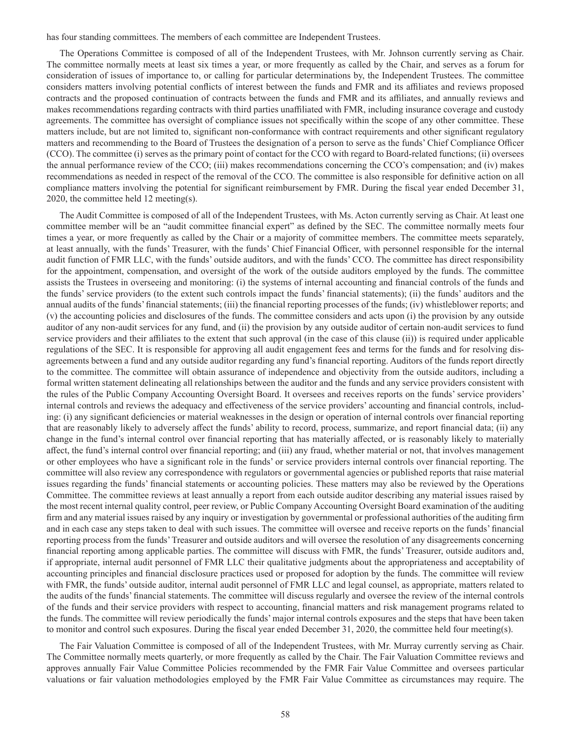has four standing committees. The members of each committee are Independent Trustees.

The Operations Committee is composed of all of the Independent Trustees, with Mr. Johnson currently serving as Chair. The committee normally meets at least six times a year, or more frequently as called by the Chair, and serves as a forum for consideration of issues of importance to, or calling for particular determinations by, the Independent Trustees. The committee considers matters involving potential conflicts of interest between the funds and FMR and its affiliates and reviews proposed contracts and the proposed continuation of contracts between the funds and FMR and its affiliates, and annually reviews and makes recommendations regarding contracts with third parties unaffiliated with FMR, including insurance coverage and custody agreements. The committee has oversight of compliance issues not specifically within the scope of any other committee. These matters include, but are not limited to, significant non-conformance with contract requirements and other significant regulatory matters and recommending to the Board of Trustees the designation of a person to serve as the funds' Chief Compliance Officer (CCO). The committee (i) serves as the primary point of contact for the CCO with regard to Board-related functions; (ii) oversees the annual performance review of the CCO; (iii) makes recommendations concerning the CCO's compensation; and (iv) makes recommendations as needed in respect of the removal of the CCO. The committee is also responsible for definitive action on all compliance matters involving the potential for significant reimbursement by FMR. During the fiscal year ended December 31, 2020, the committee held 12 meeting(s).

The Audit Committee is composed of all of the Independent Trustees, with Ms. Acton currently serving as Chair. At least one committee member will be an "audit committee financial expert" as defined by the SEC. The committee normally meets four times a year, or more frequently as called by the Chair or a majority of committee members. The committee meets separately, at least annually, with the funds' Treasurer, with the funds' Chief Financial Officer, with personnel responsible for the internal audit function of FMR LLC, with the funds' outside auditors, and with the funds' CCO. The committee has direct responsibility for the appointment, compensation, and oversight of the work of the outside auditors employed by the funds. The committee assists the Trustees in overseeing and monitoring: (i) the systems of internal accounting and financial controls of the funds and the funds' service providers (to the extent such controls impact the funds' financial statements); (ii) the funds' auditors and the annual audits of the funds' financial statements; (iii) the financial reporting processes of the funds; (iv) whistleblower reports; and (v) the accounting policies and disclosures of the funds. The committee considers and acts upon (i) the provision by any outside auditor of any non-audit services for any fund, and (ii) the provision by any outside auditor of certain non-audit services to fund service providers and their affiliates to the extent that such approval (in the case of this clause (ii)) is required under applicable regulations of the SEC. It is responsible for approving all audit engagement fees and terms for the funds and for resolving disagreements between a fund and any outside auditor regarding any fund's financial reporting. Auditors of the funds report directly to the committee. The committee will obtain assurance of independence and objectivity from the outside auditors, including a formal written statement delineating all relationships between the auditor and the funds and any service providers consistent with the rules of the Public Company Accounting Oversight Board. It oversees and receives reports on the funds' service providers' internal controls and reviews the adequacy and effectiveness of the service providers' accounting and financial controls, including: (i) any significant deficiencies or material weaknesses in the design or operation of internal controls over financial reporting that are reasonably likely to adversely affect the funds' ability to record, process, summarize, and report financial data; (ii) any change in the fund's internal control over financial reporting that has materially affected, or is reasonably likely to materially affect, the fund's internal control over financial reporting; and (iii) any fraud, whether material or not, that involves management or other employees who have a significant role in the funds' or service providers internal controls over financial reporting. The committee will also review any correspondence with regulators or governmental agencies or published reports that raise material issues regarding the funds' financial statements or accounting policies. These matters may also be reviewed by the Operations Committee. The committee reviews at least annually a report from each outside auditor describing any material issues raised by the most recent internal quality control, peer review, or Public Company Accounting Oversight Board examination of the auditing firm and any material issues raised by any inquiry or investigation by governmental or professional authorities of the auditing firm and in each case any steps taken to deal with such issues. The committee will oversee and receive reports on the funds' financial reporting process from the funds' Treasurer and outside auditors and will oversee the resolution of any disagreements concerning financial reporting among applicable parties. The committee will discuss with FMR, the funds' Treasurer, outside auditors and, if appropriate, internal audit personnel of FMR LLC their qualitative judgments about the appropriateness and acceptability of accounting principles and financial disclosure practices used or proposed for adoption by the funds. The committee will review with FMR, the funds' outside auditor, internal audit personnel of FMR LLC and legal counsel, as appropriate, matters related to the audits of the funds' financial statements. The committee will discuss regularly and oversee the review of the internal controls of the funds and their service providers with respect to accounting, financial matters and risk management programs related to the funds. The committee will review periodically the funds' major internal controls exposures and the steps that have been taken to monitor and control such exposures. During the fiscal year ended December 31, 2020, the committee held four meeting(s).

The Fair Valuation Committee is composed of all of the Independent Trustees, with Mr. Murray currently serving as Chair. The Committee normally meets quarterly, or more frequently as called by the Chair. The Fair Valuation Committee reviews and approves annually Fair Value Committee Policies recommended by the FMR Fair Value Committee and oversees particular valuations or fair valuation methodologies employed by the FMR Fair Value Committee as circumstances may require. The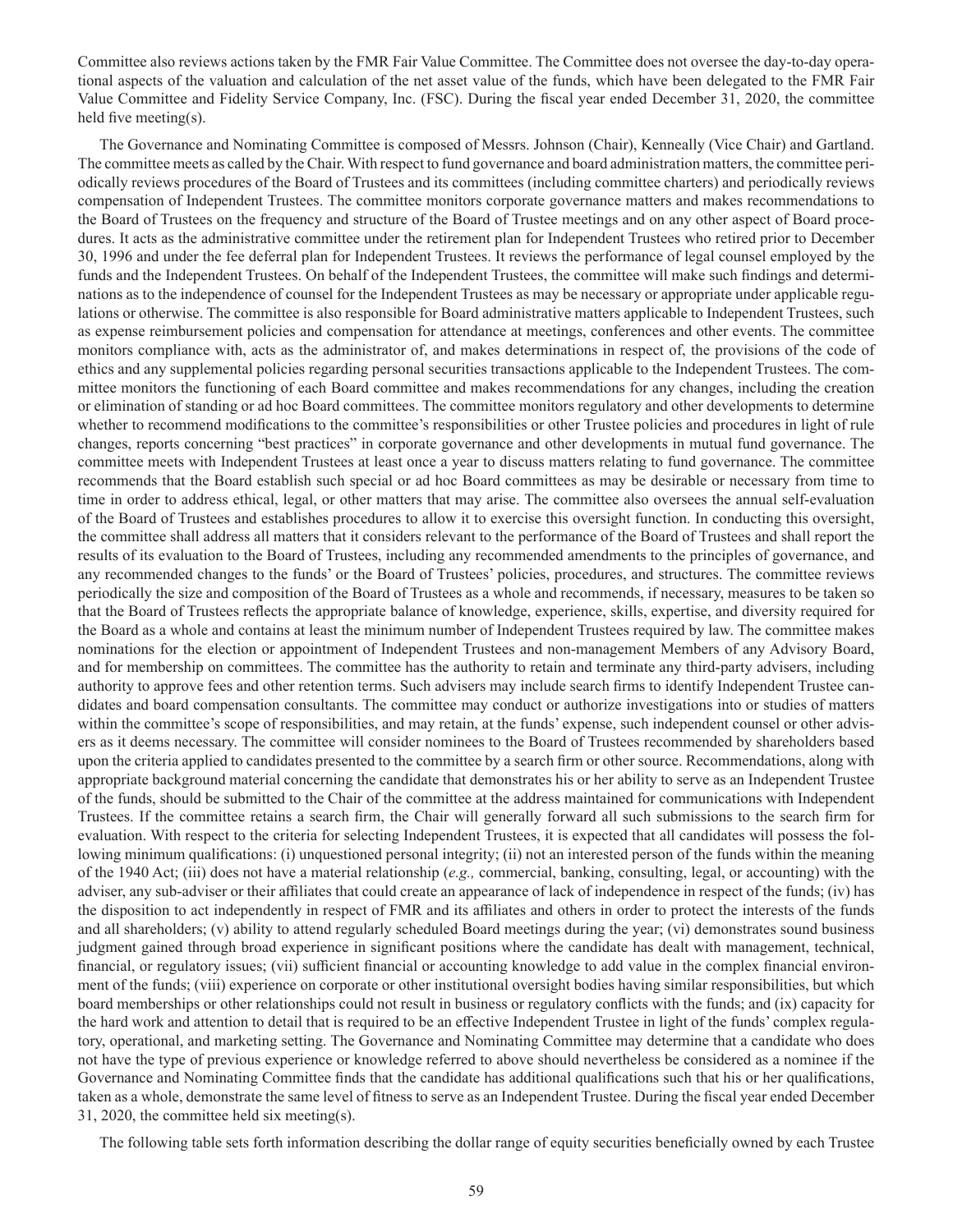Committee also reviews actions taken by the FMR Fair Value Committee. The Committee does not oversee the day-to-day operational aspects of the valuation and calculation of the net asset value of the funds, which have been delegated to the FMR Fair Value Committee and Fidelity Service Company, Inc. (FSC). During the fiscal year ended December 31, 2020, the committee held five meeting(s).

The Governance and Nominating Committee is composed of Messrs. Johnson (Chair), Kenneally (Vice Chair) and Gartland. The committee meets as called by the Chair. With respect to fund governance and board administration matters, the committee periodically reviews procedures of the Board of Trustees and its committees (including committee charters) and periodically reviews compensation of Independent Trustees. The committee monitors corporate governance matters and makes recommendations to the Board of Trustees on the frequency and structure of the Board of Trustee meetings and on any other aspect of Board procedures. It acts as the administrative committee under the retirement plan for Independent Trustees who retired prior to December 30, 1996 and under the fee deferral plan for Independent Trustees. It reviews the performance of legal counsel employed by the funds and the Independent Trustees. On behalf of the Independent Trustees, the committee will make such findings and determinations as to the independence of counsel for the Independent Trustees as may be necessary or appropriate under applicable regulations or otherwise. The committee is also responsible for Board administrative matters applicable to Independent Trustees, such as expense reimbursement policies and compensation for attendance at meetings, conferences and other events. The committee monitors compliance with, acts as the administrator of, and makes determinations in respect of, the provisions of the code of ethics and any supplemental policies regarding personal securities transactions applicable to the Independent Trustees. The committee monitors the functioning of each Board committee and makes recommendations for any changes, including the creation or elimination of standing or ad hoc Board committees. The committee monitors regulatory and other developments to determine whether to recommend modifications to the committee's responsibilities or other Trustee policies and procedures in light of rule changes, reports concerning "best practices" in corporate governance and other developments in mutual fund governance. The committee meets with Independent Trustees at least once a year to discuss matters relating to fund governance. The committee recommends that the Board establish such special or ad hoc Board committees as may be desirable or necessary from time to time in order to address ethical, legal, or other matters that may arise. The committee also oversees the annual self-evaluation of the Board of Trustees and establishes procedures to allow it to exercise this oversight function. In conducting this oversight, the committee shall address all matters that it considers relevant to the performance of the Board of Trustees and shall report the results of its evaluation to the Board of Trustees, including any recommended amendments to the principles of governance, and any recommended changes to the funds' or the Board of Trustees' policies, procedures, and structures. The committee reviews periodically the size and composition of the Board of Trustees as a whole and recommends, if necessary, measures to be taken so that the Board of Trustees reflects the appropriate balance of knowledge, experience, skills, expertise, and diversity required for the Board as a whole and contains at least the minimum number of Independent Trustees required by law. The committee makes nominations for the election or appointment of Independent Trustees and non-management Members of any Advisory Board, and for membership on committees. The committee has the authority to retain and terminate any third-party advisers, including authority to approve fees and other retention terms. Such advisers may include search firms to identify Independent Trustee candidates and board compensation consultants. The committee may conduct or authorize investigations into or studies of matters within the committee's scope of responsibilities, and may retain, at the funds' expense, such independent counsel or other advisers as it deems necessary. The committee will consider nominees to the Board of Trustees recommended by shareholders based upon the criteria applied to candidates presented to the committee by a search firm or other source. Recommendations, along with appropriate background material concerning the candidate that demonstrates his or her ability to serve as an Independent Trustee of the funds, should be submitted to the Chair of the committee at the address maintained for communications with Independent Trustees. If the committee retains a search firm, the Chair will generally forward all such submissions to the search firm for evaluation. With respect to the criteria for selecting Independent Trustees, it is expected that all candidates will possess the following minimum qualifications: (i) unquestioned personal integrity; (ii) not an interested person of the funds within the meaning of the 1940 Act; (iii) does not have a material relationship (*e.g.,* commercial, banking, consulting, legal, or accounting) with the adviser, any sub-adviser or their affiliates that could create an appearance of lack of independence in respect of the funds; (iv) has the disposition to act independently in respect of FMR and its affiliates and others in order to protect the interests of the funds and all shareholders; (v) ability to attend regularly scheduled Board meetings during the year; (vi) demonstrates sound business judgment gained through broad experience in significant positions where the candidate has dealt with management, technical, financial, or regulatory issues; (vii) sufficient financial or accounting knowledge to add value in the complex financial environment of the funds; (viii) experience on corporate or other institutional oversight bodies having similar responsibilities, but which board memberships or other relationships could not result in business or regulatory conflicts with the funds; and (ix) capacity for the hard work and attention to detail that is required to be an effective Independent Trustee in light of the funds' complex regulatory, operational, and marketing setting. The Governance and Nominating Committee may determine that a candidate who does not have the type of previous experience or knowledge referred to above should nevertheless be considered as a nominee if the Governance and Nominating Committee finds that the candidate has additional qualifications such that his or her qualifications, taken as a whole, demonstrate the same level of fitness to serve as an Independent Trustee. During the fiscal year ended December 31, 2020, the committee held six meeting(s).

The following table sets forth information describing the dollar range of equity securities beneficially owned by each Trustee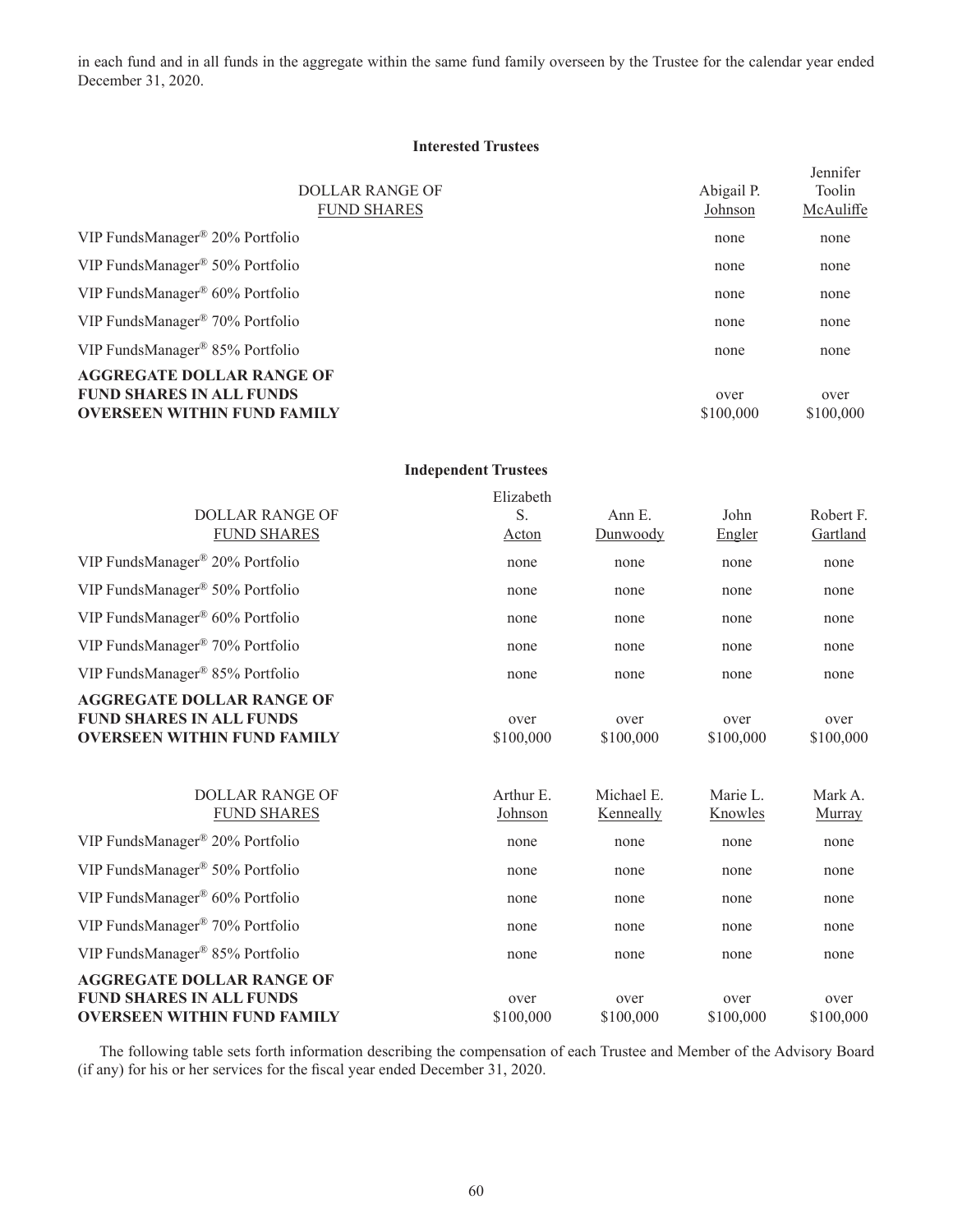in each fund and in all funds in the aggregate within the same fund family overseen by the Trustee for the calendar year ended December 31, 2020.

**Interested Trustees**

| DOLLAR RANGE OF FUND SHARES | Abigail P. Johnson | Jennifer Toolin McAuliffe |
|---|---|---|
| VIP FundsManager® 20% Portfolio | none | none |
| VIP FundsManager® 50% Portfolio | none | none |
| VIP FundsManager® 60% Portfolio | none | none |
| VIP FundsManager® 70% Portfolio | none | none |
| VIP FundsManager® 85% Portfolio | none | none |
| **AGGREGATE DOLLAR RANGE OF FUND SHARES IN ALL FUNDS OVERSEEN WITHIN FUND FAMILY** | over $100,000 | over $100,000 |

**Independent Trustees**

| DOLLAR RANGE OF FUND SHARES | Elizabeth S. Acton | Ann E. Dunwoody | John Engler | Robert F. Gartland |
|---|---|---|---|---|
| VIP FundsManager® 20% Portfolio | none | none | none | none |
| VIP FundsManager® 50% Portfolio | none | none | none | none |
| VIP FundsManager® 60% Portfolio | none | none | none | none |
| VIP FundsManager® 70% Portfolio | none | none | none | none |
| VIP FundsManager® 85% Portfolio | none | none | none | none |
| **AGGREGATE DOLLAR RANGE OF FUND SHARES IN ALL FUNDS OVERSEEN WITHIN FUND FAMILY** | over $100,000 | over $100,000 | over $100,000 | over $100,000 |

| DOLLAR RANGE OF FUND SHARES | Arthur E. Johnson | Michael E. Kenneally | Marie L. Knowles | Mark A. Murray |
|---|---|---|---|---|
| VIP FundsManager® 20% Portfolio | none | none | none | none |
| VIP FundsManager® 50% Portfolio | none | none | none | none |
| VIP FundsManager® 60% Portfolio | none | none | none | none |
| VIP FundsManager® 70% Portfolio | none | none | none | none |
| VIP FundsManager® 85% Portfolio | none | none | none | none |
| **AGGREGATE DOLLAR RANGE OF FUND SHARES IN ALL FUNDS OVERSEEN WITHIN FUND FAMILY** | over $100,000 | over $100,000 | over $100,000 | over $100,000 |

The following table sets forth information describing the compensation of each Trustee and Member of the Advisory Board (if any) for his or her services for the fiscal year ended December 31, 2020.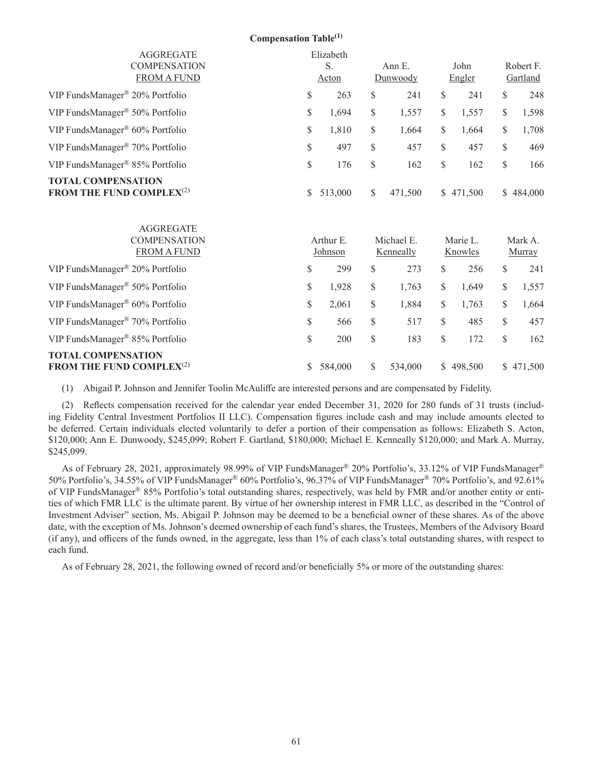**Compensation Table[1]**

| AGGREGATE COMPENSATION FROM A FUND | Elizabeth S. Acton | Ann E. Dunwoody | John Engler | Robert F. Gartland |
|---|---|---|---|---|
| VIP FundsManager® 20% Portfolio | $ 263 | $ 241 | $ 241 | $ 248 |
| VIP FundsManager® 50% Portfolio | $ 1,694 | $ 1,557 | $ 1,557 | $ 1,598 |
| VIP FundsManager® 60% Portfolio | $ 1,810 | $ 1,664 | $ 1,664 | $ 1,708 |
| VIP FundsManager® 70% Portfolio | $ 497 | $ 457 | $ 457 | $ 469 |
| VIP FundsManager® 85% Portfolio | $ 176 | $ 162 | $ 162 | $ 166 |
| **TOTAL COMPENSATION FROM THE FUND COMPLEX[2]** | $ 513,000 | $ 471,500 | $ 471,500 | $ 484,000 |

| AGGREGATE COMPENSATION FROM A FUND | Arthur E. Johnson | Michael E. Kenneally | Marie L. Knowles | Mark A. Murray |
|---|---|---|---|---|
| VIP FundsManager® 20% Portfolio | $ 299 | $ 273 | $ 256 | $ 241 |
| VIP FundsManager® 50% Portfolio | $ 1,928 | $ 1,763 | $ 1,649 | $ 1,557 |
| VIP FundsManager® 60% Portfolio | $ 2,061 | $ 1,884 | $ 1,763 | $ 1,664 |
| VIP FundsManager® 70% Portfolio | $ 566 | $ 517 | $ 485 | $ 457 |
| VIP FundsManager® 85% Portfolio | $ 200 | $ 183 | $ 172 | $ 162 |
| **TOTAL COMPENSATION FROM THE FUND COMPLEX[2]** | $ 584,000 | $ 534,000 | $ 498,500 | $ 471,500 |

(1) Abigail P. Johnson and Jennifer Toolin McAuliffe are interested persons and are compensated by Fidelity.

(2) Reflects compensation received for the calendar year ended December 31, 2020 for 280 funds of 31 trusts (including Fidelity Central Investment Portfolios II LLC). Compensation figures include cash and may include amounts elected to be deferred. Certain individuals elected voluntarily to defer a portion of their compensation as follows: Elizabeth S. Acton, $120,000; Ann E. Dunwoody, $245,099; Robert F. Gartland, $180,000; Michael E. Kenneally $120,000; and Mark A. Murray, $245,099.

As of February 28, 2021, approximately 98.99% of VIP FundsManager® 20% Portfolio's, 33.12% of VIP FundsManager® 50% Portfolio's, 34.55% of VIP FundsManager® 60% Portfolio's, 96.37% of VIP FundsManager® 70% Portfolio's, and 92.61% of VIP FundsManager® 85% Portfolio's total outstanding shares, respectively, was held by FMR and/or another entity or entities of which FMR LLC is the ultimate parent. By virtue of her ownership interest in FMR LLC, as described in the "Control of Investment Adviser" section, Ms. Abigail P. Johnson may be deemed to be a beneficial owner of these shares. As of the above date, with the exception of Ms. Johnson's deemed ownership of each fund's shares, the Trustees, Members of the Advisory Board (if any), and officers of the funds owned, in the aggregate, less than 1% of each class's total outstanding shares, with respect to each fund.

As of February 28, 2021, the following owned of record and/or beneficially 5% or more of the outstanding shares: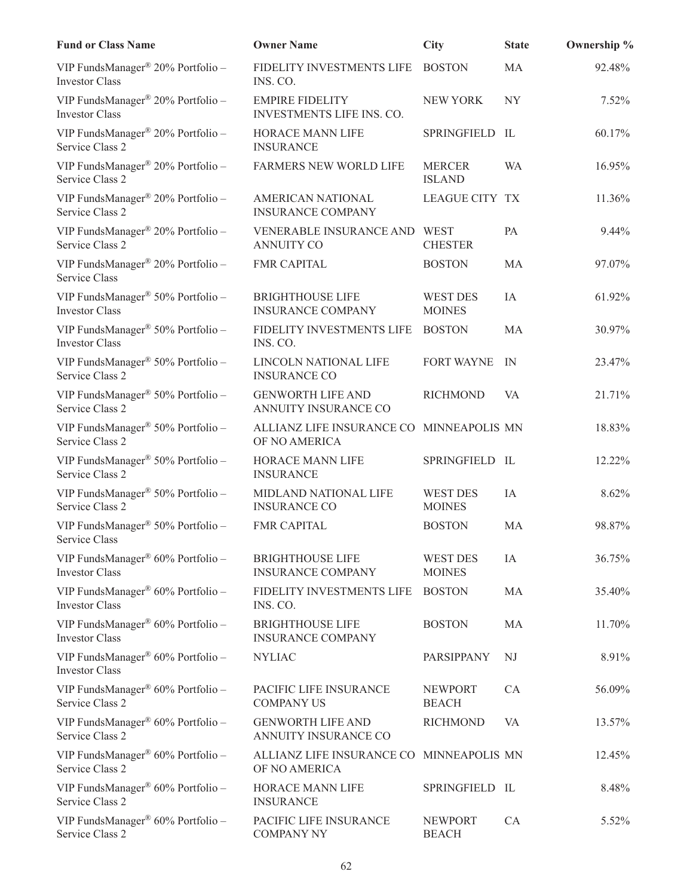| Fund or Class Name | Owner Name | City | State | Ownership % |
|---|---|---|---|---|
| VIP FundsManager® 20% Portfolio – Investor Class | FIDELITY INVESTMENTS LIFE INS. CO. | BOSTON | MA | 92.48% |
| VIP FundsManager® 20% Portfolio – Investor Class | EMPIRE FIDELITY INVESTMENTS LIFE INS. CO. | NEW YORK | NY | 7.52% |
| VIP FundsManager® 20% Portfolio – Service Class 2 | HORACE MANN LIFE INSURANCE | SPRINGFIELD | IL | 60.17% |
| VIP FundsManager® 20% Portfolio – Service Class 2 | FARMERS NEW WORLD LIFE | MERCER ISLAND | WA | 16.95% |
| VIP FundsManager® 20% Portfolio – Service Class 2 | AMERICAN NATIONAL INSURANCE COMPANY | LEAGUE CITY | TX | 11.36% |
| VIP FundsManager® 20% Portfolio – Service Class 2 | VENERABLE INSURANCE AND ANNUITY CO | WEST CHESTER | PA | 9.44% |
| VIP FundsManager® 20% Portfolio – Service Class | FMR CAPITAL | BOSTON | MA | 97.07% |
| VIP FundsManager® 50% Portfolio – Investor Class | BRIGHTHOUSE LIFE INSURANCE COMPANY | WEST DES MOINES | IA | 61.92% |
| VIP FundsManager® 50% Portfolio – Investor Class | FIDELITY INVESTMENTS LIFE INS. CO. | BOSTON | MA | 30.97% |
| VIP FundsManager® 50% Portfolio – Service Class 2 | LINCOLN NATIONAL LIFE INSURANCE CO | FORT WAYNE | IN | 23.47% |
| VIP FundsManager® 50% Portfolio – Service Class 2 | GENWORTH LIFE AND ANNUITY INSURANCE CO | RICHMOND | VA | 21.71% |
| VIP FundsManager® 50% Portfolio – Service Class 2 | ALLIANZ LIFE INSURANCE CO OF NO AMERICA | MINNEAPOLIS | MN | 18.83% |
| VIP FundsManager® 50% Portfolio – Service Class 2 | HORACE MANN LIFE INSURANCE | SPRINGFIELD | IL | 12.22% |
| VIP FundsManager® 50% Portfolio – Service Class 2 | MIDLAND NATIONAL LIFE INSURANCE CO | WEST DES MOINES | IA | 8.62% |
| VIP FundsManager® 50% Portfolio – Service Class | FMR CAPITAL | BOSTON | MA | 98.87% |
| VIP FundsManager® 60% Portfolio – Investor Class | BRIGHTHOUSE LIFE INSURANCE COMPANY | WEST DES MOINES | IA | 36.75% |
| VIP FundsManager® 60% Portfolio – Investor Class | FIDELITY INVESTMENTS LIFE INS. CO. | BOSTON | MA | 35.40% |
| VIP FundsManager® 60% Portfolio – Investor Class | BRIGHTHOUSE LIFE INSURANCE COMPANY | BOSTON | MA | 11.70% |
| VIP FundsManager® 60% Portfolio – Investor Class | NYLIAC | PARSIPPANY | NJ | 8.91% |
| VIP FundsManager® 60% Portfolio – Service Class 2 | PACIFIC LIFE INSURANCE COMPANY US | NEWPORT BEACH | CA | 56.09% |
| VIP FundsManager® 60% Portfolio – Service Class 2 | GENWORTH LIFE AND ANNUITY INSURANCE CO | RICHMOND | VA | 13.57% |
| VIP FundsManager® 60% Portfolio – Service Class 2 | ALLIANZ LIFE INSURANCE CO OF NO AMERICA | MINNEAPOLIS | MN | 12.45% |
| VIP FundsManager® 60% Portfolio – Service Class 2 | HORACE MANN LIFE INSURANCE | SPRINGFIELD | IL | 8.48% |
| VIP FundsManager® 60% Portfolio – Service Class 2 | PACIFIC LIFE INSURANCE COMPANY NY | NEWPORT BEACH | CA | 5.52% |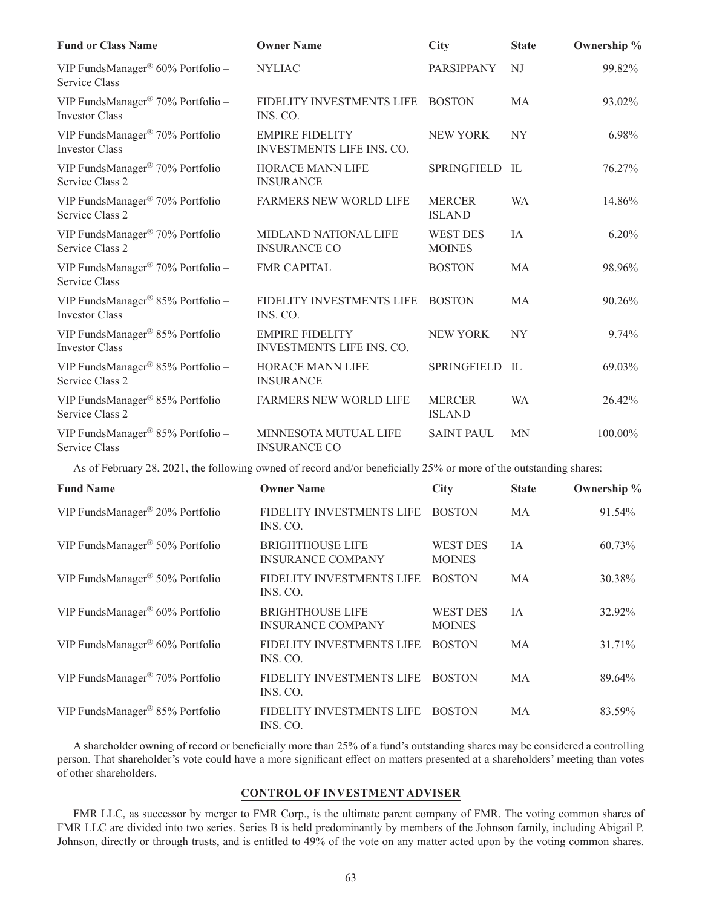| Fund or Class Name | Owner Name | City | State | Ownership % |
|---|---|---|---|---|
| VIP FundsManager® 60% Portfolio – Service Class | NYLIAC | PARSIPPANY | NJ | 99.82% |
| VIP FundsManager® 70% Portfolio – Investor Class | FIDELITY INVESTMENTS LIFE INS. CO. | BOSTON | MA | 93.02% |
| VIP FundsManager® 70% Portfolio – Investor Class | EMPIRE FIDELITY INVESTMENTS LIFE INS. CO. | NEW YORK | NY | 6.98% |
| VIP FundsManager® 70% Portfolio – Service Class 2 | HORACE MANN LIFE INSURANCE | SPRINGFIELD | IL | 76.27% |
| VIP FundsManager® 70% Portfolio – Service Class 2 | FARMERS NEW WORLD LIFE | MERCER ISLAND | WA | 14.86% |
| VIP FundsManager® 70% Portfolio – Service Class 2 | MIDLAND NATIONAL LIFE INSURANCE CO | WEST DES MOINES | IA | 6.20% |
| VIP FundsManager® 70% Portfolio – Service Class | FMR CAPITAL | BOSTON | MA | 98.96% |
| VIP FundsManager® 85% Portfolio – Investor Class | FIDELITY INVESTMENTS LIFE INS. CO. | BOSTON | MA | 90.26% |
| VIP FundsManager® 85% Portfolio – Investor Class | EMPIRE FIDELITY INVESTMENTS LIFE INS. CO. | NEW YORK | NY | 9.74% |
| VIP FundsManager® 85% Portfolio – Service Class 2 | HORACE MANN LIFE INSURANCE | SPRINGFIELD | IL | 69.03% |
| VIP FundsManager® 85% Portfolio – Service Class 2 | FARMERS NEW WORLD LIFE | MERCER ISLAND | WA | 26.42% |
| VIP FundsManager® 85% Portfolio – Service Class | MINNESOTA MUTUAL LIFE INSURANCE CO | SAINT PAUL | MN | 100.00% |

As of February 28, 2021, the following owned of record and/or beneficially 25% or more of the outstanding shares:

| Fund Name | Owner Name | City | State | Ownership % |
|---|---|---|---|---|
| VIP FundsManager® 20% Portfolio | FIDELITY INVESTMENTS LIFE INS. CO. | BOSTON | MA | 91.54% |
| VIP FundsManager® 50% Portfolio | BRIGHTHOUSE LIFE INSURANCE COMPANY | WEST DES MOINES | IA | 60.73% |
| VIP FundsManager® 50% Portfolio | FIDELITY INVESTMENTS LIFE INS. CO. | BOSTON | MA | 30.38% |
| VIP FundsManager® 60% Portfolio | BRIGHTHOUSE LIFE INSURANCE COMPANY | WEST DES MOINES | IA | 32.92% |
| VIP FundsManager® 60% Portfolio | FIDELITY INVESTMENTS LIFE INS. CO. | BOSTON | MA | 31.71% |
| VIP FundsManager® 70% Portfolio | FIDELITY INVESTMENTS LIFE INS. CO. | BOSTON | MA | 89.64% |
| VIP FundsManager® 85% Portfolio | FIDELITY INVESTMENTS LIFE INS. CO. | BOSTON | MA | 83.59% |

A shareholder owning of record or beneficially more than 25% of a fund's outstanding shares may be considered a controlling person. That shareholder's vote could have a more significant effect on matters presented at a shareholders' meeting than votes of other shareholders.

## CONTROL OF INVESTMENT ADVISER

FMR LLC, as successor by merger to FMR Corp., is the ultimate parent company of FMR. The voting common shares of FMR LLC are divided into two series. Series B is held predominantly by members of the Johnson family, including Abigail P. Johnson, directly or through trusts, and is entitled to 49% of the vote on any matter acted upon by the voting common shares.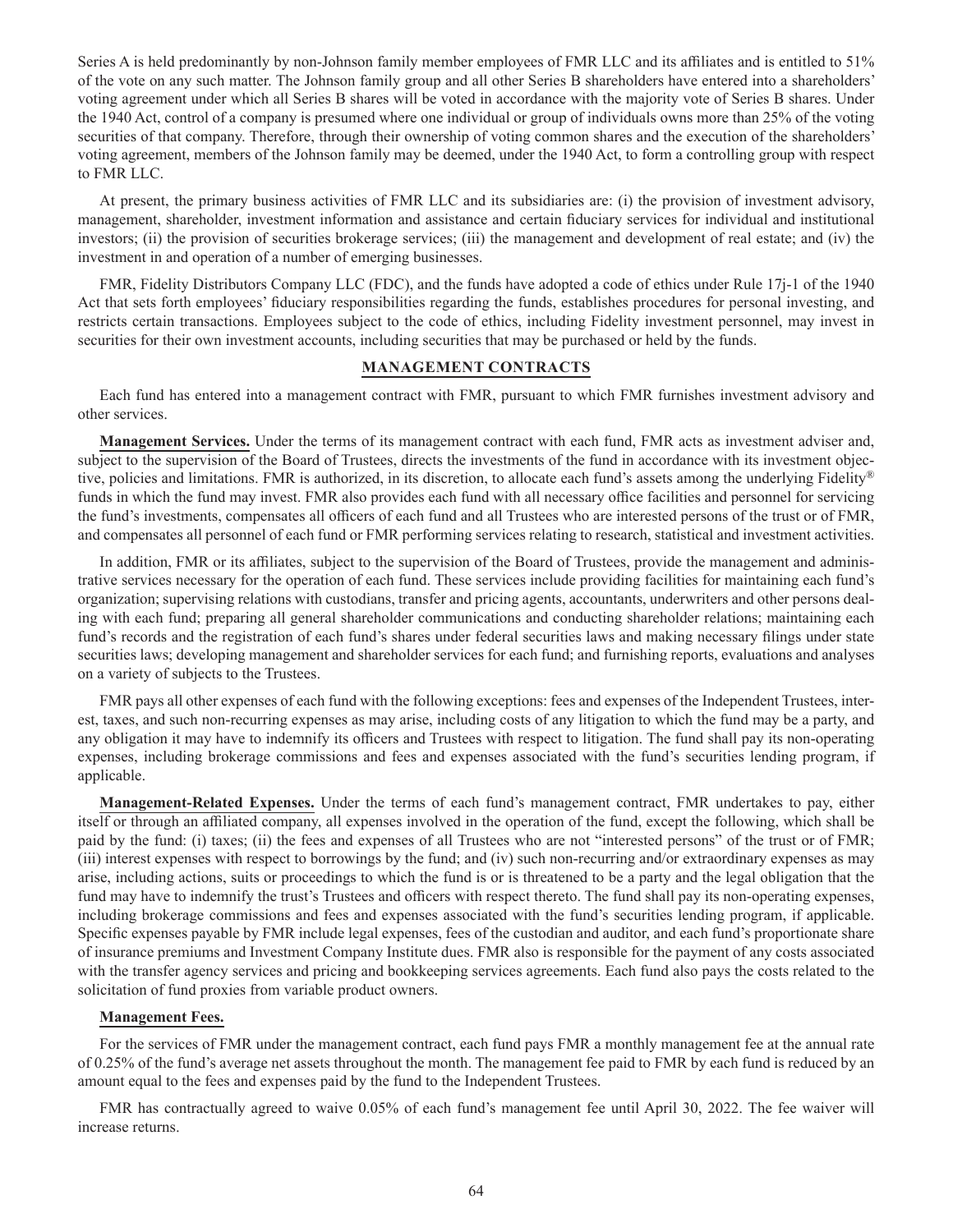Series A is held predominantly by non-Johnson family member employees of FMR LLC and its affiliates and is entitled to 51% of the vote on any such matter. The Johnson family group and all other Series B shareholders have entered into a shareholders' voting agreement under which all Series B shares will be voted in accordance with the majority vote of Series B shares. Under the 1940 Act, control of a company is presumed where one individual or group of individuals owns more than 25% of the voting securities of that company. Therefore, through their ownership of voting common shares and the execution of the shareholders' voting agreement, members of the Johnson family may be deemed, under the 1940 Act, to form a controlling group with respect to FMR LLC.

At present, the primary business activities of FMR LLC and its subsidiaries are: (i) the provision of investment advisory, management, shareholder, investment information and assistance and certain fiduciary services for individual and institutional investors; (ii) the provision of securities brokerage services; (iii) the management and development of real estate; and (iv) the investment in and operation of a number of emerging businesses.

FMR, Fidelity Distributors Company LLC (FDC), and the funds have adopted a code of ethics under Rule 17j-1 of the 1940 Act that sets forth employees' fiduciary responsibilities regarding the funds, establishes procedures for personal investing, and restricts certain transactions. Employees subject to the code of ethics, including Fidelity investment personnel, may invest in securities for their own investment accounts, including securities that may be purchased or held by the funds.

## MANAGEMENT CONTRACTS

Each fund has entered into a management contract with FMR, pursuant to which FMR furnishes investment advisory and other services.

**Management Services.** Under the terms of its management contract with each fund, FMR acts as investment adviser and, subject to the supervision of the Board of Trustees, directs the investments of the fund in accordance with its investment objective, policies and limitations. FMR is authorized, in its discretion, to allocate each fund's assets among the underlying Fidelity® funds in which the fund may invest. FMR also provides each fund with all necessary office facilities and personnel for servicing the fund's investments, compensates all officers of each fund and all Trustees who are interested persons of the trust or of FMR, and compensates all personnel of each fund or FMR performing services relating to research, statistical and investment activities.

In addition, FMR or its affiliates, subject to the supervision of the Board of Trustees, provide the management and administrative services necessary for the operation of each fund. These services include providing facilities for maintaining each fund's organization; supervising relations with custodians, transfer and pricing agents, accountants, underwriters and other persons dealing with each fund; preparing all general shareholder communications and conducting shareholder relations; maintaining each fund's records and the registration of each fund's shares under federal securities laws and making necessary filings under state securities laws; developing management and shareholder services for each fund; and furnishing reports, evaluations and analyses on a variety of subjects to the Trustees.

FMR pays all other expenses of each fund with the following exceptions: fees and expenses of the Independent Trustees, interest, taxes, and such non-recurring expenses as may arise, including costs of any litigation to which the fund may be a party, and any obligation it may have to indemnify its officers and Trustees with respect to litigation. The fund shall pay its non-operating expenses, including brokerage commissions and fees and expenses associated with the fund's securities lending program, if applicable.

**Management-Related Expenses.** Under the terms of each fund's management contract, FMR undertakes to pay, either itself or through an affiliated company, all expenses involved in the operation of the fund, except the following, which shall be paid by the fund: (i) taxes; (ii) the fees and expenses of all Trustees who are not "interested persons" of the trust or of FMR; (iii) interest expenses with respect to borrowings by the fund; and (iv) such non-recurring and/or extraordinary expenses as may arise, including actions, suits or proceedings to which the fund is or is threatened to be a party and the legal obligation that the fund may have to indemnify the trust's Trustees and officers with respect thereto. The fund shall pay its non-operating expenses, including brokerage commissions and fees and expenses associated with the fund's securities lending program, if applicable. Specific expenses payable by FMR include legal expenses, fees of the custodian and auditor, and each fund's proportionate share of insurance premiums and Investment Company Institute dues. FMR also is responsible for the payment of any costs associated with the transfer agency services and pricing and bookkeeping services agreements. Each fund also pays the costs related to the solicitation of fund proxies from variable product owners.

**Management Fees.**

For the services of FMR under the management contract, each fund pays FMR a monthly management fee at the annual rate of 0.25% of the fund's average net assets throughout the month. The management fee paid to FMR by each fund is reduced by an amount equal to the fees and expenses paid by the fund to the Independent Trustees.

FMR has contractually agreed to waive 0.05% of each fund's management fee until April 30, 2022. The fee waiver will increase returns.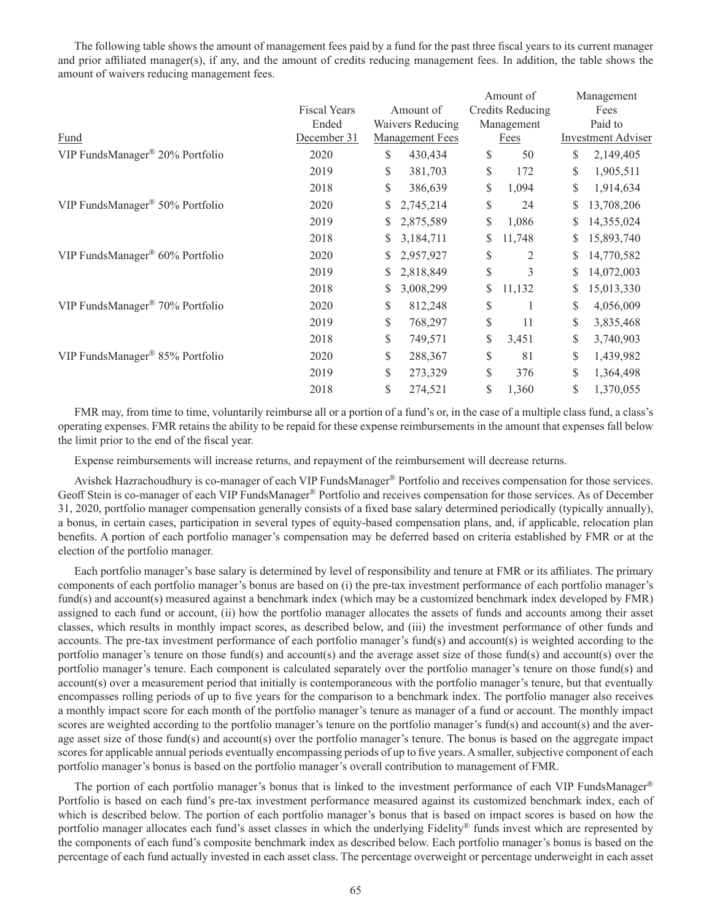The following table shows the amount of management fees paid by a fund for the past three fiscal years to its current manager and prior affiliated manager(s), if any, and the amount of credits reducing management fees. In addition, the table shows the amount of waivers reducing management fees.

| Fund | Fiscal Years Ended December 31 | Amount of Waivers Reducing Management Fees | Amount of Credits Reducing Management Fees | Management Fees Paid to Investment Adviser |
|---|---|---|---|---|
| VIP FundsManager® 20% Portfolio | 2020 | $ 430,434 | $ 50 | $ 2,149,405 |
| | 2019 | $ 381,703 | $ 172 | $ 1,905,511 |
| | 2018 | $ 386,639 | $ 1,094 | $ 1,914,634 |
| VIP FundsManager® 50% Portfolio | 2020 | $ 2,745,214 | $ 24 | $ 13,708,206 |
| | 2019 | $ 2,875,589 | $ 1,086 | $ 14,355,024 |
| | 2018 | $ 3,184,711 | $ 11,748 | $ 15,893,740 |
| VIP FundsManager® 60% Portfolio | 2020 | $ 2,957,927 | $ 2 | $ 14,770,582 |
| | 2019 | $ 2,818,849 | $ 3 | $ 14,072,003 |
| | 2018 | $ 3,008,299 | $ 11,132 | $ 15,013,330 |
| VIP FundsManager® 70% Portfolio | 2020 | $ 812,248 | $ 1 | $ 4,056,009 |
| | 2019 | $ 768,297 | $ 11 | $ 3,835,468 |
| | 2018 | $ 749,571 | $ 3,451 | $ 3,740,903 |
| VIP FundsManager® 85% Portfolio | 2020 | $ 288,367 | $ 81 | $ 1,439,982 |
| | 2019 | $ 273,329 | $ 376 | $ 1,364,498 |
| | 2018 | $ 274,521 | $ 1,360 | $ 1,370,055 |

FMR may, from time to time, voluntarily reimburse all or a portion of a fund's or, in the case of a multiple class fund, a class's operating expenses. FMR retains the ability to be repaid for these expense reimbursements in the amount that expenses fall below the limit prior to the end of the fiscal year.

Expense reimbursements will increase returns, and repayment of the reimbursement will decrease returns.

Avishek Hazrachoudhury is co-manager of each VIP FundsManager® Portfolio and receives compensation for those services. Geoff Stein is co-manager of each VIP FundsManager® Portfolio and receives compensation for those services. As of December 31, 2020, portfolio manager compensation generally consists of a fixed base salary determined periodically (typically annually), a bonus, in certain cases, participation in several types of equity-based compensation plans, and, if applicable, relocation plan benefits. A portion of each portfolio manager's compensation may be deferred based on criteria established by FMR or at the election of the portfolio manager.

Each portfolio manager's base salary is determined by level of responsibility and tenure at FMR or its affiliates. The primary components of each portfolio manager's bonus are based on (i) the pre-tax investment performance of each portfolio manager's fund(s) and account(s) measured against a benchmark index (which may be a customized benchmark index developed by FMR) assigned to each fund or account, (ii) how the portfolio manager allocates the assets of funds and accounts among their asset classes, which results in monthly impact scores, as described below, and (iii) the investment performance of other funds and accounts. The pre-tax investment performance of each portfolio manager's fund(s) and account(s) is weighted according to the portfolio manager's tenure on those fund(s) and account(s) and the average asset size of those fund(s) and account(s) over the portfolio manager's tenure. Each component is calculated separately over the portfolio manager's tenure on those fund(s) and account(s) over a measurement period that initially is contemporaneous with the portfolio manager's tenure, but that eventually encompasses rolling periods of up to five years for the comparison to a benchmark index. The portfolio manager also receives a monthly impact score for each month of the portfolio manager's tenure as manager of a fund or account. The monthly impact scores are weighted according to the portfolio manager's tenure on the portfolio manager's fund(s) and account(s) and the average asset size of those fund(s) and account(s) over the portfolio manager's tenure. The bonus is based on the aggregate impact scores for applicable annual periods eventually encompassing periods of up to five years. A smaller, subjective component of each portfolio manager's bonus is based on the portfolio manager's overall contribution to management of FMR.

The portion of each portfolio manager's bonus that is linked to the investment performance of each VIP FundsManager® Portfolio is based on each fund's pre-tax investment performance measured against its customized benchmark index, each of which is described below. The portion of each portfolio manager's bonus that is based on impact scores is based on how the portfolio manager allocates each fund's asset classes in which the underlying Fidelity® funds invest which are represented by the components of each fund's composite benchmark index as described below. Each portfolio manager's bonus is based on the percentage of each fund actually invested in each asset class. The percentage overweight or percentage underweight in each asset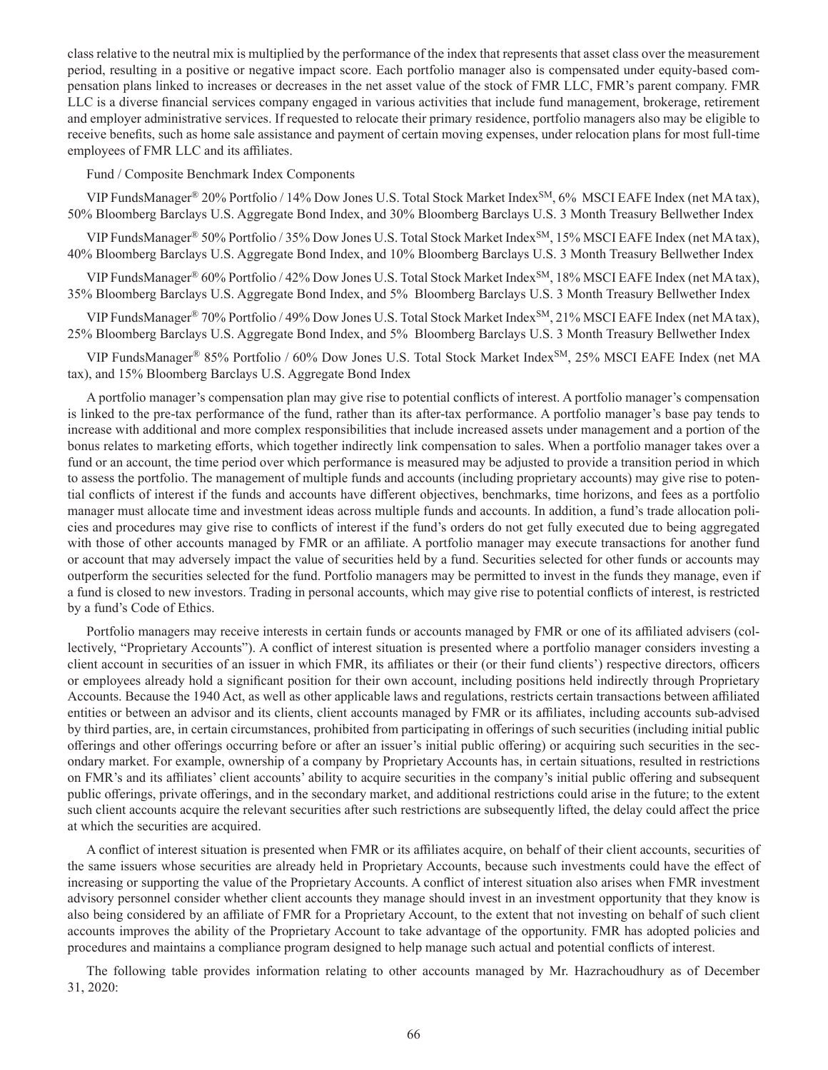class relative to the neutral mix is multiplied by the performance of the index that represents that asset class over the measurement period, resulting in a positive or negative impact score. Each portfolio manager also is compensated under equity-based compensation plans linked to increases or decreases in the net asset value of the stock of FMR LLC, FMR's parent company. FMR LLC is a diverse financial services company engaged in various activities that include fund management, brokerage, retirement and employer administrative services. If requested to relocate their primary residence, portfolio managers also may be eligible to receive benefits, such as home sale assistance and payment of certain moving expenses, under relocation plans for most full-time employees of FMR LLC and its affiliates.

Fund / Composite Benchmark Index Components

VIP FundsManager® 20% Portfolio / 14% Dow Jones U.S. Total Stock Market Index℠, 6% MSCI EAFE Index (net MA tax), 50% Bloomberg Barclays U.S. Aggregate Bond Index, and 30% Bloomberg Barclays U.S. 3 Month Treasury Bellwether Index

VIP FundsManager® 50% Portfolio / 35% Dow Jones U.S. Total Stock Market Index℠, 15% MSCI EAFE Index (net MA tax), 40% Bloomberg Barclays U.S. Aggregate Bond Index, and 10% Bloomberg Barclays U.S. 3 Month Treasury Bellwether Index

VIP FundsManager® 60% Portfolio / 42% Dow Jones U.S. Total Stock Market Index℠, 18% MSCI EAFE Index (net MA tax), 35% Bloomberg Barclays U.S. Aggregate Bond Index, and 5% Bloomberg Barclays U.S. 3 Month Treasury Bellwether Index

VIP FundsManager® 70% Portfolio / 49% Dow Jones U.S. Total Stock Market Index℠, 21% MSCI EAFE Index (net MA tax), 25% Bloomberg Barclays U.S. Aggregate Bond Index, and 5% Bloomberg Barclays U.S. 3 Month Treasury Bellwether Index

VIP FundsManager® 85% Portfolio / 60% Dow Jones U.S. Total Stock Market Index℠, 25% MSCI EAFE Index (net MA tax), and 15% Bloomberg Barclays U.S. Aggregate Bond Index

A portfolio manager's compensation plan may give rise to potential conflicts of interest. A portfolio manager's compensation is linked to the pre-tax performance of the fund, rather than its after-tax performance. A portfolio manager's base pay tends to increase with additional and more complex responsibilities that include increased assets under management and a portion of the bonus relates to marketing efforts, which together indirectly link compensation to sales. When a portfolio manager takes over a fund or an account, the time period over which performance is measured may be adjusted to provide a transition period in which to assess the portfolio. The management of multiple funds and accounts (including proprietary accounts) may give rise to potential conflicts of interest if the funds and accounts have different objectives, benchmarks, time horizons, and fees as a portfolio manager must allocate time and investment ideas across multiple funds and accounts. In addition, a fund's trade allocation policies and procedures may give rise to conflicts of interest if the fund's orders do not get fully executed due to being aggregated with those of other accounts managed by FMR or an affiliate. A portfolio manager may execute transactions for another fund or account that may adversely impact the value of securities held by a fund. Securities selected for other funds or accounts may outperform the securities selected for the fund. Portfolio managers may be permitted to invest in the funds they manage, even if a fund is closed to new investors. Trading in personal accounts, which may give rise to potential conflicts of interest, is restricted by a fund's Code of Ethics.

Portfolio managers may receive interests in certain funds or accounts managed by FMR or one of its affiliated advisers (collectively, "Proprietary Accounts"). A conflict of interest situation is presented where a portfolio manager considers investing a client account in securities of an issuer in which FMR, its affiliates or their (or their fund clients') respective directors, officers or employees already hold a significant position for their own account, including positions held indirectly through Proprietary Accounts. Because the 1940 Act, as well as other applicable laws and regulations, restricts certain transactions between affiliated entities or between an advisor and its clients, client accounts managed by FMR or its affiliates, including accounts sub-advised by third parties, are, in certain circumstances, prohibited from participating in offerings of such securities (including initial public offerings and other offerings occurring before or after an issuer's initial public offering) or acquiring such securities in the secondary market. For example, ownership of a company by Proprietary Accounts has, in certain situations, resulted in restrictions on FMR's and its affiliates' client accounts' ability to acquire securities in the company's initial public offering and subsequent public offerings, private offerings, and in the secondary market, and additional restrictions could arise in the future; to the extent such client accounts acquire the relevant securities after such restrictions are subsequently lifted, the delay could affect the price at which the securities are acquired.

A conflict of interest situation is presented when FMR or its affiliates acquire, on behalf of their client accounts, securities of the same issuers whose securities are already held in Proprietary Accounts, because such investments could have the effect of increasing or supporting the value of the Proprietary Accounts. A conflict of interest situation also arises when FMR investment advisory personnel consider whether client accounts they manage should invest in an investment opportunity that they know is also being considered by an affiliate of FMR for a Proprietary Account, to the extent that not investing on behalf of such client accounts improves the ability of the Proprietary Account to take advantage of the opportunity. FMR has adopted policies and procedures and maintains a compliance program designed to help manage such actual and potential conflicts of interest.

The following table provides information relating to other accounts managed by Mr. Hazrachoudhury as of December 31, 2020: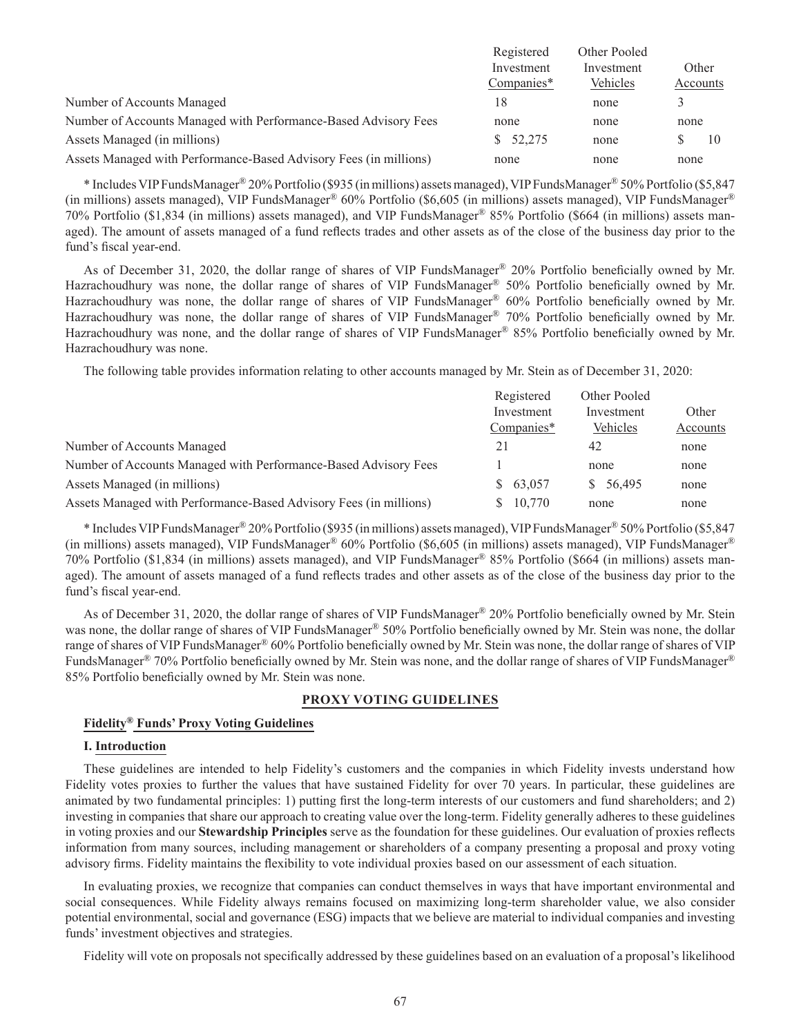| | Registered Investment Companies* | Other Pooled Investment Vehicles | Other Accounts |
|---|---|---|---|
| Number of Accounts Managed | 18 | none | 3 |
| Number of Accounts Managed with Performance-Based Advisory Fees | none | none | none |
| Assets Managed (in millions) | $ 52,275 | none | $ 10 |
| Assets Managed with Performance-Based Advisory Fees (in millions) | none | none | none |

* Includes VIP FundsManager® 20% Portfolio ($935 (in millions) assets managed), VIP FundsManager® 50% Portfolio ($5,847 (in millions) assets managed), VIP FundsManager® 60% Portfolio ($6,605 (in millions) assets managed), VIP FundsManager® 70% Portfolio ($1,834 (in millions) assets managed), and VIP FundsManager® 85% Portfolio ($664 (in millions) assets managed). The amount of assets managed of a fund reflects trades and other assets as of the close of the business day prior to the fund's fiscal year-end.

As of December 31, 2020, the dollar range of shares of VIP FundsManager® 20% Portfolio beneficially owned by Mr. Hazrachoudhury was none, the dollar range of shares of VIP FundsManager® 50% Portfolio beneficially owned by Mr. Hazrachoudhury was none, the dollar range of shares of VIP FundsManager® 60% Portfolio beneficially owned by Mr. Hazrachoudhury was none, the dollar range of shares of VIP FundsManager® 70% Portfolio beneficially owned by Mr. Hazrachoudhury was none, and the dollar range of shares of VIP FundsManager® 85% Portfolio beneficially owned by Mr. Hazrachoudhury was none.

The following table provides information relating to other accounts managed by Mr. Stein as of December 31, 2020:

| | Registered Investment Companies* | Other Pooled Investment Vehicles | Other Accounts |
|---|---|---|---|
| Number of Accounts Managed | 21 | 42 | none |
| Number of Accounts Managed with Performance-Based Advisory Fees | 1 | none | none |
| Assets Managed (in millions) | $ 63,057 | $ 56,495 | none |
| Assets Managed with Performance-Based Advisory Fees (in millions) | $ 10,770 | none | none |

* Includes VIP FundsManager® 20% Portfolio ($935 (in millions) assets managed), VIP FundsManager® 50% Portfolio ($5,847 (in millions) assets managed), VIP FundsManager® 60% Portfolio ($6,605 (in millions) assets managed), VIP FundsManager® 70% Portfolio ($1,834 (in millions) assets managed), and VIP FundsManager® 85% Portfolio ($664 (in millions) assets managed). The amount of assets managed of a fund reflects trades and other assets as of the close of the business day prior to the fund's fiscal year-end.

As of December 31, 2020, the dollar range of shares of VIP FundsManager® 20% Portfolio beneficially owned by Mr. Stein was none, the dollar range of shares of VIP FundsManager® 50% Portfolio beneficially owned by Mr. Stein was none, the dollar range of shares of VIP FundsManager® 60% Portfolio beneficially owned by Mr. Stein was none, the dollar range of shares of VIP FundsManager® 70% Portfolio beneficially owned by Mr. Stein was none, and the dollar range of shares of VIP FundsManager® 85% Portfolio beneficially owned by Mr. Stein was none.

## PROXY VOTING GUIDELINES

### Fidelity® Funds' Proxy Voting Guidelines

#### I. Introduction

These guidelines are intended to help Fidelity's customers and the companies in which Fidelity invests understand how Fidelity votes proxies to further the values that have sustained Fidelity for over 70 years. In particular, these guidelines are animated by two fundamental principles: 1) putting first the long-term interests of our customers and fund shareholders; and 2) investing in companies that share our approach to creating value over the long-term. Fidelity generally adheres to these guidelines in voting proxies and our **Stewardship Principles** serve as the foundation for these guidelines. Our evaluation of proxies reflects information from many sources, including management or shareholders of a company presenting a proposal and proxy voting advisory firms. Fidelity maintains the flexibility to vote individual proxies based on our assessment of each situation.

In evaluating proxies, we recognize that companies can conduct themselves in ways that have important environmental and social consequences. While Fidelity always remains focused on maximizing long-term shareholder value, we also consider potential environmental, social and governance (ESG) impacts that we believe are material to individual companies and investing funds' investment objectives and strategies.

Fidelity will vote on proposals not specifically addressed by these guidelines based on an evaluation of a proposal's likelihood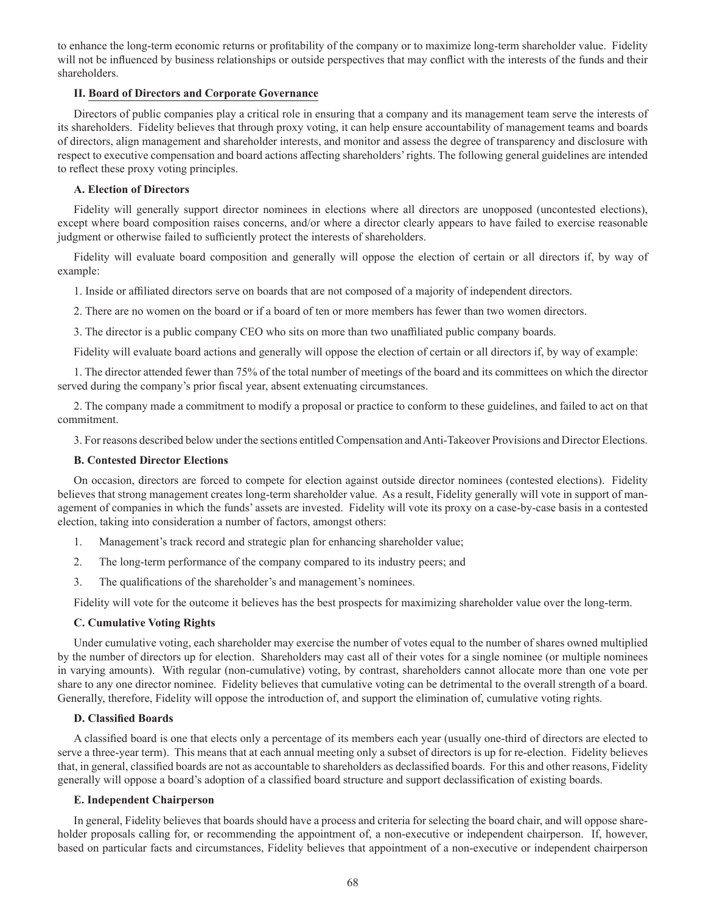to enhance the long-term economic returns or profitability of the company or to maximize long-term shareholder value. Fidelity will not be influenced by business relationships or outside perspectives that may conflict with the interests of the funds and their shareholders.

## II. Board of Directors and Corporate Governance

Directors of public companies play a critical role in ensuring that a company and its management team serve the interests of its shareholders. Fidelity believes that through proxy voting, it can help ensure accountability of management teams and boards of directors, align management and shareholder interests, and monitor and assess the degree of transparency and disclosure with respect to executive compensation and board actions affecting shareholders' rights. The following general guidelines are intended to reflect these proxy voting principles.

### A. Election of Directors

Fidelity will generally support director nominees in elections where all directors are unopposed (uncontested elections), except where board composition raises concerns, and/or where a director clearly appears to have failed to exercise reasonable judgment or otherwise failed to sufficiently protect the interests of shareholders.

Fidelity will evaluate board composition and generally will oppose the election of certain or all directors if, by way of example:

1. Inside or affiliated directors serve on boards that are not composed of a majority of independent directors.

2. There are no women on the board or if a board of ten or more members has fewer than two women directors.

3. The director is a public company CEO who sits on more than two unaffiliated public company boards.

Fidelity will evaluate board actions and generally will oppose the election of certain or all directors if, by way of example:

1. The director attended fewer than 75% of the total number of meetings of the board and its committees on which the director served during the company's prior fiscal year, absent extenuating circumstances.

2. The company made a commitment to modify a proposal or practice to conform to these guidelines, and failed to act on that commitment.

3. For reasons described below under the sections entitled Compensation and Anti-Takeover Provisions and Director Elections.

### B. Contested Director Elections

On occasion, directors are forced to compete for election against outside director nominees (contested elections). Fidelity believes that strong management creates long-term shareholder value. As a result, Fidelity generally will vote in support of management of companies in which the funds' assets are invested. Fidelity will vote its proxy on a case-by-case basis in a contested election, taking into consideration a number of factors, amongst others:

1. Management's track record and strategic plan for enhancing shareholder value;
2. The long-term performance of the company compared to its industry peers; and
3. The qualifications of the shareholder's and management's nominees.

Fidelity will vote for the outcome it believes has the best prospects for maximizing shareholder value over the long-term.

### C. Cumulative Voting Rights

Under cumulative voting, each shareholder may exercise the number of votes equal to the number of shares owned multiplied by the number of directors up for election. Shareholders may cast all of their votes for a single nominee (or multiple nominees in varying amounts). With regular (non-cumulative) voting, by contrast, shareholders cannot allocate more than one vote per share to any one director nominee. Fidelity believes that cumulative voting can be detrimental to the overall strength of a board. Generally, therefore, Fidelity will oppose the introduction of, and support the elimination of, cumulative voting rights.

### D. Classified Boards

A classified board is one that elects only a percentage of its members each year (usually one-third of directors are elected to serve a three-year term). This means that at each annual meeting only a subset of directors is up for re-election. Fidelity believes that, in general, classified boards are not as accountable to shareholders as declassified boards. For this and other reasons, Fidelity generally will oppose a board's adoption of a classified board structure and support declassification of existing boards.

### E. Independent Chairperson

In general, Fidelity believes that boards should have a process and criteria for selecting the board chair, and will oppose shareholder proposals calling for, or recommending the appointment of, a non-executive or independent chairperson. If, however, based on particular facts and circumstances, Fidelity believes that appointment of a non-executive or independent chairperson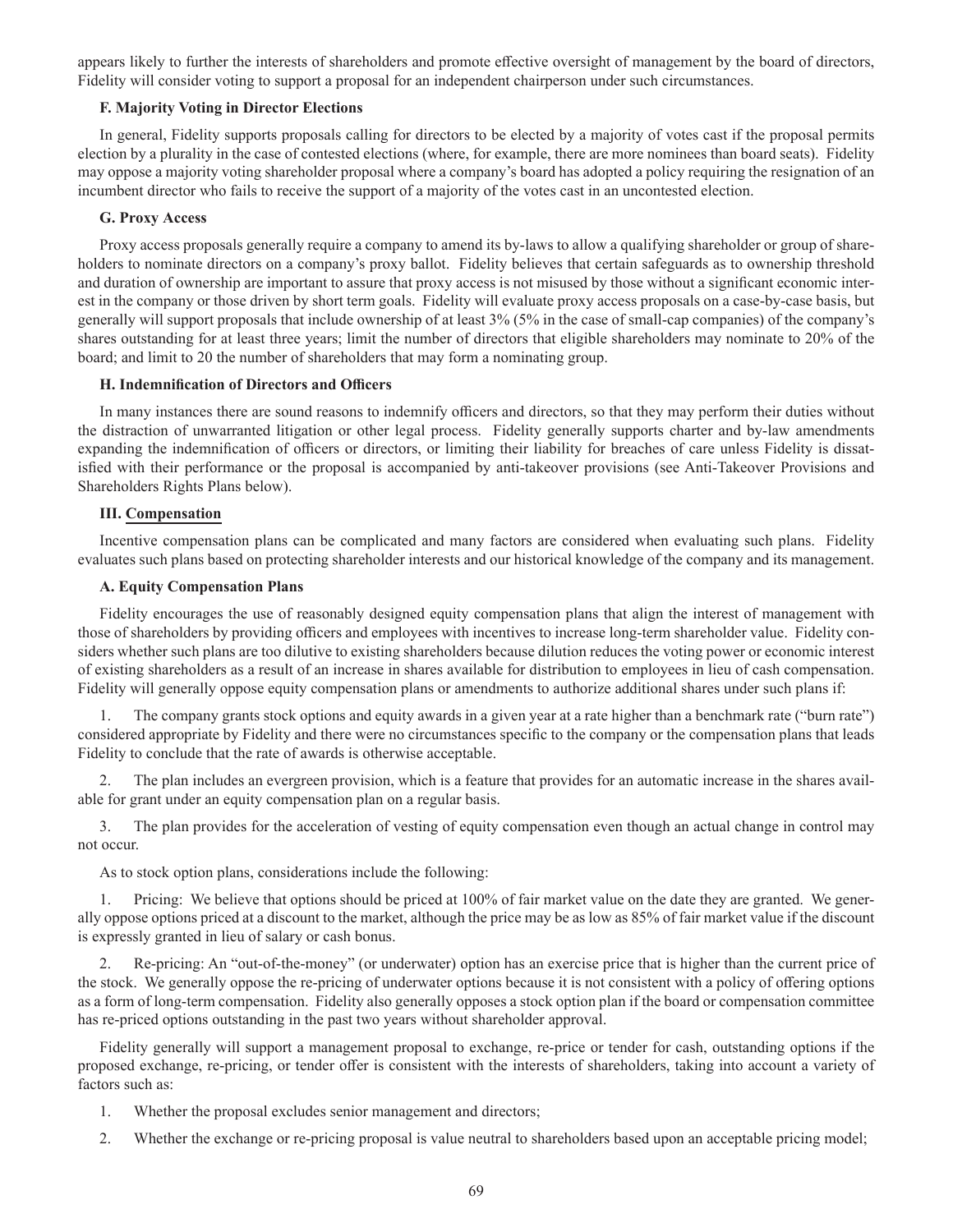appears likely to further the interests of shareholders and promote effective oversight of management by the board of directors, Fidelity will consider voting to support a proposal for an independent chairperson under such circumstances.

### F. Majority Voting in Director Elections

In general, Fidelity supports proposals calling for directors to be elected by a majority of votes cast if the proposal permits election by a plurality in the case of contested elections (where, for example, there are more nominees than board seats). Fidelity may oppose a majority voting shareholder proposal where a company's board has adopted a policy requiring the resignation of an incumbent director who fails to receive the support of a majority of the votes cast in an uncontested election.

### G. Proxy Access

Proxy access proposals generally require a company to amend its by-laws to allow a qualifying shareholder or group of shareholders to nominate directors on a company's proxy ballot. Fidelity believes that certain safeguards as to ownership threshold and duration of ownership are important to assure that proxy access is not misused by those without a significant economic interest in the company or those driven by short term goals. Fidelity will evaluate proxy access proposals on a case-by-case basis, but generally will support proposals that include ownership of at least 3% (5% in the case of small-cap companies) of the company's shares outstanding for at least three years; limit the number of directors that eligible shareholders may nominate to 20% of the board; and limit to 20 the number of shareholders that may form a nominating group.

### H. Indemnification of Directors and Officers

In many instances there are sound reasons to indemnify officers and directors, so that they may perform their duties without the distraction of unwarranted litigation or other legal process. Fidelity generally supports charter and by-law amendments expanding the indemnification of officers or directors, or limiting their liability for breaches of care unless Fidelity is dissatisfied with their performance or the proposal is accompanied by anti-takeover provisions (see Anti-Takeover Provisions and Shareholders Rights Plans below).

## III. Compensation

Incentive compensation plans can be complicated and many factors are considered when evaluating such plans. Fidelity evaluates such plans based on protecting shareholder interests and our historical knowledge of the company and its management.

### A. Equity Compensation Plans

Fidelity encourages the use of reasonably designed equity compensation plans that align the interest of management with those of shareholders by providing officers and employees with incentives to increase long-term shareholder value. Fidelity considers whether such plans are too dilutive to existing shareholders because dilution reduces the voting power or economic interest of existing shareholders as a result of an increase in shares available for distribution to employees in lieu of cash compensation. Fidelity will generally oppose equity compensation plans or amendments to authorize additional shares under such plans if:

1. The company grants stock options and equity awards in a given year at a rate higher than a benchmark rate ("burn rate") considered appropriate by Fidelity and there were no circumstances specific to the company or the compensation plans that leads Fidelity to conclude that the rate of awards is otherwise acceptable.

2. The plan includes an evergreen provision, which is a feature that provides for an automatic increase in the shares available for grant under an equity compensation plan on a regular basis.

3. The plan provides for the acceleration of vesting of equity compensation even though an actual change in control may not occur.

As to stock option plans, considerations include the following:

1. Pricing: We believe that options should be priced at 100% of fair market value on the date they are granted. We generally oppose options priced at a discount to the market, although the price may be as low as 85% of fair market value if the discount is expressly granted in lieu of salary or cash bonus.

2. Re-pricing: An "out-of-the-money" (or underwater) option has an exercise price that is higher than the current price of the stock. We generally oppose the re-pricing of underwater options because it is not consistent with a policy of offering options as a form of long-term compensation. Fidelity also generally opposes a stock option plan if the board or compensation committee has re-priced options outstanding in the past two years without shareholder approval.

Fidelity generally will support a management proposal to exchange, re-price or tender for cash, outstanding options if the proposed exchange, re-pricing, or tender offer is consistent with the interests of shareholders, taking into account a variety of factors such as:

1. Whether the proposal excludes senior management and directors;

2. Whether the exchange or re-pricing proposal is value neutral to shareholders based upon an acceptable pricing model;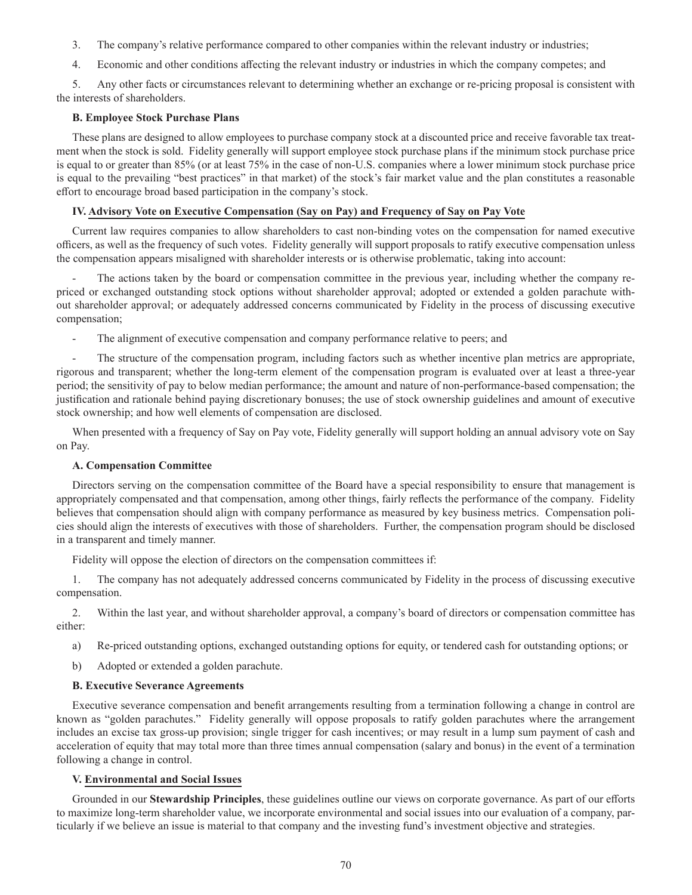3. The company's relative performance compared to other companies within the relevant industry or industries;

4. Economic and other conditions affecting the relevant industry or industries in which the company competes; and

5. Any other facts or circumstances relevant to determining whether an exchange or re-pricing proposal is consistent with the interests of shareholders.

**B. Employee Stock Purchase Plans**

These plans are designed to allow employees to purchase company stock at a discounted price and receive favorable tax treatment when the stock is sold. Fidelity generally will support employee stock purchase plans if the minimum stock purchase price is equal to or greater than 85% (or at least 75% in the case of non-U.S. companies where a lower minimum stock purchase price is equal to the prevailing "best practices" in that market) of the stock's fair market value and the plan constitutes a reasonable effort to encourage broad based participation in the company's stock.

**IV. Advisory Vote on Executive Compensation (Say on Pay) and Frequency of Say on Pay Vote**

Current law requires companies to allow shareholders to cast non-binding votes on the compensation for named executive officers, as well as the frequency of such votes. Fidelity generally will support proposals to ratify executive compensation unless the compensation appears misaligned with shareholder interests or is otherwise problematic, taking into account:

- The actions taken by the board or compensation committee in the previous year, including whether the company re-priced or exchanged outstanding stock options without shareholder approval; adopted or extended a golden parachute without shareholder approval; or adequately addressed concerns communicated by Fidelity in the process of discussing executive compensation;

- The alignment of executive compensation and company performance relative to peers; and

- The structure of the compensation program, including factors such as whether incentive plan metrics are appropriate, rigorous and transparent; whether the long-term element of the compensation program is evaluated over at least a three-year period; the sensitivity of pay to below median performance; the amount and nature of non-performance-based compensation; the justification and rationale behind paying discretionary bonuses; the use of stock ownership guidelines and amount of executive stock ownership; and how well elements of compensation are disclosed.

When presented with a frequency of Say on Pay vote, Fidelity generally will support holding an annual advisory vote on Say on Pay.

**A. Compensation Committee**

Directors serving on the compensation committee of the Board have a special responsibility to ensure that management is appropriately compensated and that compensation, among other things, fairly reflects the performance of the company. Fidelity believes that compensation should align with company performance as measured by key business metrics. Compensation policies should align the interests of executives with those of shareholders. Further, the compensation program should be disclosed in a transparent and timely manner.

Fidelity will oppose the election of directors on the compensation committees if:

1. The company has not adequately addressed concerns communicated by Fidelity in the process of discussing executive compensation.

2. Within the last year, and without shareholder approval, a company's board of directors or compensation committee has either:

a) Re-priced outstanding options, exchanged outstanding options for equity, or tendered cash for outstanding options; or

b) Adopted or extended a golden parachute.

**B. Executive Severance Agreements**

Executive severance compensation and benefit arrangements resulting from a termination following a change in control are known as "golden parachutes." Fidelity generally will oppose proposals to ratify golden parachutes where the arrangement includes an excise tax gross-up provision; single trigger for cash incentives; or may result in a lump sum payment of cash and acceleration of equity that may total more than three times annual compensation (salary and bonus) in the event of a termination following a change in control.

**V. Environmental and Social Issues**

Grounded in our **Stewardship Principles**, these guidelines outline our views on corporate governance. As part of our efforts to maximize long-term shareholder value, we incorporate environmental and social issues into our evaluation of a company, particularly if we believe an issue is material to that company and the investing fund's investment objective and strategies.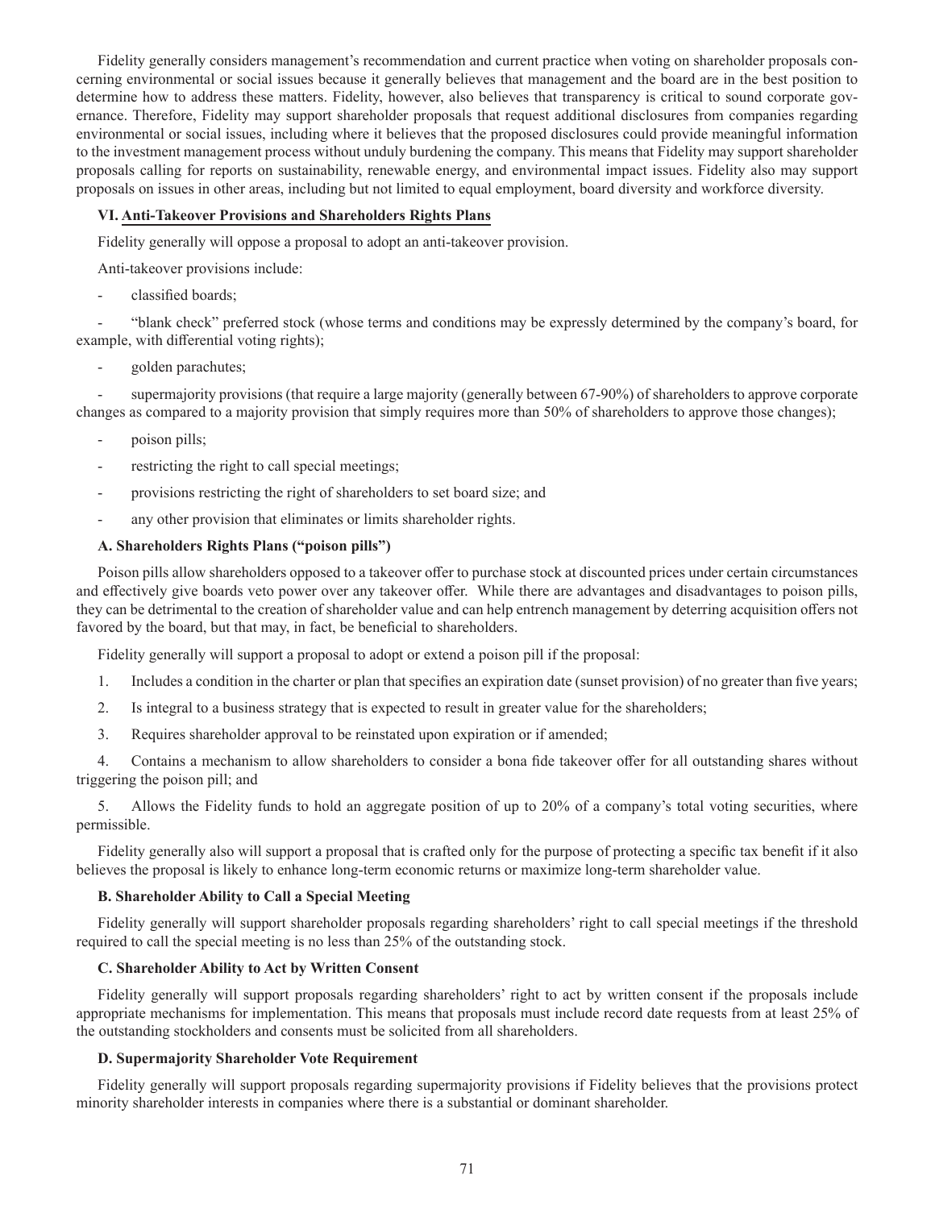Fidelity generally considers management's recommendation and current practice when voting on shareholder proposals concerning environmental or social issues because it generally believes that management and the board are in the best position to determine how to address these matters. Fidelity, however, also believes that transparency is critical to sound corporate governance. Therefore, Fidelity may support shareholder proposals that request additional disclosures from companies regarding environmental or social issues, including where it believes that the proposed disclosures could provide meaningful information to the investment management process without unduly burdening the company. This means that Fidelity may support shareholder proposals calling for reports on sustainability, renewable energy, and environmental impact issues. Fidelity also may support proposals on issues in other areas, including but not limited to equal employment, board diversity and workforce diversity.

### VI. Anti-Takeover Provisions and Shareholders Rights Plans

Fidelity generally will oppose a proposal to adopt an anti-takeover provision.

Anti-takeover provisions include:

- classified boards;
- "blank check" preferred stock (whose terms and conditions may be expressly determined by the company's board, for example, with differential voting rights);
- golden parachutes;
- supermajority provisions (that require a large majority (generally between 67-90%) of shareholders to approve corporate changes as compared to a majority provision that simply requires more than 50% of shareholders to approve those changes);
- poison pills;
- restricting the right to call special meetings;
- provisions restricting the right of shareholders to set board size; and
- any other provision that eliminates or limits shareholder rights.

#### A. Shareholders Rights Plans ("poison pills")

Poison pills allow shareholders opposed to a takeover offer to purchase stock at discounted prices under certain circumstances and effectively give boards veto power over any takeover offer. While there are advantages and disadvantages to poison pills, they can be detrimental to the creation of shareholder value and can help entrench management by deterring acquisition offers not favored by the board, but that may, in fact, be beneficial to shareholders.

Fidelity generally will support a proposal to adopt or extend a poison pill if the proposal:

1. Includes a condition in the charter or plan that specifies an expiration date (sunset provision) of no greater than five years;
2. Is integral to a business strategy that is expected to result in greater value for the shareholders;
3. Requires shareholder approval to be reinstated upon expiration or if amended;
4. Contains a mechanism to allow shareholders to consider a bona fide takeover offer for all outstanding shares without triggering the poison pill; and
5. Allows the Fidelity funds to hold an aggregate position of up to 20% of a company's total voting securities, where permissible.

Fidelity generally also will support a proposal that is crafted only for the purpose of protecting a specific tax benefit if it also believes the proposal is likely to enhance long-term economic returns or maximize long-term shareholder value.

#### B. Shareholder Ability to Call a Special Meeting

Fidelity generally will support shareholder proposals regarding shareholders' right to call special meetings if the threshold required to call the special meeting is no less than 25% of the outstanding stock.

#### C. Shareholder Ability to Act by Written Consent

Fidelity generally will support proposals regarding shareholders' right to act by written consent if the proposals include appropriate mechanisms for implementation. This means that proposals must include record date requests from at least 25% of the outstanding stockholders and consents must be solicited from all shareholders.

#### D. Supermajority Shareholder Vote Requirement

Fidelity generally will support proposals regarding supermajority provisions if Fidelity believes that the provisions protect minority shareholder interests in companies where there is a substantial or dominant shareholder.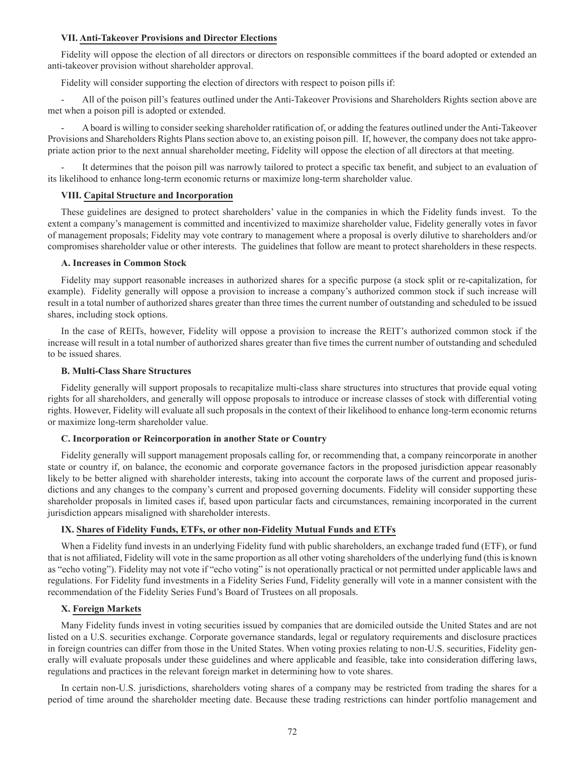### VII. Anti-Takeover Provisions and Director Elections

Fidelity will oppose the election of all directors or directors on responsible committees if the board adopted or extended an anti-takeover provision without shareholder approval.

Fidelity will consider supporting the election of directors with respect to poison pills if:

- All of the poison pill's features outlined under the Anti-Takeover Provisions and Shareholders Rights section above are met when a poison pill is adopted or extended.

- A board is willing to consider seeking shareholder ratification of, or adding the features outlined under the Anti-Takeover Provisions and Shareholders Rights Plans section above to, an existing poison pill. If, however, the company does not take appropriate action prior to the next annual shareholder meeting, Fidelity will oppose the election of all directors at that meeting.

- It determines that the poison pill was narrowly tailored to protect a specific tax benefit, and subject to an evaluation of its likelihood to enhance long-term economic returns or maximize long-term shareholder value.

### VIII. Capital Structure and Incorporation

These guidelines are designed to protect shareholders' value in the companies in which the Fidelity funds invest. To the extent a company's management is committed and incentivized to maximize shareholder value, Fidelity generally votes in favor of management proposals; Fidelity may vote contrary to management where a proposal is overly dilutive to shareholders and/or compromises shareholder value or other interests. The guidelines that follow are meant to protect shareholders in these respects.

#### A. Increases in Common Stock

Fidelity may support reasonable increases in authorized shares for a specific purpose (a stock split or re-capitalization, for example). Fidelity generally will oppose a provision to increase a company's authorized common stock if such increase will result in a total number of authorized shares greater than three times the current number of outstanding and scheduled to be issued shares, including stock options.

In the case of REITs, however, Fidelity will oppose a provision to increase the REIT's authorized common stock if the increase will result in a total number of authorized shares greater than five times the current number of outstanding and scheduled to be issued shares.

#### B. Multi-Class Share Structures

Fidelity generally will support proposals to recapitalize multi-class share structures into structures that provide equal voting rights for all shareholders, and generally will oppose proposals to introduce or increase classes of stock with differential voting rights. However, Fidelity will evaluate all such proposals in the context of their likelihood to enhance long-term economic returns or maximize long-term shareholder value.

#### C. Incorporation or Reincorporation in another State or Country

Fidelity generally will support management proposals calling for, or recommending that, a company reincorporate in another state or country if, on balance, the economic and corporate governance factors in the proposed jurisdiction appear reasonably likely to be better aligned with shareholder interests, taking into account the corporate laws of the current and proposed jurisdictions and any changes to the company's current and proposed governing documents. Fidelity will consider supporting these shareholder proposals in limited cases if, based upon particular facts and circumstances, remaining incorporated in the current jurisdiction appears misaligned with shareholder interests.

### IX. Shares of Fidelity Funds, ETFs, or other non-Fidelity Mutual Funds and ETFs

When a Fidelity fund invests in an underlying Fidelity fund with public shareholders, an exchange traded fund (ETF), or fund that is not affiliated, Fidelity will vote in the same proportion as all other voting shareholders of the underlying fund (this is known as "echo voting"). Fidelity may not vote if "echo voting" is not operationally practical or not permitted under applicable laws and regulations. For Fidelity fund investments in a Fidelity Series Fund, Fidelity generally will vote in a manner consistent with the recommendation of the Fidelity Series Fund's Board of Trustees on all proposals.

### X. Foreign Markets

Many Fidelity funds invest in voting securities issued by companies that are domiciled outside the United States and are not listed on a U.S. securities exchange. Corporate governance standards, legal or regulatory requirements and disclosure practices in foreign countries can differ from those in the United States. When voting proxies relating to non-U.S. securities, Fidelity generally will evaluate proposals under these guidelines and where applicable and feasible, take into consideration differing laws, regulations and practices in the relevant foreign market in determining how to vote shares.

In certain non-U.S. jurisdictions, shareholders voting shares of a company may be restricted from trading the shares for a period of time around the shareholder meeting date. Because these trading restrictions can hinder portfolio management and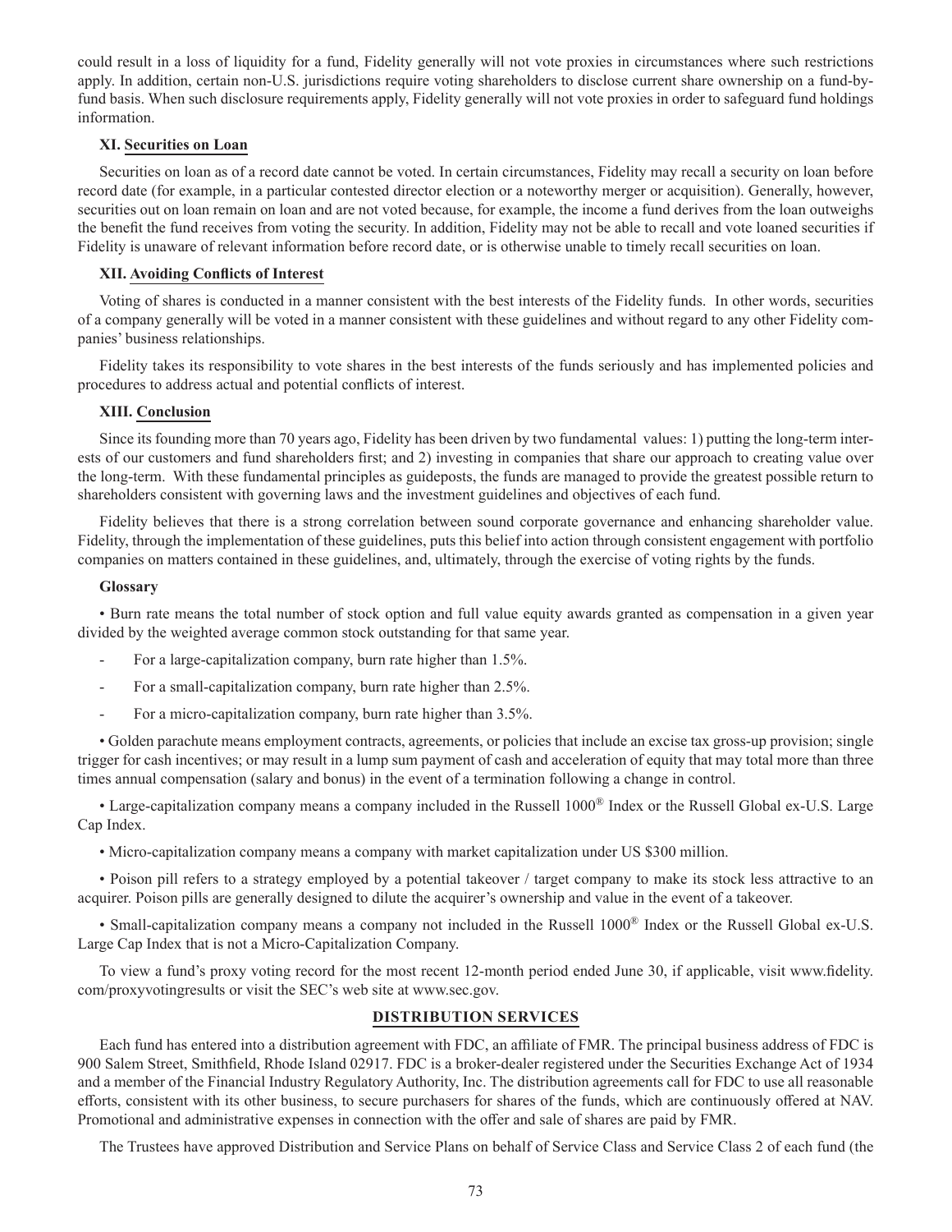could result in a loss of liquidity for a fund, Fidelity generally will not vote proxies in circumstances where such restrictions apply. In addition, certain non-U.S. jurisdictions require voting shareholders to disclose current share ownership on a fund-by-fund basis. When such disclosure requirements apply, Fidelity generally will not vote proxies in order to safeguard fund holdings information.

### XI. Securities on Loan

Securities on loan as of a record date cannot be voted. In certain circumstances, Fidelity may recall a security on loan before record date (for example, in a particular contested director election or a noteworthy merger or acquisition). Generally, however, securities out on loan remain on loan and are not voted because, for example, the income a fund derives from the loan outweighs the benefit the fund receives from voting the security. In addition, Fidelity may not be able to recall and vote loaned securities if Fidelity is unaware of relevant information before record date, or is otherwise unable to timely recall securities on loan.

### XII. Avoiding Conflicts of Interest

Voting of shares is conducted in a manner consistent with the best interests of the Fidelity funds. In other words, securities of a company generally will be voted in a manner consistent with these guidelines and without regard to any other Fidelity companies' business relationships.

Fidelity takes its responsibility to vote shares in the best interests of the funds seriously and has implemented policies and procedures to address actual and potential conflicts of interest.

### XIII. Conclusion

Since its founding more than 70 years ago, Fidelity has been driven by two fundamental values: 1) putting the long-term interests of our customers and fund shareholders first; and 2) investing in companies that share our approach to creating value over the long-term. With these fundamental principles as guideposts, the funds are managed to provide the greatest possible return to shareholders consistent with governing laws and the investment guidelines and objectives of each fund.

Fidelity believes that there is a strong correlation between sound corporate governance and enhancing shareholder value. Fidelity, through the implementation of these guidelines, puts this belief into action through consistent engagement with portfolio companies on matters contained in these guidelines, and, ultimately, through the exercise of voting rights by the funds.

### Glossary

• Burn rate means the total number of stock option and full value equity awards granted as compensation in a given year divided by the weighted average common stock outstanding for that same year.

- For a large-capitalization company, burn rate higher than 1.5%.
- For a small-capitalization company, burn rate higher than 2.5%.
- For a micro-capitalization company, burn rate higher than 3.5%.

• Golden parachute means employment contracts, agreements, or policies that include an excise tax gross-up provision; single trigger for cash incentives; or may result in a lump sum payment of cash and acceleration of equity that may total more than three times annual compensation (salary and bonus) in the event of a termination following a change in control.

• Large-capitalization company means a company included in the Russell 1000® Index or the Russell Global ex-U.S. Large Cap Index.

• Micro-capitalization company means a company with market capitalization under US $300 million.

• Poison pill refers to a strategy employed by a potential takeover / target company to make its stock less attractive to an acquirer. Poison pills are generally designed to dilute the acquirer's ownership and value in the event of a takeover.

• Small-capitalization company means a company not included in the Russell 1000® Index or the Russell Global ex-U.S. Large Cap Index that is not a Micro-Capitalization Company.

To view a fund's proxy voting record for the most recent 12-month period ended June 30, if applicable, visit www.fidelity.com/proxyvotingresults or visit the SEC's web site at www.sec.gov.

## DISTRIBUTION SERVICES

Each fund has entered into a distribution agreement with FDC, an affiliate of FMR. The principal business address of FDC is 900 Salem Street, Smithfield, Rhode Island 02917. FDC is a broker-dealer registered under the Securities Exchange Act of 1934 and a member of the Financial Industry Regulatory Authority, Inc. The distribution agreements call for FDC to use all reasonable efforts, consistent with its other business, to secure purchasers for shares of the funds, which are continuously offered at NAV. Promotional and administrative expenses in connection with the offer and sale of shares are paid by FMR.

The Trustees have approved Distribution and Service Plans on behalf of Service Class and Service Class 2 of each fund (the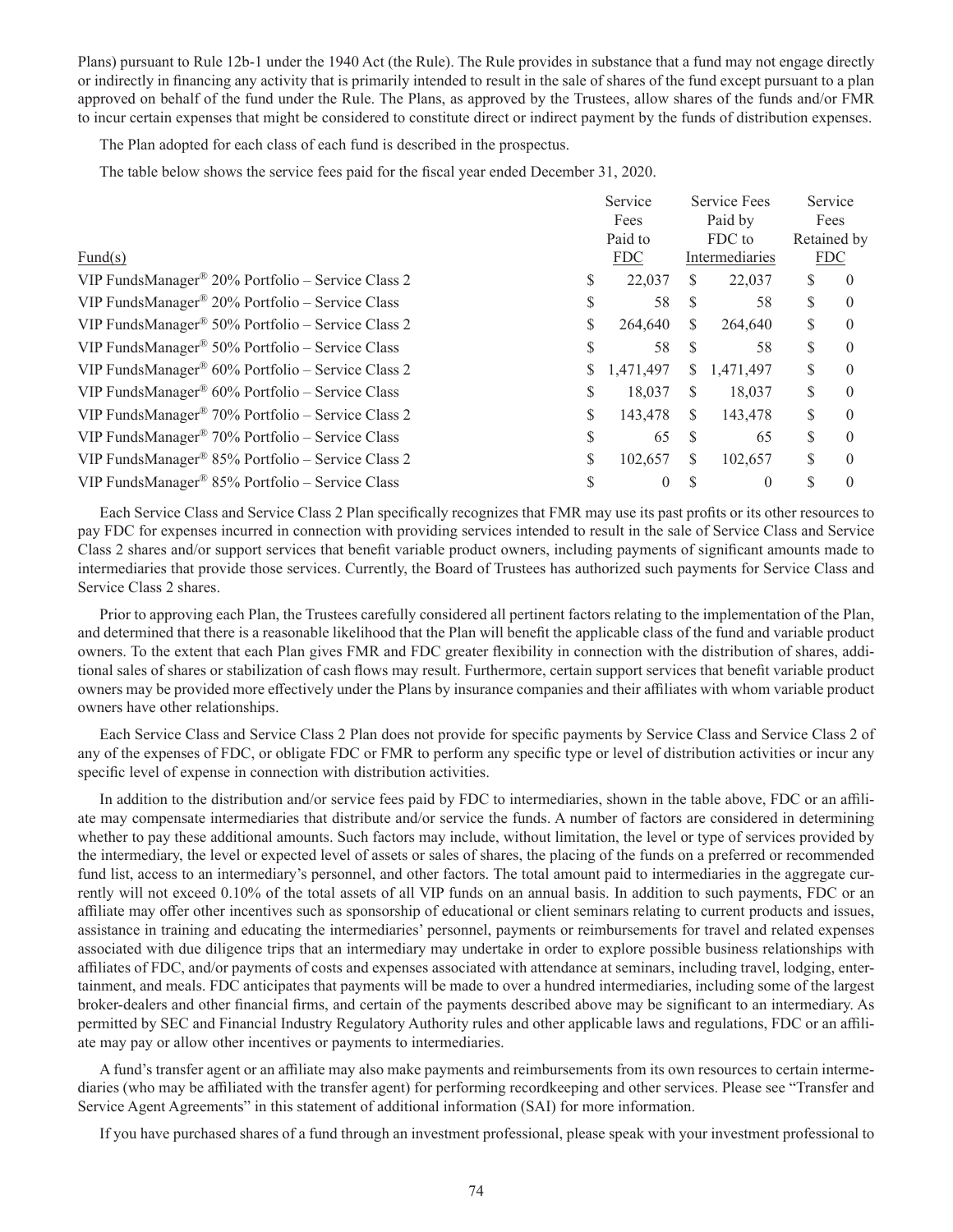Plans) pursuant to Rule 12b-1 under the 1940 Act (the Rule). The Rule provides in substance that a fund may not engage directly or indirectly in financing any activity that is primarily intended to result in the sale of shares of the fund except pursuant to a plan approved on behalf of the fund under the Rule. The Plans, as approved by the Trustees, allow shares of the funds and/or FMR to incur certain expenses that might be considered to constitute direct or indirect payment by the funds of distribution expenses.

The Plan adopted for each class of each fund is described in the prospectus.

The table below shows the service fees paid for the fiscal year ended December 31, 2020.

| Fund(s) | Service Fees Paid to FDC | Service Fees Paid by FDC to Intermediaries | Service Fees Retained by FDC |
|---|---|---|---|
| VIP FundsManager® 20% Portfolio – Service Class 2 | $ 22,037 | $ 22,037 | $ 0 |
| VIP FundsManager® 20% Portfolio – Service Class | $ 58 | $ 58 | $ 0 |
| VIP FundsManager® 50% Portfolio – Service Class 2 | $ 264,640 | $ 264,640 | $ 0 |
| VIP FundsManager® 50% Portfolio – Service Class | $ 58 | $ 58 | $ 0 |
| VIP FundsManager® 60% Portfolio – Service Class 2 | $ 1,471,497 | $ 1,471,497 | $ 0 |
| VIP FundsManager® 60% Portfolio – Service Class | $ 18,037 | $ 18,037 | $ 0 |
| VIP FundsManager® 70% Portfolio – Service Class 2 | $ 143,478 | $ 143,478 | $ 0 |
| VIP FundsManager® 70% Portfolio – Service Class | $ 65 | $ 65 | $ 0 |
| VIP FundsManager® 85% Portfolio – Service Class 2 | $ 102,657 | $ 102,657 | $ 0 |
| VIP FundsManager® 85% Portfolio – Service Class | $ 0 | $ 0 | $ 0 |

Each Service Class and Service Class 2 Plan specifically recognizes that FMR may use its past profits or its other resources to pay FDC for expenses incurred in connection with providing services intended to result in the sale of Service Class and Service Class 2 shares and/or support services that benefit variable product owners, including payments of significant amounts made to intermediaries that provide those services. Currently, the Board of Trustees has authorized such payments for Service Class and Service Class 2 shares.

Prior to approving each Plan, the Trustees carefully considered all pertinent factors relating to the implementation of the Plan, and determined that there is a reasonable likelihood that the Plan will benefit the applicable class of the fund and variable product owners. To the extent that each Plan gives FMR and FDC greater flexibility in connection with the distribution of shares, additional sales of shares or stabilization of cash flows may result. Furthermore, certain support services that benefit variable product owners may be provided more effectively under the Plans by insurance companies and their affiliates with whom variable product owners have other relationships.

Each Service Class and Service Class 2 Plan does not provide for specific payments by Service Class and Service Class 2 of any of the expenses of FDC, or obligate FDC or FMR to perform any specific type or level of distribution activities or incur any specific level of expense in connection with distribution activities.

In addition to the distribution and/or service fees paid by FDC to intermediaries, shown in the table above, FDC or an affiliate may compensate intermediaries that distribute and/or service the funds. A number of factors are considered in determining whether to pay these additional amounts. Such factors may include, without limitation, the level or type of services provided by the intermediary, the level or expected level of assets or sales of shares, the placing of the funds on a preferred or recommended fund list, access to an intermediary's personnel, and other factors. The total amount paid to intermediaries in the aggregate currently will not exceed 0.10% of the total assets of all VIP funds on an annual basis. In addition to such payments, FDC or an affiliate may offer other incentives such as sponsorship of educational or client seminars relating to current products and issues, assistance in training and educating the intermediaries' personnel, payments or reimbursements for travel and related expenses associated with due diligence trips that an intermediary may undertake in order to explore possible business relationships with affiliates of FDC, and/or payments of costs and expenses associated with attendance at seminars, including travel, lodging, entertainment, and meals. FDC anticipates that payments will be made to over a hundred intermediaries, including some of the largest broker-dealers and other financial firms, and certain of the payments described above may be significant to an intermediary. As permitted by SEC and Financial Industry Regulatory Authority rules and other applicable laws and regulations, FDC or an affiliate may pay or allow other incentives or payments to intermediaries.

A fund's transfer agent or an affiliate may also make payments and reimbursements from its own resources to certain intermediaries (who may be affiliated with the transfer agent) for performing recordkeeping and other services. Please see "Transfer and Service Agent Agreements" in this statement of additional information (SAI) for more information.

If you have purchased shares of a fund through an investment professional, please speak with your investment professional to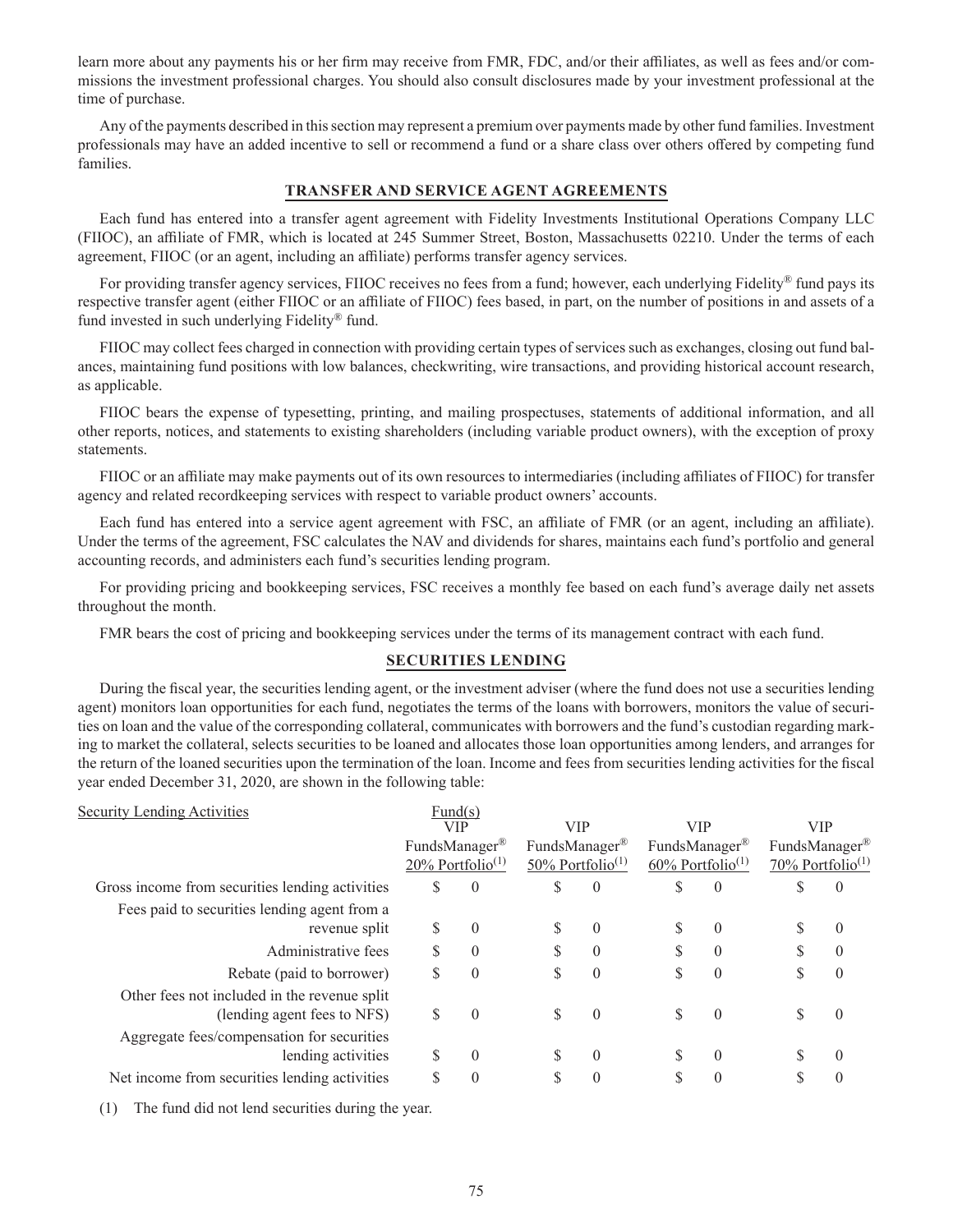learn more about any payments his or her firm may receive from FMR, FDC, and/or their affiliates, as well as fees and/or commissions the investment professional charges. You should also consult disclosures made by your investment professional at the time of purchase.

Any of the payments described in this section may represent a premium over payments made by other fund families. Investment professionals may have an added incentive to sell or recommend a fund or a share class over others offered by competing fund families.

## TRANSFER AND SERVICE AGENT AGREEMENTS

Each fund has entered into a transfer agent agreement with Fidelity Investments Institutional Operations Company LLC (FIIOC), an affiliate of FMR, which is located at 245 Summer Street, Boston, Massachusetts 02210. Under the terms of each agreement, FIIOC (or an agent, including an affiliate) performs transfer agency services.

For providing transfer agency services, FIIOC receives no fees from a fund; however, each underlying Fidelity® fund pays its respective transfer agent (either FIIOC or an affiliate of FIIOC) fees based, in part, on the number of positions in and assets of a fund invested in such underlying Fidelity® fund.

FIIOC may collect fees charged in connection with providing certain types of services such as exchanges, closing out fund balances, maintaining fund positions with low balances, checkwriting, wire transactions, and providing historical account research, as applicable.

FIIOC bears the expense of typesetting, printing, and mailing prospectuses, statements of additional information, and all other reports, notices, and statements to existing shareholders (including variable product owners), with the exception of proxy statements.

FIIOC or an affiliate may make payments out of its own resources to intermediaries (including affiliates of FIIOC) for transfer agency and related recordkeeping services with respect to variable product owners' accounts.

Each fund has entered into a service agent agreement with FSC, an affiliate of FMR (or an agent, including an affiliate). Under the terms of the agreement, FSC calculates the NAV and dividends for shares, maintains each fund's portfolio and general accounting records, and administers each fund's securities lending program.

For providing pricing and bookkeeping services, FSC receives a monthly fee based on each fund's average daily net assets throughout the month.

FMR bears the cost of pricing and bookkeeping services under the terms of its management contract with each fund.

## SECURITIES LENDING

During the fiscal year, the securities lending agent, or the investment adviser (where the fund does not use a securities lending agent) monitors loan opportunities for each fund, negotiates the terms of the loans with borrowers, monitors the value of securities on loan and the value of the corresponding collateral, communicates with borrowers and the fund's custodian regarding marking to market the collateral, selects securities to be loaned and allocates those loan opportunities among lenders, and arranges for the return of the loaned securities upon the termination of the loan. Income and fees from securities lending activities for the fiscal year ended December 31, 2020, are shown in the following table:

| Security Lending Activities | Fund(s) VIP FundsManager® 20% Portfolio[(1)] | VIP FundsManager® 50% Portfolio[(1)] | VIP FundsManager® 60% Portfolio[(1)] | VIP FundsManager® 70% Portfolio[(1)] |
|---|---|---|---|---|
| Gross income from securities lending activities | $ 0 | $ 0 | $ 0 | $ 0 |
| Fees paid to securities lending agent from a revenue split | $ 0 | $ 0 | $ 0 | $ 0 |
| Administrative fees | $ 0 | $ 0 | $ 0 | $ 0 |
| Rebate (paid to borrower) | $ 0 | $ 0 | $ 0 | $ 0 |
| Other fees not included in the revenue split (lending agent fees to NFS) | $ 0 | $ 0 | $ 0 | $ 0 |
| Aggregate fees/compensation for securities lending activities | $ 0 | $ 0 | $ 0 | $ 0 |
| Net income from securities lending activities | $ 0 | $ 0 | $ 0 | $ 0 |

(1) The fund did not lend securities during the year.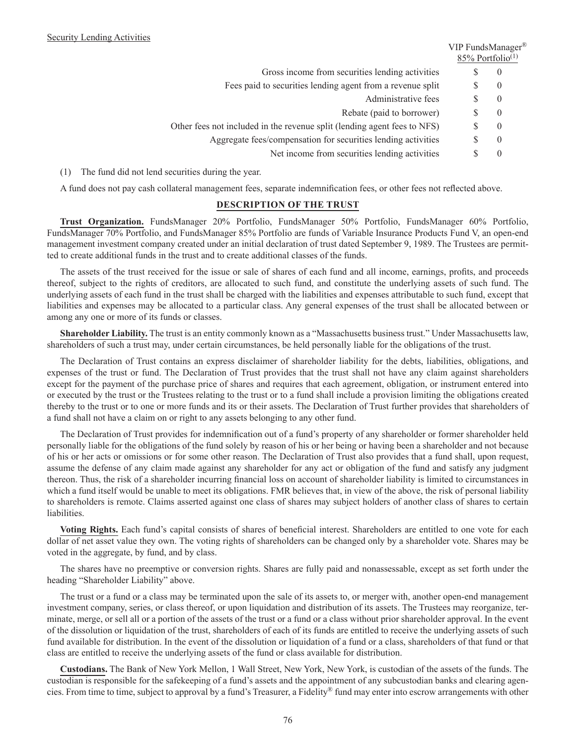Security Lending Activities

| | VIP FundsManager® 85% Portfolio[(1)] |
|---|---|
| Gross income from securities lending activities | $ 0 |
| Fees paid to securities lending agent from a revenue split | $ 0 |
| Administrative fees | $ 0 |
| Rebate (paid to borrower) | $ 0 |
| Other fees not included in the revenue split (lending agent fees to NFS) | $ 0 |
| Aggregate fees/compensation for securities lending activities | $ 0 |
| Net income from securities lending activities | $ 0 |

(1) The fund did not lend securities during the year.

A fund does not pay cash collateral management fees, separate indemnification fees, or other fees not reflected above.

## DESCRIPTION OF THE TRUST

**Trust Organization.** FundsManager 20% Portfolio, FundsManager 50% Portfolio, FundsManager 60% Portfolio, FundsManager 70% Portfolio, and FundsManager 85% Portfolio are funds of Variable Insurance Products Fund V, an open-end management investment company created under an initial declaration of trust dated September 9, 1989. The Trustees are permitted to create additional funds in the trust and to create additional classes of the funds.

The assets of the trust received for the issue or sale of shares of each fund and all income, earnings, profits, and proceeds thereof, subject to the rights of creditors, are allocated to such fund, and constitute the underlying assets of such fund. The underlying assets of each fund in the trust shall be charged with the liabilities and expenses attributable to such fund, except that liabilities and expenses may be allocated to a particular class. Any general expenses of the trust shall be allocated between or among any one or more of its funds or classes.

**Shareholder Liability.** The trust is an entity commonly known as a "Massachusetts business trust." Under Massachusetts law, shareholders of such a trust may, under certain circumstances, be held personally liable for the obligations of the trust.

The Declaration of Trust contains an express disclaimer of shareholder liability for the debts, liabilities, obligations, and expenses of the trust or fund. The Declaration of Trust provides that the trust shall not have any claim against shareholders except for the payment of the purchase price of shares and requires that each agreement, obligation, or instrument entered into or executed by the trust or the Trustees relating to the trust or to a fund shall include a provision limiting the obligations created thereby to the trust or to one or more funds and its or their assets. The Declaration of Trust further provides that shareholders of a fund shall not have a claim on or right to any assets belonging to any other fund.

The Declaration of Trust provides for indemnification out of a fund's property of any shareholder or former shareholder held personally liable for the obligations of the fund solely by reason of his or her being or having been a shareholder and not because of his or her acts or omissions or for some other reason. The Declaration of Trust also provides that a fund shall, upon request, assume the defense of any claim made against any shareholder for any act or obligation of the fund and satisfy any judgment thereon. Thus, the risk of a shareholder incurring financial loss on account of shareholder liability is limited to circumstances in which a fund itself would be unable to meet its obligations. FMR believes that, in view of the above, the risk of personal liability to shareholders is remote. Claims asserted against one class of shares may subject holders of another class of shares to certain liabilities.

**Voting Rights.** Each fund's capital consists of shares of beneficial interest. Shareholders are entitled to one vote for each dollar of net asset value they own. The voting rights of shareholders can be changed only by a shareholder vote. Shares may be voted in the aggregate, by fund, and by class.

The shares have no preemptive or conversion rights. Shares are fully paid and nonassessable, except as set forth under the heading "Shareholder Liability" above.

The trust or a fund or a class may be terminated upon the sale of its assets to, or merger with, another open-end management investment company, series, or class thereof, or upon liquidation and distribution of its assets. The Trustees may reorganize, terminate, merge, or sell all or a portion of the assets of the trust or a fund or a class without prior shareholder approval. In the event of the dissolution or liquidation of the trust, shareholders of each of its funds are entitled to receive the underlying assets of such fund available for distribution. In the event of the dissolution or liquidation of a fund or a class, shareholders of that fund or that class are entitled to receive the underlying assets of the fund or class available for distribution.

**Custodians.** The Bank of New York Mellon, 1 Wall Street, New York, New York, is custodian of the assets of the funds. The custodian is responsible for the safekeeping of a fund's assets and the appointment of any subcustodian banks and clearing agencies. From time to time, subject to approval by a fund's Treasurer, a Fidelity® fund may enter into escrow arrangements with other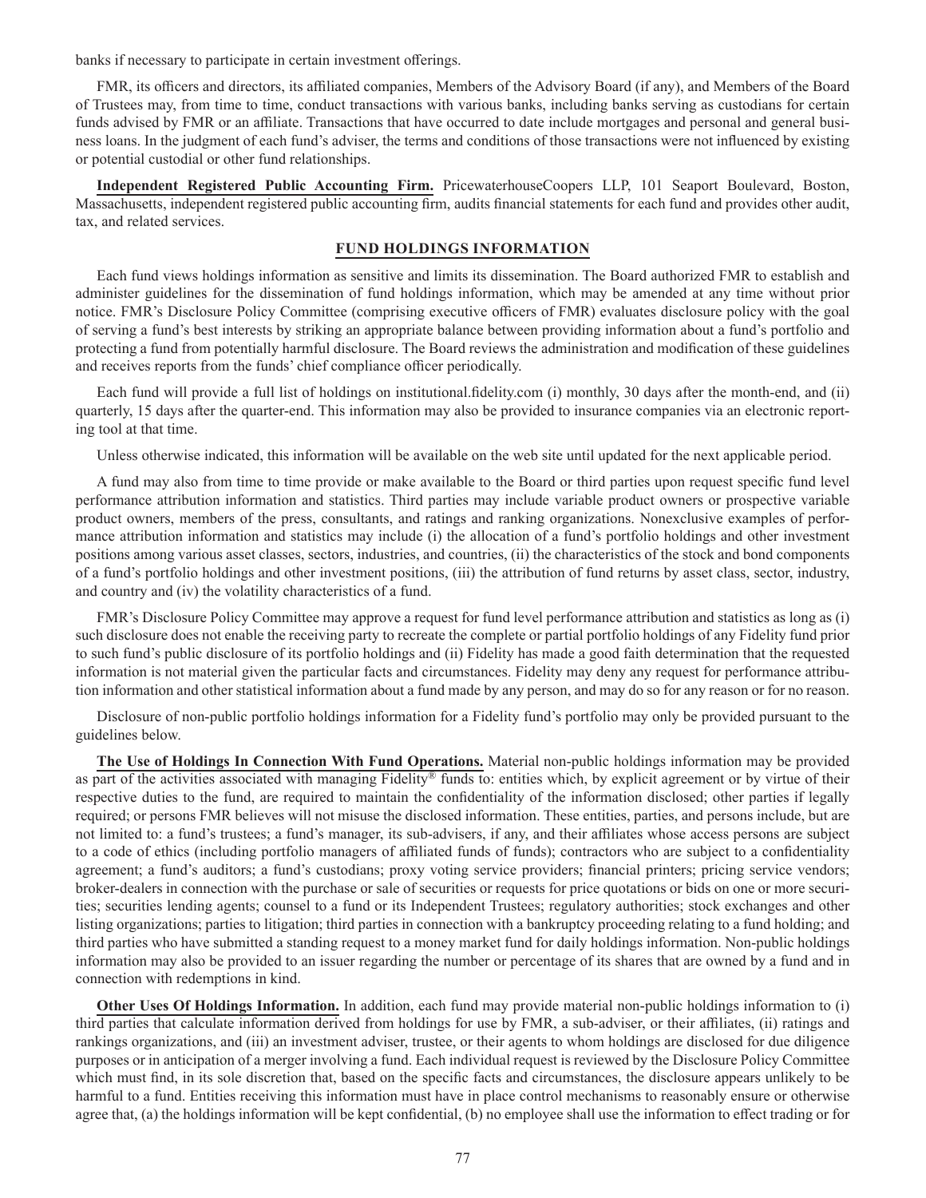banks if necessary to participate in certain investment offerings.

FMR, its officers and directors, its affiliated companies, Members of the Advisory Board (if any), and Members of the Board of Trustees may, from time to time, conduct transactions with various banks, including banks serving as custodians for certain funds advised by FMR or an affiliate. Transactions that have occurred to date include mortgages and personal and general business loans. In the judgment of each fund's adviser, the terms and conditions of those transactions were not influenced by existing or potential custodial or other fund relationships.

**Independent Registered Public Accounting Firm.** PricewaterhouseCoopers LLP, 101 Seaport Boulevard, Boston, Massachusetts, independent registered public accounting firm, audits financial statements for each fund and provides other audit, tax, and related services.

## FUND HOLDINGS INFORMATION

Each fund views holdings information as sensitive and limits its dissemination. The Board authorized FMR to establish and administer guidelines for the dissemination of fund holdings information, which may be amended at any time without prior notice. FMR's Disclosure Policy Committee (comprising executive officers of FMR) evaluates disclosure policy with the goal of serving a fund's best interests by striking an appropriate balance between providing information about a fund's portfolio and protecting a fund from potentially harmful disclosure. The Board reviews the administration and modification of these guidelines and receives reports from the funds' chief compliance officer periodically.

Each fund will provide a full list of holdings on institutional.fidelity.com (i) monthly, 30 days after the month-end, and (ii) quarterly, 15 days after the quarter-end. This information may also be provided to insurance companies via an electronic reporting tool at that time.

Unless otherwise indicated, this information will be available on the web site until updated for the next applicable period.

A fund may also from time to time provide or make available to the Board or third parties upon request specific fund level performance attribution information and statistics. Third parties may include variable product owners or prospective variable product owners, members of the press, consultants, and ratings and ranking organizations. Nonexclusive examples of performance attribution information and statistics may include (i) the allocation of a fund's portfolio holdings and other investment positions among various asset classes, sectors, industries, and countries, (ii) the characteristics of the stock and bond components of a fund's portfolio holdings and other investment positions, (iii) the attribution of fund returns by asset class, sector, industry, and country and (iv) the volatility characteristics of a fund.

FMR's Disclosure Policy Committee may approve a request for fund level performance attribution and statistics as long as (i) such disclosure does not enable the receiving party to recreate the complete or partial portfolio holdings of any Fidelity fund prior to such fund's public disclosure of its portfolio holdings and (ii) Fidelity has made a good faith determination that the requested information is not material given the particular facts and circumstances. Fidelity may deny any request for performance attribution information and other statistical information about a fund made by any person, and may do so for any reason or for no reason.

Disclosure of non-public portfolio holdings information for a Fidelity fund's portfolio may only be provided pursuant to the guidelines below.

**The Use of Holdings In Connection With Fund Operations.** Material non-public holdings information may be provided as part of the activities associated with managing Fidelity® funds to: entities which, by explicit agreement or by virtue of their respective duties to the fund, are required to maintain the confidentiality of the information disclosed; other parties if legally required; or persons FMR believes will not misuse the disclosed information. These entities, parties, and persons include, but are not limited to: a fund's trustees; a fund's manager, its sub-advisers, if any, and their affiliates whose access persons are subject to a code of ethics (including portfolio managers of affiliated funds of funds); contractors who are subject to a confidentiality agreement; a fund's auditors; a fund's custodians; proxy voting service providers; financial printers; pricing service vendors; broker-dealers in connection with the purchase or sale of securities or requests for price quotations or bids on one or more securities; securities lending agents; counsel to a fund or its Independent Trustees; regulatory authorities; stock exchanges and other listing organizations; parties to litigation; third parties in connection with a bankruptcy proceeding relating to a fund holding; and third parties who have submitted a standing request to a money market fund for daily holdings information. Non-public holdings information may also be provided to an issuer regarding the number or percentage of its shares that are owned by a fund and in connection with redemptions in kind.

**Other Uses Of Holdings Information.** In addition, each fund may provide material non-public holdings information to (i) third parties that calculate information derived from holdings for use by FMR, a sub-adviser, or their affiliates, (ii) ratings and rankings organizations, and (iii) an investment adviser, trustee, or their agents to whom holdings are disclosed for due diligence purposes or in anticipation of a merger involving a fund. Each individual request is reviewed by the Disclosure Policy Committee which must find, in its sole discretion that, based on the specific facts and circumstances, the disclosure appears unlikely to be harmful to a fund. Entities receiving this information must have in place control mechanisms to reasonably ensure or otherwise agree that, (a) the holdings information will be kept confidential, (b) no employee shall use the information to effect trading or for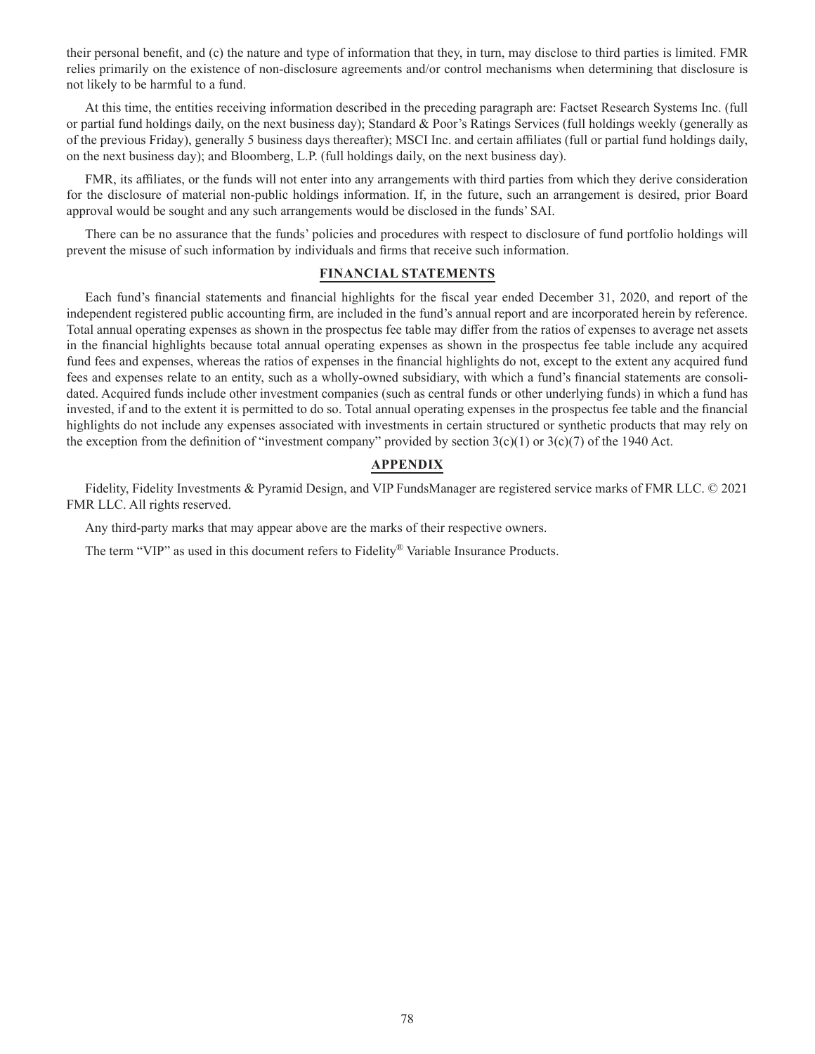their personal benefit, and (c) the nature and type of information that they, in turn, may disclose to third parties is limited. FMR relies primarily on the existence of non-disclosure agreements and/or control mechanisms when determining that disclosure is not likely to be harmful to a fund.

At this time, the entities receiving information described in the preceding paragraph are: Factset Research Systems Inc. (full or partial fund holdings daily, on the next business day); Standard & Poor's Ratings Services (full holdings weekly (generally as of the previous Friday), generally 5 business days thereafter); MSCI Inc. and certain affiliates (full or partial fund holdings daily, on the next business day); and Bloomberg, L.P. (full holdings daily, on the next business day).

FMR, its affiliates, or the funds will not enter into any arrangements with third parties from which they derive consideration for the disclosure of material non-public holdings information. If, in the future, such an arrangement is desired, prior Board approval would be sought and any such arrangements would be disclosed in the funds' SAI.

There can be no assurance that the funds' policies and procedures with respect to disclosure of fund portfolio holdings will prevent the misuse of such information by individuals and firms that receive such information.

## FINANCIAL STATEMENTS

Each fund's financial statements and financial highlights for the fiscal year ended December 31, 2020, and report of the independent registered public accounting firm, are included in the fund's annual report and are incorporated herein by reference. Total annual operating expenses as shown in the prospectus fee table may differ from the ratios of expenses to average net assets in the financial highlights because total annual operating expenses as shown in the prospectus fee table include any acquired fund fees and expenses, whereas the ratios of expenses in the financial highlights do not, except to the extent any acquired fund fees and expenses relate to an entity, such as a wholly-owned subsidiary, with which a fund's financial statements are consolidated. Acquired funds include other investment companies (such as central funds or other underlying funds) in which a fund has invested, if and to the extent it is permitted to do so. Total annual operating expenses in the prospectus fee table and the financial highlights do not include any expenses associated with investments in certain structured or synthetic products that may rely on the exception from the definition of "investment company" provided by section 3(c)(1) or 3(c)(7) of the 1940 Act.

## APPENDIX

Fidelity, Fidelity Investments & Pyramid Design, and VIP FundsManager are registered service marks of FMR LLC. © 2021 FMR LLC. All rights reserved.

Any third-party marks that may appear above are the marks of their respective owners.

The term "VIP" as used in this document refers to Fidelity® Variable Insurance Products.